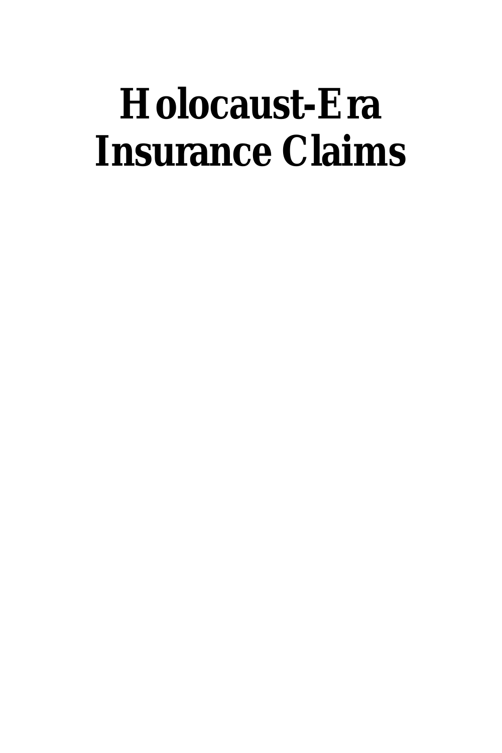# Holocaust-Era Insurance Claims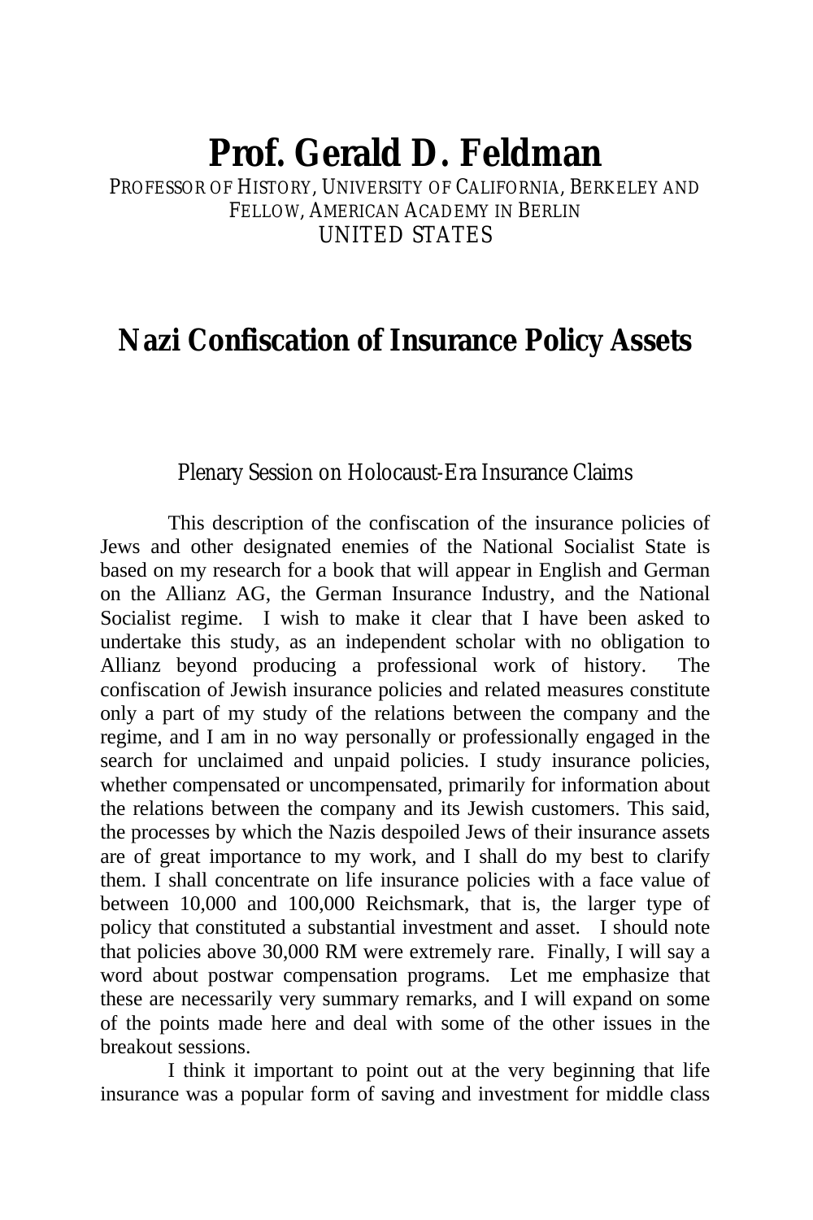# Prof. Gerald D. Feldman

PROFESSOR OF HISTORY, UNIVERSITY OF CALIFORNIA, BERKELEY AND FELLOW, AMERICAN ACADEMY IN BERLIN
UNITED STATES

## Nazi Confiscation of Insurance Policy Assets

### Plenary Session on Holocaust-Era Insurance Claims

This description of the confiscation of the insurance policies of Jews and other designated enemies of the National Socialist State is based on my research for a book that will appear in English and German on the Allianz AG, the German Insurance Industry, and the National Socialist regime. I wish to make it clear that I have been asked to undertake this study, as an independent scholar with no obligation to Allianz beyond producing a professional work of history. The confiscation of Jewish insurance policies and related measures constitute only a part of my study of the relations between the company and the regime, and I am in no way personally or professionally engaged in the search for unclaimed and unpaid policies. I study insurance policies, whether compensated or uncompensated, primarily for information about the relations between the company and its Jewish customers. This said, the processes by which the Nazis despoiled Jews of their insurance assets are of great importance to my work, and I shall do my best to clarify them. I shall concentrate on life insurance policies with a face value of between 10,000 and 100,000 Reichsmark, that is, the larger type of policy that constituted a substantial investment and asset. I should note that policies above 30,000 RM were extremely rare. Finally, I will say a word about postwar compensation programs. Let me emphasize that these are necessarily very summary remarks, and I will expand on some of the points made here and deal with some of the other issues in the breakout sessions.

I think it important to point out at the very beginning that life insurance was a popular form of saving and investment for middle class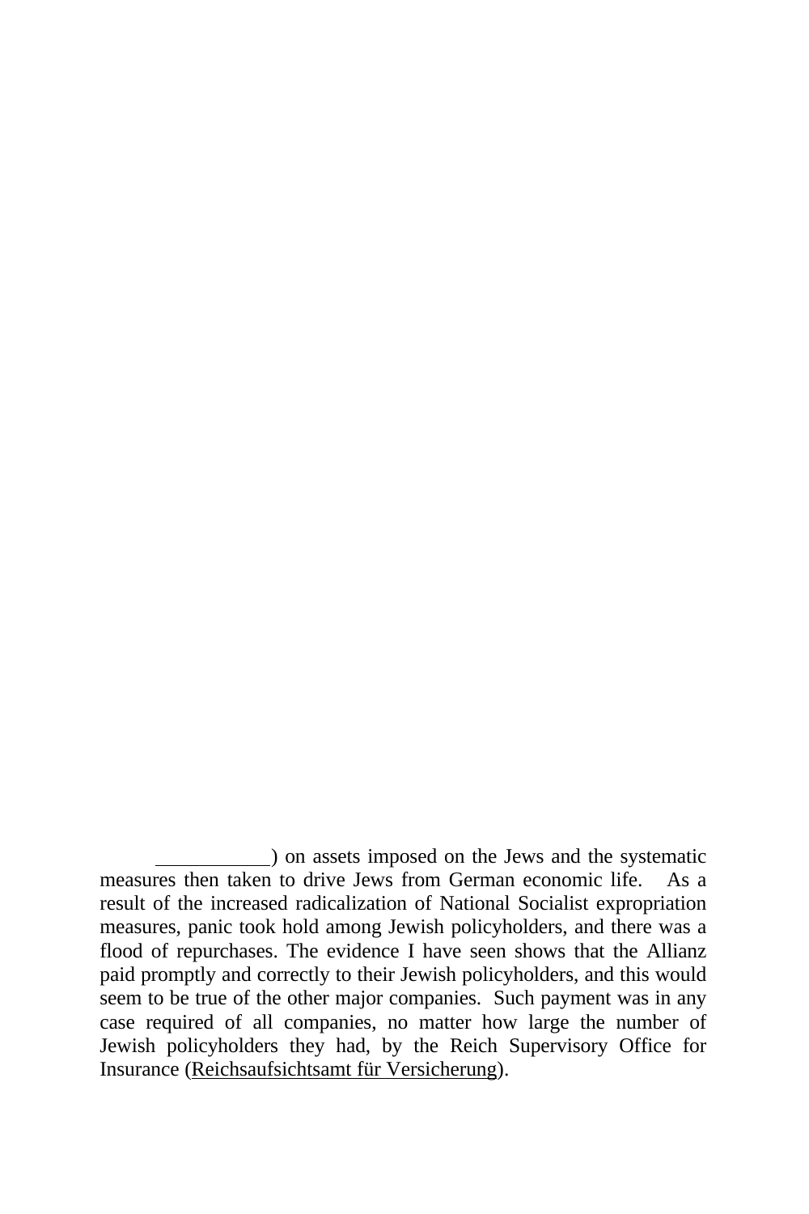___________) on assets imposed on the Jews and the systematic measures then taken to drive Jews from German economic life. As a result of the increased radicalization of National Socialist expropriation measures, panic took hold among Jewish policyholders, and there was a flood of repurchases. The evidence I have seen shows that the Allianz paid promptly and correctly to their Jewish policyholders, and this would seem to be true of the other major companies. Such payment was in any case required of all companies, no matter how large the number of Jewish policyholders they had, by the Reich Supervisory Office for Insurance (Reichsaufsichtsamt für Versicherung).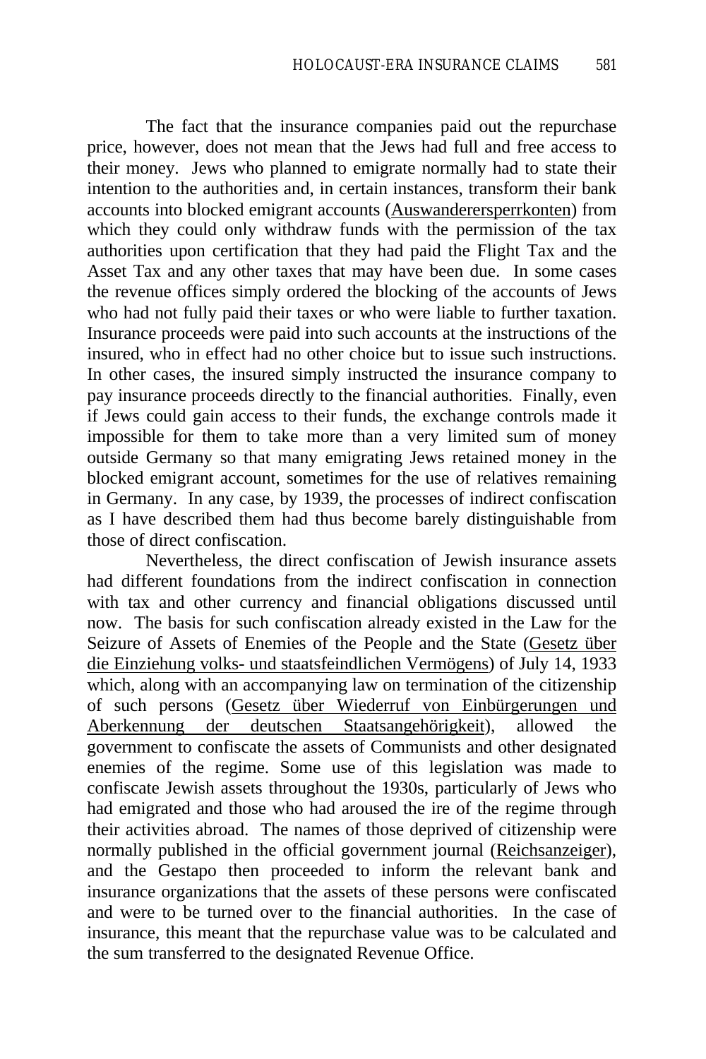The fact that the insurance companies paid out the repurchase price, however, does not mean that the Jews had full and free access to their money. Jews who planned to emigrate normally had to state their intention to the authorities and, in certain instances, transform their bank accounts into blocked emigrant accounts (Auswanderersperrkonten) from which they could only withdraw funds with the permission of the tax authorities upon certification that they had paid the Flight Tax and the Asset Tax and any other taxes that may have been due. In some cases the revenue offices simply ordered the blocking of the accounts of Jews who had not fully paid their taxes or who were liable to further taxation. Insurance proceeds were paid into such accounts at the instructions of the insured, who in effect had no other choice but to issue such instructions. In other cases, the insured simply instructed the insurance company to pay insurance proceeds directly to the financial authorities. Finally, even if Jews could gain access to their funds, the exchange controls made it impossible for them to take more than a very limited sum of money outside Germany so that many emigrating Jews retained money in the blocked emigrant account, sometimes for the use of relatives remaining in Germany. In any case, by 1939, the processes of indirect confiscation as I have described them had thus become barely distinguishable from those of direct confiscation.

Nevertheless, the direct confiscation of Jewish insurance assets had different foundations from the indirect confiscation in connection with tax and other currency and financial obligations discussed until now. The basis for such confiscation already existed in the Law for the Seizure of Assets of Enemies of the People and the State (Gesetz über die Einziehung volks- und staatsfeindlichen Vermögens) of July 14, 1933 which, along with an accompanying law on termination of the citizenship of such persons (Gesetz über Wiederruf von Einbürgerungen und Aberkennung der deutschen Staatsangehörigkeit), allowed the government to confiscate the assets of Communists and other designated enemies of the regime. Some use of this legislation was made to confiscate Jewish assets throughout the 1930s, particularly of Jews who had emigrated and those who had aroused the ire of the regime through their activities abroad. The names of those deprived of citizenship were normally published in the official government journal (Reichsanzeiger), and the Gestapo then proceeded to inform the relevant bank and insurance organizations that the assets of these persons were confiscated and were to be turned over to the financial authorities. In the case of insurance, this meant that the repurchase value was to be calculated and the sum transferred to the designated Revenue Office.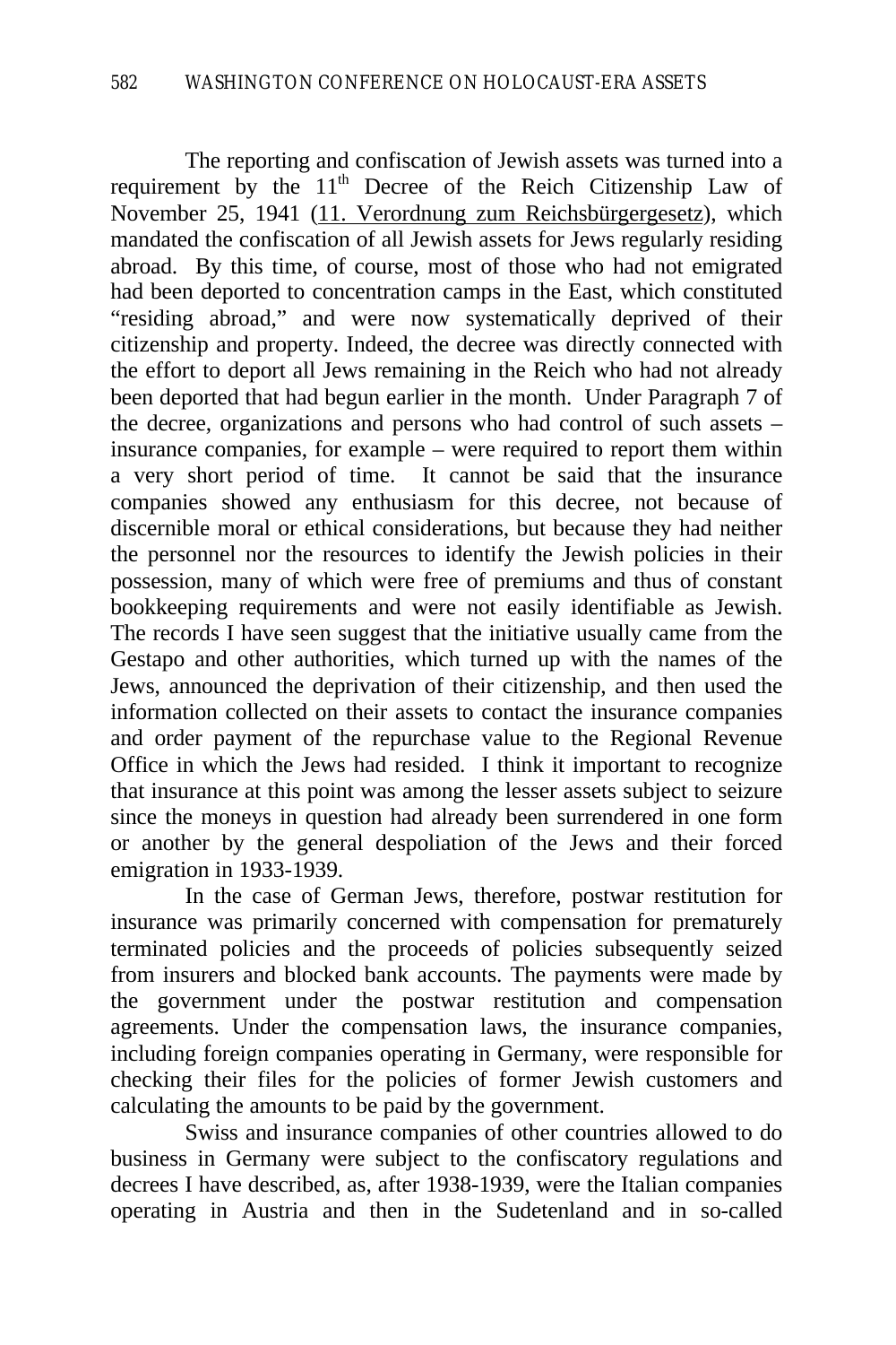The reporting and confiscation of Jewish assets was turned into a requirement by the 11th Decree of the Reich Citizenship Law of November 25, 1941 (11. Verordnung zum Reichsbürgergesetz), which mandated the confiscation of all Jewish assets for Jews regularly residing abroad. By this time, of course, most of those who had not emigrated had been deported to concentration camps in the East, which constituted "residing abroad," and were now systematically deprived of their citizenship and property. Indeed, the decree was directly connected with the effort to deport all Jews remaining in the Reich who had not already been deported that had begun earlier in the month. Under Paragraph 7 of the decree, organizations and persons who had control of such assets – insurance companies, for example – were required to report them within a very short period of time. It cannot be said that the insurance companies showed any enthusiasm for this decree, not because of discernible moral or ethical considerations, but because they had neither the personnel nor the resources to identify the Jewish policies in their possession, many of which were free of premiums and thus of constant bookkeeping requirements and were not easily identifiable as Jewish. The records I have seen suggest that the initiative usually came from the Gestapo and other authorities, which turned up with the names of the Jews, announced the deprivation of their citizenship, and then used the information collected on their assets to contact the insurance companies and order payment of the repurchase value to the Regional Revenue Office in which the Jews had resided. I think it important to recognize that insurance at this point was among the lesser assets subject to seizure since the moneys in question had already been surrendered in one form or another by the general despoliation of the Jews and their forced emigration in 1933-1939.

In the case of German Jews, therefore, postwar restitution for insurance was primarily concerned with compensation for prematurely terminated policies and the proceeds of policies subsequently seized from insurers and blocked bank accounts. The payments were made by the government under the postwar restitution and compensation agreements. Under the compensation laws, the insurance companies, including foreign companies operating in Germany, were responsible for checking their files for the policies of former Jewish customers and calculating the amounts to be paid by the government.

Swiss and insurance companies of other countries allowed to do business in Germany were subject to the confiscatory regulations and decrees I have described, as, after 1938-1939, were the Italian companies operating in Austria and then in the Sudetenland and in so-called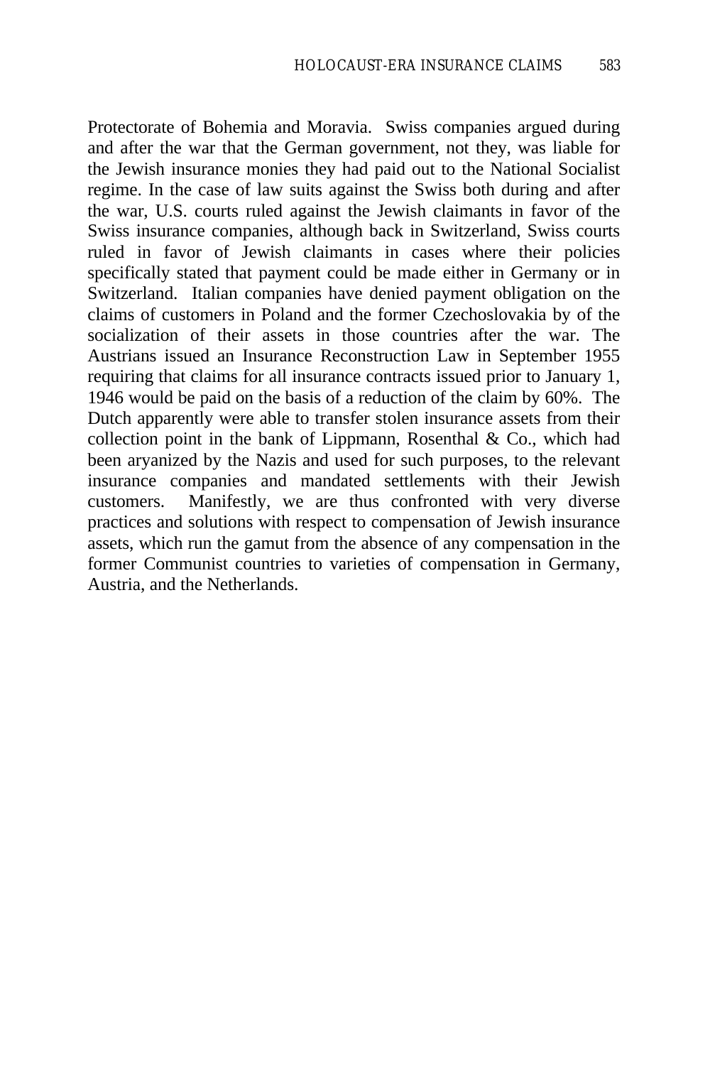Protectorate of Bohemia and Moravia. Swiss companies argued during and after the war that the German government, not they, was liable for the Jewish insurance monies they had paid out to the National Socialist regime. In the case of law suits against the Swiss both during and after the war, U.S. courts ruled against the Jewish claimants in favor of the Swiss insurance companies, although back in Switzerland, Swiss courts ruled in favor of Jewish claimants in cases where their policies specifically stated that payment could be made either in Germany or in Switzerland. Italian companies have denied payment obligation on the claims of customers in Poland and the former Czechoslovakia by of the socialization of their assets in those countries after the war. The Austrians issued an Insurance Reconstruction Law in September 1955 requiring that claims for all insurance contracts issued prior to January 1, 1946 would be paid on the basis of a reduction of the claim by 60%. The Dutch apparently were able to transfer stolen insurance assets from their collection point in the bank of Lippmann, Rosenthal & Co., which had been aryanized by the Nazis and used for such purposes, to the relevant insurance companies and mandated settlements with their Jewish customers. Manifestly, we are thus confronted with very diverse practices and solutions with respect to compensation of Jewish insurance assets, which run the gamut from the absence of any compensation in the former Communist countries to varieties of compensation in Germany, Austria, and the Netherlands.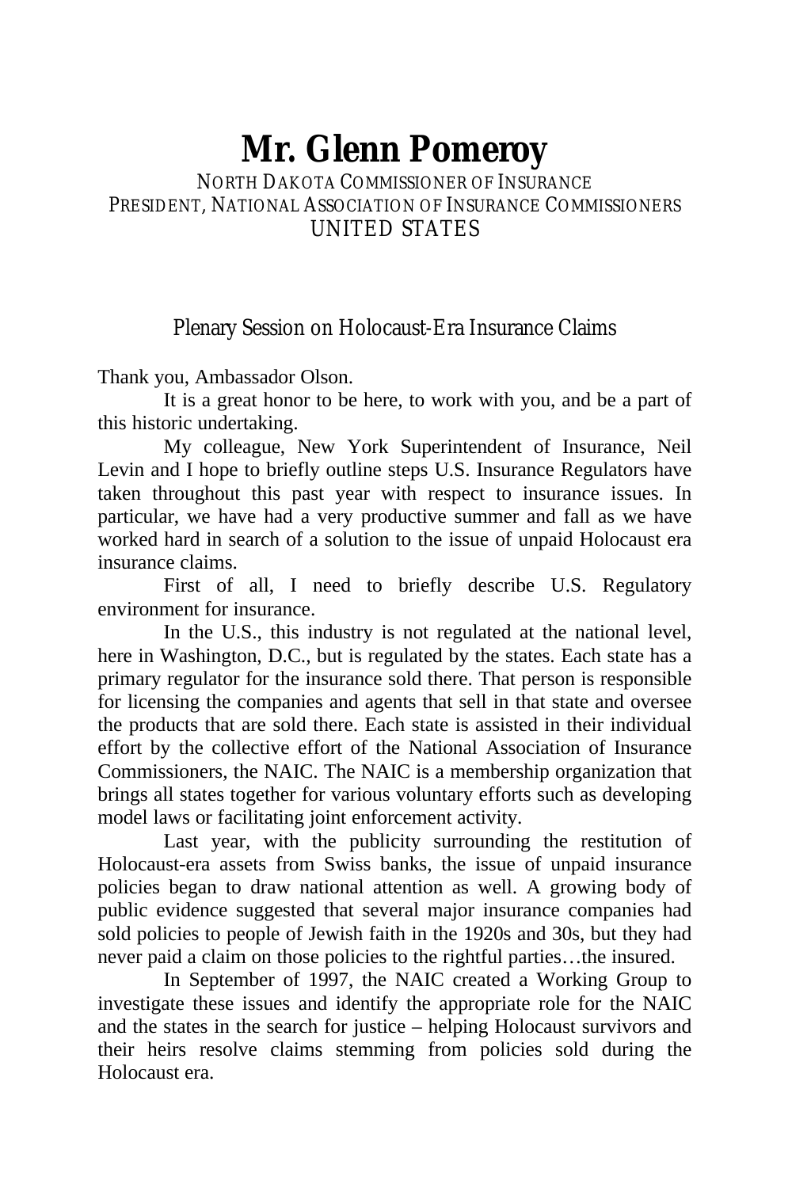# Mr. Glenn Pomeroy

NORTH DAKOTA COMMISSIONER OF INSURANCE
PRESIDENT, NATIONAL ASSOCIATION OF INSURANCE COMMISSIONERS
UNITED STATES

## Plenary Session on Holocaust-Era Insurance Claims

Thank you, Ambassador Olson.

It is a great honor to be here, to work with you, and be a part of this historic undertaking.

My colleague, New York Superintendent of Insurance, Neil Levin and I hope to briefly outline steps U.S. Insurance Regulators have taken throughout this past year with respect to insurance issues. In particular, we have had a very productive summer and fall as we have worked hard in search of a solution to the issue of unpaid Holocaust era insurance claims.

First of all, I need to briefly describe U.S. Regulatory environment for insurance.

In the U.S., this industry is not regulated at the national level, here in Washington, D.C., but is regulated by the states. Each state has a primary regulator for the insurance sold there. That person is responsible for licensing the companies and agents that sell in that state and oversee the products that are sold there. Each state is assisted in their individual effort by the collective effort of the National Association of Insurance Commissioners, the NAIC. The NAIC is a membership organization that brings all states together for various voluntary efforts such as developing model laws or facilitating joint enforcement activity.

Last year, with the publicity surrounding the restitution of Holocaust-era assets from Swiss banks, the issue of unpaid insurance policies began to draw national attention as well. A growing body of public evidence suggested that several major insurance companies had sold policies to people of Jewish faith in the 1920s and 30s, but they had never paid a claim on those policies to the rightful parties…the insured.

In September of 1997, the NAIC created a Working Group to investigate these issues and identify the appropriate role for the NAIC and the states in the search for justice – helping Holocaust survivors and their heirs resolve claims stemming from policies sold during the Holocaust era.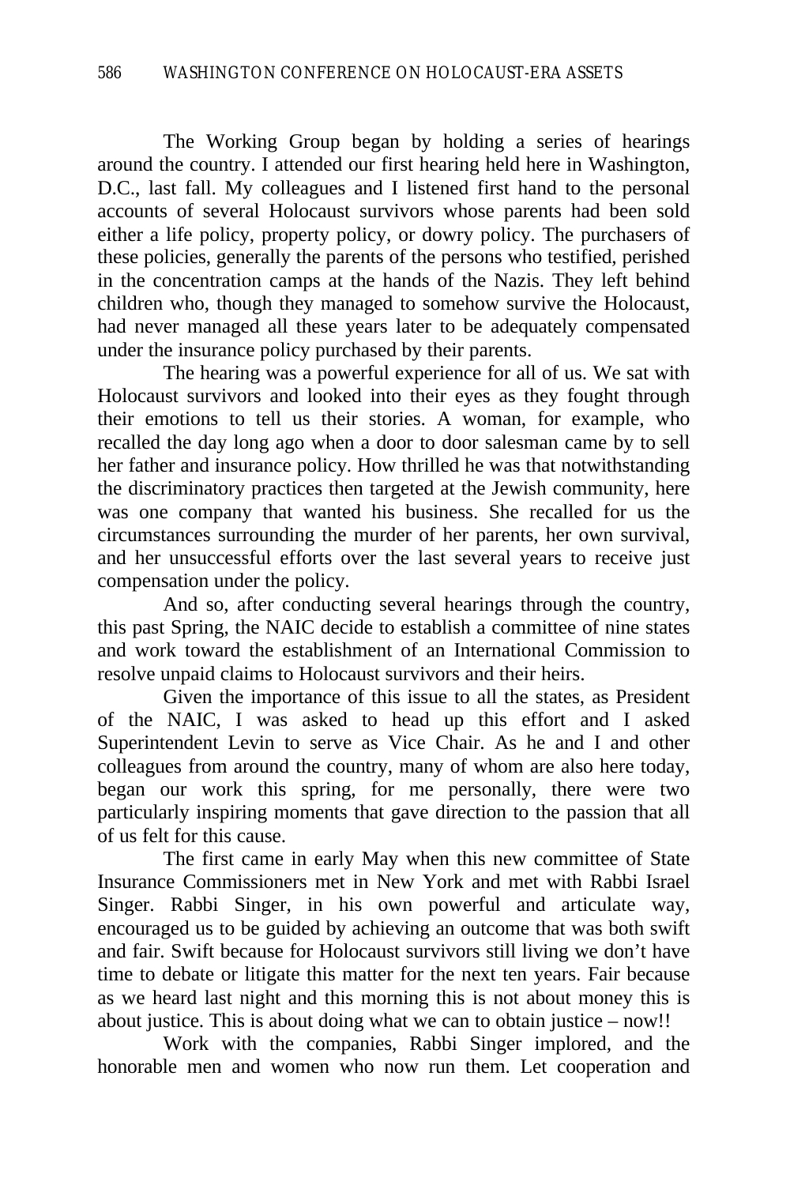The Working Group began by holding a series of hearings around the country. I attended our first hearing held here in Washington, D.C., last fall. My colleagues and I listened first hand to the personal accounts of several Holocaust survivors whose parents had been sold either a life policy, property policy, or dowry policy. The purchasers of these policies, generally the parents of the persons who testified, perished in the concentration camps at the hands of the Nazis. They left behind children who, though they managed to somehow survive the Holocaust, had never managed all these years later to be adequately compensated under the insurance policy purchased by their parents.

The hearing was a powerful experience for all of us. We sat with Holocaust survivors and looked into their eyes as they fought through their emotions to tell us their stories. A woman, for example, who recalled the day long ago when a door to door salesman came by to sell her father and insurance policy. How thrilled he was that notwithstanding the discriminatory practices then targeted at the Jewish community, here was one company that wanted his business. She recalled for us the circumstances surrounding the murder of her parents, her own survival, and her unsuccessful efforts over the last several years to receive just compensation under the policy.

And so, after conducting several hearings through the country, this past Spring, the NAIC decide to establish a committee of nine states and work toward the establishment of an International Commission to resolve unpaid claims to Holocaust survivors and their heirs.

Given the importance of this issue to all the states, as President of the NAIC, I was asked to head up this effort and I asked Superintendent Levin to serve as Vice Chair. As he and I and other colleagues from around the country, many of whom are also here today, began our work this spring, for me personally, there were two particularly inspiring moments that gave direction to the passion that all of us felt for this cause.

The first came in early May when this new committee of State Insurance Commissioners met in New York and met with Rabbi Israel Singer. Rabbi Singer, in his own powerful and articulate way, encouraged us to be guided by achieving an outcome that was both swift and fair. Swift because for Holocaust survivors still living we don't have time to debate or litigate this matter for the next ten years. Fair because as we heard last night and this morning this is not about money this is about justice. This is about doing what we can to obtain justice – now!!

Work with the companies, Rabbi Singer implored, and the honorable men and women who now run them. Let cooperation and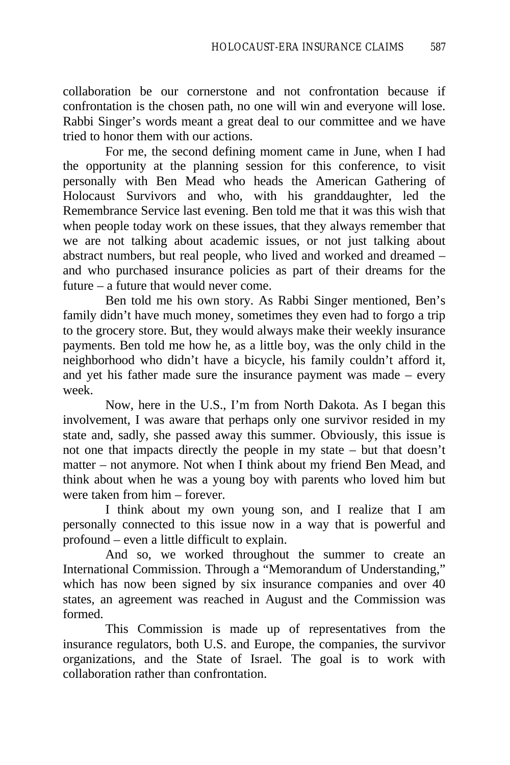collaboration be our cornerstone and not confrontation because if confrontation is the chosen path, no one will win and everyone will lose. Rabbi Singer's words meant a great deal to our committee and we have tried to honor them with our actions.

For me, the second defining moment came in June, when I had the opportunity at the planning session for this conference, to visit personally with Ben Mead who heads the American Gathering of Holocaust Survivors and who, with his granddaughter, led the Remembrance Service last evening. Ben told me that it was this wish that when people today work on these issues, that they always remember that we are not talking about academic issues, or not just talking about abstract numbers, but real people, who lived and worked and dreamed – and who purchased insurance policies as part of their dreams for the future – a future that would never come.

Ben told me his own story. As Rabbi Singer mentioned, Ben's family didn't have much money, sometimes they even had to forgo a trip to the grocery store. But, they would always make their weekly insurance payments. Ben told me how he, as a little boy, was the only child in the neighborhood who didn't have a bicycle, his family couldn't afford it, and yet his father made sure the insurance payment was made – every week.

Now, here in the U.S., I'm from North Dakota. As I began this involvement, I was aware that perhaps only one survivor resided in my state and, sadly, she passed away this summer. Obviously, this issue is not one that impacts directly the people in my state – but that doesn't matter – not anymore. Not when I think about my friend Ben Mead, and think about when he was a young boy with parents who loved him but were taken from him – forever.

I think about my own young son, and I realize that I am personally connected to this issue now in a way that is powerful and profound – even a little difficult to explain.

And so, we worked throughout the summer to create an International Commission. Through a "Memorandum of Understanding," which has now been signed by six insurance companies and over 40 states, an agreement was reached in August and the Commission was formed.

This Commission is made up of representatives from the insurance regulators, both U.S. and Europe, the companies, the survivor organizations, and the State of Israel. The goal is to work with collaboration rather than confrontation.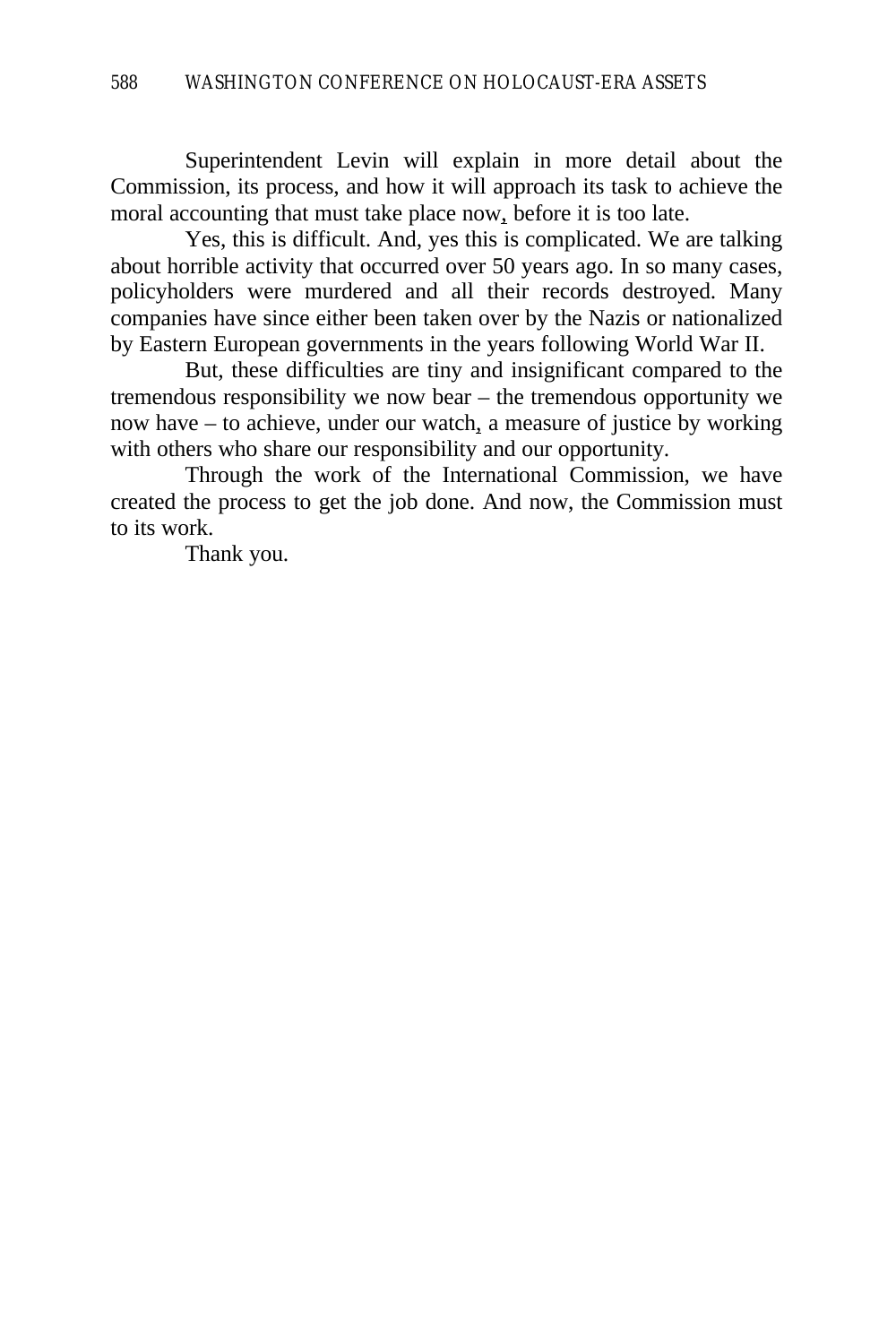Superintendent Levin will explain in more detail about the Commission, its process, and how it will approach its task to achieve the moral accounting that must take place now, before it is too late.

Yes, this is difficult. And, yes this is complicated. We are talking about horrible activity that occurred over 50 years ago. In so many cases, policyholders were murdered and all their records destroyed. Many companies have since either been taken over by the Nazis or nationalized by Eastern European governments in the years following World War II.

But, these difficulties are tiny and insignificant compared to the tremendous responsibility we now bear – the tremendous opportunity we now have – to achieve, under our watch, a measure of justice by working with others who share our responsibility and our opportunity.

Through the work of the International Commission, we have created the process to get the job done. And now, the Commission must to its work.

Thank you.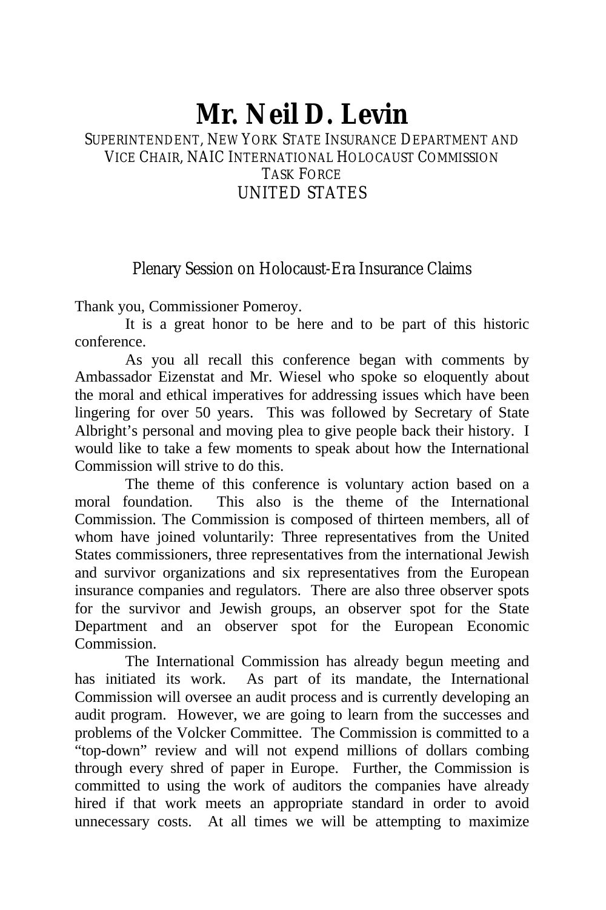# Mr. Neil D. Levin

SUPERINTENDENT, NEW YORK STATE INSURANCE DEPARTMENT AND VICE CHAIR, NAIC INTERNATIONAL HOLOCAUST COMMISSION TASK FORCE
UNITED STATES

## Plenary Session on Holocaust-Era Insurance Claims

Thank you, Commissioner Pomeroy.

It is a great honor to be here and to be part of this historic conference.

As you all recall this conference began with comments by Ambassador Eizenstat and Mr. Wiesel who spoke so eloquently about the moral and ethical imperatives for addressing issues which have been lingering for over 50 years. This was followed by Secretary of State Albright's personal and moving plea to give people back their history. I would like to take a few moments to speak about how the International Commission will strive to do this.

The theme of this conference is voluntary action based on a moral foundation. This also is the theme of the International Commission. The Commission is composed of thirteen members, all of whom have joined voluntarily: Three representatives from the United States commissioners, three representatives from the international Jewish and survivor organizations and six representatives from the European insurance companies and regulators. There are also three observer spots for the survivor and Jewish groups, an observer spot for the State Department and an observer spot for the European Economic Commission.

The International Commission has already begun meeting and has initiated its work. As part of its mandate, the International Commission will oversee an audit process and is currently developing an audit program. However, we are going to learn from the successes and problems of the Volcker Committee. The Commission is committed to a "top-down" review and will not expend millions of dollars combing through every shred of paper in Europe. Further, the Commission is committed to using the work of auditors the companies have already hired if that work meets an appropriate standard in order to avoid unnecessary costs. At all times we will be attempting to maximize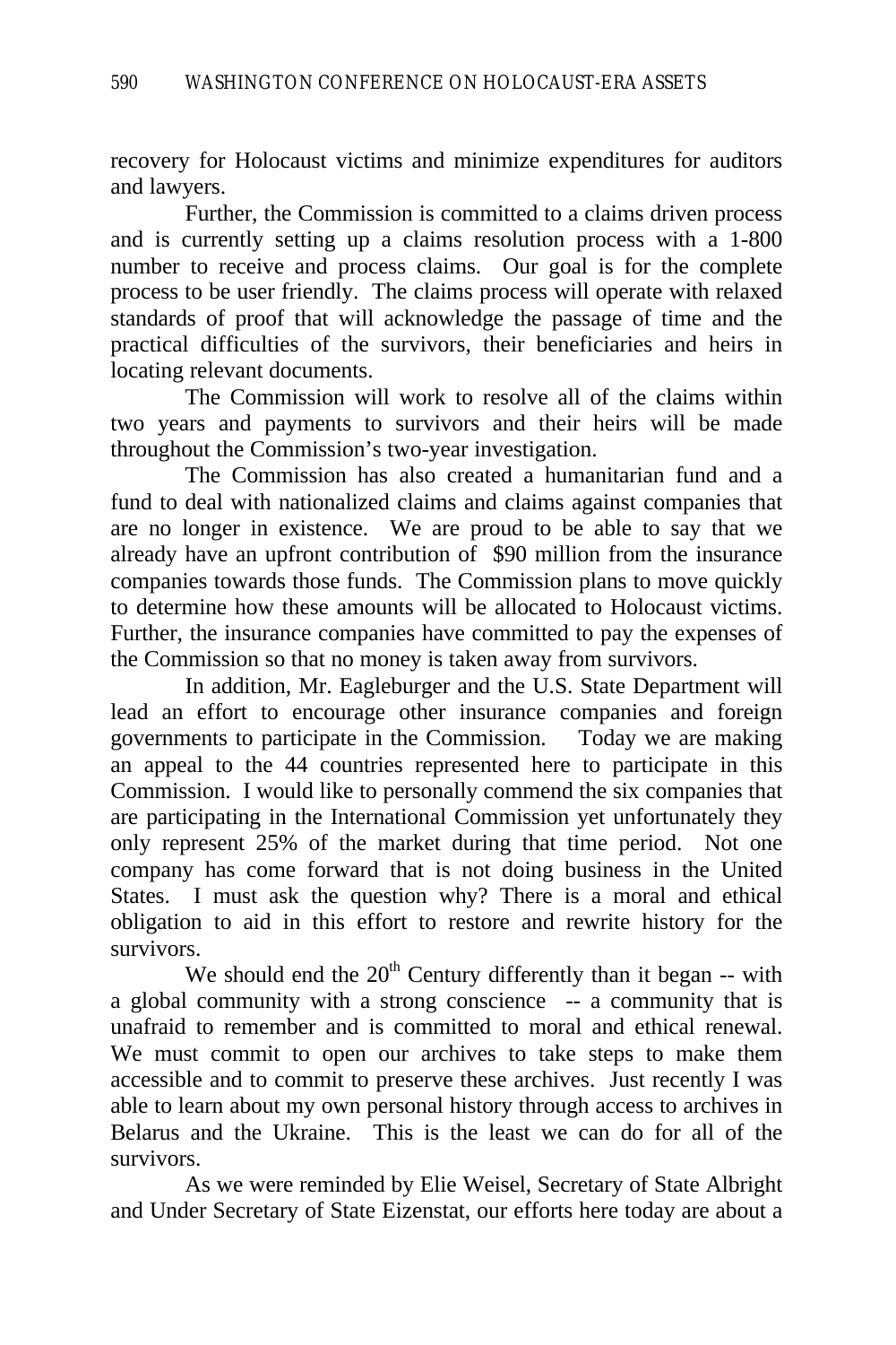recovery for Holocaust victims and minimize expenditures for auditors and lawyers.

Further, the Commission is committed to a claims driven process and is currently setting up a claims resolution process with a 1-800 number to receive and process claims. Our goal is for the complete process to be user friendly. The claims process will operate with relaxed standards of proof that will acknowledge the passage of time and the practical difficulties of the survivors, their beneficiaries and heirs in locating relevant documents.

The Commission will work to resolve all of the claims within two years and payments to survivors and their heirs will be made throughout the Commission's two-year investigation.

The Commission has also created a humanitarian fund and a fund to deal with nationalized claims and claims against companies that are no longer in existence. We are proud to be able to say that we already have an upfront contribution of $90 million from the insurance companies towards those funds. The Commission plans to move quickly to determine how these amounts will be allocated to Holocaust victims. Further, the insurance companies have committed to pay the expenses of the Commission so that no money is taken away from survivors.

In addition, Mr. Eagleburger and the U.S. State Department will lead an effort to encourage other insurance companies and foreign governments to participate in the Commission. Today we are making an appeal to the 44 countries represented here to participate in this Commission. I would like to personally commend the six companies that are participating in the International Commission yet unfortunately they only represent 25% of the market during that time period. Not one company has come forward that is not doing business in the United States. I must ask the question why? There is a moral and ethical obligation to aid in this effort to restore and rewrite history for the survivors.

We should end the 20th Century differently than it began -- with a global community with a strong conscience -- a community that is unafraid to remember and is committed to moral and ethical renewal. We must commit to open our archives to take steps to make them accessible and to commit to preserve these archives. Just recently I was able to learn about my own personal history through access to archives in Belarus and the Ukraine. This is the least we can do for all of the survivors.

As we were reminded by Elie Weisel, Secretary of State Albright and Under Secretary of State Eizenstat, our efforts here today are about a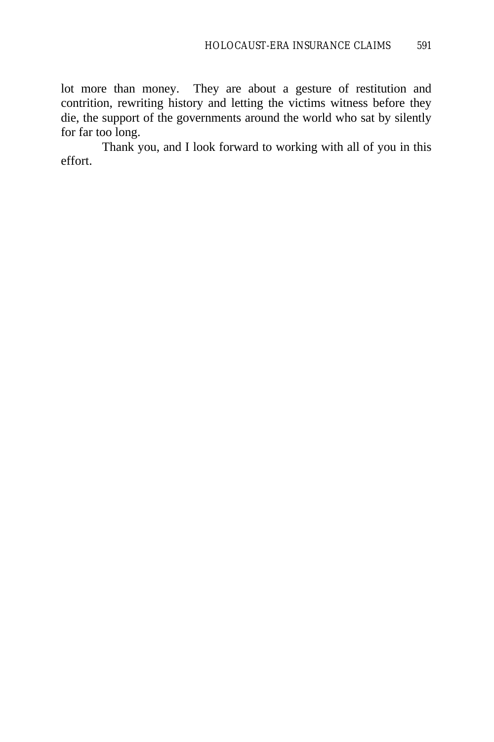lot more than money. They are about a gesture of restitution and contrition, rewriting history and letting the victims witness before they die, the support of the governments around the world who sat by silently for far too long.

Thank you, and I look forward to working with all of you in this effort.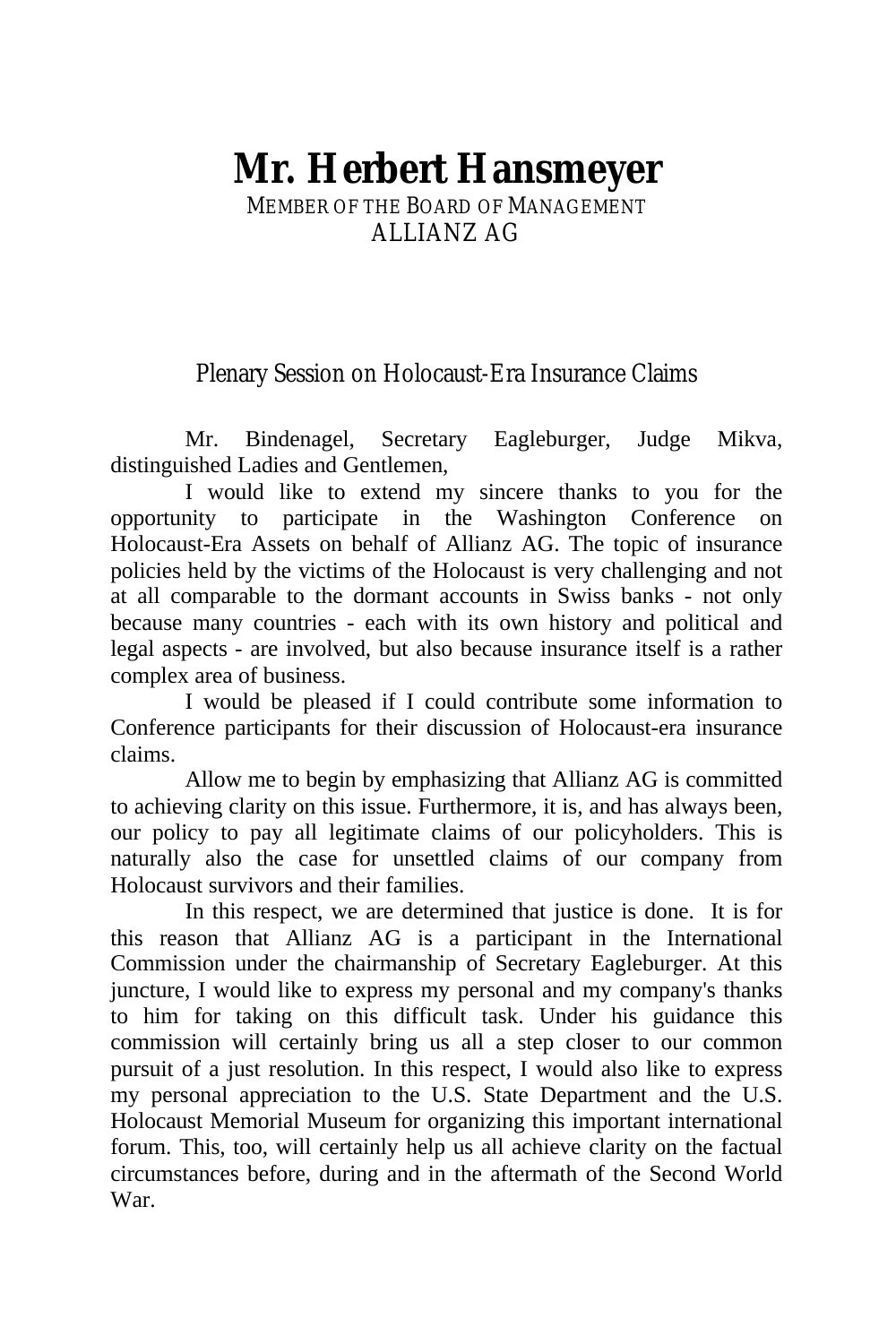# Mr. Herbert Hansmeyer

MEMBER OF THE BOARD OF MANAGEMENT
ALLIANZ AG

## Plenary Session on Holocaust-Era Insurance Claims

Mr. Bindenagel, Secretary Eagleburger, Judge Mikva, distinguished Ladies and Gentlemen,

I would like to extend my sincere thanks to you for the opportunity to participate in the Washington Conference on Holocaust-Era Assets on behalf of Allianz AG. The topic of insurance policies held by the victims of the Holocaust is very challenging and not at all comparable to the dormant accounts in Swiss banks - not only because many countries - each with its own history and political and legal aspects - are involved, but also because insurance itself is a rather complex area of business.

I would be pleased if I could contribute some information to Conference participants for their discussion of Holocaust-era insurance claims.

Allow me to begin by emphasizing that Allianz AG is committed to achieving clarity on this issue. Furthermore, it is, and has always been, our policy to pay all legitimate claims of our policyholders. This is naturally also the case for unsettled claims of our company from Holocaust survivors and their families.

In this respect, we are determined that justice is done. It is for this reason that Allianz AG is a participant in the International Commission under the chairmanship of Secretary Eagleburger. At this juncture, I would like to express my personal and my company's thanks to him for taking on this difficult task. Under his guidance this commission will certainly bring us all a step closer to our common pursuit of a just resolution. In this respect, I would also like to express my personal appreciation to the U.S. State Department and the U.S. Holocaust Memorial Museum for organizing this important international forum. This, too, will certainly help us all achieve clarity on the factual circumstances before, during and in the aftermath of the Second World War.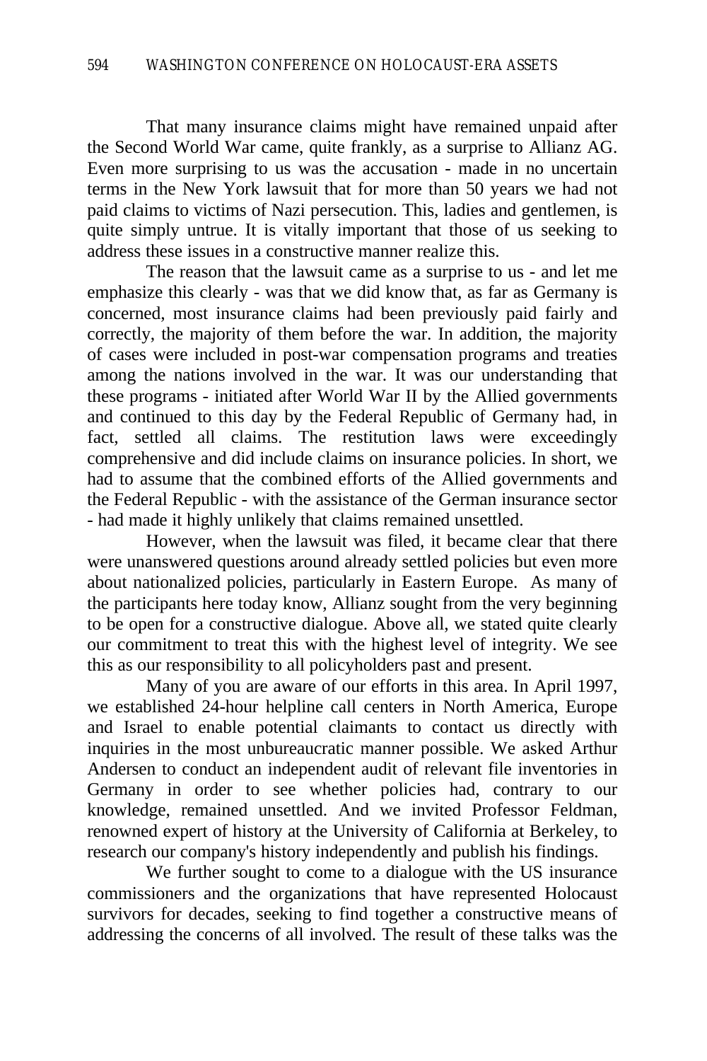That many insurance claims might have remained unpaid after the Second World War came, quite frankly, as a surprise to Allianz AG. Even more surprising to us was the accusation - made in no uncertain terms in the New York lawsuit that for more than 50 years we had not paid claims to victims of Nazi persecution. This, ladies and gentlemen, is quite simply untrue. It is vitally important that those of us seeking to address these issues in a constructive manner realize this.

The reason that the lawsuit came as a surprise to us - and let me emphasize this clearly - was that we did know that, as far as Germany is concerned, most insurance claims had been previously paid fairly and correctly, the majority of them before the war. In addition, the majority of cases were included in post-war compensation programs and treaties among the nations involved in the war. It was our understanding that these programs - initiated after World War II by the Allied governments and continued to this day by the Federal Republic of Germany had, in fact, settled all claims. The restitution laws were exceedingly comprehensive and did include claims on insurance policies. In short, we had to assume that the combined efforts of the Allied governments and the Federal Republic - with the assistance of the German insurance sector - had made it highly unlikely that claims remained unsettled.

However, when the lawsuit was filed, it became clear that there were unanswered questions around already settled policies but even more about nationalized policies, particularly in Eastern Europe. As many of the participants here today know, Allianz sought from the very beginning to be open for a constructive dialogue. Above all, we stated quite clearly our commitment to treat this with the highest level of integrity. We see this as our responsibility to all policyholders past and present.

Many of you are aware of our efforts in this area. In April 1997, we established 24-hour helpline call centers in North America, Europe and Israel to enable potential claimants to contact us directly with inquiries in the most unbureaucratic manner possible. We asked Arthur Andersen to conduct an independent audit of relevant file inventories in Germany in order to see whether policies had, contrary to our knowledge, remained unsettled. And we invited Professor Feldman, renowned expert of history at the University of California at Berkeley, to research our company's history independently and publish his findings.

We further sought to come to a dialogue with the US insurance commissioners and the organizations that have represented Holocaust survivors for decades, seeking to find together a constructive means of addressing the concerns of all involved. The result of these talks was the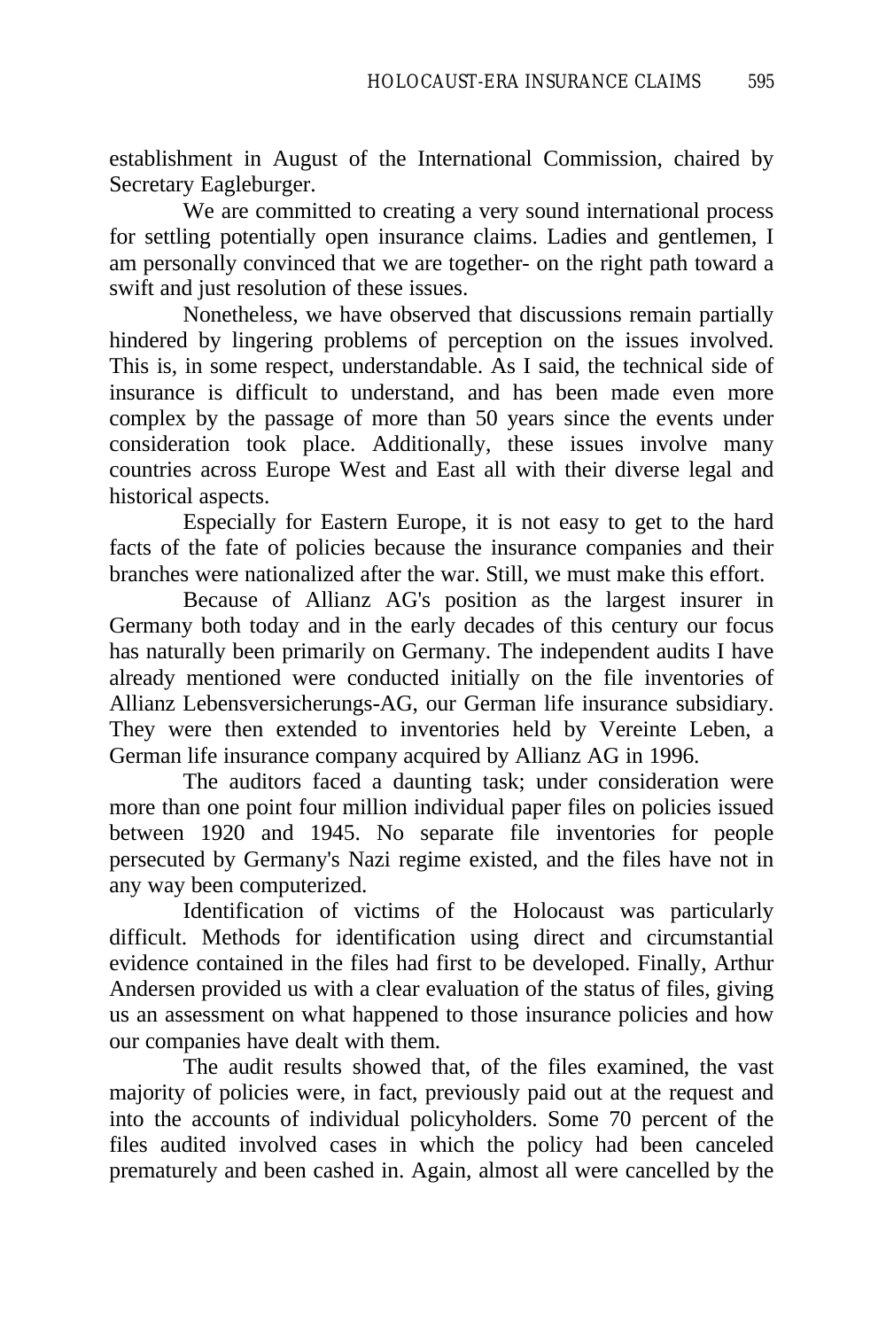establishment in August of the International Commission, chaired by Secretary Eagleburger.

We are committed to creating a very sound international process for settling potentially open insurance claims. Ladies and gentlemen, I am personally convinced that we are together- on the right path toward a swift and just resolution of these issues.

Nonetheless, we have observed that discussions remain partially hindered by lingering problems of perception on the issues involved. This is, in some respect, understandable. As I said, the technical side of insurance is difficult to understand, and has been made even more complex by the passage of more than 50 years since the events under consideration took place. Additionally, these issues involve many countries across Europe West and East all with their diverse legal and historical aspects.

Especially for Eastern Europe, it is not easy to get to the hard facts of the fate of policies because the insurance companies and their branches were nationalized after the war. Still, we must make this effort.

Because of Allianz AG's position as the largest insurer in Germany both today and in the early decades of this century our focus has naturally been primarily on Germany. The independent audits I have already mentioned were conducted initially on the file inventories of Allianz Lebensversicherungs-AG, our German life insurance subsidiary. They were then extended to inventories held by Vereinte Leben, a German life insurance company acquired by Allianz AG in 1996.

The auditors faced a daunting task; under consideration were more than one point four million individual paper files on policies issued between 1920 and 1945. No separate file inventories for people persecuted by Germany's Nazi regime existed, and the files have not in any way been computerized.

Identification of victims of the Holocaust was particularly difficult. Methods for identification using direct and circumstantial evidence contained in the files had first to be developed. Finally, Arthur Andersen provided us with a clear evaluation of the status of files, giving us an assessment on what happened to those insurance policies and how our companies have dealt with them.

The audit results showed that, of the files examined, the vast majority of policies were, in fact, previously paid out at the request and into the accounts of individual policyholders. Some 70 percent of the files audited involved cases in which the policy had been canceled prematurely and been cashed in. Again, almost all were cancelled by the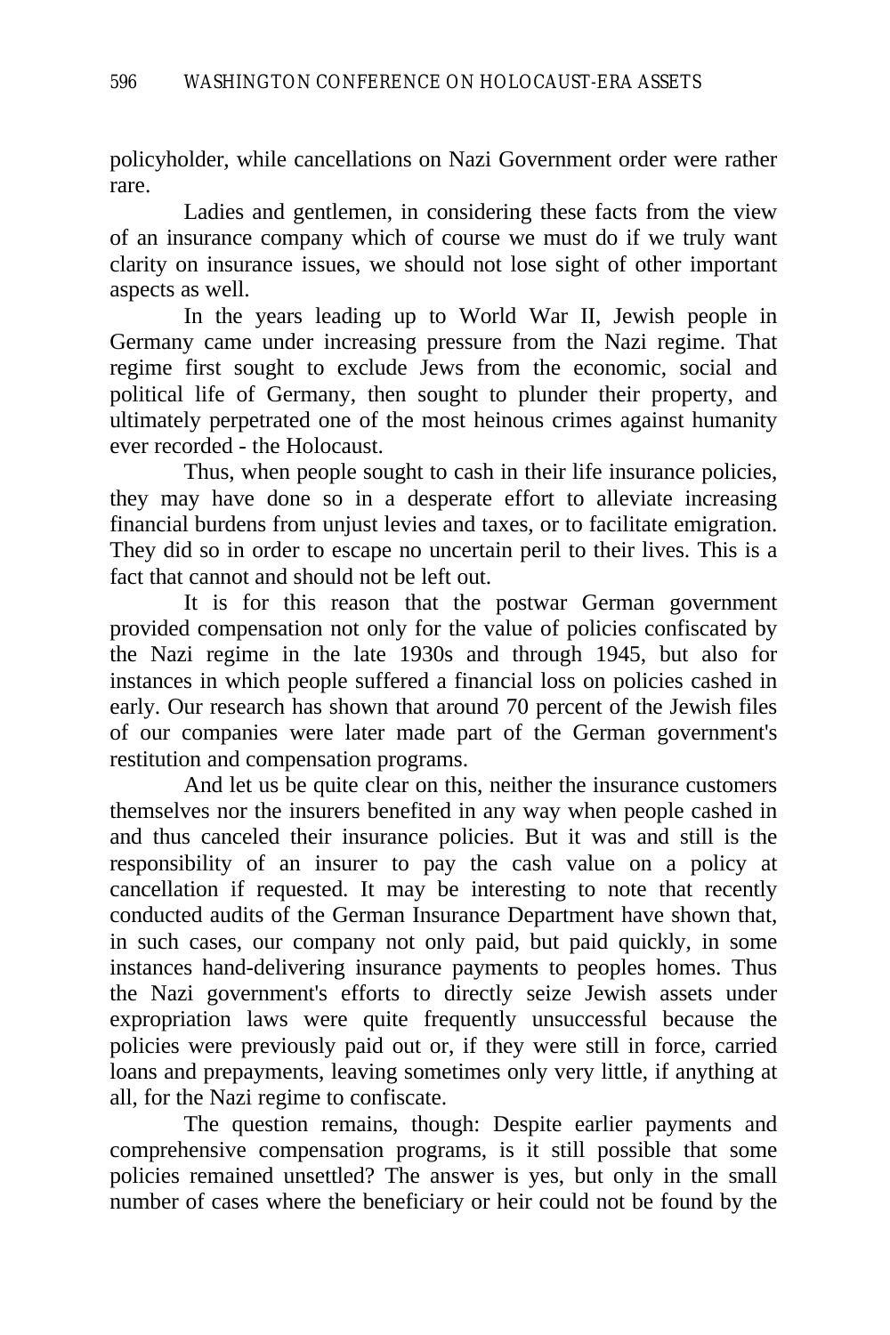policyholder, while cancellations on Nazi Government order were rather rare.

Ladies and gentlemen, in considering these facts from the view of an insurance company which of course we must do if we truly want clarity on insurance issues, we should not lose sight of other important aspects as well.

In the years leading up to World War II, Jewish people in Germany came under increasing pressure from the Nazi regime. That regime first sought to exclude Jews from the economic, social and political life of Germany, then sought to plunder their property, and ultimately perpetrated one of the most heinous crimes against humanity ever recorded - the Holocaust.

Thus, when people sought to cash in their life insurance policies, they may have done so in a desperate effort to alleviate increasing financial burdens from unjust levies and taxes, or to facilitate emigration. They did so in order to escape no uncertain peril to their lives. This is a fact that cannot and should not be left out.

It is for this reason that the postwar German government provided compensation not only for the value of policies confiscated by the Nazi regime in the late 1930s and through 1945, but also for instances in which people suffered a financial loss on policies cashed in early. Our research has shown that around 70 percent of the Jewish files of our companies were later made part of the German government's restitution and compensation programs.

And let us be quite clear on this, neither the insurance customers themselves nor the insurers benefited in any way when people cashed in and thus canceled their insurance policies. But it was and still is the responsibility of an insurer to pay the cash value on a policy at cancellation if requested. It may be interesting to note that recently conducted audits of the German Insurance Department have shown that, in such cases, our company not only paid, but paid quickly, in some instances hand-delivering insurance payments to peoples homes. Thus the Nazi government's efforts to directly seize Jewish assets under expropriation laws were quite frequently unsuccessful because the policies were previously paid out or, if they were still in force, carried loans and prepayments, leaving sometimes only very little, if anything at all, for the Nazi regime to confiscate.

The question remains, though: Despite earlier payments and comprehensive compensation programs, is it still possible that some policies remained unsettled? The answer is yes, but only in the small number of cases where the beneficiary or heir could not be found by the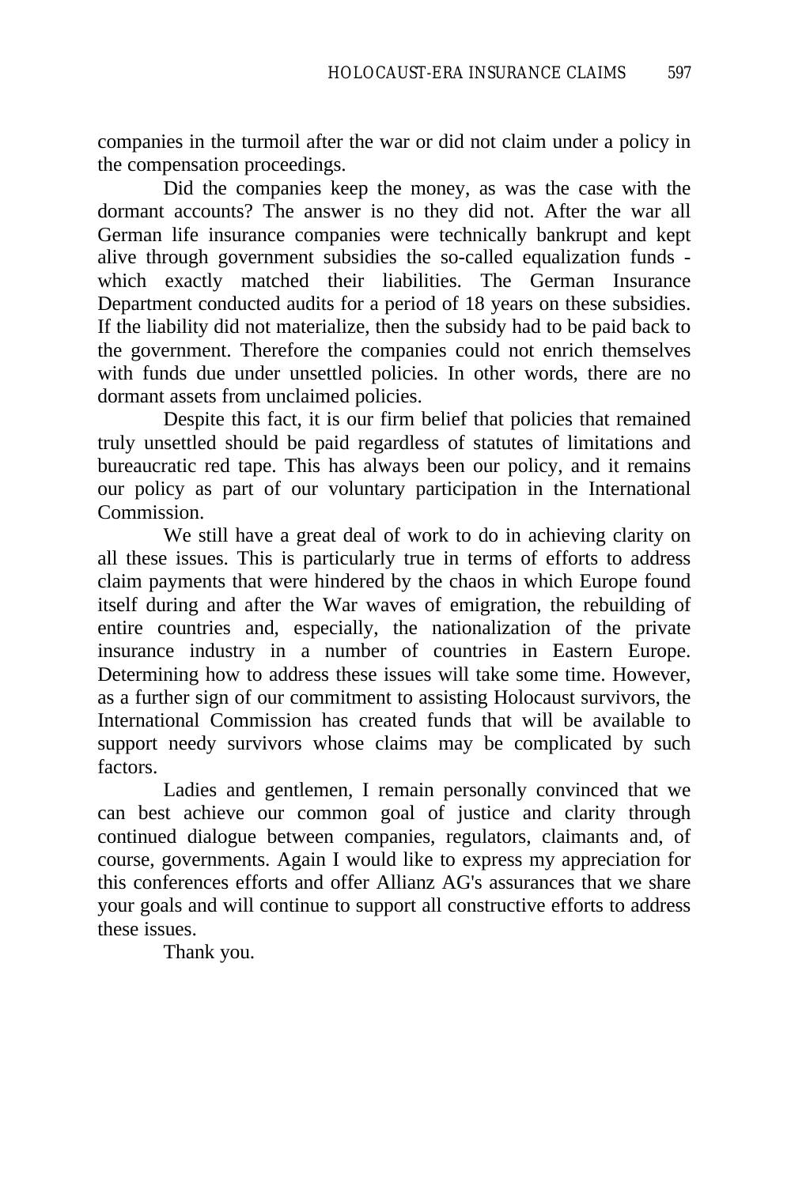companies in the turmoil after the war or did not claim under a policy in the compensation proceedings.

Did the companies keep the money, as was the case with the dormant accounts? The answer is no they did not. After the war all German life insurance companies were technically bankrupt and kept alive through government subsidies the so-called equalization funds - which exactly matched their liabilities. The German Insurance Department conducted audits for a period of 18 years on these subsidies. If the liability did not materialize, then the subsidy had to be paid back to the government. Therefore the companies could not enrich themselves with funds due under unsettled policies. In other words, there are no dormant assets from unclaimed policies.

Despite this fact, it is our firm belief that policies that remained truly unsettled should be paid regardless of statutes of limitations and bureaucratic red tape. This has always been our policy, and it remains our policy as part of our voluntary participation in the International Commission.

We still have a great deal of work to do in achieving clarity on all these issues. This is particularly true in terms of efforts to address claim payments that were hindered by the chaos in which Europe found itself during and after the War waves of emigration, the rebuilding of entire countries and, especially, the nationalization of the private insurance industry in a number of countries in Eastern Europe. Determining how to address these issues will take some time. However, as a further sign of our commitment to assisting Holocaust survivors, the International Commission has created funds that will be available to support needy survivors whose claims may be complicated by such factors.

Ladies and gentlemen, I remain personally convinced that we can best achieve our common goal of justice and clarity through continued dialogue between companies, regulators, claimants and, of course, governments. Again I would like to express my appreciation for this conferences efforts and offer Allianz AG's assurances that we share your goals and will continue to support all constructive efforts to address these issues.

Thank you.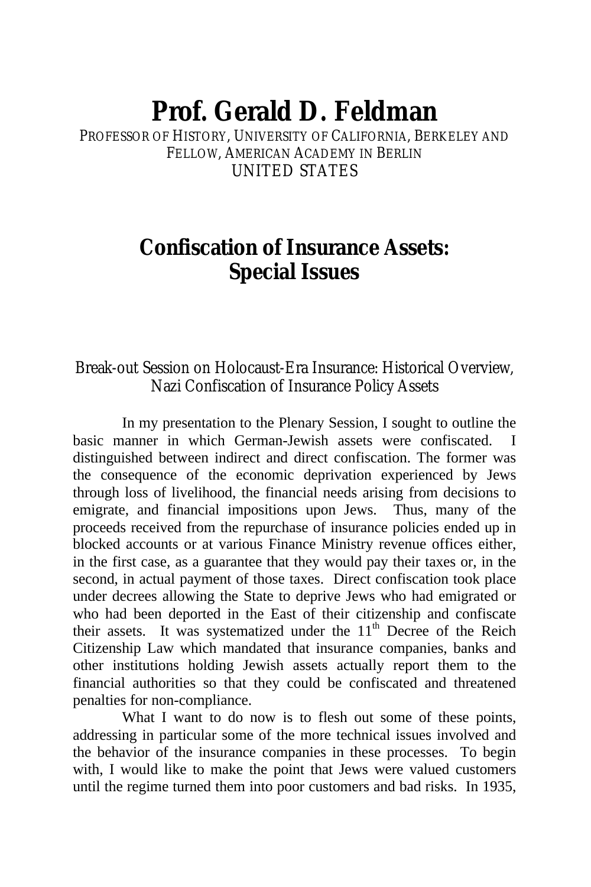# Prof. Gerald D. Feldman

PROFESSOR OF HISTORY, UNIVERSITY OF CALIFORNIA, BERKELEY AND FELLOW, AMERICAN ACADEMY IN BERLIN
UNITED STATES

## Confiscation of Insurance Assets: Special Issues

Break-out Session on Holocaust-Era Insurance: Historical Overview, Nazi Confiscation of Insurance Policy Assets

In my presentation to the Plenary Session, I sought to outline the basic manner in which German-Jewish assets were confiscated. I distinguished between indirect and direct confiscation. The former was the consequence of the economic deprivation experienced by Jews through loss of livelihood, the financial needs arising from decisions to emigrate, and financial impositions upon Jews. Thus, many of the proceeds received from the repurchase of insurance policies ended up in blocked accounts or at various Finance Ministry revenue offices either, in the first case, as a guarantee that they would pay their taxes or, in the second, in actual payment of those taxes. Direct confiscation took place under decrees allowing the State to deprive Jews who had emigrated or who had been deported in the East of their citizenship and confiscate their assets. It was systematized under the 11th Decree of the Reich Citizenship Law which mandated that insurance companies, banks and other institutions holding Jewish assets actually report them to the financial authorities so that they could be confiscated and threatened penalties for non-compliance.

What I want to do now is to flesh out some of these points, addressing in particular some of the more technical issues involved and the behavior of the insurance companies in these processes. To begin with, I would like to make the point that Jews were valued customers until the regime turned them into poor customers and bad risks. In 1935,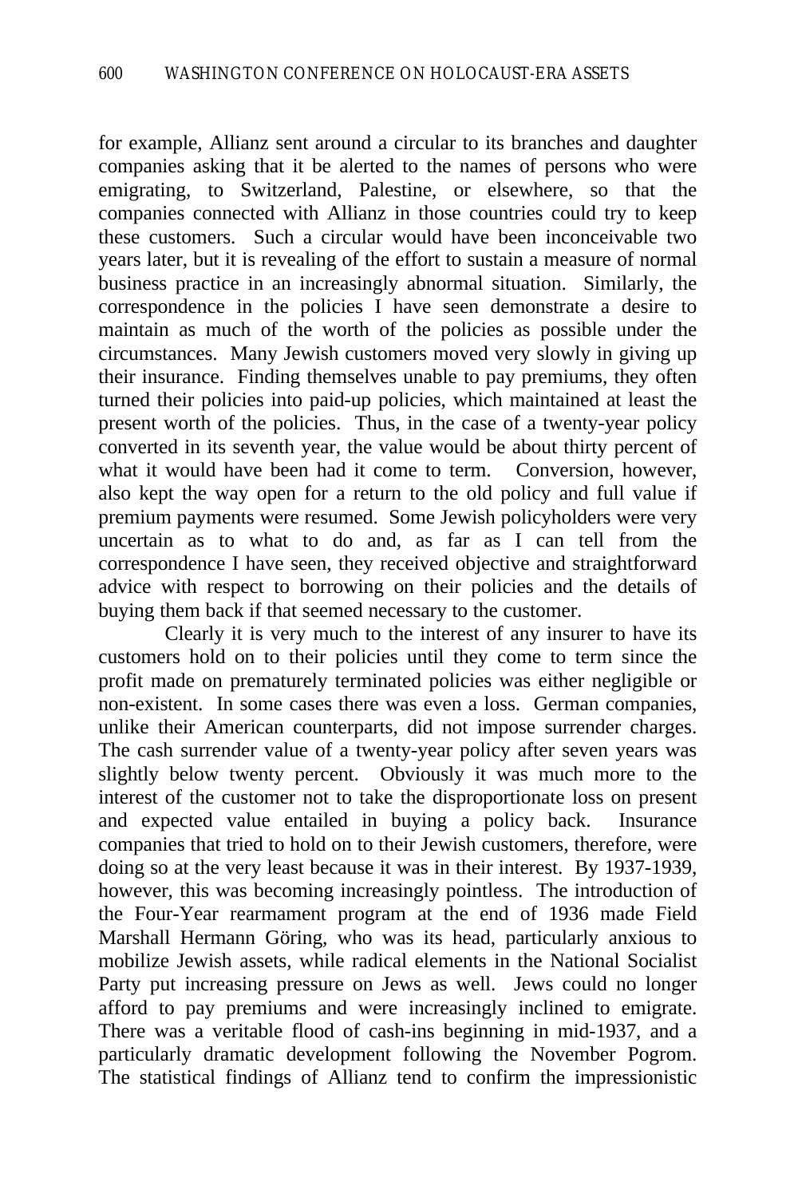for example, Allianz sent around a circular to its branches and daughter companies asking that it be alerted to the names of persons who were emigrating, to Switzerland, Palestine, or elsewhere, so that the companies connected with Allianz in those countries could try to keep these customers. Such a circular would have been inconceivable two years later, but it is revealing of the effort to sustain a measure of normal business practice in an increasingly abnormal situation. Similarly, the correspondence in the policies I have seen demonstrate a desire to maintain as much of the worth of the policies as possible under the circumstances. Many Jewish customers moved very slowly in giving up their insurance. Finding themselves unable to pay premiums, they often turned their policies into paid-up policies, which maintained at least the present worth of the policies. Thus, in the case of a twenty-year policy converted in its seventh year, the value would be about thirty percent of what it would have been had it come to term. Conversion, however, also kept the way open for a return to the old policy and full value if premium payments were resumed. Some Jewish policyholders were very uncertain as to what to do and, as far as I can tell from the correspondence I have seen, they received objective and straightforward advice with respect to borrowing on their policies and the details of buying them back if that seemed necessary to the customer.

Clearly it is very much to the interest of any insurer to have its customers hold on to their policies until they come to term since the profit made on prematurely terminated policies was either negligible or non-existent. In some cases there was even a loss. German companies, unlike their American counterparts, did not impose surrender charges. The cash surrender value of a twenty-year policy after seven years was slightly below twenty percent. Obviously it was much more to the interest of the customer not to take the disproportionate loss on present and expected value entailed in buying a policy back. Insurance companies that tried to hold on to their Jewish customers, therefore, were doing so at the very least because it was in their interest. By 1937-1939, however, this was becoming increasingly pointless. The introduction of the Four-Year rearmament program at the end of 1936 made Field Marshall Hermann Göring, who was its head, particularly anxious to mobilize Jewish assets, while radical elements in the National Socialist Party put increasing pressure on Jews as well. Jews could no longer afford to pay premiums and were increasingly inclined to emigrate. There was a veritable flood of cash-ins beginning in mid-1937, and a particularly dramatic development following the November Pogrom. The statistical findings of Allianz tend to confirm the impressionistic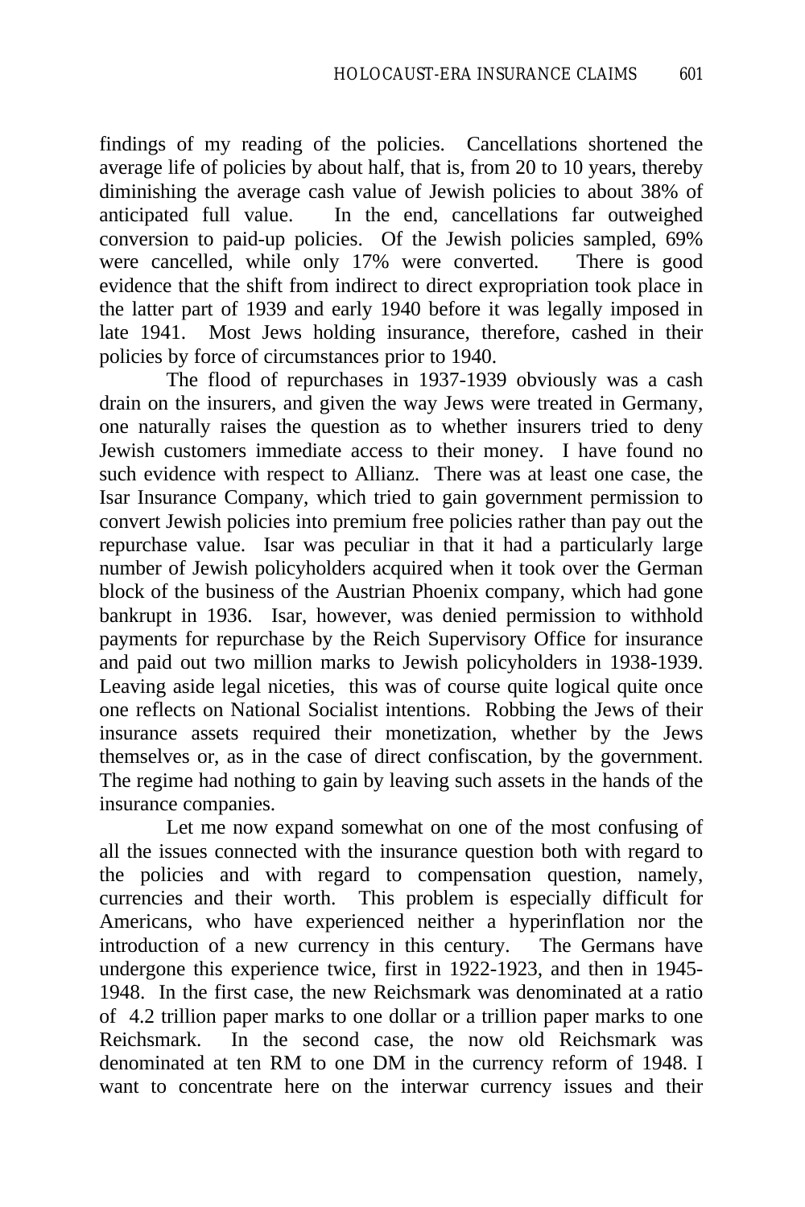findings of my reading of the policies. Cancellations shortened the average life of policies by about half, that is, from 20 to 10 years, thereby diminishing the average cash value of Jewish policies to about 38% of anticipated full value. In the end, cancellations far outweighed conversion to paid-up policies. Of the Jewish policies sampled, 69% were cancelled, while only 17% were converted. There is good evidence that the shift from indirect to direct expropriation took place in the latter part of 1939 and early 1940 before it was legally imposed in late 1941. Most Jews holding insurance, therefore, cashed in their policies by force of circumstances prior to 1940.

The flood of repurchases in 1937-1939 obviously was a cash drain on the insurers, and given the way Jews were treated in Germany, one naturally raises the question as to whether insurers tried to deny Jewish customers immediate access to their money. I have found no such evidence with respect to Allianz. There was at least one case, the Isar Insurance Company, which tried to gain government permission to convert Jewish policies into premium free policies rather than pay out the repurchase value. Isar was peculiar in that it had a particularly large number of Jewish policyholders acquired when it took over the German block of the business of the Austrian Phoenix company, which had gone bankrupt in 1936. Isar, however, was denied permission to withhold payments for repurchase by the Reich Supervisory Office for insurance and paid out two million marks to Jewish policyholders in 1938-1939. Leaving aside legal niceties, this was of course quite logical quite once one reflects on National Socialist intentions. Robbing the Jews of their insurance assets required their monetization, whether by the Jews themselves or, as in the case of direct confiscation, by the government. The regime had nothing to gain by leaving such assets in the hands of the insurance companies.

Let me now expand somewhat on one of the most confusing of all the issues connected with the insurance question both with regard to the policies and with regard to compensation question, namely, currencies and their worth. This problem is especially difficult for Americans, who have experienced neither a hyperinflation nor the introduction of a new currency in this century. The Germans have undergone this experience twice, first in 1922-1923, and then in 1945-1948. In the first case, the new Reichsmark was denominated at a ratio of 4.2 trillion paper marks to one dollar or a trillion paper marks to one Reichsmark. In the second case, the now old Reichsmark was denominated at ten RM to one DM in the currency reform of 1948. I want to concentrate here on the interwar currency issues and their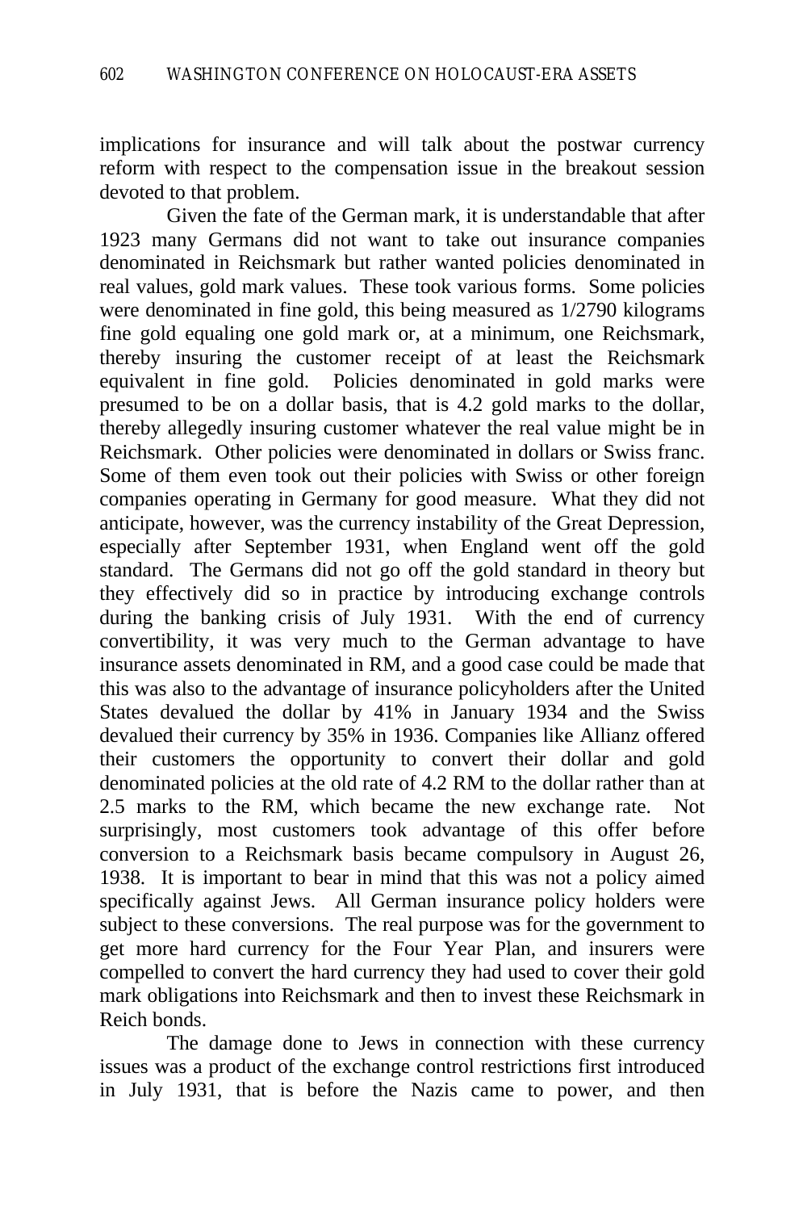implications for insurance and will talk about the postwar currency reform with respect to the compensation issue in the breakout session devoted to that problem.

Given the fate of the German mark, it is understandable that after 1923 many Germans did not want to take out insurance companies denominated in Reichsmark but rather wanted policies denominated in real values, gold mark values. These took various forms. Some policies were denominated in fine gold, this being measured as 1/2790 kilograms fine gold equaling one gold mark or, at a minimum, one Reichsmark, thereby insuring the customer receipt of at least the Reichsmark equivalent in fine gold. Policies denominated in gold marks were presumed to be on a dollar basis, that is 4.2 gold marks to the dollar, thereby allegedly insuring customer whatever the real value might be in Reichsmark. Other policies were denominated in dollars or Swiss franc. Some of them even took out their policies with Swiss or other foreign companies operating in Germany for good measure. What they did not anticipate, however, was the currency instability of the Great Depression, especially after September 1931, when England went off the gold standard. The Germans did not go off the gold standard in theory but they effectively did so in practice by introducing exchange controls during the banking crisis of July 1931. With the end of currency convertibility, it was very much to the German advantage to have insurance assets denominated in RM, and a good case could be made that this was also to the advantage of insurance policyholders after the United States devalued the dollar by 41% in January 1934 and the Swiss devalued their currency by 35% in 1936. Companies like Allianz offered their customers the opportunity to convert their dollar and gold denominated policies at the old rate of 4.2 RM to the dollar rather than at 2.5 marks to the RM, which became the new exchange rate. Not surprisingly, most customers took advantage of this offer before conversion to a Reichsmark basis became compulsory in August 26, 1938. It is important to bear in mind that this was not a policy aimed specifically against Jews. All German insurance policy holders were subject to these conversions. The real purpose was for the government to get more hard currency for the Four Year Plan, and insurers were compelled to convert the hard currency they had used to cover their gold mark obligations into Reichsmark and then to invest these Reichsmark in Reich bonds.

The damage done to Jews in connection with these currency issues was a product of the exchange control restrictions first introduced in July 1931, that is before the Nazis came to power, and then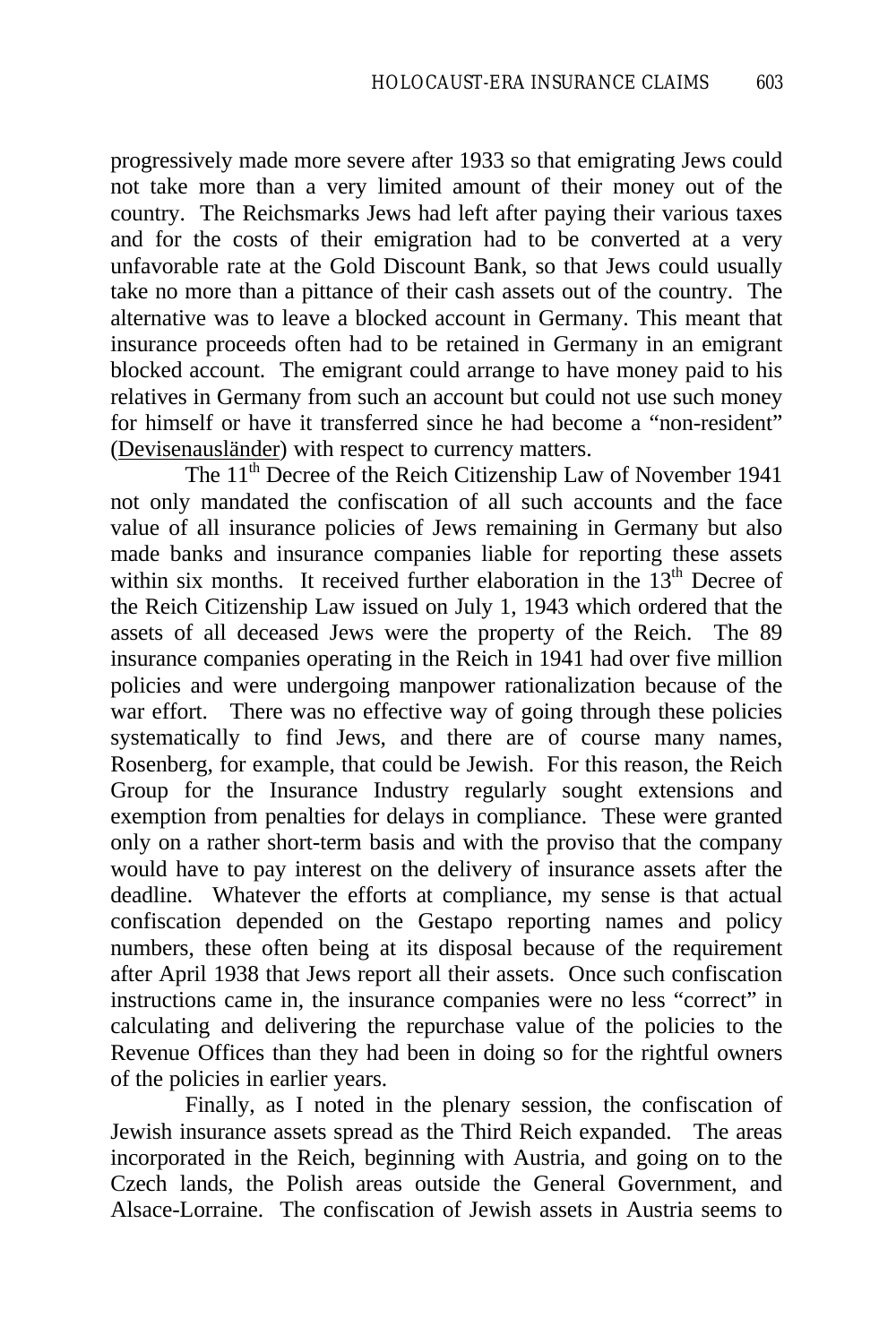progressively made more severe after 1933 so that emigrating Jews could not take more than a very limited amount of their money out of the country. The Reichsmarks Jews had left after paying their various taxes and for the costs of their emigration had to be converted at a very unfavorable rate at the Gold Discount Bank, so that Jews could usually take no more than a pittance of their cash assets out of the country. The alternative was to leave a blocked account in Germany. This meant that insurance proceeds often had to be retained in Germany in an emigrant blocked account. The emigrant could arrange to have money paid to his relatives in Germany from such an account but could not use such money for himself or have it transferred since he had become a "non-resident" (Devisenausländer) with respect to currency matters.

The 11th Decree of the Reich Citizenship Law of November 1941 not only mandated the confiscation of all such accounts and the face value of all insurance policies of Jews remaining in Germany but also made banks and insurance companies liable for reporting these assets within six months. It received further elaboration in the 13th Decree of the Reich Citizenship Law issued on July 1, 1943 which ordered that the assets of all deceased Jews were the property of the Reich. The 89 insurance companies operating in the Reich in 1941 had over five million policies and were undergoing manpower rationalization because of the war effort. There was no effective way of going through these policies systematically to find Jews, and there are of course many names, Rosenberg, for example, that could be Jewish. For this reason, the Reich Group for the Insurance Industry regularly sought extensions and exemption from penalties for delays in compliance. These were granted only on a rather short-term basis and with the proviso that the company would have to pay interest on the delivery of insurance assets after the deadline. Whatever the efforts at compliance, my sense is that actual confiscation depended on the Gestapo reporting names and policy numbers, these often being at its disposal because of the requirement after April 1938 that Jews report all their assets. Once such confiscation instructions came in, the insurance companies were no less "correct" in calculating and delivering the repurchase value of the policies to the Revenue Offices than they had been in doing so for the rightful owners of the policies in earlier years.

Finally, as I noted in the plenary session, the confiscation of Jewish insurance assets spread as the Third Reich expanded. The areas incorporated in the Reich, beginning with Austria, and going on to the Czech lands, the Polish areas outside the General Government, and Alsace-Lorraine. The confiscation of Jewish assets in Austria seems to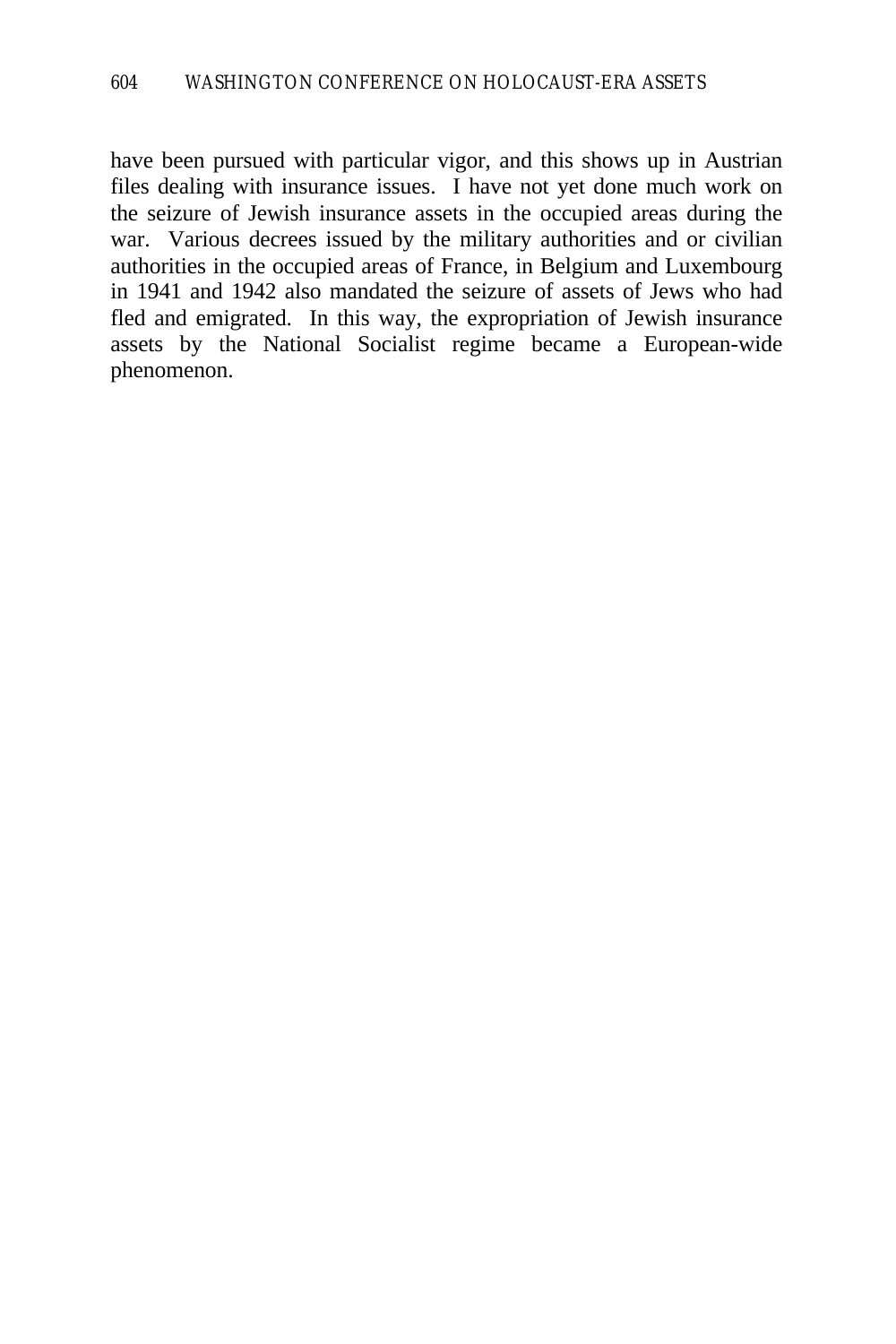have been pursued with particular vigor, and this shows up in Austrian files dealing with insurance issues. I have not yet done much work on the seizure of Jewish insurance assets in the occupied areas during the war. Various decrees issued by the military authorities and or civilian authorities in the occupied areas of France, in Belgium and Luxembourg in 1941 and 1942 also mandated the seizure of assets of Jews who had fled and emigrated. In this way, the expropriation of Jewish insurance assets by the National Socialist regime became a European-wide phenomenon.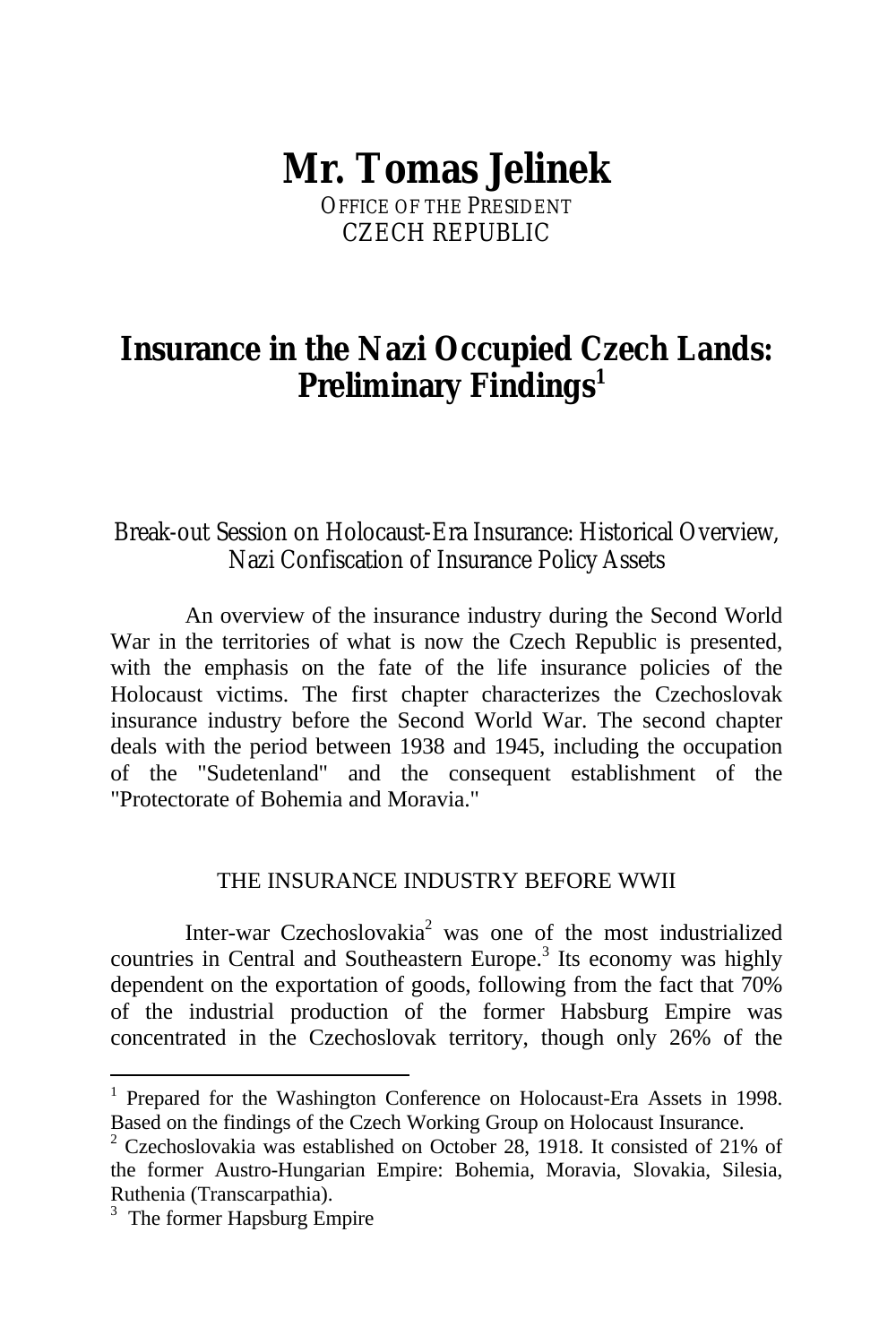# Mr. Tomas Jelinek

OFFICE OF THE PRESIDENT
CZECH REPUBLIC

## Insurance in the Nazi Occupied Czech Lands: Preliminary Findings[1]

### Break-out Session on Holocaust-Era Insurance: Historical Overview, Nazi Confiscation of Insurance Policy Assets

An overview of the insurance industry during the Second World War in the territories of what is now the Czech Republic is presented, with the emphasis on the fate of the life insurance policies of the Holocaust victims. The first chapter characterizes the Czechoslovak insurance industry before the Second World War. The second chapter deals with the period between 1938 and 1945, including the occupation of the "Sudetenland" and the consequent establishment of the "Protectorate of Bohemia and Moravia."

#### THE INSURANCE INDUSTRY BEFORE WWII

Inter-war Czechoslovakia[2] was one of the most industrialized countries in Central and Southeastern Europe.[3] Its economy was highly dependent on the exportation of goods, following from the fact that 70% of the industrial production of the former Habsburg Empire was concentrated in the Czechoslovak territory, though only 26% of the

---

[1] Prepared for the Washington Conference on Holocaust-Era Assets in 1998. Based on the findings of the Czech Working Group on Holocaust Insurance.

[2] Czechoslovakia was established on October 28, 1918. It consisted of 21% of the former Austro-Hungarian Empire: Bohemia, Moravia, Slovakia, Silesia, Ruthenia (Transcarpathia).

[3] The former Hapsburg Empire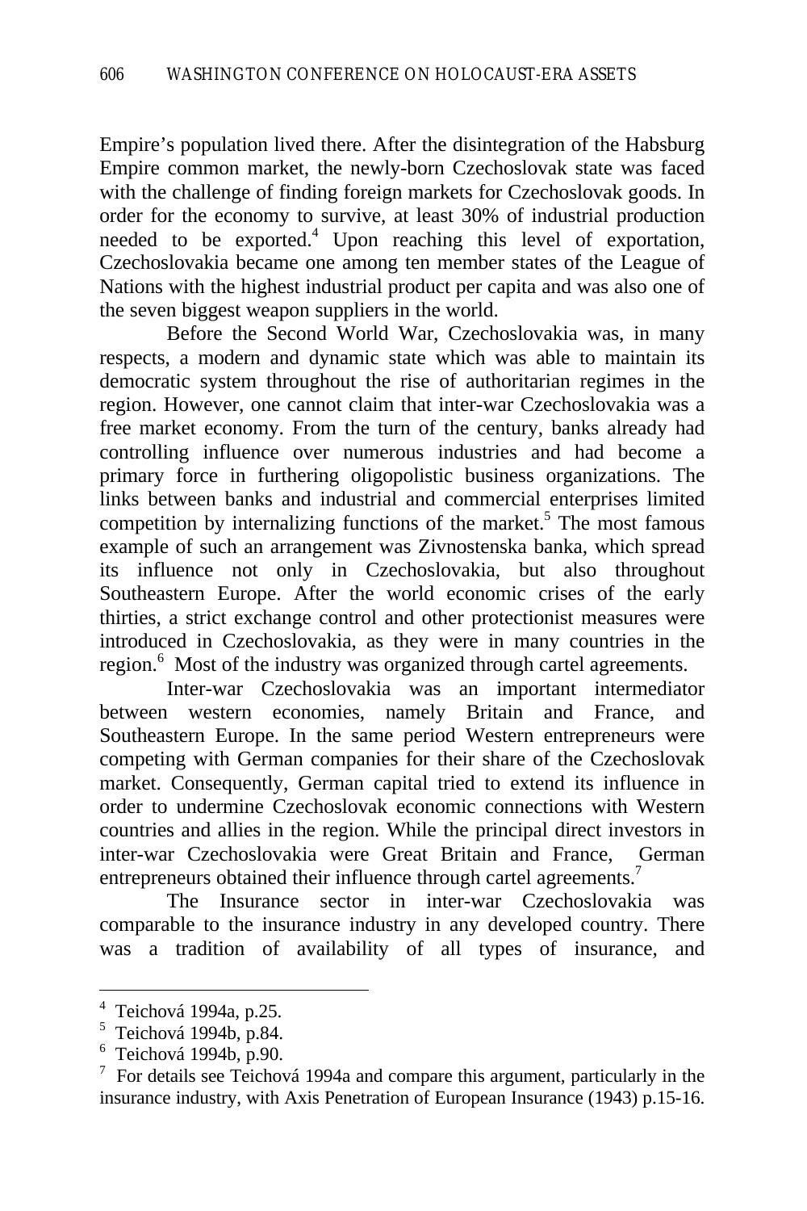Empire's population lived there. After the disintegration of the Habsburg Empire common market, the newly-born Czechoslovak state was faced with the challenge of finding foreign markets for Czechoslovak goods. In order for the economy to survive, at least 30% of industrial production needed to be exported.[4] Upon reaching this level of exportation, Czechoslovakia became one among ten member states of the League of Nations with the highest industrial product per capita and was also one of the seven biggest weapon suppliers in the world.

Before the Second World War, Czechoslovakia was, in many respects, a modern and dynamic state which was able to maintain its democratic system throughout the rise of authoritarian regimes in the region. However, one cannot claim that inter-war Czechoslovakia was a free market economy. From the turn of the century, banks already had controlling influence over numerous industries and had become a primary force in furthering oligopolistic business organizations. The links between banks and industrial and commercial enterprises limited competition by internalizing functions of the market.[5] The most famous example of such an arrangement was Zivnostenska banka, which spread its influence not only in Czechoslovakia, but also throughout Southeastern Europe. After the world economic crises of the early thirties, a strict exchange control and other protectionist measures were introduced in Czechoslovakia, as they were in many countries in the region.[6] Most of the industry was organized through cartel agreements.

Inter-war Czechoslovakia was an important intermediator between western economies, namely Britain and France, and Southeastern Europe. In the same period Western entrepreneurs were competing with German companies for their share of the Czechoslovak market. Consequently, German capital tried to extend its influence in order to undermine Czechoslovak economic connections with Western countries and allies in the region. While the principal direct investors in inter-war Czechoslovakia were Great Britain and France, German entrepreneurs obtained their influence through cartel agreements.[7]

The Insurance sector in inter-war Czechoslovakia was comparable to the insurance industry in any developed country. There was a tradition of availability of all types of insurance, and

---

[4] Teichová 1994a, p.25.

[5] Teichová 1994b, p.84.

[6] Teichová 1994b, p.90.

[7] For details see Teichová 1994a and compare this argument, particularly in the insurance industry, with Axis Penetration of European Insurance (1943) p.15-16.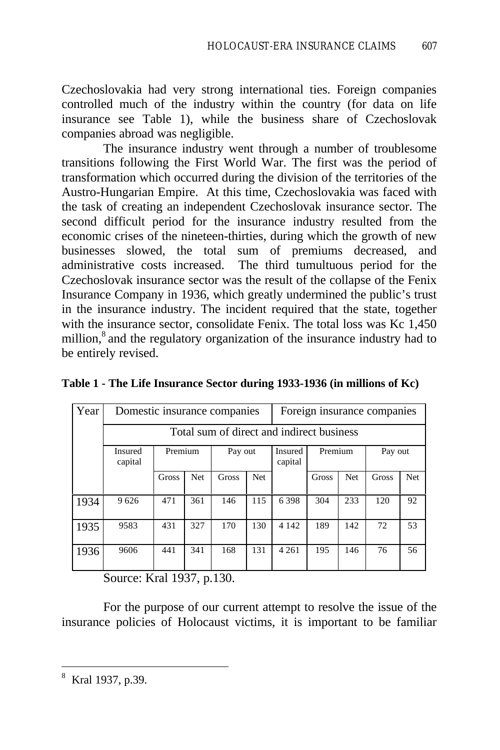Czechoslovakia had very strong international ties. Foreign companies controlled much of the industry within the country (for data on life insurance see Table 1), while the business share of Czechoslovak companies abroad was negligible.

The insurance industry went through a number of troublesome transitions following the First World War. The first was the period of transformation which occurred during the division of the territories of the Austro-Hungarian Empire. At this time, Czechoslovakia was faced with the task of creating an independent Czechoslovak insurance sector. The second difficult period for the insurance industry resulted from the economic crises of the nineteen-thirties, during which the growth of new businesses slowed, the total sum of premiums decreased, and administrative costs increased. The third tumultuous period for the Czechoslovak insurance sector was the result of the collapse of the Fenix Insurance Company in 1936, which greatly undermined the public's trust in the insurance industry. The incident required that the state, together with the insurance sector, consolidate Fenix. The total loss was Kc 1,450 million,[8] and the regulatory organization of the insurance industry had to be entirely revised.

**Table 1 - The Life Insurance Sector during 1933-1936 (in millions of Kc)**

| Year | Domestic insurance companies | | | | | Foreign insurance companies | | | | |
|---|---|---|---|---|---|---|---|---|---|---|
| | Total sum of direct and indirect business | | | | | | | | | |
| | Insured capital | Premium | | Pay out | | Insured capital | Premium | | Pay out | |
| | | Gross | Net | Gross | Net | | Gross | Net | Gross | Net |
| 1934 | 9 626 | 471 | 361 | 146 | 115 | 6 398 | 304 | 233 | 120 | 92 |
| 1935 | 9583 | 431 | 327 | 170 | 130 | 4 142 | 189 | 142 | 72 | 53 |
| 1936 | 9606 | 441 | 341 | 168 | 131 | 4 261 | 195 | 146 | 76 | 56 |

Source: Kral 1937, p.130.

For the purpose of our current attempt to resolve the issue of the insurance policies of Holocaust victims, it is important to be familiar

[8] Kral 1937, p.39.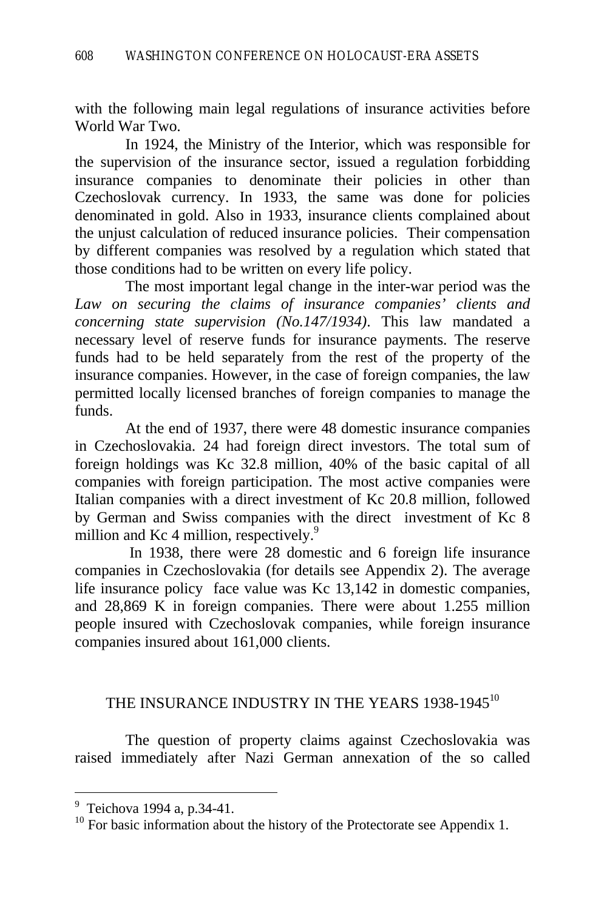with the following main legal regulations of insurance activities before World War Two.

In 1924, the Ministry of the Interior, which was responsible for the supervision of the insurance sector, issued a regulation forbidding insurance companies to denominate their policies in other than Czechoslovak currency. In 1933, the same was done for policies denominated in gold. Also in 1933, insurance clients complained about the unjust calculation of reduced insurance policies. Their compensation by different companies was resolved by a regulation which stated that those conditions had to be written on every life policy.

The most important legal change in the inter-war period was the *Law on securing the claims of insurance companies' clients and concerning state supervision (No.147/1934)*. This law mandated a necessary level of reserve funds for insurance payments. The reserve funds had to be held separately from the rest of the property of the insurance companies. However, in the case of foreign companies, the law permitted locally licensed branches of foreign companies to manage the funds.

At the end of 1937, there were 48 domestic insurance companies in Czechoslovakia. 24 had foreign direct investors. The total sum of foreign holdings was Kc 32.8 million, 40% of the basic capital of all companies with foreign participation. The most active companies were Italian companies with a direct investment of Kc 20.8 million, followed by German and Swiss companies with the direct investment of Kc 8 million and Kc 4 million, respectively.[9]

In 1938, there were 28 domestic and 6 foreign life insurance companies in Czechoslovakia (for details see Appendix 2). The average life insurance policy face value was Kc 13,142 in domestic companies, and 28,869 K in foreign companies. There were about 1.255 million people insured with Czechoslovak companies, while foreign insurance companies insured about 161,000 clients.

## THE INSURANCE INDUSTRY IN THE YEARS 1938-1945[10]

The question of property claims against Czechoslovakia was raised immediately after Nazi German annexation of the so called

---

[9] Teichova 1994 a, p.34-41.

[10] For basic information about the history of the Protectorate see Appendix 1.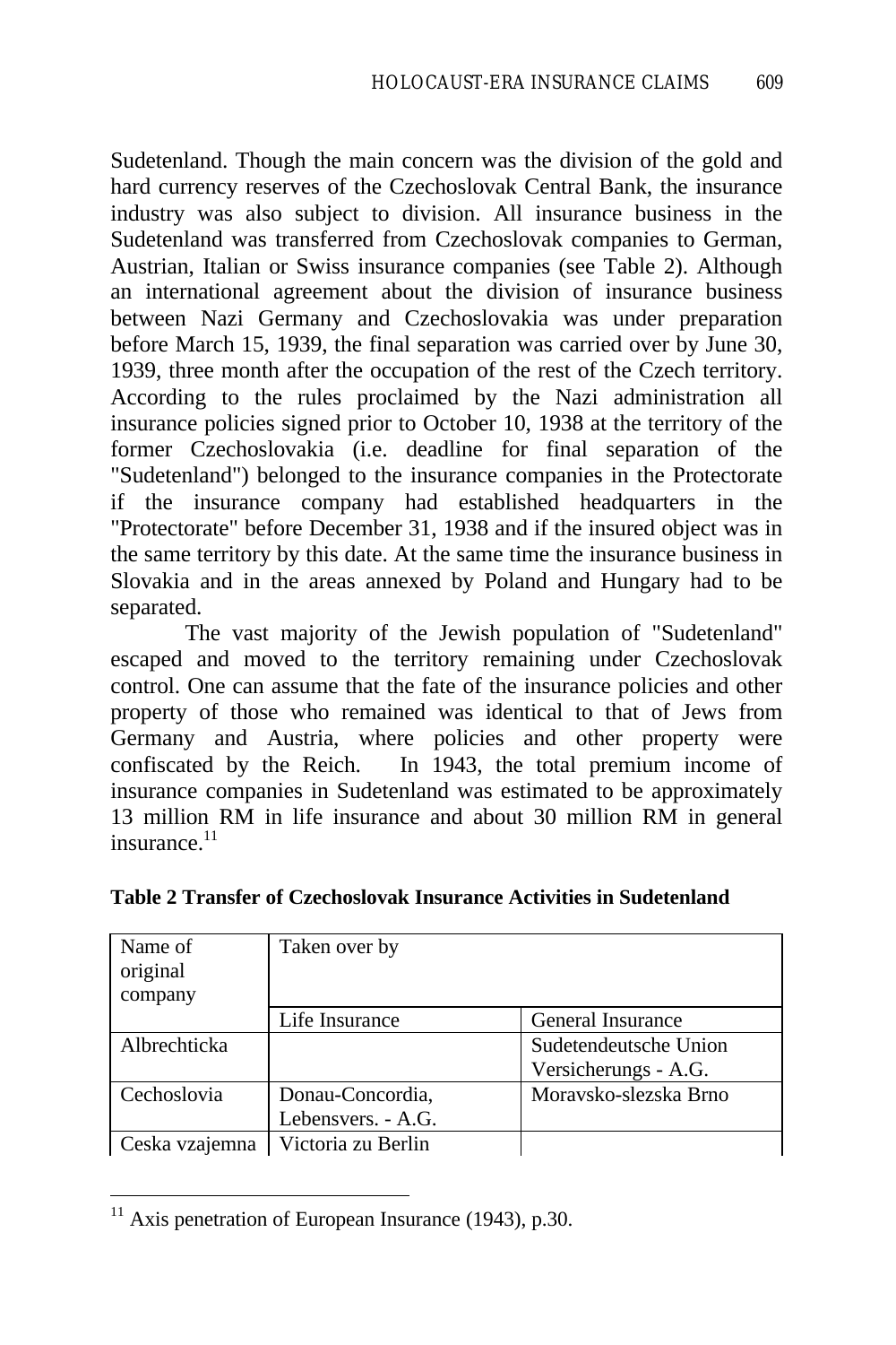Sudetenland. Though the main concern was the division of the gold and hard currency reserves of the Czechoslovak Central Bank, the insurance industry was also subject to division. All insurance business in the Sudetenland was transferred from Czechoslovak companies to German, Austrian, Italian or Swiss insurance companies (see Table 2). Although an international agreement about the division of insurance business between Nazi Germany and Czechoslovakia was under preparation before March 15, 1939, the final separation was carried over by June 30, 1939, three month after the occupation of the rest of the Czech territory. According to the rules proclaimed by the Nazi administration all insurance policies signed prior to October 10, 1938 at the territory of the former Czechoslovakia (i.e. deadline for final separation of the "Sudetenland") belonged to the insurance companies in the Protectorate if the insurance company had established headquarters in the "Protectorate" before December 31, 1938 and if the insured object was in the same territory by this date. At the same time the insurance business in Slovakia and in the areas annexed by Poland and Hungary had to be separated.

The vast majority of the Jewish population of "Sudetenland" escaped and moved to the territory remaining under Czechoslovak control. One can assume that the fate of the insurance policies and other property of those who remained was identical to that of Jews from Germany and Austria, where policies and other property were confiscated by the Reich. In 1943, the total premium income of insurance companies in Sudetenland was estimated to be approximately 13 million RM in life insurance and about 30 million RM in general insurance.[11]

**Table 2 Transfer of Czechoslovak Insurance Activities in Sudetenland**

| Name of original company | Taken over by | |
|---|---|---|
| | Life Insurance | General Insurance |
| Albrechticka | | Sudetendeutsche Union Versicherungs - A.G. |
| Cechoslovia | Donau-Concordia, Lebensvers. - A.G. | Moravsko-slezska Brno |
| Ceska vzajemna | Victoria zu Berlin | |

[11] Axis penetration of European Insurance (1943), p.30.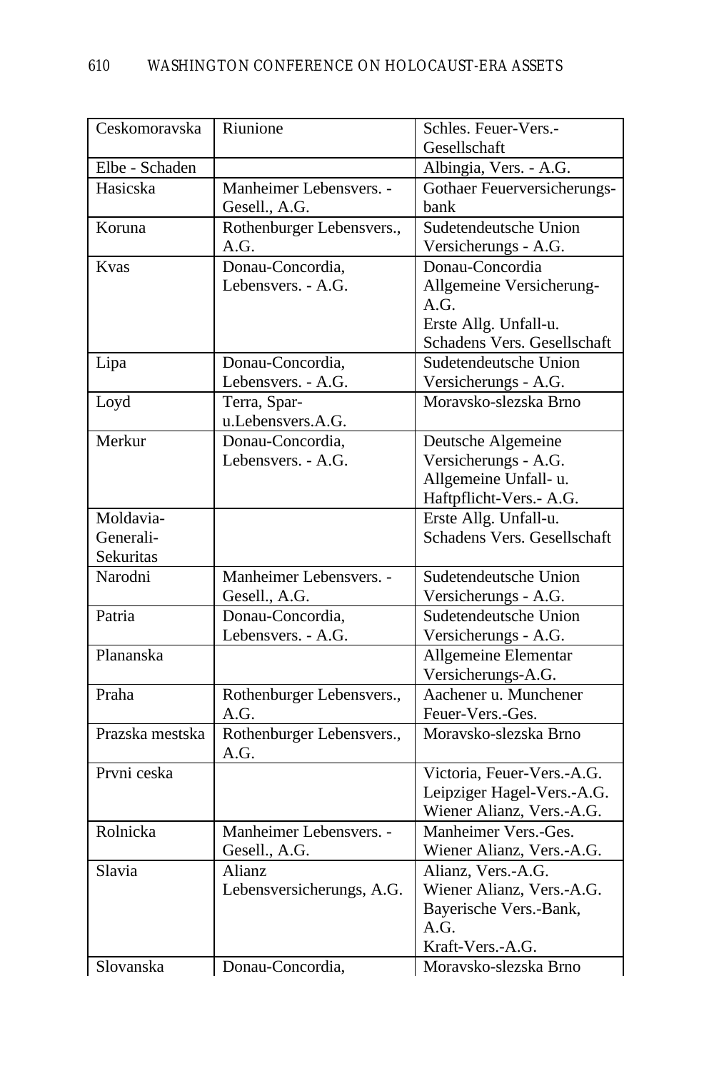| | | |
|---|---|---|
| Ceskomoravska | Riunione | Schles. Feuer-Vers.-Gesellschaft |
| Elbe - Schaden | | Albingia, Vers. - A.G. |
| Hasicska | Manheimer Lebensvers. - Gesell., A.G. | Gothaer Feuerversicherungs-bank |
| Koruna | Rothenburger Lebensvers., A.G. | Sudetendeutsche Union Versicherungs - A.G. |
| Kvas | Donau-Concordia, Lebensvers. - A.G. | Donau-Concordia Allgemeine Versicherung-A.G.<br>Erste Allg. Unfall-u. Schadens Vers. Gesellschaft |
| Lipa | Donau-Concordia, Lebensvers. - A.G. | Sudetendeutsche Union Versicherungs - A.G. |
| Loyd | Terra, Spar-u.Lebensvers.A.G. | Moravsko-slezska Brno |
| Merkur | Donau-Concordia, Lebensvers. - A.G. | Deutsche Algemeine Versicherungs - A.G.<br>Allgemeine Unfall- u. Haftpflicht-Vers.- A.G. |
| Moldavia-Generali-Sekuritas | | Erste Allg. Unfall-u. Schadens Vers. Gesellschaft |
| Narodni | Manheimer Lebensvers. - Gesell., A.G. | Sudetendeutsche Union Versicherungs - A.G. |
| Patria | Donau-Concordia, Lebensvers. - A.G. | Sudetendeutsche Union Versicherungs - A.G. |
| Plananska | | Allgemeine Elementar Versicherungs-A.G. |
| Praha | Rothenburger Lebensvers., A.G. | Aachener u. Munchener Feuer-Vers.-Ges. |
| Prazska mestska | Rothenburger Lebensvers., A.G. | Moravsko-slezska Brno |
| Prvni ceska | | Victoria, Feuer-Vers.-A.G.<br>Leipziger Hagel-Vers.-A.G.<br>Wiener Alianz, Vers.-A.G. |
| Rolnicka | Manheimer Lebensvers. - Gesell., A.G. | Manheimer Vers.-Ges.<br>Wiener Alianz, Vers.-A.G. |
| Slavia | Alianz Lebensversicherungs, A.G. | Alianz, Vers.-A.G.<br>Wiener Alianz, Vers.-A.G.<br>Bayerische Vers.-Bank, A.G.<br>Kraft-Vers.-A.G. |
| Slovanska | Donau-Concordia, | Moravsko-slezska Brno |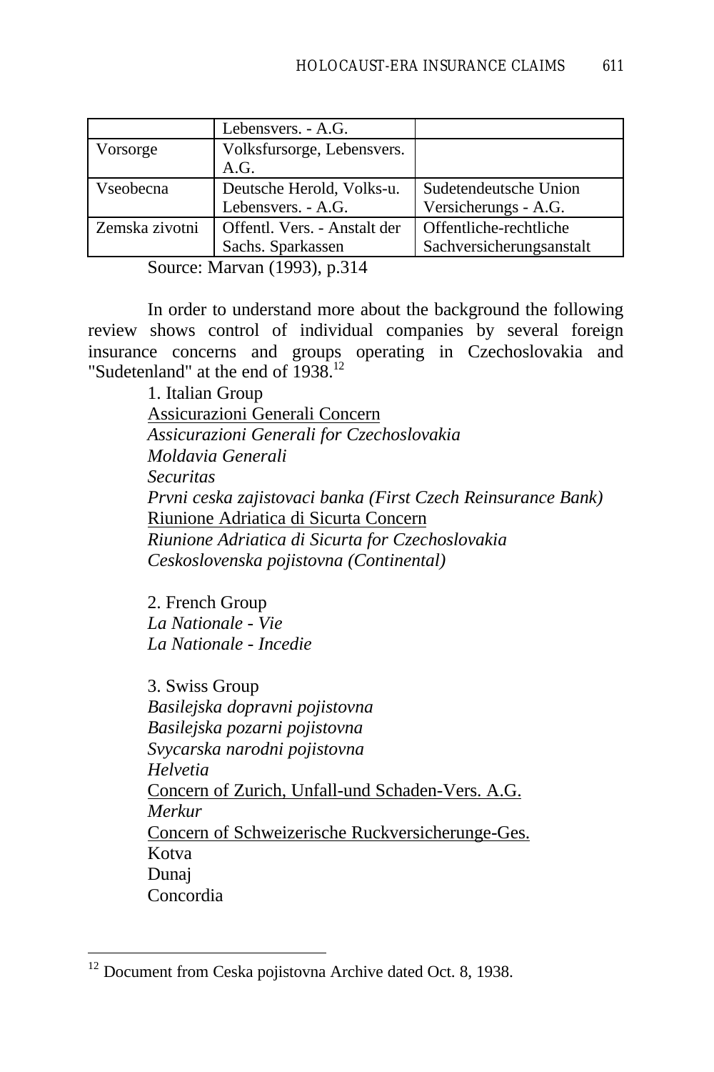| | | |
|---|---|---|
| | Lebensvers. - A.G. | |
| Vorsorge | Volksfursorge, Lebensvers. A.G. | |
| Vseobecna | Deutsche Herold, Volks-u. Lebensvers. - A.G. | Sudetendeutsche Union Versicherungs - A.G. |
| Zemska zivotni | Offentl. Vers. - Anstalt der Sachs. Sparkassen | Offentliche-rechtliche Sachversicherungsanstalt |

Source: Marvan (1993), p.314

In order to understand more about the background the following review shows control of individual companies by several foreign insurance concerns and groups operating in Czechoslovakia and "Sudetenland" at the end of 1938.[12]

1. Italian Group
Assicurazioni Generali Concern
*Assicurazioni Generali for Czechoslovakia*
*Moldavia Generali*
*Securitas*
*Prvni ceska zajistovaci banka (First Czech Reinsurance Bank)*
Riunione Adriatica di Sicurta Concern
*Riunione Adriatica di Sicurta for Czechoslovakia*
*Ceskoslovenska pojistovna (Continental)*

2. French Group
*La Nationale - Vie*
*La Nationale - Incedie*

3. Swiss Group
*Basilejska dopravni pojistovna*
*Basilejska pozarni pojistovna*
*Svycarska narodni pojistovna*
*Helvetia*
Concern of Zurich, Unfall-und Schaden-Vers. A.G.
*Merkur*
Concern of Schweizerische Ruckversicherunge-Ges.
Kotva
Dunaj
Concordia

---

[12] Document from Ceska pojistovna Archive dated Oct. 8, 1938.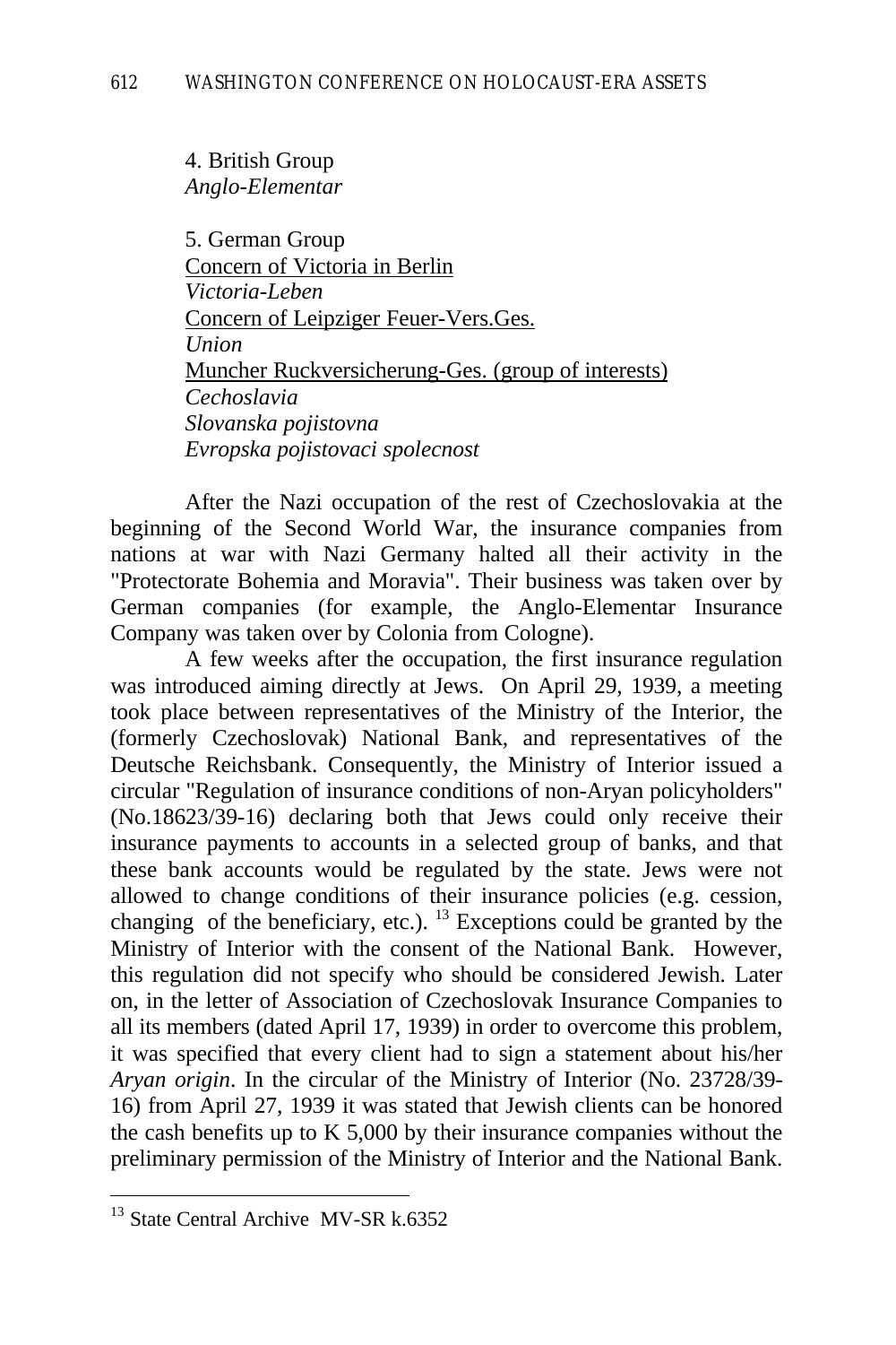4. British Group
*Anglo-Elementar*

5. German Group
Concern of Victoria in Berlin
*Victoria-Leben*
Concern of Leipziger Feuer-Vers.Ges.
*Union*
Muncher Ruckversicherung-Ges. (group of interests)
*Cechoslavia*
*Slovanska pojistovna*
*Evropska pojistovaci spolecnost*

After the Nazi occupation of the rest of Czechoslovakia at the beginning of the Second World War, the insurance companies from nations at war with Nazi Germany halted all their activity in the "Protectorate Bohemia and Moravia". Their business was taken over by German companies (for example, the Anglo-Elementar Insurance Company was taken over by Colonia from Cologne).

A few weeks after the occupation, the first insurance regulation was introduced aiming directly at Jews. On April 29, 1939, a meeting took place between representatives of the Ministry of the Interior, the (formerly Czechoslovak) National Bank, and representatives of the Deutsche Reichsbank. Consequently, the Ministry of Interior issued a circular "Regulation of insurance conditions of non-Aryan policyholders" (No.18623/39-16) declaring both that Jews could only receive their insurance payments to accounts in a selected group of banks, and that these bank accounts would be regulated by the state. Jews were not allowed to change conditions of their insurance policies (e.g. cession, changing of the beneficiary, etc.).[13] Exceptions could be granted by the Ministry of Interior with the consent of the National Bank. However, this regulation did not specify who should be considered Jewish. Later on, in the letter of Association of Czechoslovak Insurance Companies to all its members (dated April 17, 1939) in order to overcome this problem, it was specified that every client had to sign a statement about his/her *Aryan origin*. In the circular of the Ministry of Interior (No. 23728/39-16) from April 27, 1939 it was stated that Jewish clients can be honored the cash benefits up to K 5,000 by their insurance companies without the preliminary permission of the Ministry of Interior and the National Bank.

---

[13] State Central Archive MV-SR k.6352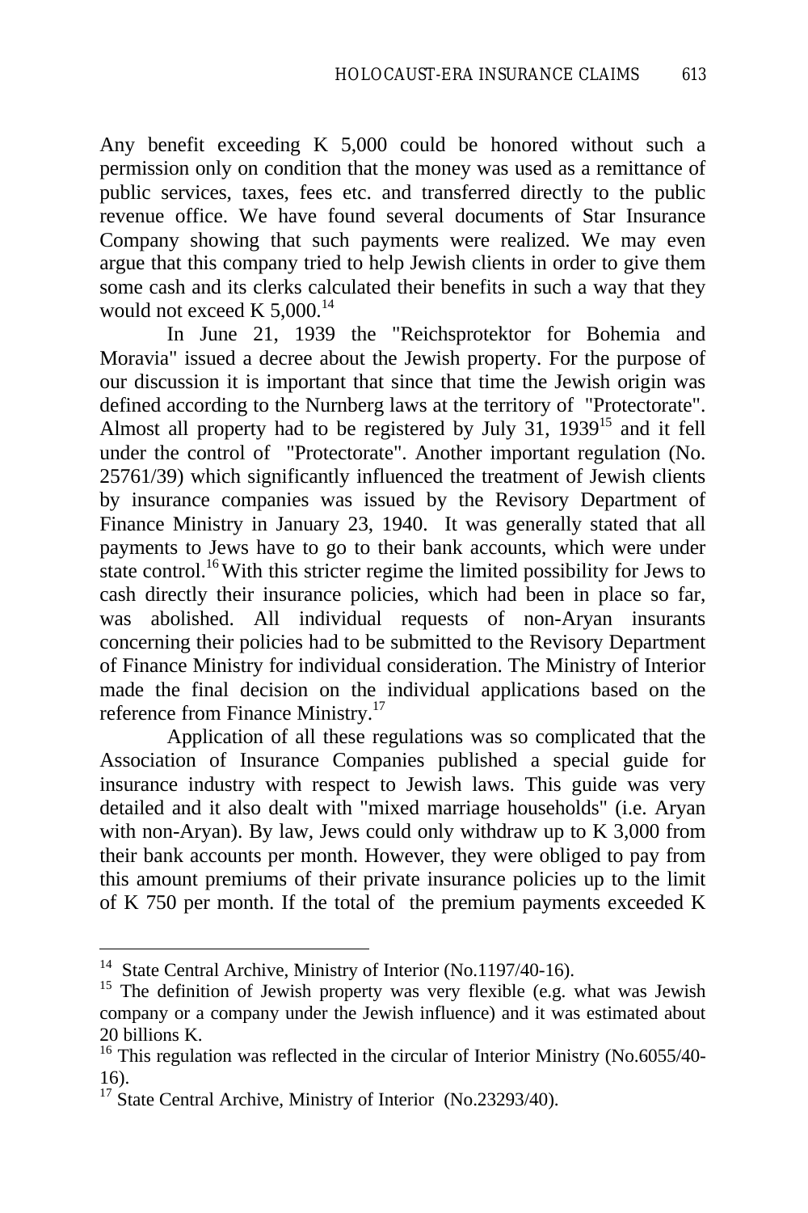Any benefit exceeding K 5,000 could be honored without such a permission only on condition that the money was used as a remittance of public services, taxes, fees etc. and transferred directly to the public revenue office. We have found several documents of Star Insurance Company showing that such payments were realized. We may even argue that this company tried to help Jewish clients in order to give them some cash and its clerks calculated their benefits in such a way that they would not exceed K 5,000.[14]

In June 21, 1939 the "Reichsprotektor for Bohemia and Moravia" issued a decree about the Jewish property. For the purpose of our discussion it is important that since that time the Jewish origin was defined according to the Nurnberg laws at the territory of "Protectorate". Almost all property had to be registered by July 31, 1939[15] and it fell under the control of "Protectorate". Another important regulation (No. 25761/39) which significantly influenced the treatment of Jewish clients by insurance companies was issued by the Revisory Department of Finance Ministry in January 23, 1940. It was generally stated that all payments to Jews have to go to their bank accounts, which were under state control.[16] With this stricter regime the limited possibility for Jews to cash directly their insurance policies, which had been in place so far, was abolished. All individual requests of non-Aryan insurants concerning their policies had to be submitted to the Revisory Department of Finance Ministry for individual consideration. The Ministry of Interior made the final decision on the individual applications based on the reference from Finance Ministry.[17]

Application of all these regulations was so complicated that the Association of Insurance Companies published a special guide for insurance industry with respect to Jewish laws. This guide was very detailed and it also dealt with "mixed marriage households" (i.e. Aryan with non-Aryan). By law, Jews could only withdraw up to K 3,000 from their bank accounts per month. However, they were obliged to pay from this amount premiums of their private insurance policies up to the limit of K 750 per month. If the total of the premium payments exceeded K

---

[14] State Central Archive, Ministry of Interior (No.1197/40-16).

[15] The definition of Jewish property was very flexible (e.g. what was Jewish company or a company under the Jewish influence) and it was estimated about 20 billions K.

[16] This regulation was reflected in the circular of Interior Ministry (No.6055/40-16).

[17] State Central Archive, Ministry of Interior (No.23293/40).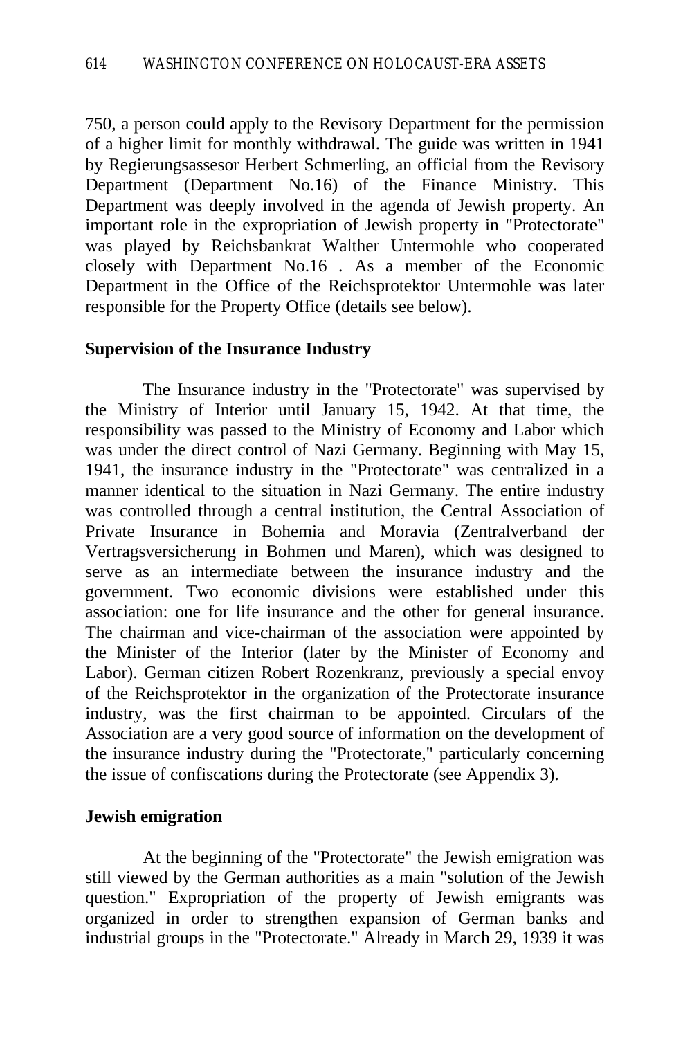750, a person could apply to the Revisory Department for the permission of a higher limit for monthly withdrawal. The guide was written in 1941 by Regierungsassesor Herbert Schmerling, an official from the Revisory Department (Department No.16) of the Finance Ministry. This Department was deeply involved in the agenda of Jewish property. An important role in the expropriation of Jewish property in "Protectorate" was played by Reichsbankrat Walther Untermohle who cooperated closely with Department No.16 . As a member of the Economic Department in the Office of the Reichsprotektor Untermohle was later responsible for the Property Office (details see below).

**Supervision of the Insurance Industry**

The Insurance industry in the "Protectorate" was supervised by the Ministry of Interior until January 15, 1942. At that time, the responsibility was passed to the Ministry of Economy and Labor which was under the direct control of Nazi Germany. Beginning with May 15, 1941, the insurance industry in the "Protectorate" was centralized in a manner identical to the situation in Nazi Germany. The entire industry was controlled through a central institution, the Central Association of Private Insurance in Bohemia and Moravia (Zentralverband der Vertragsversicherung in Bohmen und Maren), which was designed to serve as an intermediate between the insurance industry and the government. Two economic divisions were established under this association: one for life insurance and the other for general insurance. The chairman and vice-chairman of the association were appointed by the Minister of the Interior (later by the Minister of Economy and Labor). German citizen Robert Rozenkranz, previously a special envoy of the Reichsprotektor in the organization of the Protectorate insurance industry, was the first chairman to be appointed. Circulars of the Association are a very good source of information on the development of the insurance industry during the "Protectorate," particularly concerning the issue of confiscations during the Protectorate (see Appendix 3).

**Jewish emigration**

At the beginning of the "Protectorate" the Jewish emigration was still viewed by the German authorities as a main "solution of the Jewish question." Expropriation of the property of Jewish emigrants was organized in order to strengthen expansion of German banks and industrial groups in the "Protectorate." Already in March 29, 1939 it was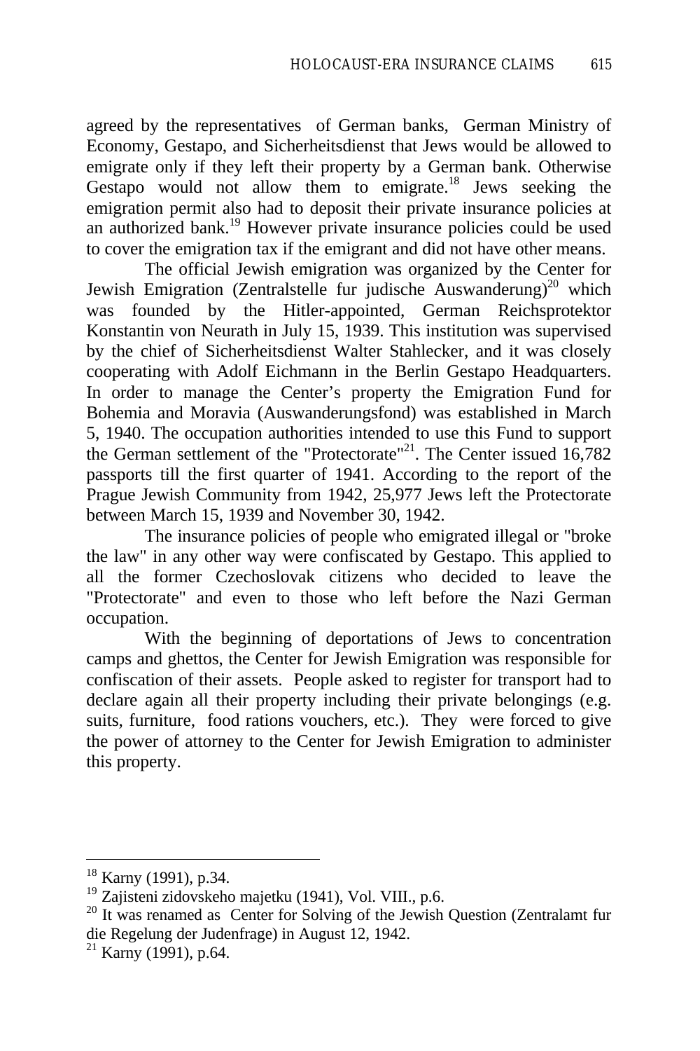agreed by the representatives of German banks, German Ministry of Economy, Gestapo, and Sicherheitsdienst that Jews would be allowed to emigrate only if they left their property by a German bank. Otherwise Gestapo would not allow them to emigrate.[18] Jews seeking the emigration permit also had to deposit their private insurance policies at an authorized bank.[19] However private insurance policies could be used to cover the emigration tax if the emigrant and did not have other means.

The official Jewish emigration was organized by the Center for Jewish Emigration (Zentralstelle fur judische Auswanderung)[20] which was founded by the Hitler-appointed, German Reichsprotektor Konstantin von Neurath in July 15, 1939. This institution was supervised by the chief of Sicherheitsdienst Walter Stahlecker, and it was closely cooperating with Adolf Eichmann in the Berlin Gestapo Headquarters. In order to manage the Center's property the Emigration Fund for Bohemia and Moravia (Auswanderungsfond) was established in March 5, 1940. The occupation authorities intended to use this Fund to support the German settlement of the "Protectorate"[21]. The Center issued 16,782 passports till the first quarter of 1941. According to the report of the Prague Jewish Community from 1942, 25,977 Jews left the Protectorate between March 15, 1939 and November 30, 1942.

The insurance policies of people who emigrated illegal or "broke the law" in any other way were confiscated by Gestapo. This applied to all the former Czechoslovak citizens who decided to leave the "Protectorate" and even to those who left before the Nazi German occupation.

With the beginning of deportations of Jews to concentration camps and ghettos, the Center for Jewish Emigration was responsible for confiscation of their assets. People asked to register for transport had to declare again all their property including their private belongings (e.g. suits, furniture, food rations vouchers, etc.). They were forced to give the power of attorney to the Center for Jewish Emigration to administer this property.

---

[18] Karny (1991), p.34.

[19] Zajisteni zidovskeho majetku (1941), Vol. VIII., p.6.

[20] It was renamed as Center for Solving of the Jewish Question (Zentralamt fur die Regelung der Judenfrage) in August 12, 1942.

[21] Karny (1991), p.64.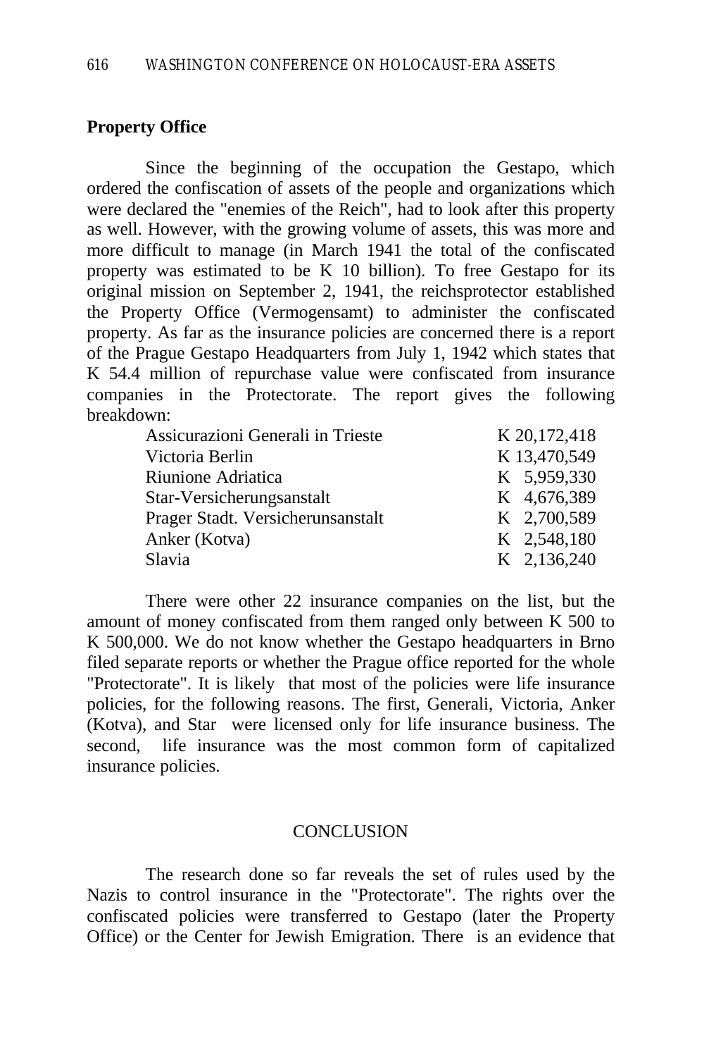## Property Office

Since the beginning of the occupation the Gestapo, which ordered the confiscation of assets of the people and organizations which were declared the "enemies of the Reich", had to look after this property as well. However, with the growing volume of assets, this was more and more difficult to manage (in March 1941 the total of the confiscated property was estimated to be K 10 billion). To free Gestapo for its original mission on September 2, 1941, the reichsprotector established the Property Office (Vermogensamt) to administer the confiscated property. As far as the insurance policies are concerned there is a report of the Prague Gestapo Headquarters from July 1, 1942 which states that K 54.4 million of repurchase value were confiscated from insurance companies in the Protectorate. The report gives the following breakdown:

| | |
|---|---|
| Assicurazioni Generali in Trieste | K 20,172,418 |
| Victoria Berlin | K 13,470,549 |
| Riunione Adriatica | K 5,959,330 |
| Star-Versicherungsanstalt | K 4,676,389 |
| Prager Stadt. Versicherunsanstalt | K 2,700,589 |
| Anker (Kotva) | K 2,548,180 |
| Slavia | K 2,136,240 |

There were other 22 insurance companies on the list, but the amount of money confiscated from them ranged only between K 500 to K 500,000. We do not know whether the Gestapo headquarters in Brno filed separate reports or whether the Prague office reported for the whole "Protectorate". It is likely that most of the policies were life insurance policies, for the following reasons. The first, Generali, Victoria, Anker (Kotva), and Star were licensed only for life insurance business. The second, life insurance was the most common form of capitalized insurance policies.

## CONCLUSION

The research done so far reveals the set of rules used by the Nazis to control insurance in the "Protectorate". The rights over the confiscated policies were transferred to Gestapo (later the Property Office) or the Center for Jewish Emigration. There is an evidence that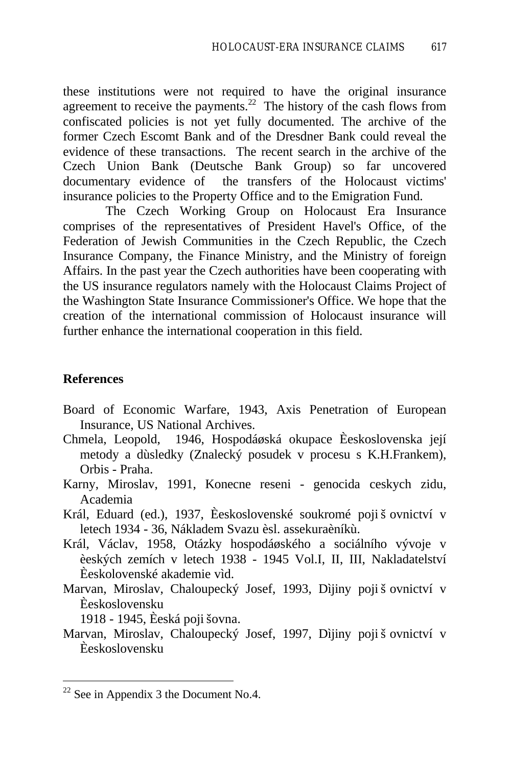these institutions were not required to have the original insurance agreement to receive the payments.[22] The history of the cash flows from confiscated policies is not yet fully documented. The archive of the former Czech Escomt Bank and of the Dresdner Bank could reveal the evidence of these transactions. The recent search in the archive of the Czech Union Bank (Deutsche Bank Group) so far uncovered documentary evidence of the transfers of the Holocaust victims' insurance policies to the Property Office and to the Emigration Fund.

The Czech Working Group on Holocaust Era Insurance comprises of the representatives of President Havel's Office, of the Federation of Jewish Communities in the Czech Republic, the Czech Insurance Company, the Finance Ministry, and the Ministry of foreign Affairs. In the past year the Czech authorities have been cooperating with the US insurance regulators namely with the Holocaust Claims Project of the Washington State Insurance Commissioner's Office. We hope that the creation of the international commission of Holocaust insurance will further enhance the international cooperation in this field.

## References

Board of Economic Warfare, 1943, Axis Penetration of European Insurance, US National Archives.

Chmela, Leopold, 1946, Hospodáøská okupace Èeskoslovenska její metody a dùsledky (Znalecký posudek v procesu s K.H.Frankem), Orbis - Praha.

Karny, Miroslav, 1991, Konecne reseni - genocida ceskych zidu, Academia

Král, Eduard (ed.), 1937, Èeskoslovenské soukromé poji š ovnictví v letech 1934 - 36, Nákladem Svazu èsl. assekuraèníkù.

Král, Václav, 1958, Otázky hospodáøského a sociálního vývoje v èeských zemích v letech 1938 - 1945 Vol.I, II, III, Nakladatelství Èeskolovenské akademie vìd.

Marvan, Miroslav, Chaloupecký Josef, 1993, Dìjiny poji š ovnictví v Èeskoslovensku
1918 - 1945, Èeská poji šovna.

Marvan, Miroslav, Chaloupecký Josef, 1997, Dìjiny poji š ovnictví v Èeskoslovensku

[22] See in Appendix 3 the Document No.4.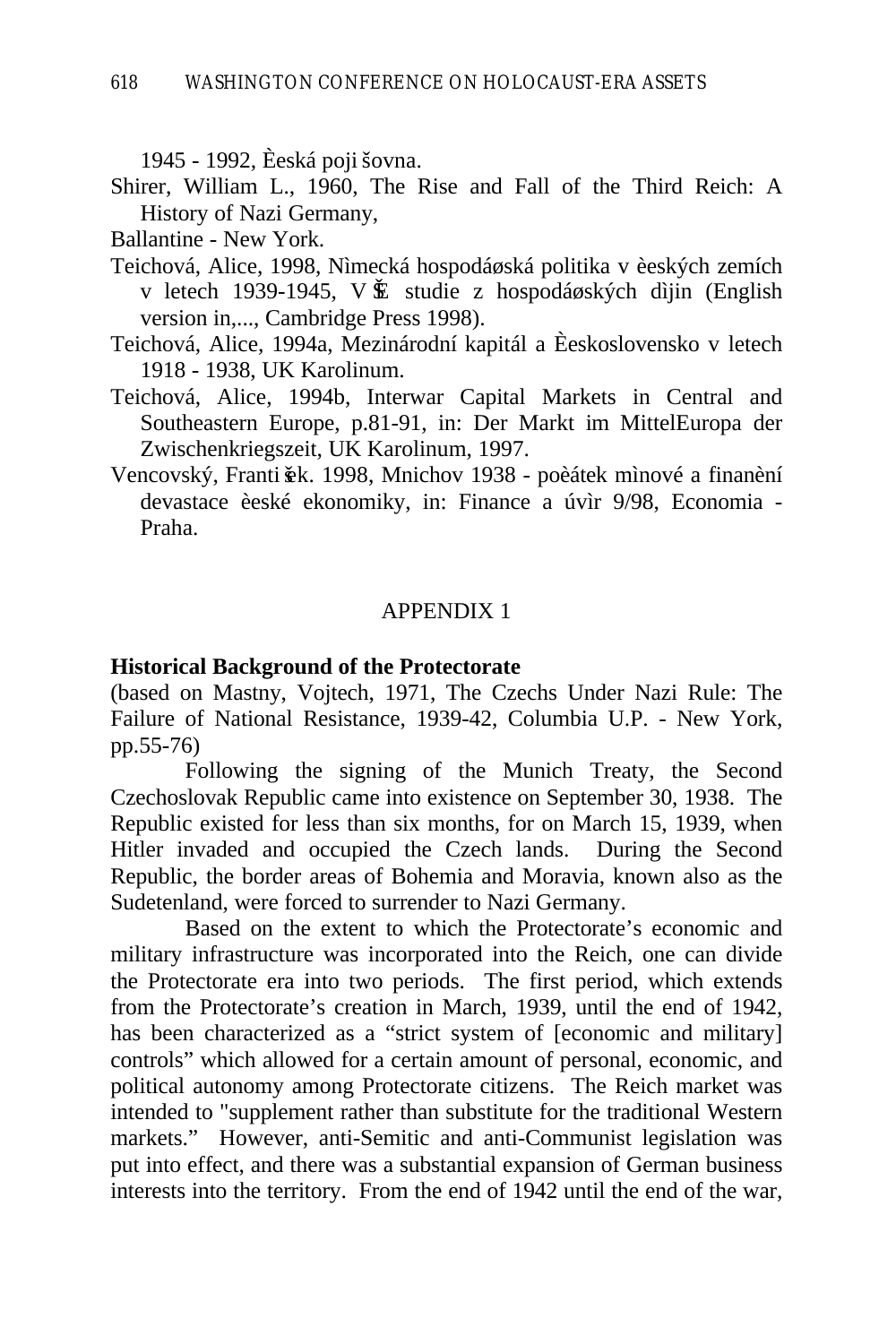1945 - 1992, Èeská poji šovna.

Shirer, William L., 1960, The Rise and Fall of the Third Reich: A History of Nazi Germany,

Ballantine - New York.

Teichová, Alice, 1998, Nìmecká hospodáøská politika v èeských zemích v letech 1939-1945, V ŠE studie z hospodáøských dìjin (English version in,..., Cambridge Press 1998).

Teichová, Alice, 1994a, Mezinárodní kapitál a Èeskoslovensko v letech 1918 - 1938, UK Karolinum.

Teichová, Alice, 1994b, Interwar Capital Markets in Central and Southeastern Europe, p.81-91, in: Der Markt im MittelEuropa der Zwischenkriegszeit, UK Karolinum, 1997.

Vencovský, Franti šek. 1998, Mnichov 1938 - poèátek mìnové a finanèní devastace èeské ekonomiky, in: Finance a úvìr 9/98, Economia - Praha.

## APPENDIX 1

**Historical Background of the Protectorate**

(based on Mastny, Vojtech, 1971, The Czechs Under Nazi Rule: The Failure of National Resistance, 1939-42, Columbia U.P. - New York, pp.55-76)

Following the signing of the Munich Treaty, the Second Czechoslovak Republic came into existence on September 30, 1938. The Republic existed for less than six months, for on March 15, 1939, when Hitler invaded and occupied the Czech lands. During the Second Republic, the border areas of Bohemia and Moravia, known also as the Sudetenland, were forced to surrender to Nazi Germany.

Based on the extent to which the Protectorate's economic and military infrastructure was incorporated into the Reich, one can divide the Protectorate era into two periods. The first period, which extends from the Protectorate's creation in March, 1939, until the end of 1942, has been characterized as a "strict system of [economic and military] controls" which allowed for a certain amount of personal, economic, and political autonomy among Protectorate citizens. The Reich market was intended to "supplement rather than substitute for the traditional Western markets." However, anti-Semitic and anti-Communist legislation was put into effect, and there was a substantial expansion of German business interests into the territory. From the end of 1942 until the end of the war,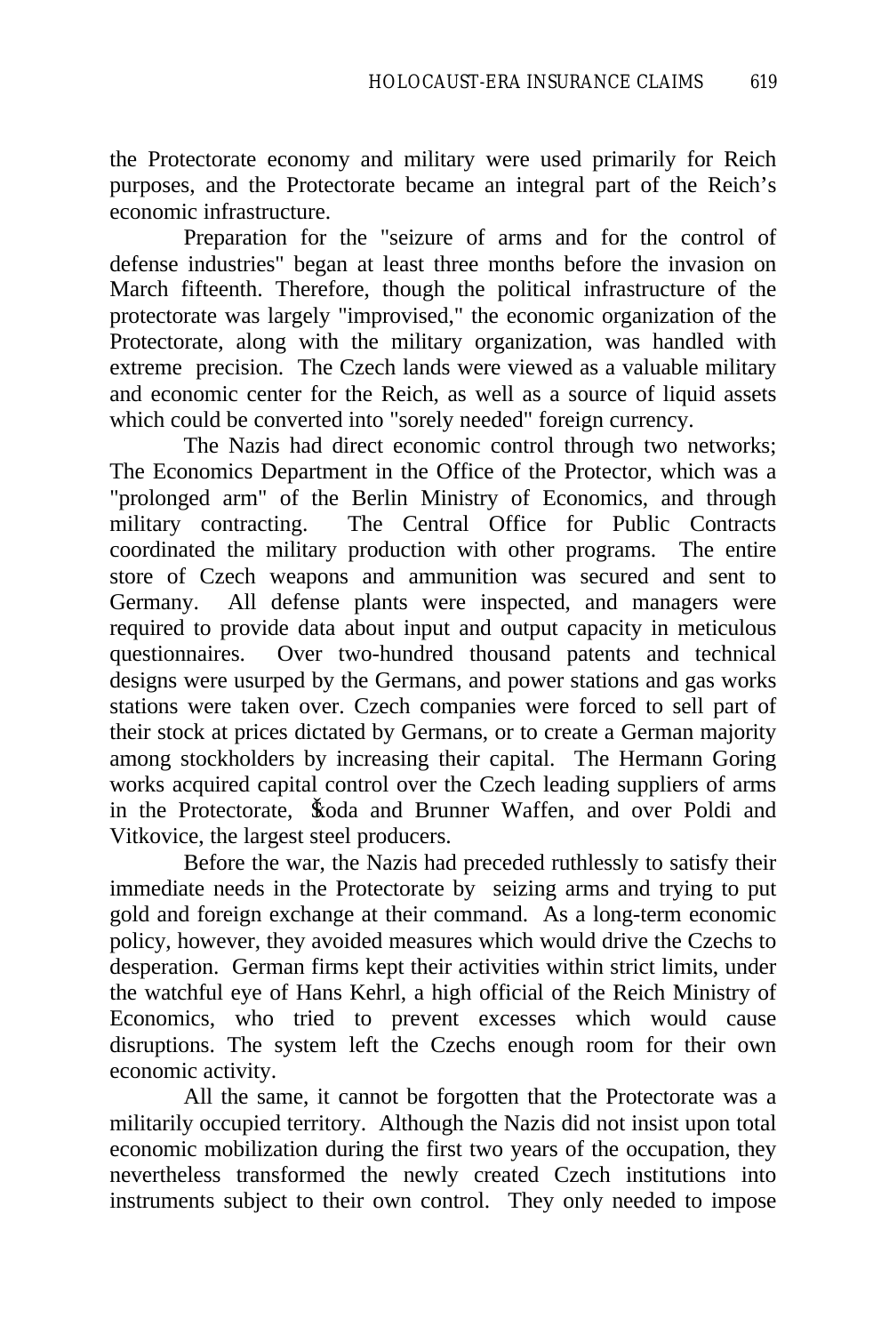the Protectorate economy and military were used primarily for Reich purposes, and the Protectorate became an integral part of the Reich's economic infrastructure.

Preparation for the "seizure of arms and for the control of defense industries" began at least three months before the invasion on March fifteenth. Therefore, though the political infrastructure of the protectorate was largely "improvised," the economic organization of the Protectorate, along with the military organization, was handled with extreme precision. The Czech lands were viewed as a valuable military and economic center for the Reich, as well as a source of liquid assets which could be converted into "sorely needed" foreign currency.

The Nazis had direct economic control through two networks; The Economics Department in the Office of the Protector, which was a "prolonged arm" of the Berlin Ministry of Economics, and through military contracting. The Central Office for Public Contracts coordinated the military production with other programs. The entire store of Czech weapons and ammunition was secured and sent to Germany. All defense plants were inspected, and managers were required to provide data about input and output capacity in meticulous questionnaires. Over two-hundred thousand patents and technical designs were usurped by the Germans, and power stations and gas works stations were taken over. Czech companies were forced to sell part of their stock at prices dictated by Germans, or to create a German majority among stockholders by increasing their capital. The Hermann Goring works acquired capital control over the Czech leading suppliers of arms in the Protectorate, Škoda and Brunner Waffen, and over Poldi and Vitkovice, the largest steel producers.

Before the war, the Nazis had preceded ruthlessly to satisfy their immediate needs in the Protectorate by seizing arms and trying to put gold and foreign exchange at their command. As a long-term economic policy, however, they avoided measures which would drive the Czechs to desperation. German firms kept their activities within strict limits, under the watchful eye of Hans Kehrl, a high official of the Reich Ministry of Economics, who tried to prevent excesses which would cause disruptions. The system left the Czechs enough room for their own economic activity.

All the same, it cannot be forgotten that the Protectorate was a militarily occupied territory. Although the Nazis did not insist upon total economic mobilization during the first two years of the occupation, they nevertheless transformed the newly created Czech institutions into instruments subject to their own control. They only needed to impose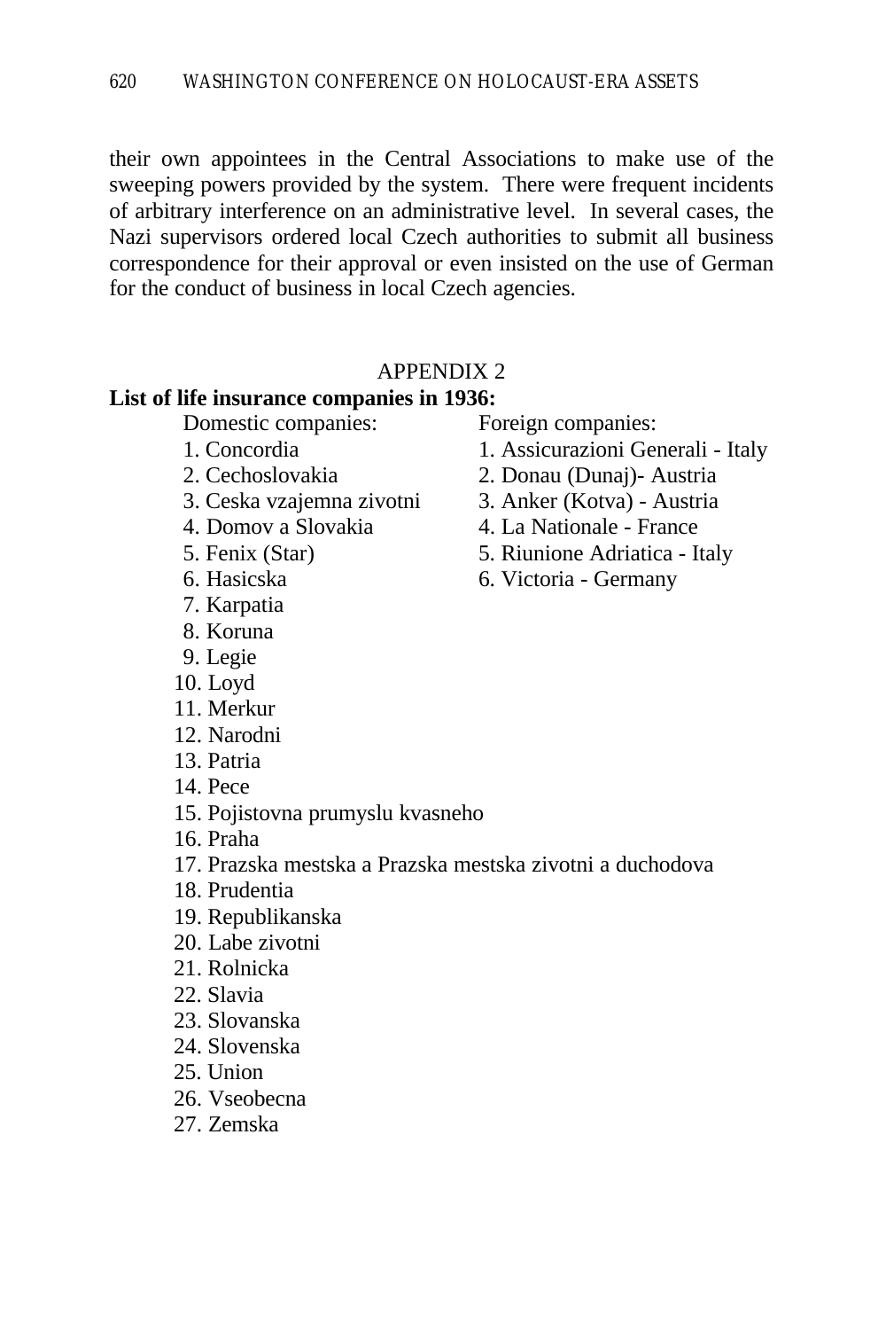their own appointees in the Central Associations to make use of the sweeping powers provided by the system. There were frequent incidents of arbitrary interference on an administrative level. In several cases, the Nazi supervisors ordered local Czech authorities to submit all business correspondence for their approval or even insisted on the use of German for the conduct of business in local Czech agencies.

## APPENDIX 2

**List of life insurance companies in 1936:**

Domestic companies:

1. Concordia
2. Cechoslovakia
3. Ceska vzajemna zivotni
4. Domov a Slovakia
5. Fenix (Star)
6. Hasicska
7. Karpatia
8. Koruna
9. Legie
10. Loyd
11. Merkur
12. Narodni
13. Patria
14. Pece
15. Pojistovna prumyslu kvasneho
16. Praha
17. Prazska mestska a Prazska mestska zivotni a duchodova
18. Prudentia
19. Republikanska
20. Labe zivotni
21. Rolnicka
22. Slavia
23. Slovanska
24. Slovenska
25. Union
26. Vseobecna
27. Zemska

Foreign companies:

1. Assicurazioni Generali - Italy
2. Donau (Dunaj)- Austria
3. Anker (Kotva) - Austria
4. La Nationale - France
5. Riunione Adriatica - Italy
6. Victoria - Germany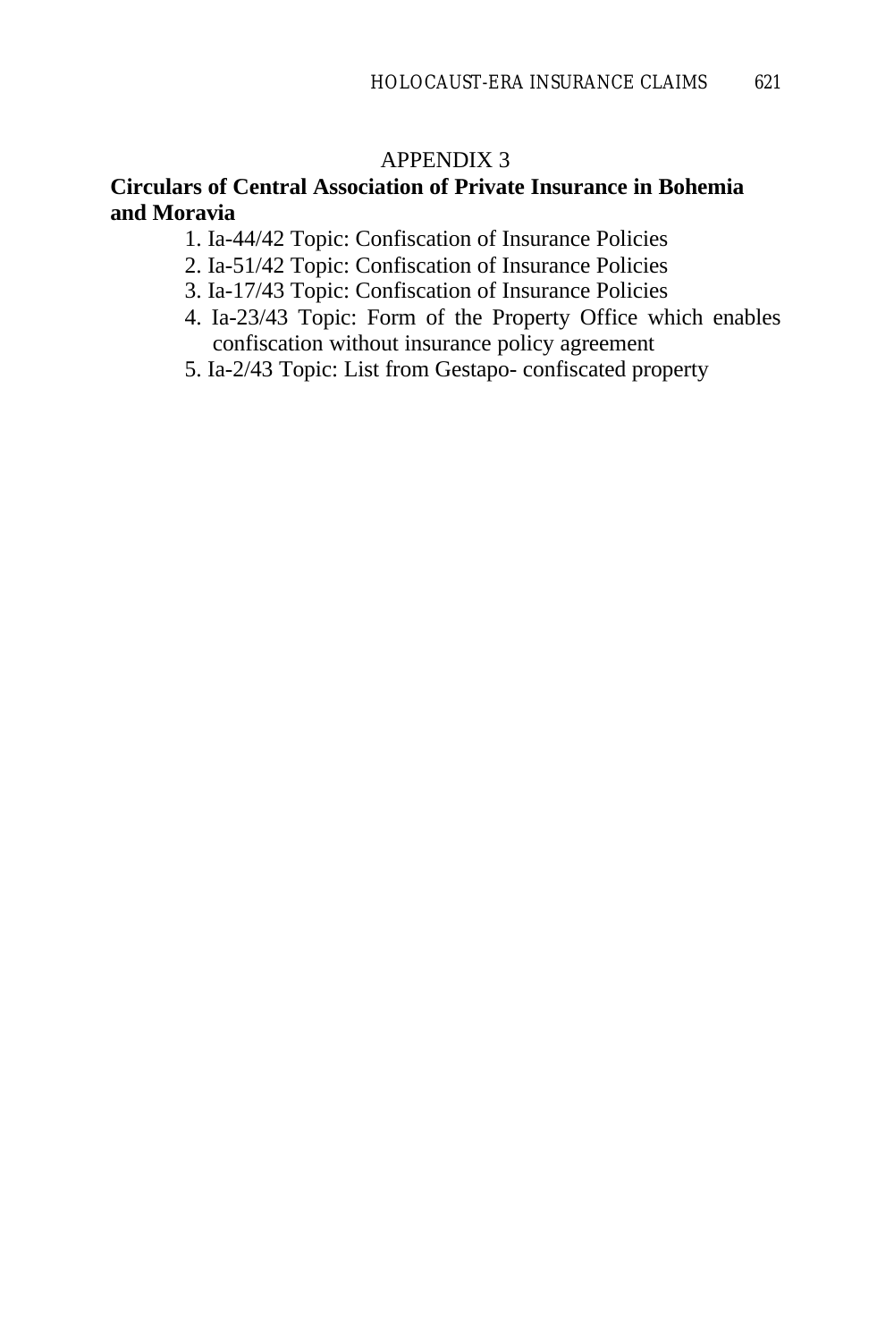# APPENDIX 3

**Circulars of Central Association of Private Insurance in Bohemia and Moravia**

1. Ia-44/42 Topic: Confiscation of Insurance Policies
2. Ia-51/42 Topic: Confiscation of Insurance Policies
3. Ia-17/43 Topic: Confiscation of Insurance Policies
4. Ia-23/43 Topic: Form of the Property Office which enables confiscation without insurance policy agreement
5. Ia-2/43 Topic: List from Gestapo- confiscated property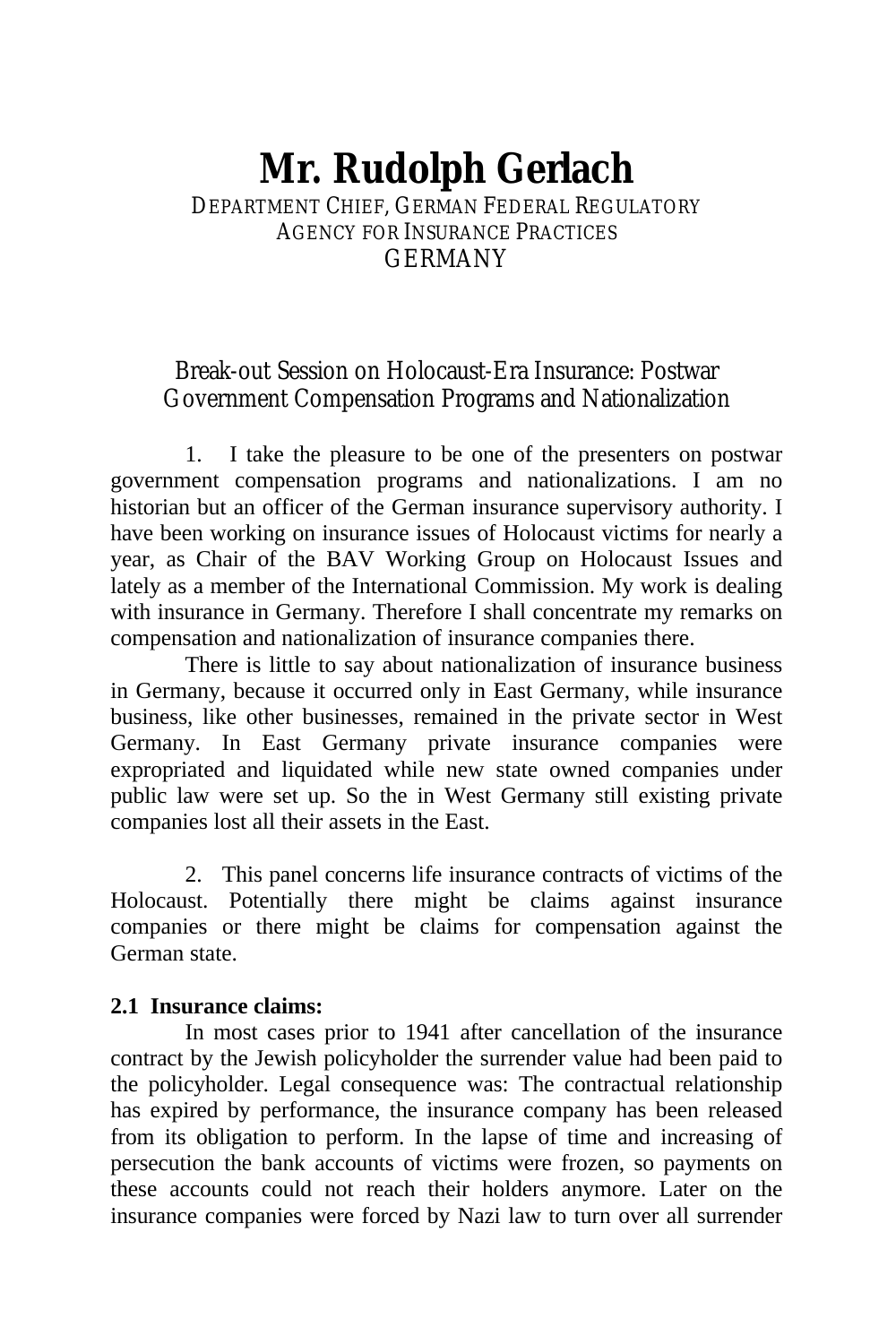# Mr. Rudolph Gerlach

DEPARTMENT CHIEF, GERMAN FEDERAL REGULATORY AGENCY FOR INSURANCE PRACTICES
GERMANY

## Break-out Session on Holocaust-Era Insurance: Postwar Government Compensation Programs and Nationalization

1. I take the pleasure to be one of the presenters on postwar government compensation programs and nationalizations. I am no historian but an officer of the German insurance supervisory authority. I have been working on insurance issues of Holocaust victims for nearly a year, as Chair of the BAV Working Group on Holocaust Issues and lately as a member of the International Commission. My work is dealing with insurance in Germany. Therefore I shall concentrate my remarks on compensation and nationalization of insurance companies there.

There is little to say about nationalization of insurance business in Germany, because it occurred only in East Germany, while insurance business, like other businesses, remained in the private sector in West Germany. In East Germany private insurance companies were expropriated and liquidated while new state owned companies under public law were set up. So the in West Germany still existing private companies lost all their assets in the East.

2. This panel concerns life insurance contracts of victims of the Holocaust. Potentially there might be claims against insurance companies or there might be claims for compensation against the German state.

**2.1 Insurance claims:**

In most cases prior to 1941 after cancellation of the insurance contract by the Jewish policyholder the surrender value had been paid to the policyholder. Legal consequence was: The contractual relationship has expired by performance, the insurance company has been released from its obligation to perform. In the lapse of time and increasing of persecution the bank accounts of victims were frozen, so payments on these accounts could not reach their holders anymore. Later on the insurance companies were forced by Nazi law to turn over all surrender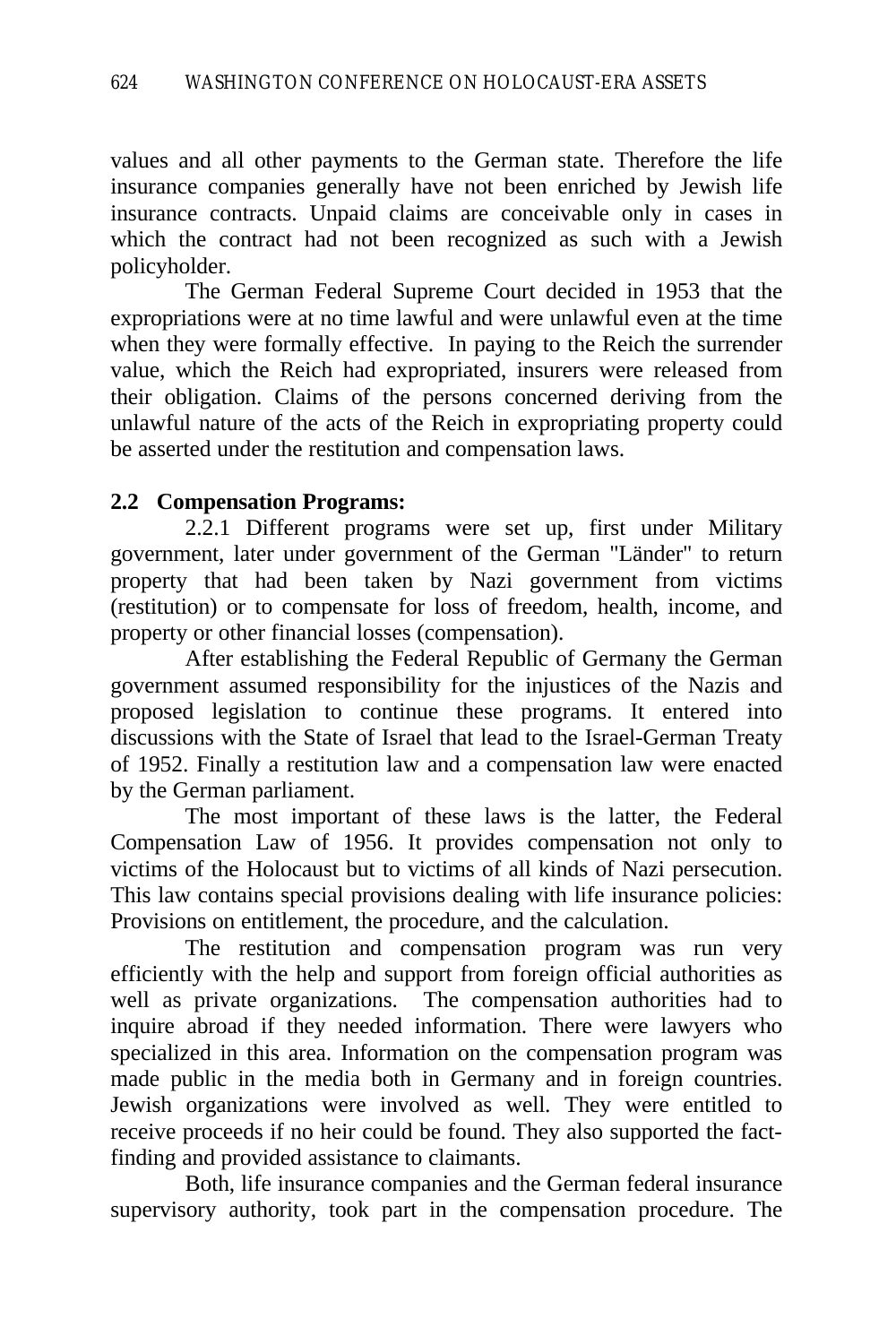values and all other payments to the German state. Therefore the life insurance companies generally have not been enriched by Jewish life insurance contracts. Unpaid claims are conceivable only in cases in which the contract had not been recognized as such with a Jewish policyholder.

The German Federal Supreme Court decided in 1953 that the expropriations were at no time lawful and were unlawful even at the time when they were formally effective. In paying to the Reich the surrender value, which the Reich had expropriated, insurers were released from their obligation. Claims of the persons concerned deriving from the unlawful nature of the acts of the Reich in expropriating property could be asserted under the restitution and compensation laws.

**2.2 Compensation Programs:**

2.2.1 Different programs were set up, first under Military government, later under government of the German "Länder" to return property that had been taken by Nazi government from victims (restitution) or to compensate for loss of freedom, health, income, and property or other financial losses (compensation).

After establishing the Federal Republic of Germany the German government assumed responsibility for the injustices of the Nazis and proposed legislation to continue these programs. It entered into discussions with the State of Israel that lead to the Israel-German Treaty of 1952. Finally a restitution law and a compensation law were enacted by the German parliament.

The most important of these laws is the latter, the Federal Compensation Law of 1956. It provides compensation not only to victims of the Holocaust but to victims of all kinds of Nazi persecution. This law contains special provisions dealing with life insurance policies: Provisions on entitlement, the procedure, and the calculation.

The restitution and compensation program was run very efficiently with the help and support from foreign official authorities as well as private organizations. The compensation authorities had to inquire abroad if they needed information. There were lawyers who specialized in this area. Information on the compensation program was made public in the media both in Germany and in foreign countries. Jewish organizations were involved as well. They were entitled to receive proceeds if no heir could be found. They also supported the fact-finding and provided assistance to claimants.

Both, life insurance companies and the German federal insurance supervisory authority, took part in the compensation procedure. The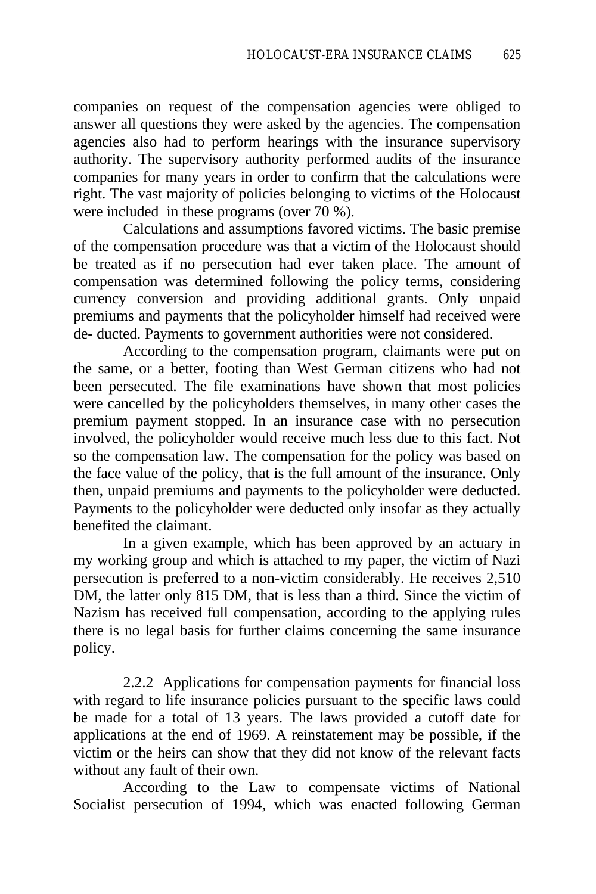companies on request of the compensation agencies were obliged to answer all questions they were asked by the agencies. The compensation agencies also had to perform hearings with the insurance supervisory authority. The supervisory authority performed audits of the insurance companies for many years in order to confirm that the calculations were right. The vast majority of policies belonging to victims of the Holocaust were included in these programs (over 70 %).

Calculations and assumptions favored victims. The basic premise of the compensation procedure was that a victim of the Holocaust should be treated as if no persecution had ever taken place. The amount of compensation was determined following the policy terms, considering currency conversion and providing additional grants. Only unpaid premiums and payments that the policyholder himself had received were de- ducted. Payments to government authorities were not considered.

According to the compensation program, claimants were put on the same, or a better, footing than West German citizens who had not been persecuted. The file examinations have shown that most policies were cancelled by the policyholders themselves, in many other cases the premium payment stopped. In an insurance case with no persecution involved, the policyholder would receive much less due to this fact. Not so the compensation law. The compensation for the policy was based on the face value of the policy, that is the full amount of the insurance. Only then, unpaid premiums and payments to the policyholder were deducted. Payments to the policyholder were deducted only insofar as they actually benefited the claimant.

In a given example, which has been approved by an actuary in my working group and which is attached to my paper, the victim of Nazi persecution is preferred to a non-victim considerably. He receives 2,510 DM, the latter only 815 DM, that is less than a third. Since the victim of Nazism has received full compensation, according to the applying rules there is no legal basis for further claims concerning the same insurance policy.

2.2.2 Applications for compensation payments for financial loss with regard to life insurance policies pursuant to the specific laws could be made for a total of 13 years. The laws provided a cutoff date for applications at the end of 1969. A reinstatement may be possible, if the victim or the heirs can show that they did not know of the relevant facts without any fault of their own.

According to the Law to compensate victims of National Socialist persecution of 1994, which was enacted following German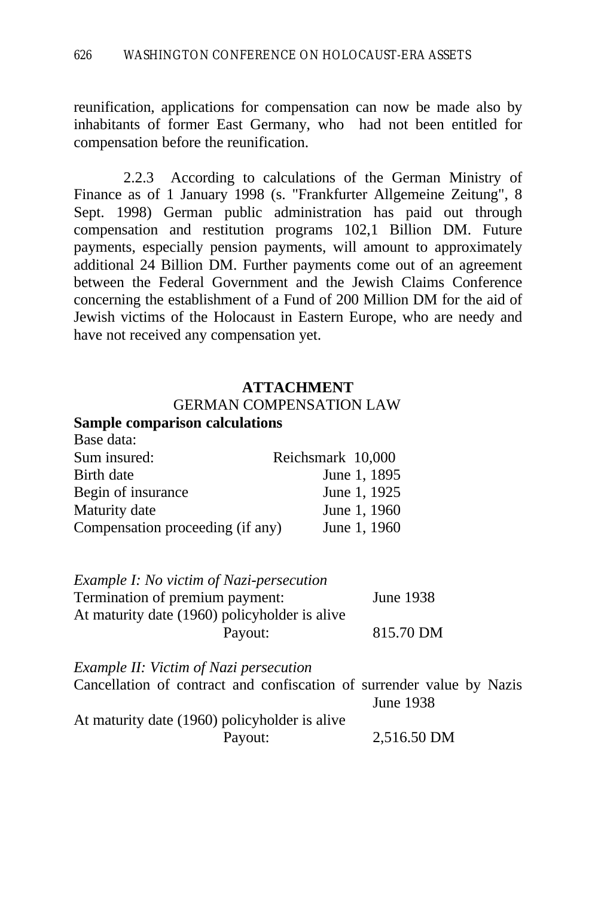reunification, applications for compensation can now be made also by inhabitants of former East Germany, who had not been entitled for compensation before the reunification.

2.2.3 According to calculations of the German Ministry of Finance as of 1 January 1998 (s. "Frankfurter Allgemeine Zeitung", 8 Sept. 1998) German public administration has paid out through compensation and restitution programs 102,1 Billion DM. Future payments, especially pension payments, will amount to approximately additional 24 Billion DM. Further payments come out of an agreement between the Federal Government and the Jewish Claims Conference concerning the establishment of a Fund of 200 Million DM for the aid of Jewish victims of the Holocaust in Eastern Europe, who are needy and have not received any compensation yet.

## ATTACHMENT

### GERMAN COMPENSATION LAW

**Sample comparison calculations**

Base data:

| | |
|---|---|
| Sum insured: | Reichsmark 10,000 |
| Birth date | June 1, 1895 |
| Begin of insurance | June 1, 1925 |
| Maturity date | June 1, 1960 |
| Compensation proceeding (if any) | June 1, 1960 |

*Example I: No victim of Nazi-persecution*

Termination of premium payment: June 1938

At maturity date (1960) policyholder is alive

Payout: 815.70 DM

*Example II: Victim of Nazi persecution*

Cancellation of contract and confiscation of surrender value by Nazis June 1938

At maturity date (1960) policyholder is alive

Payout: 2,516.50 DM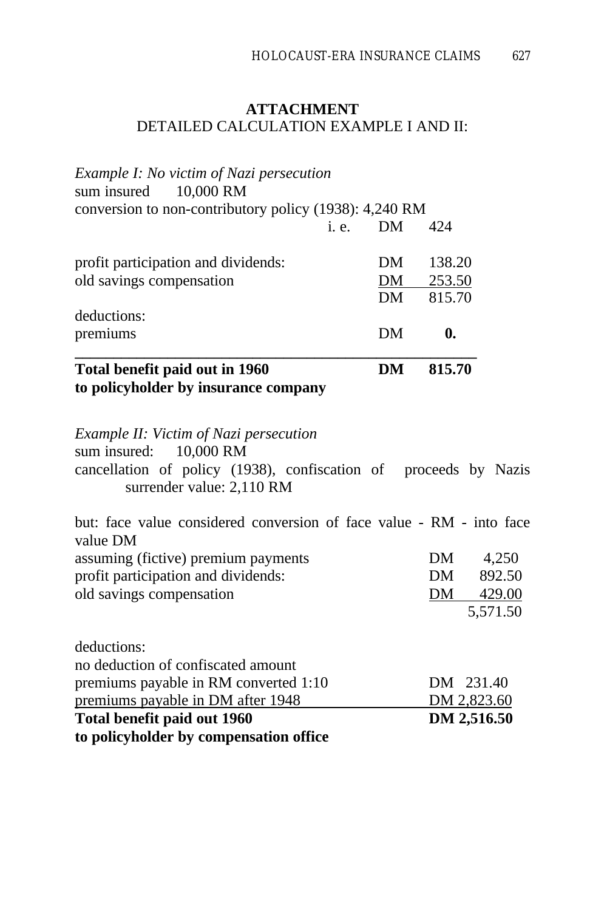**ATTACHMENT**

DETAILED CALCULATION EXAMPLE I AND II:

*Example I: No victim of Nazi persecution*

sum insured 10,000 RM

conversion to non-contributory policy (1938): 4,240 RM

| | | |
|---|---|---|
| i. e. | DM | 424 |
| profit participation and dividends: | DM | 138.20 |
| old savings compensation | DM | 253.50 |
| | DM | 815.70 |
| deductions: | | |
| premiums | DM | **0.** |
| **Total benefit paid out in 1960 to policyholder by insurance company** | **DM** | **815.70** |

*Example II: Victim of Nazi persecution*

sum insured: 10,000 RM

cancellation of policy (1938), confiscation of proceeds by Nazis
surrender value: 2,110 RM

but: face value considered conversion of face value - RM - into face value DM

| | | |
|---|---|---|
| assuming (fictive) premium payments | DM | 4,250 |
| profit participation and dividends: | DM | 892.50 |
| old savings compensation | DM | 429.00 |
| | | 5,571.50 |
| deductions: | | |
| no deduction of confiscated amount | | |
| premiums payable in RM converted 1:10 | DM | 231.40 |
| premiums payable in DM after 1948 | DM | 2,823.60 |
| **Total benefit paid out 1960 to policyholder by compensation office** | **DM** | **2,516.50** |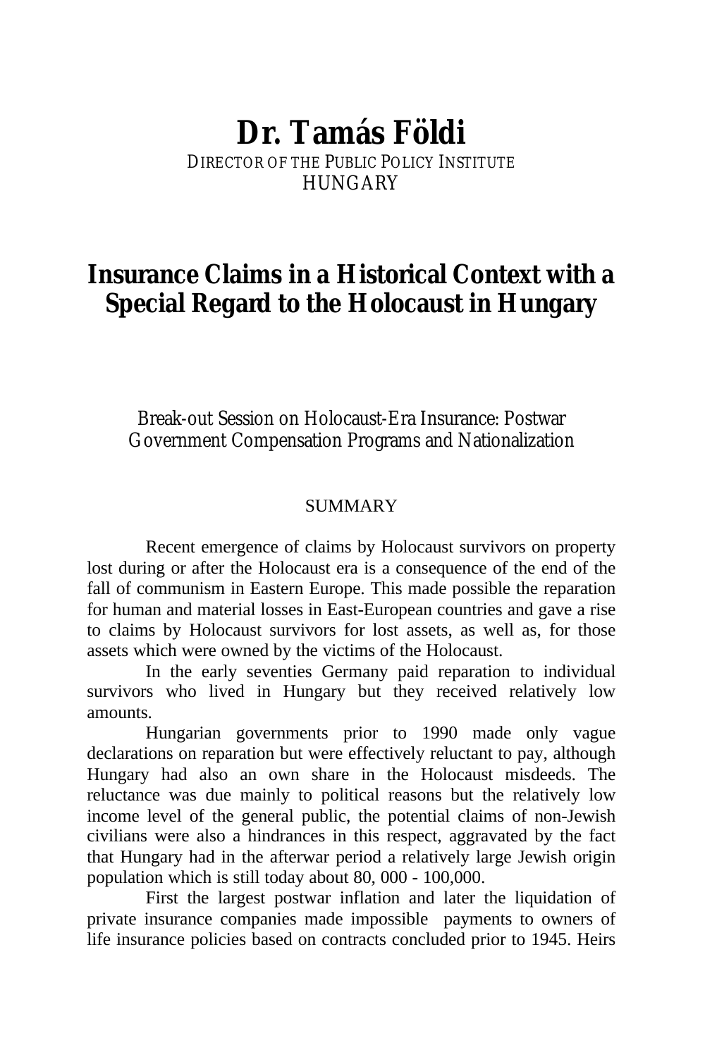# Dr. Tamás Földi

DIRECTOR OF THE PUBLIC POLICY INSTITUTE
HUNGARY

## Insurance Claims in a Historical Context with a Special Regard to the Holocaust in Hungary

Break-out Session on Holocaust-Era Insurance: Postwar Government Compensation Programs and Nationalization

SUMMARY

Recent emergence of claims by Holocaust survivors on property lost during or after the Holocaust era is a consequence of the end of the fall of communism in Eastern Europe. This made possible the reparation for human and material losses in East-European countries and gave a rise to claims by Holocaust survivors for lost assets, as well as, for those assets which were owned by the victims of the Holocaust.

In the early seventies Germany paid reparation to individual survivors who lived in Hungary but they received relatively low amounts.

Hungarian governments prior to 1990 made only vague declarations on reparation but were effectively reluctant to pay, although Hungary had also an own share in the Holocaust misdeeds. The reluctance was due mainly to political reasons but the relatively low income level of the general public, the potential claims of non-Jewish civilians were also a hindrances in this respect, aggravated by the fact that Hungary had in the afterwar period a relatively large Jewish origin population which is still today about 80, 000 - 100,000.

First the largest postwar inflation and later the liquidation of private insurance companies made impossible payments to owners of life insurance policies based on contracts concluded prior to 1945. Heirs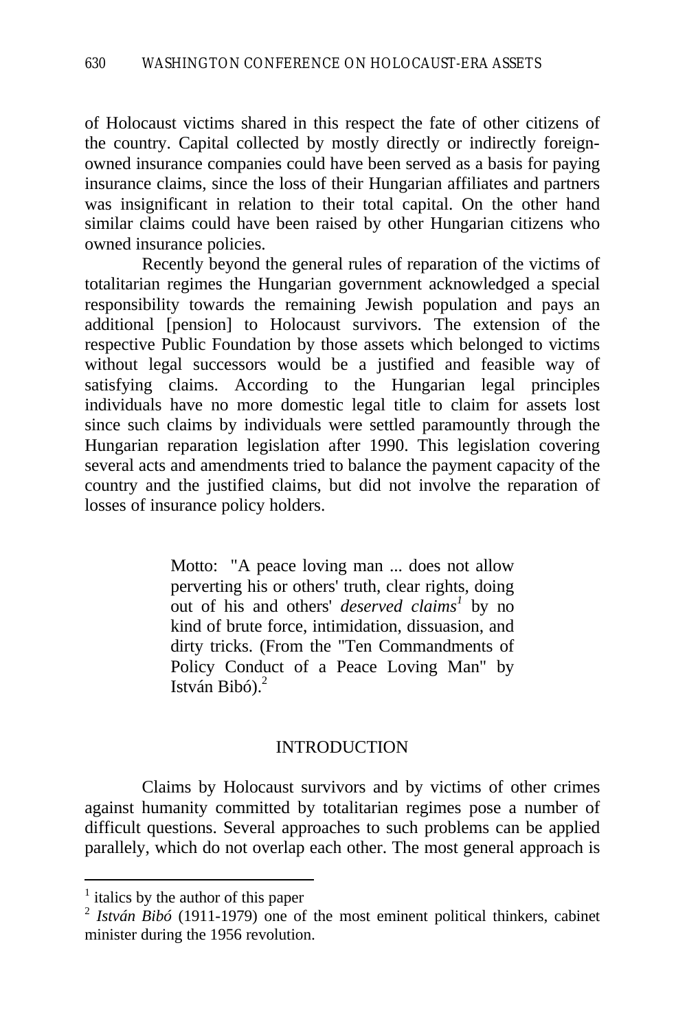of Holocaust victims shared in this respect the fate of other citizens of the country. Capital collected by mostly directly or indirectly foreign-owned insurance companies could have been served as a basis for paying insurance claims, since the loss of their Hungarian affiliates and partners was insignificant in relation to their total capital. On the other hand similar claims could have been raised by other Hungarian citizens who owned insurance policies.

Recently beyond the general rules of reparation of the victims of totalitarian regimes the Hungarian government acknowledged a special responsibility towards the remaining Jewish population and pays an additional [pension] to Holocaust survivors. The extension of the respective Public Foundation by those assets which belonged to victims without legal successors would be a justified and feasible way of satisfying claims. According to the Hungarian legal principles individuals have no more domestic legal title to claim for assets lost since such claims by individuals were settled paramountly through the Hungarian reparation legislation after 1990. This legislation covering several acts and amendments tried to balance the payment capacity of the country and the justified claims, but did not involve the reparation of losses of insurance policy holders.

> Motto: "A peace loving man ... does not allow perverting his or others' truth, clear rights, doing out of his and others' *deserved claims*[1] by no kind of brute force, intimidation, dissuasion, and dirty tricks. (From the "Ten Commandments of Policy Conduct of a Peace Loving Man" by István Bibó).[2]

## INTRODUCTION

Claims by Holocaust survivors and by victims of other crimes against humanity committed by totalitarian regimes pose a number of difficult questions. Several approaches to such problems can be applied parallely, which do not overlap each other. The most general approach is

---

[1] italics by the author of this paper

[2] *István Bibó* (1911-1979) one of the most eminent political thinkers, cabinet minister during the 1956 revolution.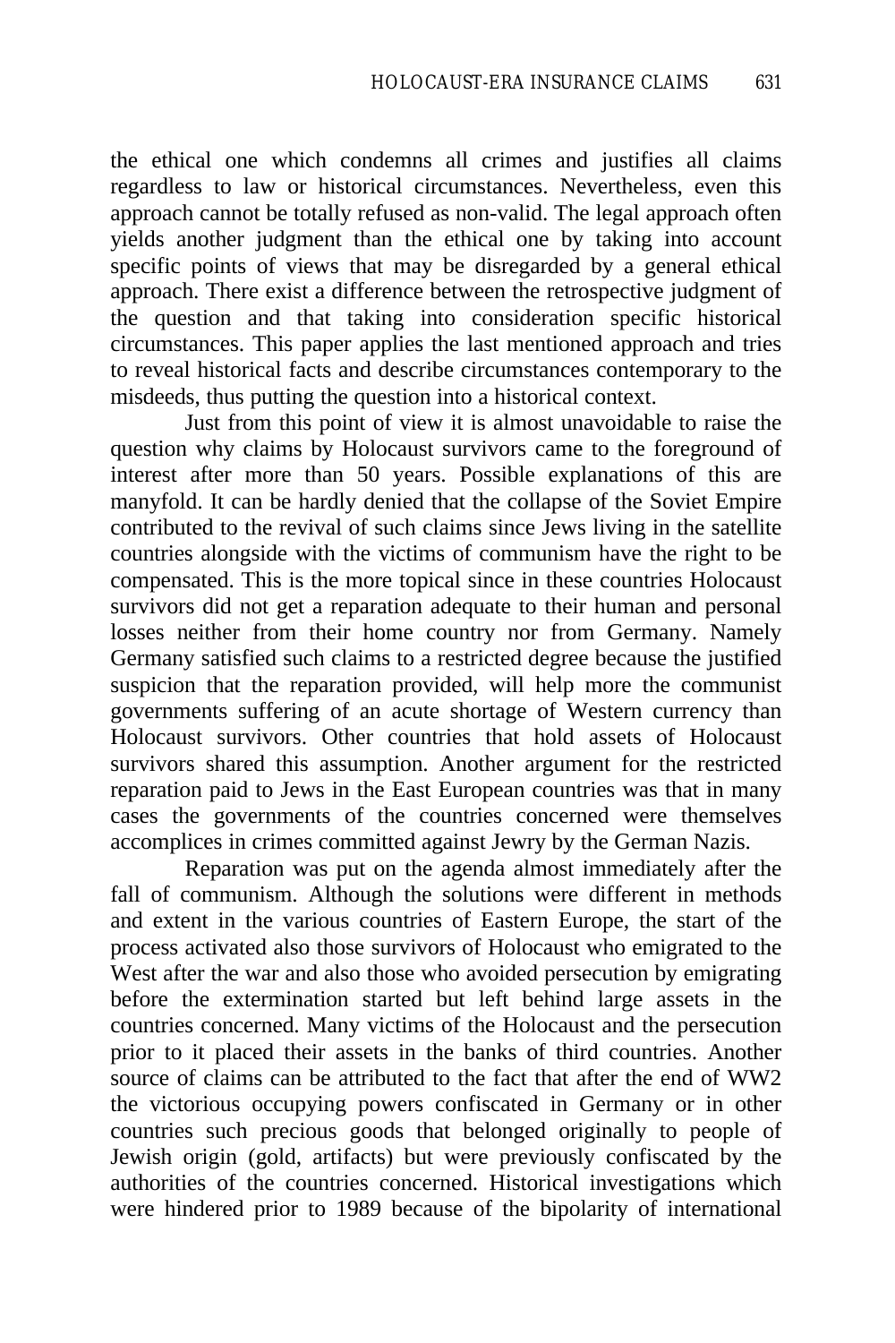the ethical one which condemns all crimes and justifies all claims regardless to law or historical circumstances. Nevertheless, even this approach cannot be totally refused as non-valid. The legal approach often yields another judgment than the ethical one by taking into account specific points of views that may be disregarded by a general ethical approach. There exist a difference between the retrospective judgment of the question and that taking into consideration specific historical circumstances. This paper applies the last mentioned approach and tries to reveal historical facts and describe circumstances contemporary to the misdeeds, thus putting the question into a historical context.

Just from this point of view it is almost unavoidable to raise the question why claims by Holocaust survivors came to the foreground of interest after more than 50 years. Possible explanations of this are manyfold. It can be hardly denied that the collapse of the Soviet Empire contributed to the revival of such claims since Jews living in the satellite countries alongside with the victims of communism have the right to be compensated. This is the more topical since in these countries Holocaust survivors did not get a reparation adequate to their human and personal losses neither from their home country nor from Germany. Namely Germany satisfied such claims to a restricted degree because the justified suspicion that the reparation provided, will help more the communist governments suffering of an acute shortage of Western currency than Holocaust survivors. Other countries that hold assets of Holocaust survivors shared this assumption. Another argument for the restricted reparation paid to Jews in the East European countries was that in many cases the governments of the countries concerned were themselves accomplices in crimes committed against Jewry by the German Nazis.

Reparation was put on the agenda almost immediately after the fall of communism. Although the solutions were different in methods and extent in the various countries of Eastern Europe, the start of the process activated also those survivors of Holocaust who emigrated to the West after the war and also those who avoided persecution by emigrating before the extermination started but left behind large assets in the countries concerned. Many victims of the Holocaust and the persecution prior to it placed their assets in the banks of third countries. Another source of claims can be attributed to the fact that after the end of WW2 the victorious occupying powers confiscated in Germany or in other countries such precious goods that belonged originally to people of Jewish origin (gold, artifacts) but were previously confiscated by the authorities of the countries concerned. Historical investigations which were hindered prior to 1989 because of the bipolarity of international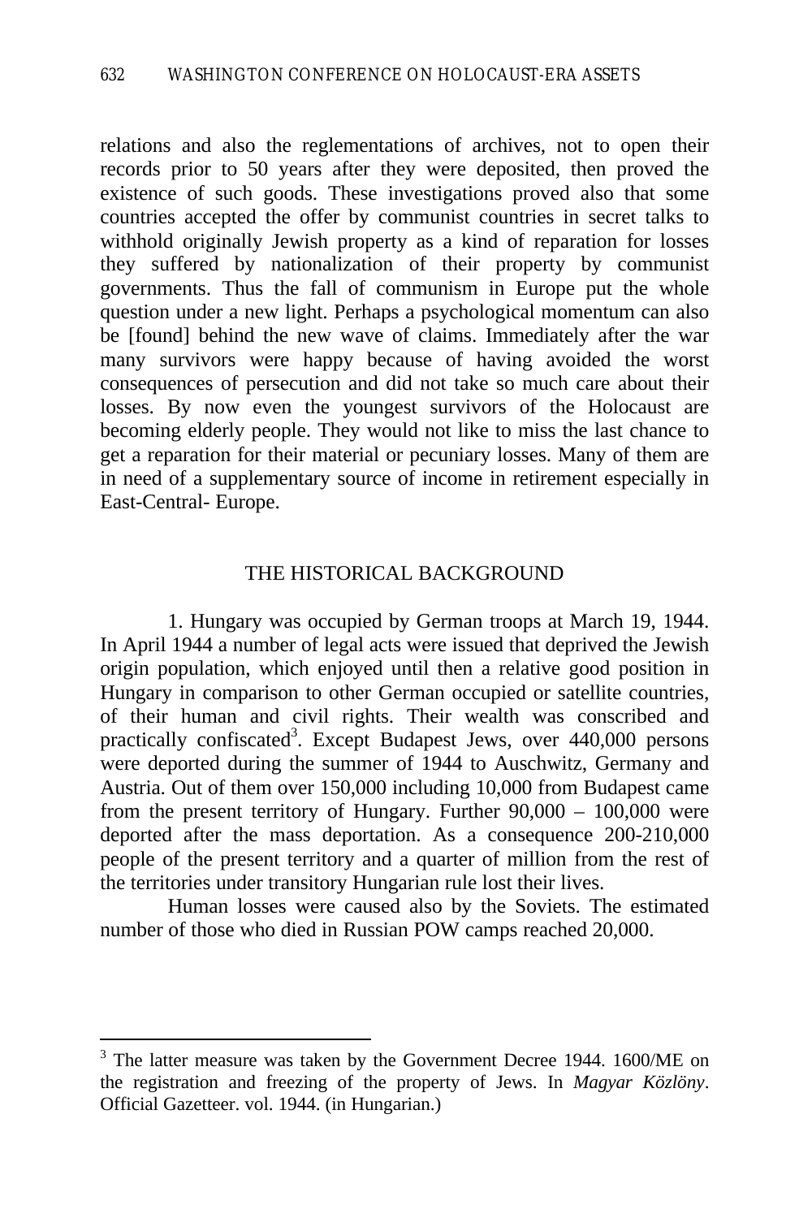relations and also the reglementations of archives, not to open their records prior to 50 years after they were deposited, then proved the existence of such goods. These investigations proved also that some countries accepted the offer by communist countries in secret talks to withhold originally Jewish property as a kind of reparation for losses they suffered by nationalization of their property by communist governments. Thus the fall of communism in Europe put the whole question under a new light. Perhaps a psychological momentum can also be [found] behind the new wave of claims. Immediately after the war many survivors were happy because of having avoided the worst consequences of persecution and did not take so much care about their losses. By now even the youngest survivors of the Holocaust are becoming elderly people. They would not like to miss the last chance to get a reparation for their material or pecuniary losses. Many of them are in need of a supplementary source of income in retirement especially in East-Central- Europe.

## THE HISTORICAL BACKGROUND

1. Hungary was occupied by German troops at March 19, 1944. In April 1944 a number of legal acts were issued that deprived the Jewish origin population, which enjoyed until then a relative good position in Hungary in comparison to other German occupied or satellite countries, of their human and civil rights. Their wealth was conscribed and practically confiscated[3]. Except Budapest Jews, over 440,000 persons were deported during the summer of 1944 to Auschwitz, Germany and Austria. Out of them over 150,000 including 10,000 from Budapest came from the present territory of Hungary. Further 90,000 – 100,000 were deported after the mass deportation. As a consequence 200-210,000 people of the present territory and a quarter of million from the rest of the territories under transitory Hungarian rule lost their lives.

Human losses were caused also by the Soviets. The estimated number of those who died in Russian POW camps reached 20,000.

[3] The latter measure was taken by the Government Decree 1944. 1600/ME on the registration and freezing of the property of Jews. In *Magyar Közlöny*. Official Gazetteer. vol. 1944. (in Hungarian.)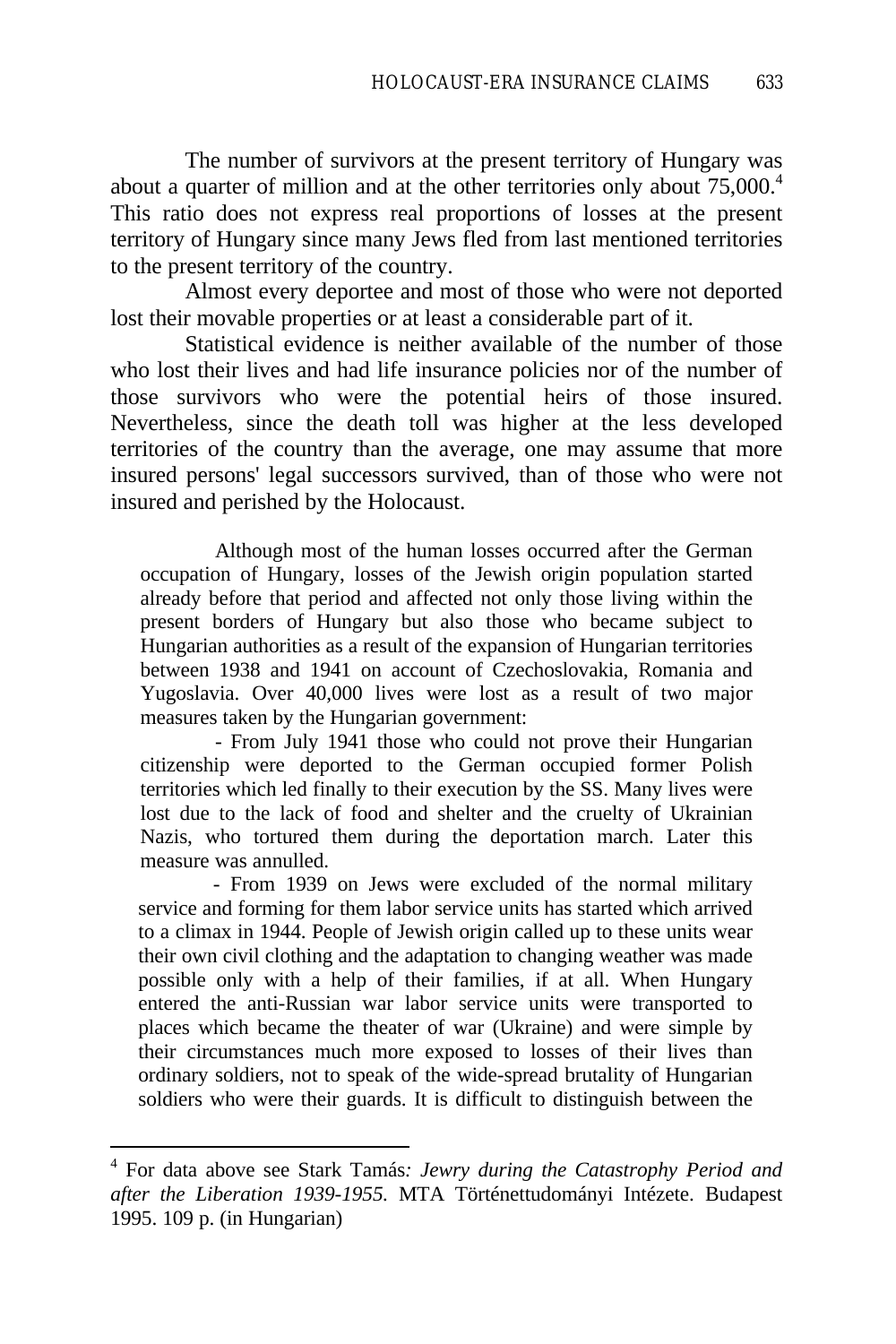The number of survivors at the present territory of Hungary was about a quarter of million and at the other territories only about 75,000.[4] This ratio does not express real proportions of losses at the present territory of Hungary since many Jews fled from last mentioned territories to the present territory of the country.

Almost every deportee and most of those who were not deported lost their movable properties or at least a considerable part of it.

Statistical evidence is neither available of the number of those who lost their lives and had life insurance policies nor of the number of those survivors who were the potential heirs of those insured. Nevertheless, since the death toll was higher at the less developed territories of the country than the average, one may assume that more insured persons' legal successors survived, than of those who were not insured and perished by the Holocaust.

> Although most of the human losses occurred after the German occupation of Hungary, losses of the Jewish origin population started already before that period and affected not only those living within the present borders of Hungary but also those who became subject to Hungarian authorities as a result of the expansion of Hungarian territories between 1938 and 1941 on account of Czechoslovakia, Romania and Yugoslavia. Over 40,000 lives were lost as a result of two major measures taken by the Hungarian government:
>
> - From July 1941 those who could not prove their Hungarian citizenship were deported to the German occupied former Polish territories which led finally to their execution by the SS. Many lives were lost due to the lack of food and shelter and the cruelty of Ukrainian Nazis, who tortured them during the deportation march. Later this measure was annulled.
>
> - From 1939 on Jews were excluded of the normal military service and forming for them labor service units has started which arrived to a climax in 1944. People of Jewish origin called up to these units wear their own civil clothing and the adaptation to changing weather was made possible only with a help of their families, if at all. When Hungary entered the anti-Russian war labor service units were transported to places which became the theater of war (Ukraine) and were simple by their circumstances much more exposed to losses of their lives than ordinary soldiers, not to speak of the wide-spread brutality of Hungarian soldiers who were their guards. It is difficult to distinguish between the

---

[4] For data above see Stark Tamás: *Jewry during the Catastrophy Period and after the Liberation 1939-1955.* MTA Történettudományi Intézete. Budapest 1995. 109 p. (in Hungarian)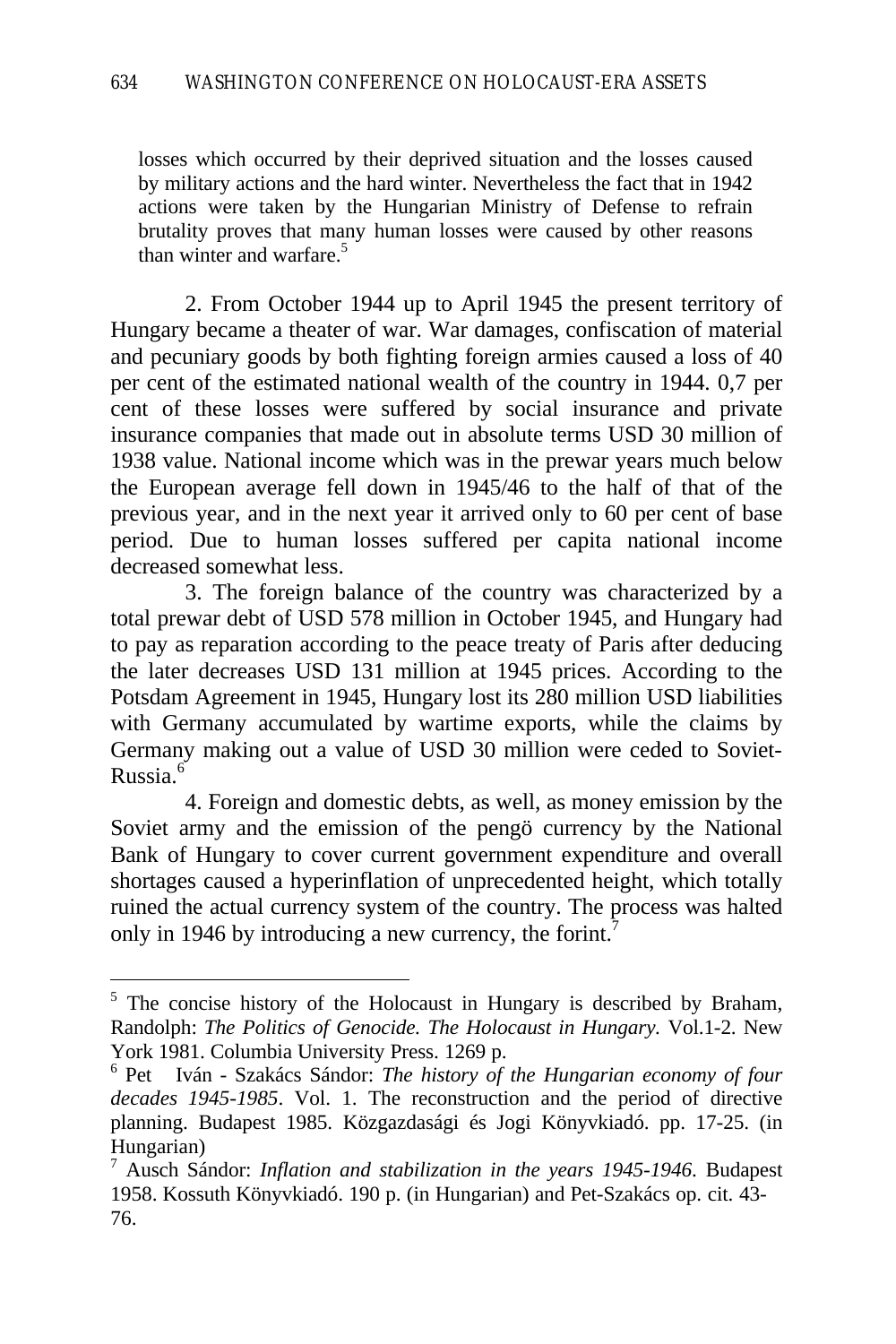losses which occurred by their deprived situation and the losses caused by military actions and the hard winter. Nevertheless the fact that in 1942 actions were taken by the Hungarian Ministry of Defense to refrain brutality proves that many human losses were caused by other reasons than winter and warfare.[5]

2. From October 1944 up to April 1945 the present territory of Hungary became a theater of war. War damages, confiscation of material and pecuniary goods by both fighting foreign armies caused a loss of 40 per cent of the estimated national wealth of the country in 1944. 0,7 per cent of these losses were suffered by social insurance and private insurance companies that made out in absolute terms USD 30 million of 1938 value. National income which was in the prewar years much below the European average fell down in 1945/46 to the half of that of the previous year, and in the next year it arrived only to 60 per cent of base period. Due to human losses suffered per capita national income decreased somewhat less.

3. The foreign balance of the country was characterized by a total prewar debt of USD 578 million in October 1945, and Hungary had to pay as reparation according to the peace treaty of Paris after deducing the later decreases USD 131 million at 1945 prices. According to the Potsdam Agreement in 1945, Hungary lost its 280 million USD liabilities with Germany accumulated by wartime exports, while the claims by Germany making out a value of USD 30 million were ceded to Soviet-Russia.[6]

4. Foreign and domestic debts, as well, as money emission by the Soviet army and the emission of the pengö currency by the National Bank of Hungary to cover current government expenditure and overall shortages caused a hyperinflation of unprecedented height, which totally ruined the actual currency system of the country. The process was halted only in 1946 by introducing a new currency, the forint.[7]

---

[5] The concise history of the Holocaust in Hungary is described by Braham, Randolph: *The Politics of Genocide. The Holocaust in Hungary.* Vol.1-2. New York 1981. Columbia University Press. 1269 p.

[6] Pet Iván - Szakács Sándor: *The history of the Hungarian economy of four decades 1945-1985*. Vol. 1. The reconstruction and the period of directive planning. Budapest 1985. Közgazdasági és Jogi Könyvkiadó. pp. 17-25. (in Hungarian)

[7] Ausch Sándor: *Inflation and stabilization in the years 1945-1946.* Budapest 1958. Kossuth Könyvkiadó. 190 p. (in Hungarian) and Pet-Szakács op. cit. 43-76.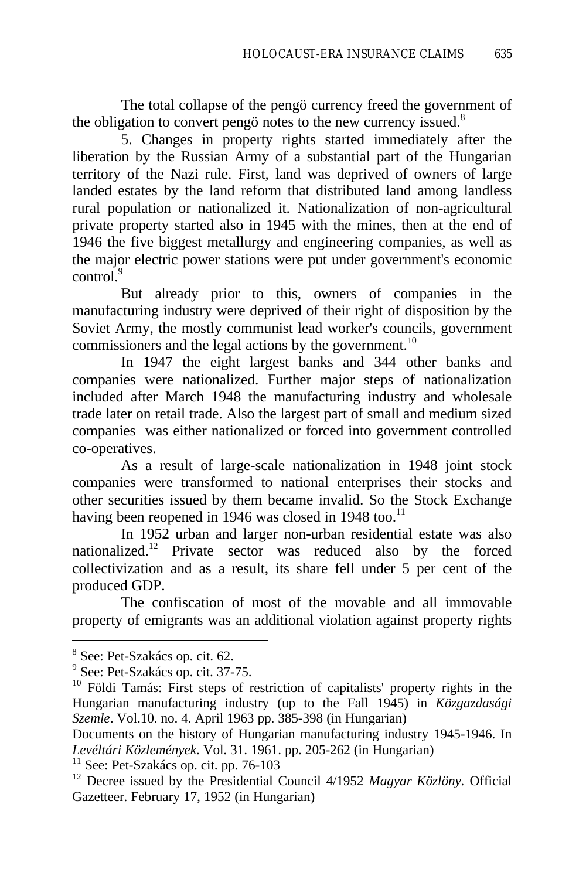The total collapse of the pengö currency freed the government of the obligation to convert pengö notes to the new currency issued.[8]

5. Changes in property rights started immediately after the liberation by the Russian Army of a substantial part of the Hungarian territory of the Nazi rule. First, land was deprived of owners of large landed estates by the land reform that distributed land among landless rural population or nationalized it. Nationalization of non-agricultural private property started also in 1945 with the mines, then at the end of 1946 the five biggest metallurgy and engineering companies, as well as the major electric power stations were put under government's economic control.[9]

But already prior to this, owners of companies in the manufacturing industry were deprived of their right of disposition by the Soviet Army, the mostly communist lead worker's councils, government commissioners and the legal actions by the government.[10]

In 1947 the eight largest banks and 344 other banks and companies were nationalized. Further major steps of nationalization included after March 1948 the manufacturing industry and wholesale trade later on retail trade. Also the largest part of small and medium sized companies was either nationalized or forced into government controlled co-operatives.

As a result of large-scale nationalization in 1948 joint stock companies were transformed to national enterprises their stocks and other securities issued by them became invalid. So the Stock Exchange having been reopened in 1946 was closed in 1948 too.[11]

In 1952 urban and larger non-urban residential estate was also nationalized.[12] Private sector was reduced also by the forced collectivization and as a result, its share fell under 5 per cent of the produced GDP.

The confiscation of most of the movable and all immovable property of emigrants was an additional violation against property rights

---

[8] See: Pet-Szakács op. cit. 62.

[9] See: Pet-Szakács op. cit. 37-75.

[10] Földi Tamás: First steps of restriction of capitalists' property rights in the Hungarian manufacturing industry (up to the Fall 1945) in *Közgazdasági Szemle*. Vol.10. no. 4. April 1963 pp. 385-398 (in Hungarian)

Documents on the history of Hungarian manufacturing industry 1945-1946. In *Levéltári Közlemények*. Vol. 31. 1961. pp. 205-262 (in Hungarian)

[11] See: Pet-Szakács op. cit. pp. 76-103

[12] Decree issued by the Presidential Council 4/1952 *Magyar Közlöny*. Official Gazetteer. February 17, 1952 (in Hungarian)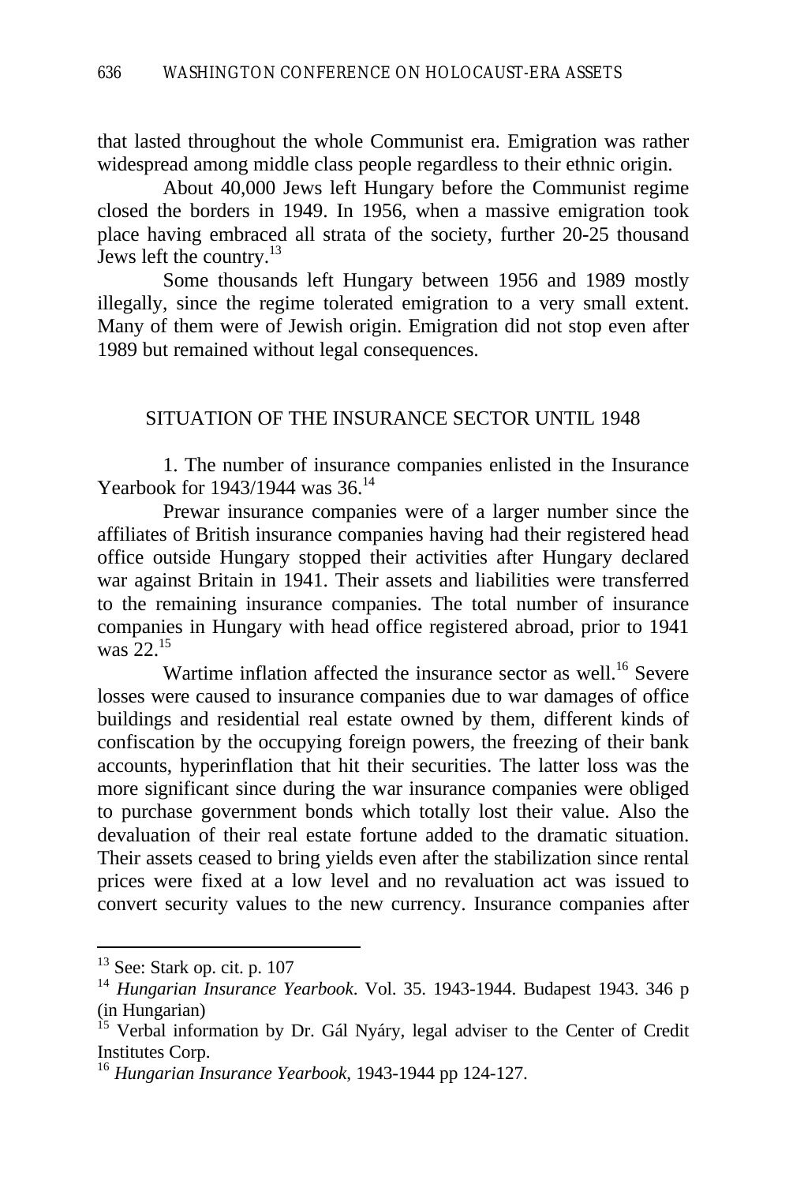that lasted throughout the whole Communist era. Emigration was rather widespread among middle class people regardless to their ethnic origin.

About 40,000 Jews left Hungary before the Communist regime closed the borders in 1949. In 1956, when a massive emigration took place having embraced all strata of the society, further 20-25 thousand Jews left the country.[13]

Some thousands left Hungary between 1956 and 1989 mostly illegally, since the regime tolerated emigration to a very small extent. Many of them were of Jewish origin. Emigration did not stop even after 1989 but remained without legal consequences.

## SITUATION OF THE INSURANCE SECTOR UNTIL 1948

1. The number of insurance companies enlisted in the Insurance Yearbook for 1943/1944 was 36.[14]

Prewar insurance companies were of a larger number since the affiliates of British insurance companies having had their registered head office outside Hungary stopped their activities after Hungary declared war against Britain in 1941. Their assets and liabilities were transferred to the remaining insurance companies. The total number of insurance companies in Hungary with head office registered abroad, prior to 1941 was 22.[15]

Wartime inflation affected the insurance sector as well.[16] Severe losses were caused to insurance companies due to war damages of office buildings and residential real estate owned by them, different kinds of confiscation by the occupying foreign powers, the freezing of their bank accounts, hyperinflation that hit their securities. The latter loss was the more significant since during the war insurance companies were obliged to purchase government bonds which totally lost their value. Also the devaluation of their real estate fortune added to the dramatic situation. Their assets ceased to bring yields even after the stabilization since rental prices were fixed at a low level and no revaluation act was issued to convert security values to the new currency. Insurance companies after

---

[13] See: Stark op. cit. p. 107

[14] *Hungarian Insurance Yearbook*. Vol. 35. 1943-1944. Budapest 1943. 346 p (in Hungarian)

[15] Verbal information by Dr. Gál Nyáry, legal adviser to the Center of Credit Institutes Corp.

[16] *Hungarian Insurance Yearbook*, 1943-1944 pp 124-127.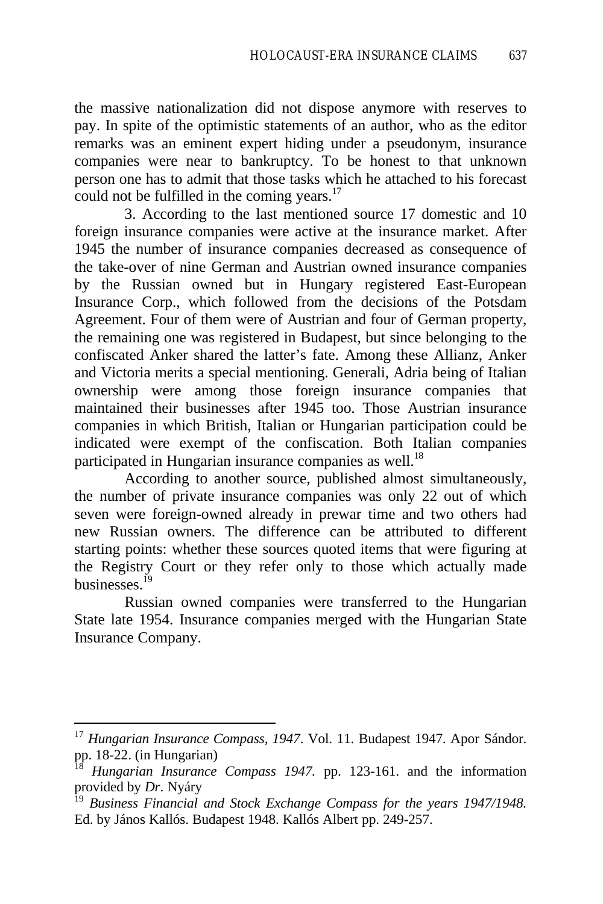the massive nationalization did not dispose anymore with reserves to pay. In spite of the optimistic statements of an author, who as the editor remarks was an eminent expert hiding under a pseudonym, insurance companies were near to bankruptcy. To be honest to that unknown person one has to admit that those tasks which he attached to his forecast could not be fulfilled in the coming years.[17]

3. According to the last mentioned source 17 domestic and 10 foreign insurance companies were active at the insurance market. After 1945 the number of insurance companies decreased as consequence of the take-over of nine German and Austrian owned insurance companies by the Russian owned but in Hungary registered East-European Insurance Corp., which followed from the decisions of the Potsdam Agreement. Four of them were of Austrian and four of German property, the remaining one was registered in Budapest, but since belonging to the confiscated Anker shared the latter's fate. Among these Allianz, Anker and Victoria merits a special mentioning. Generali, Adria being of Italian ownership were among those foreign insurance companies that maintained their businesses after 1945 too. Those Austrian insurance companies in which British, Italian or Hungarian participation could be indicated were exempt of the confiscation. Both Italian companies participated in Hungarian insurance companies as well.[18]

According to another source, published almost simultaneously, the number of private insurance companies was only 22 out of which seven were foreign-owned already in prewar time and two others had new Russian owners. The difference can be attributed to different starting points: whether these sources quoted items that were figuring at the Registry Court or they refer only to those which actually made businesses.[19]

Russian owned companies were transferred to the Hungarian State late 1954. Insurance companies merged with the Hungarian State Insurance Company.

---

[17] *Hungarian Insurance Compass, 1947*. Vol. 11. Budapest 1947. Apor Sándor. pp. 18-22. (in Hungarian)

[18] *Hungarian Insurance Compass 1947.* pp. 123-161. and the information provided by *Dr.* Nyáry

[19] *Business Financial and Stock Exchange Compass for the years 1947/1948.* Ed. by János Kallós. Budapest 1948. Kallós Albert pp. 249-257.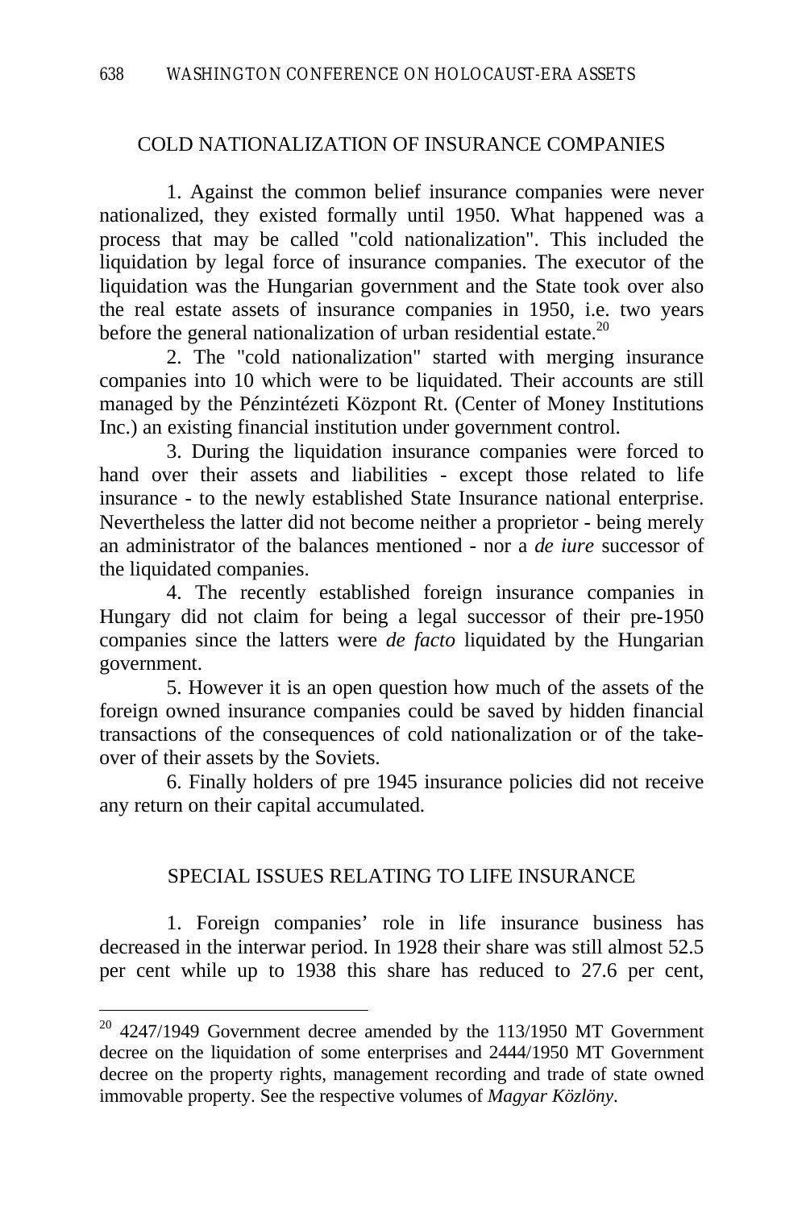## COLD NATIONALIZATION OF INSURANCE COMPANIES

1. Against the common belief insurance companies were never nationalized, they existed formally until 1950. What happened was a process that may be called "cold nationalization". This included the liquidation by legal force of insurance companies. The executor of the liquidation was the Hungarian government and the State took over also the real estate assets of insurance companies in 1950, i.e. two years before the general nationalization of urban residential estate.[20]

2. The "cold nationalization" started with merging insurance companies into 10 which were to be liquidated. Their accounts are still managed by the Pénzintézeti Központ Rt. (Center of Money Institutions Inc.) an existing financial institution under government control.

3. During the liquidation insurance companies were forced to hand over their assets and liabilities - except those related to life insurance - to the newly established State Insurance national enterprise. Nevertheless the latter did not become neither a proprietor - being merely an administrator of the balances mentioned - nor a *de iure* successor of the liquidated companies.

4. The recently established foreign insurance companies in Hungary did not claim for being a legal successor of their pre-1950 companies since the latters were *de facto* liquidated by the Hungarian government.

5. However it is an open question how much of the assets of the foreign owned insurance companies could be saved by hidden financial transactions of the consequences of cold nationalization or of the take-over of their assets by the Soviets.

6. Finally holders of pre 1945 insurance policies did not receive any return on their capital accumulated.

## SPECIAL ISSUES RELATING TO LIFE INSURANCE

1. Foreign companies' role in life insurance business has decreased in the interwar period. In 1928 their share was still almost 52.5 per cent while up to 1938 this share has reduced to 27.6 per cent,

---

[20] 4247/1949 Government decree amended by the 113/1950 MT Government decree on the liquidation of some enterprises and 2444/1950 MT Government decree on the property rights, management recording and trade of state owned immovable property. See the respective volumes of *Magyar Közlöny*.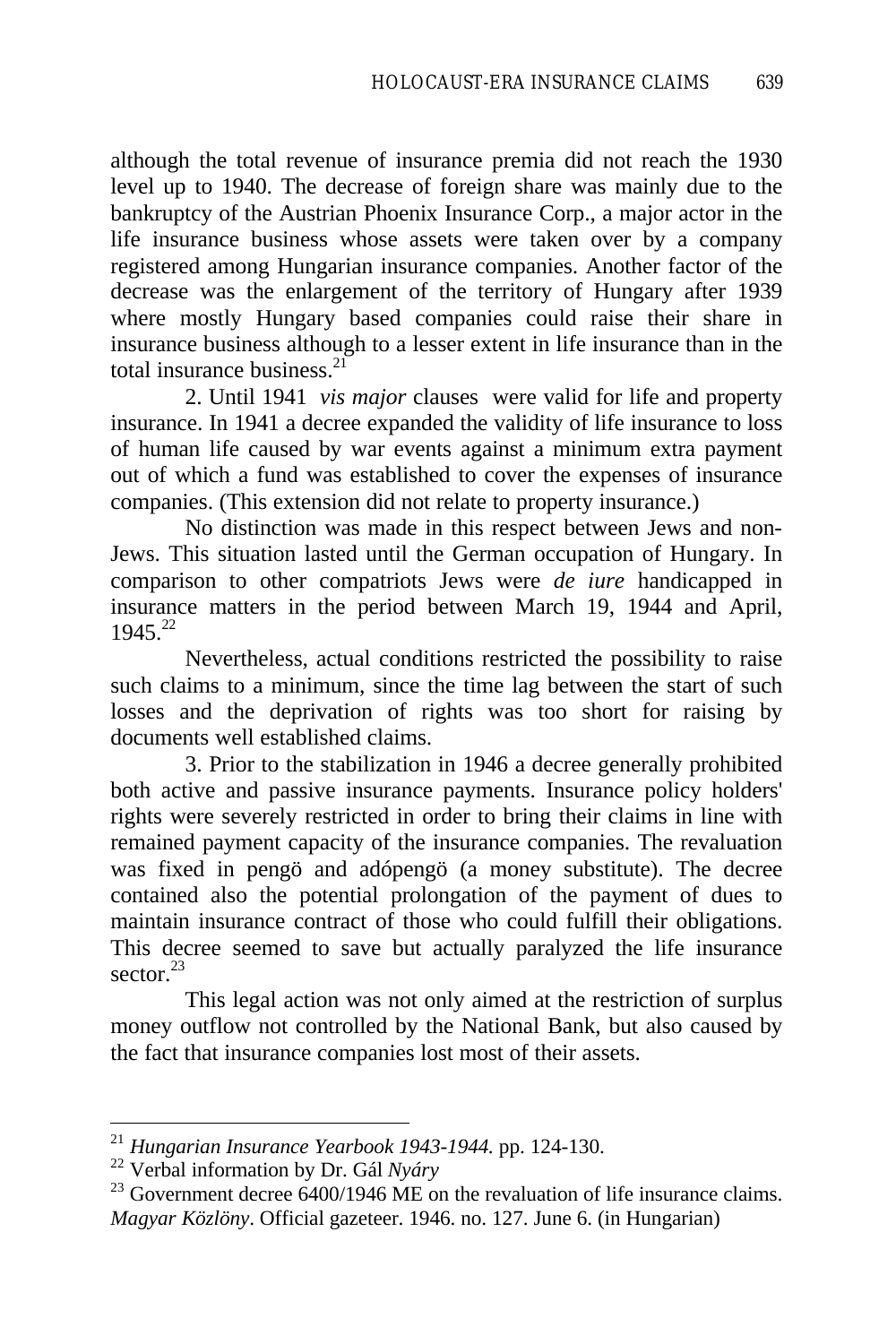although the total revenue of insurance premia did not reach the 1930 level up to 1940. The decrease of foreign share was mainly due to the bankruptcy of the Austrian Phoenix Insurance Corp., a major actor in the life insurance business whose assets were taken over by a company registered among Hungarian insurance companies. Another factor of the decrease was the enlargement of the territory of Hungary after 1939 where mostly Hungary based companies could raise their share in insurance business although to a lesser extent in life insurance than in the total insurance business.[21]

2. Until 1941 *vis major* clauses were valid for life and property insurance. In 1941 a decree expanded the validity of life insurance to loss of human life caused by war events against a minimum extra payment out of which a fund was established to cover the expenses of insurance companies. (This extension did not relate to property insurance.)

No distinction was made in this respect between Jews and non-Jews. This situation lasted until the German occupation of Hungary. In comparison to other compatriots Jews were *de iure* handicapped in insurance matters in the period between March 19, 1944 and April, 1945.[22]

Nevertheless, actual conditions restricted the possibility to raise such claims to a minimum, since the time lag between the start of such losses and the deprivation of rights was too short for raising by documents well established claims.

3. Prior to the stabilization in 1946 a decree generally prohibited both active and passive insurance payments. Insurance policy holders' rights were severely restricted in order to bring their claims in line with remained payment capacity of the insurance companies. The revaluation was fixed in pengö and adópengö (a money substitute). The decree contained also the potential prolongation of the payment of dues to maintain insurance contract of those who could fulfill their obligations. This decree seemed to save but actually paralyzed the life insurance sector.[23]

This legal action was not only aimed at the restriction of surplus money outflow not controlled by the National Bank, but also caused by the fact that insurance companies lost most of their assets.

---

[21] *Hungarian Insurance Yearbook 1943-1944.* pp. 124-130.

[22] Verbal information by Dr. Gál *Nyáry*

[23] Government decree 6400/1946 ME on the revaluation of life insurance claims. *Magyar Közlöny*. Official gazeteer. 1946. no. 127. June 6. (in Hungarian)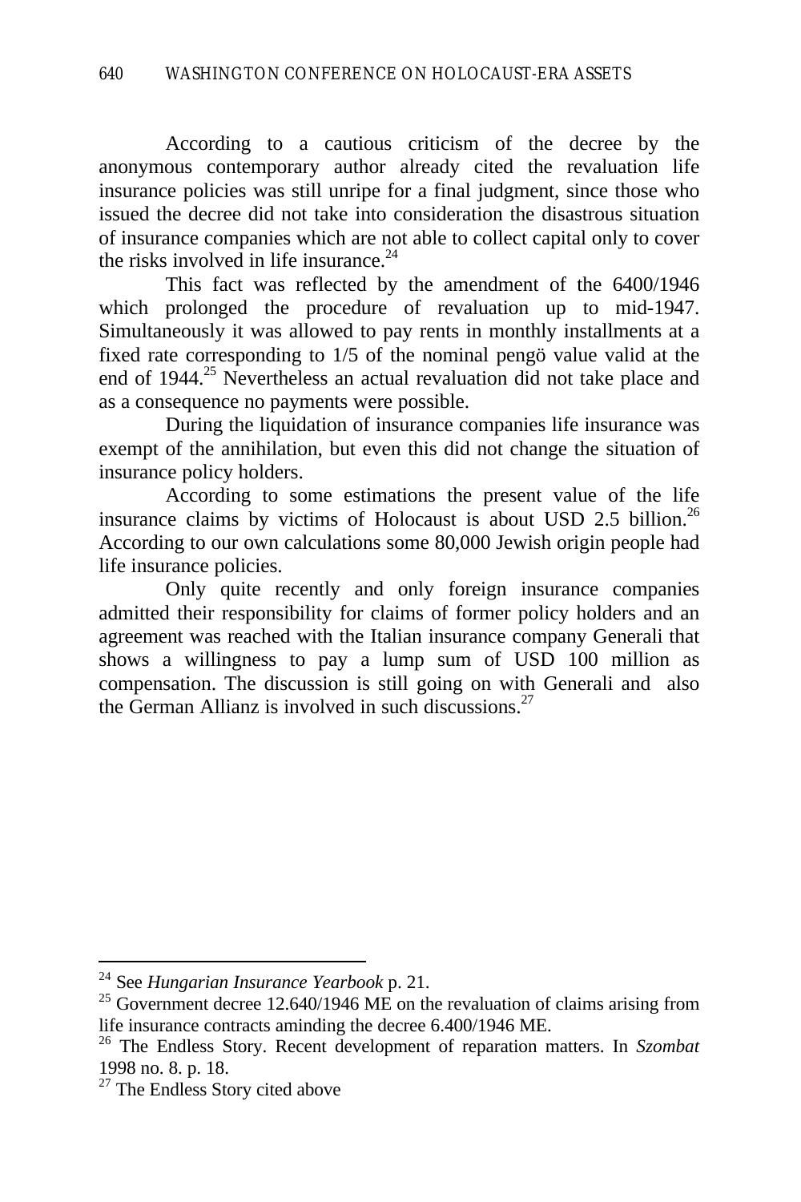According to a cautious criticism of the decree by the anonymous contemporary author already cited the revaluation life insurance policies was still unripe for a final judgment, since those who issued the decree did not take into consideration the disastrous situation of insurance companies which are not able to collect capital only to cover the risks involved in life insurance.[24]

This fact was reflected by the amendment of the 6400/1946 which prolonged the procedure of revaluation up to mid-1947. Simultaneously it was allowed to pay rents in monthly installments at a fixed rate corresponding to 1/5 of the nominal pengö value valid at the end of 1944.[25] Nevertheless an actual revaluation did not take place and as a consequence no payments were possible.

During the liquidation of insurance companies life insurance was exempt of the annihilation, but even this did not change the situation of insurance policy holders.

According to some estimations the present value of the life insurance claims by victims of Holocaust is about USD 2.5 billion.[26] According to our own calculations some 80,000 Jewish origin people had life insurance policies.

Only quite recently and only foreign insurance companies admitted their responsibility for claims of former policy holders and an agreement was reached with the Italian insurance company Generali that shows a willingness to pay a lump sum of USD 100 million as compensation. The discussion is still going on with Generali and also the German Allianz is involved in such discussions.[27]

---

[24] See *Hungarian Insurance Yearbook* p. 21.

[25] Government decree 12.640/1946 ME on the revaluation of claims arising from life insurance contracts aminding the decree 6.400/1946 ME.

[26] The Endless Story. Recent development of reparation matters. In *Szombat* 1998 no. 8. p. 18.

[27] The Endless Story cited above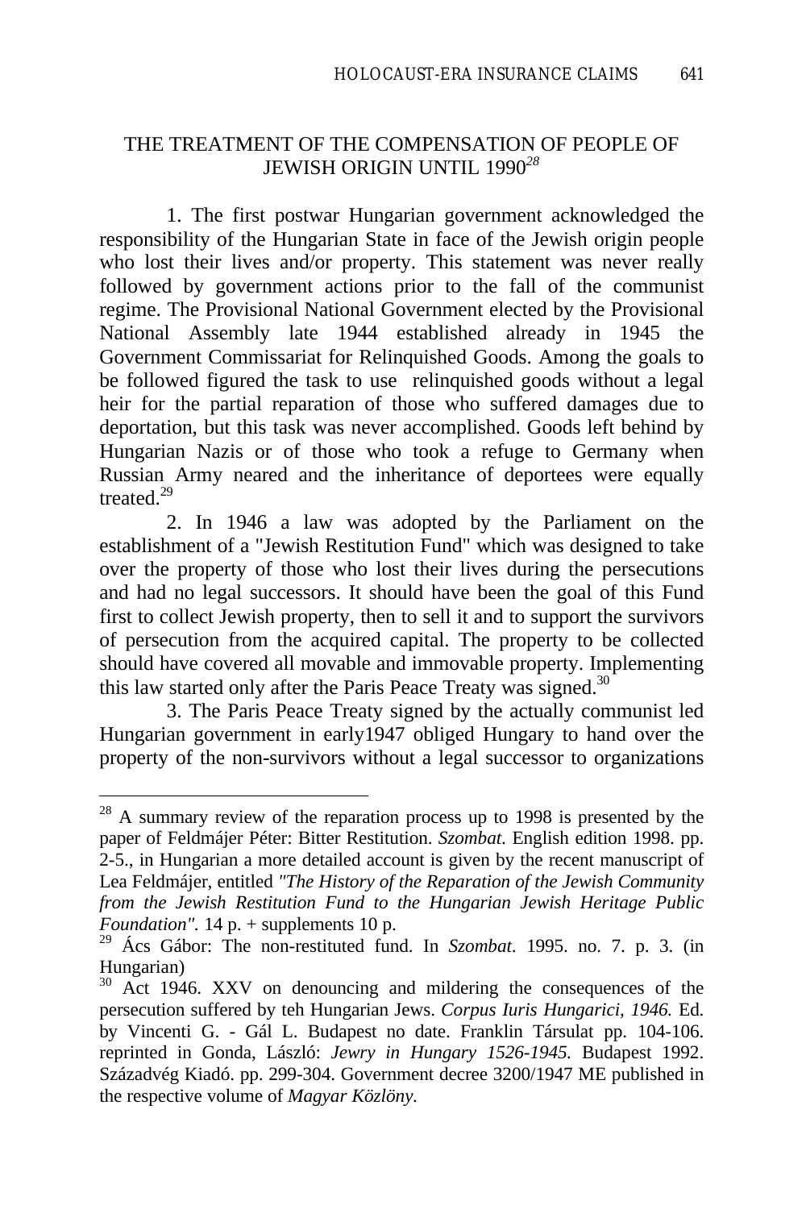## THE TREATMENT OF THE COMPENSATION OF PEOPLE OF JEWISH ORIGIN UNTIL 1990[28]

1. The first postwar Hungarian government acknowledged the responsibility of the Hungarian State in face of the Jewish origin people who lost their lives and/or property. This statement was never really followed by government actions prior to the fall of the communist regime. The Provisional National Government elected by the Provisional National Assembly late 1944 established already in 1945 the Government Commissariat for Relinquished Goods. Among the goals to be followed figured the task to use relinquished goods without a legal heir for the partial reparation of those who suffered damages due to deportation, but this task was never accomplished. Goods left behind by Hungarian Nazis or of those who took a refuge to Germany when Russian Army neared and the inheritance of deportees were equally treated.[29]

2. In 1946 a law was adopted by the Parliament on the establishment of a "Jewish Restitution Fund" which was designed to take over the property of those who lost their lives during the persecutions and had no legal successors. It should have been the goal of this Fund first to collect Jewish property, then to sell it and to support the survivors of persecution from the acquired capital. The property to be collected should have covered all movable and immovable property. Implementing this law started only after the Paris Peace Treaty was signed.[30]

3. The Paris Peace Treaty signed by the actually communist led Hungarian government in early1947 obliged Hungary to hand over the property of the non-survivors without a legal successor to organizations

---

[28] A summary review of the reparation process up to 1998 is presented by the paper of Feldmájer Péter: Bitter Restitution. *Szombat*. English edition 1998. pp. 2-5., in Hungarian a more detailed account is given by the recent manuscript of Lea Feldmájer, entitled *"The History of the Reparation of the Jewish Community from the Jewish Restitution Fund to the Hungarian Jewish Heritage Public Foundation"*. 14 p. + supplements 10 p.

[29] Ács Gábor: The non-restituted fund. In *Szombat*. 1995. no. 7. p. 3. (in Hungarian)

[30] Act 1946. XXV on denouncing and mildering the consequences of the persecution suffered by teh Hungarian Jews. *Corpus Iuris Hungarici, 1946.* Ed. by Vincenti G. - Gál L. Budapest no date. Franklin Társulat pp. 104-106. reprinted in Gonda, László: *Jewry in Hungary 1526-1945.* Budapest 1992. Századvég Kiadó. pp. 299-304. Government decree 3200/1947 ME published in the respective volume of *Magyar Közlöny.*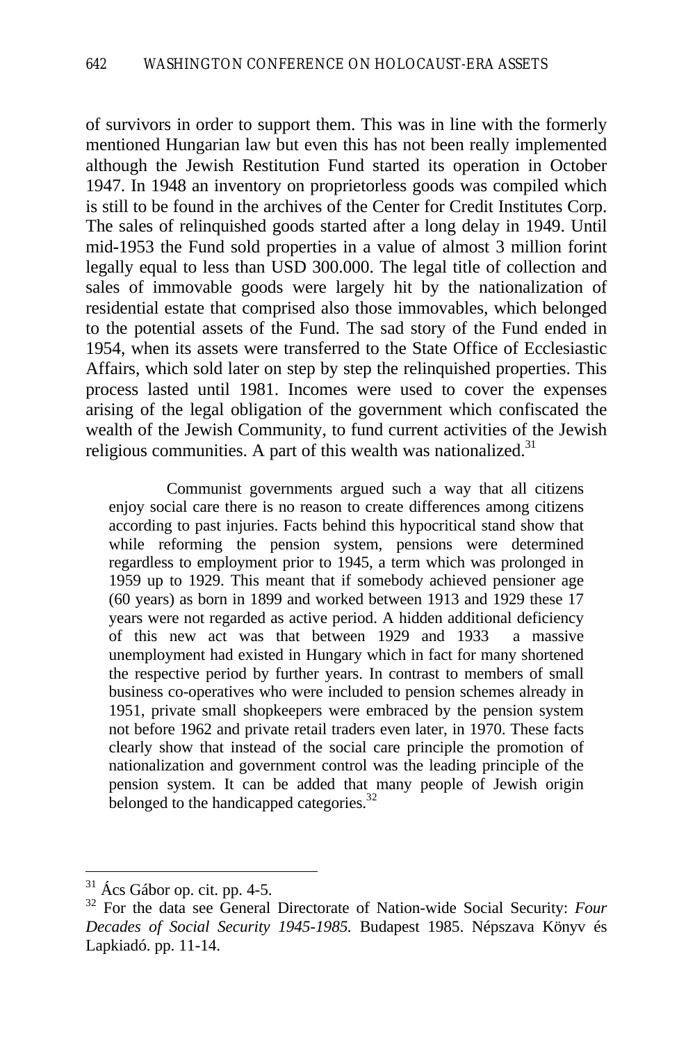of survivors in order to support them. This was in line with the formerly mentioned Hungarian law but even this has not been really implemented although the Jewish Restitution Fund started its operation in October 1947. In 1948 an inventory on proprietorless goods was compiled which is still to be found in the archives of the Center for Credit Institutes Corp. The sales of relinquished goods started after a long delay in 1949. Until mid-1953 the Fund sold properties in a value of almost 3 million forint legally equal to less than USD 300.000. The legal title of collection and sales of immovable goods were largely hit by the nationalization of residential estate that comprised also those immovables, which belonged to the potential assets of the Fund. The sad story of the Fund ended in 1954, when its assets were transferred to the State Office of Ecclesiastic Affairs, which sold later on step by step the relinquished properties. This process lasted until 1981. Incomes were used to cover the expenses arising of the legal obligation of the government which confiscated the wealth of the Jewish Community, to fund current activities of the Jewish religious communities. A part of this wealth was nationalized.[31]

> Communist governments argued such a way that all citizens enjoy social care there is no reason to create differences among citizens according to past injuries. Facts behind this hypocritical stand show that while reforming the pension system, pensions were determined regardless to employment prior to 1945, a term which was prolonged in 1959 up to 1929. This meant that if somebody achieved pensioner age (60 years) as born in 1899 and worked between 1913 and 1929 these 17 years were not regarded as active period. A hidden additional deficiency of this new act was that between 1929 and 1933 a massive unemployment had existed in Hungary which in fact for many shortened the respective period by further years. In contrast to members of small business co-operatives who were included to pension schemes already in 1951, private small shopkeepers were embraced by the pension system not before 1962 and private retail traders even later, in 1970. These facts clearly show that instead of the social care principle the promotion of nationalization and government control was the leading principle of the pension system. It can be added that many people of Jewish origin belonged to the handicapped categories.[32]

---

[31] Ács Gábor op. cit. pp. 4-5.

[32] For the data see General Directorate of Nation-wide Social Security: *Four Decades of Social Security 1945-1985.* Budapest 1985. Népszava Könyv és Lapkiadó. pp. 11-14.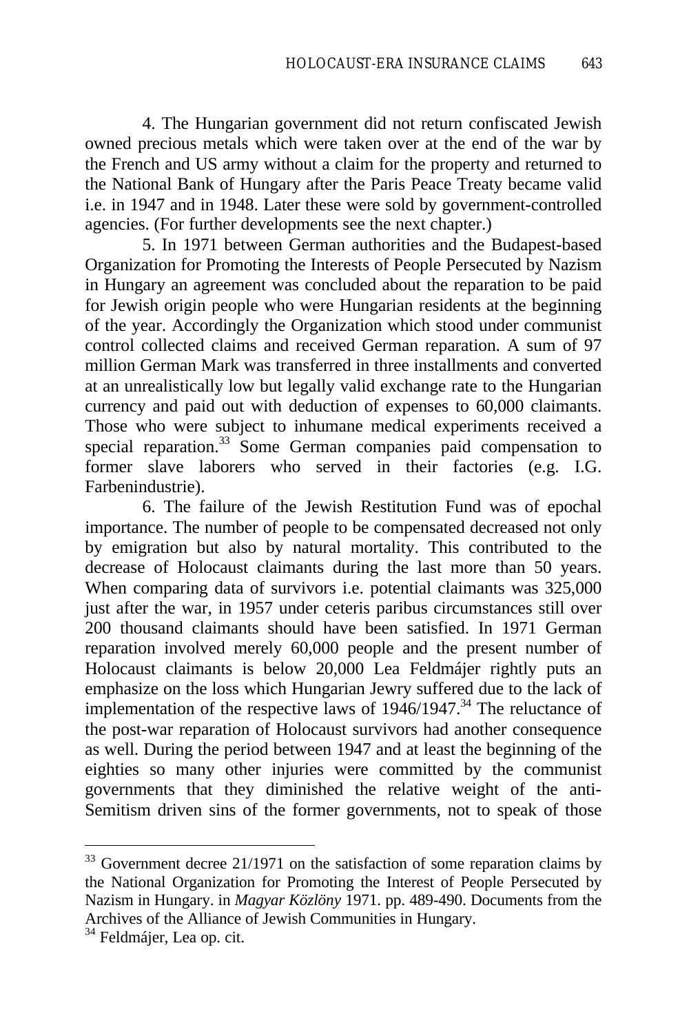4. The Hungarian government did not return confiscated Jewish owned precious metals which were taken over at the end of the war by the French and US army without a claim for the property and returned to the National Bank of Hungary after the Paris Peace Treaty became valid i.e. in 1947 and in 1948. Later these were sold by government-controlled agencies. (For further developments see the next chapter.)

5. In 1971 between German authorities and the Budapest-based Organization for Promoting the Interests of People Persecuted by Nazism in Hungary an agreement was concluded about the reparation to be paid for Jewish origin people who were Hungarian residents at the beginning of the year. Accordingly the Organization which stood under communist control collected claims and received German reparation. A sum of 97 million German Mark was transferred in three installments and converted at an unrealistically low but legally valid exchange rate to the Hungarian currency and paid out with deduction of expenses to 60,000 claimants. Those who were subject to inhumane medical experiments received a special reparation.[33] Some German companies paid compensation to former slave laborers who served in their factories (e.g. I.G. Farbenindustrie).

6. The failure of the Jewish Restitution Fund was of epochal importance. The number of people to be compensated decreased not only by emigration but also by natural mortality. This contributed to the decrease of Holocaust claimants during the last more than 50 years. When comparing data of survivors i.e. potential claimants was 325,000 just after the war, in 1957 under ceteris paribus circumstances still over 200 thousand claimants should have been satisfied. In 1971 German reparation involved merely 60,000 people and the present number of Holocaust claimants is below 20,000 Lea Feldmájer rightly puts an emphasize on the loss which Hungarian Jewry suffered due to the lack of implementation of the respective laws of 1946/1947.[34] The reluctance of the post-war reparation of Holocaust survivors had another consequence as well. During the period between 1947 and at least the beginning of the eighties so many other injuries were committed by the communist governments that they diminished the relative weight of the anti-Semitism driven sins of the former governments, not to speak of those

---

[33] Government decree 21/1971 on the satisfaction of some reparation claims by the National Organization for Promoting the Interest of People Persecuted by Nazism in Hungary. in *Magyar Közlöny* 1971. pp. 489-490. Documents from the Archives of the Alliance of Jewish Communities in Hungary.

[34] Feldmájer, Lea op. cit.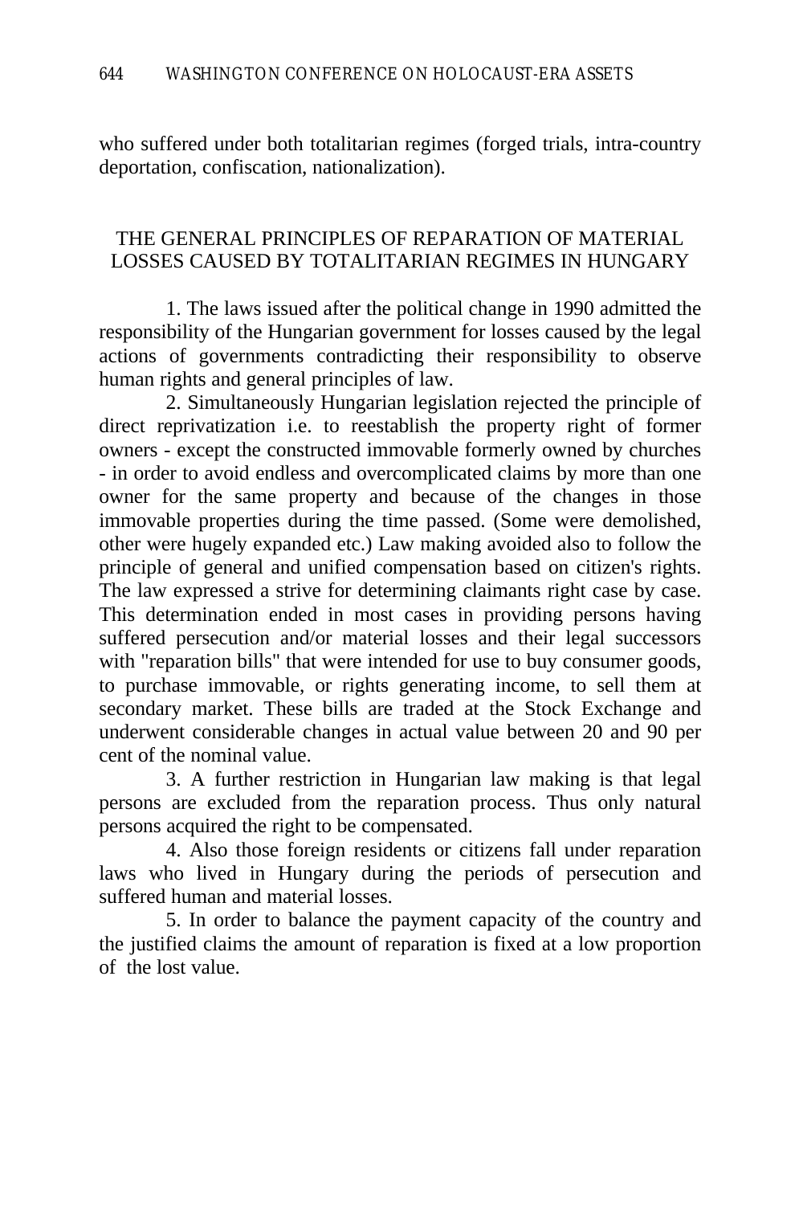who suffered under both totalitarian regimes (forged trials, intra-country deportation, confiscation, nationalization).

## THE GENERAL PRINCIPLES OF REPARATION OF MATERIAL LOSSES CAUSED BY TOTALITARIAN REGIMES IN HUNGARY

1. The laws issued after the political change in 1990 admitted the responsibility of the Hungarian government for losses caused by the legal actions of governments contradicting their responsibility to observe human rights and general principles of law.

2. Simultaneously Hungarian legislation rejected the principle of direct reprivatization i.e. to reestablish the property right of former owners - except the constructed immovable formerly owned by churches - in order to avoid endless and overcomplicated claims by more than one owner for the same property and because of the changes in those immovable properties during the time passed. (Some were demolished, other were hugely expanded etc.) Law making avoided also to follow the principle of general and unified compensation based on citizen's rights. The law expressed a strive for determining claimants right case by case. This determination ended in most cases in providing persons having suffered persecution and/or material losses and their legal successors with "reparation bills" that were intended for use to buy consumer goods, to purchase immovable, or rights generating income, to sell them at secondary market. These bills are traded at the Stock Exchange and underwent considerable changes in actual value between 20 and 90 per cent of the nominal value.

3. A further restriction in Hungarian law making is that legal persons are excluded from the reparation process. Thus only natural persons acquired the right to be compensated.

4. Also those foreign residents or citizens fall under reparation laws who lived in Hungary during the periods of persecution and suffered human and material losses.

5. In order to balance the payment capacity of the country and the justified claims the amount of reparation is fixed at a low proportion of the lost value.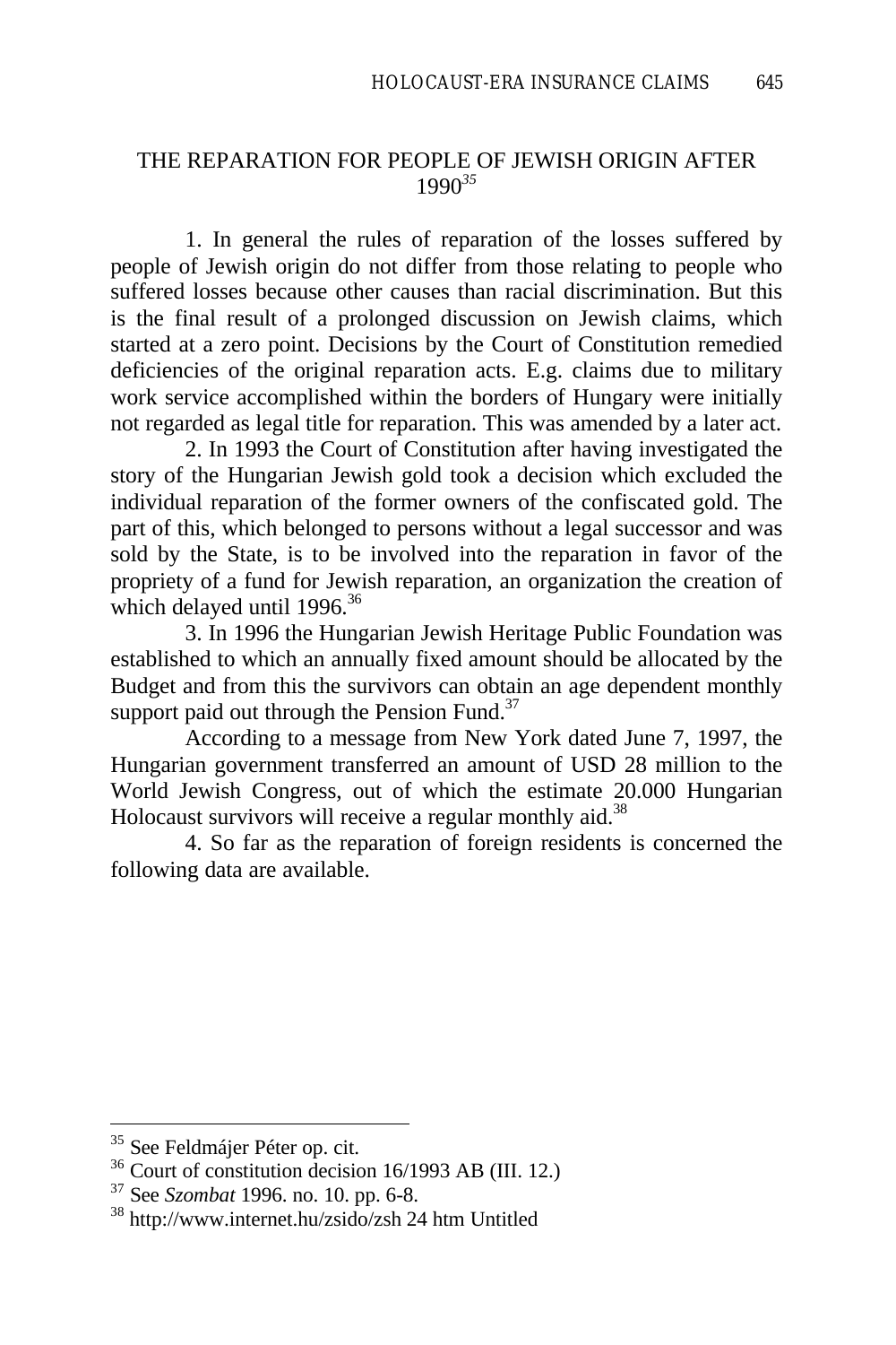## THE REPARATION FOR PEOPLE OF JEWISH ORIGIN AFTER 1990[35]

1. In general the rules of reparation of the losses suffered by people of Jewish origin do not differ from those relating to people who suffered losses because other causes than racial discrimination. But this is the final result of a prolonged discussion on Jewish claims, which started at a zero point. Decisions by the Court of Constitution remedied deficiencies of the original reparation acts. E.g. claims due to military work service accomplished within the borders of Hungary were initially not regarded as legal title for reparation. This was amended by a later act.

2. In 1993 the Court of Constitution after having investigated the story of the Hungarian Jewish gold took a decision which excluded the individual reparation of the former owners of the confiscated gold. The part of this, which belonged to persons without a legal successor and was sold by the State, is to be involved into the reparation in favor of the propriety of a fund for Jewish reparation, an organization the creation of which delayed until 1996.[36]

3. In 1996 the Hungarian Jewish Heritage Public Foundation was established to which an annually fixed amount should be allocated by the Budget and from this the survivors can obtain an age dependent monthly support paid out through the Pension Fund.[37]

According to a message from New York dated June 7, 1997, the Hungarian government transferred an amount of USD 28 million to the World Jewish Congress, out of which the estimate 20.000 Hungarian Holocaust survivors will receive a regular monthly aid.[38]

4. So far as the reparation of foreign residents is concerned the following data are available.

---

[35] See Feldmájer Péter op. cit.

[36] Court of constitution decision 16/1993 AB (III. 12.)

[37] See *Szombat* 1996. no. 10. pp. 6-8.

[38] http://www.internet.hu/zsido/zsh 24 htm Untitled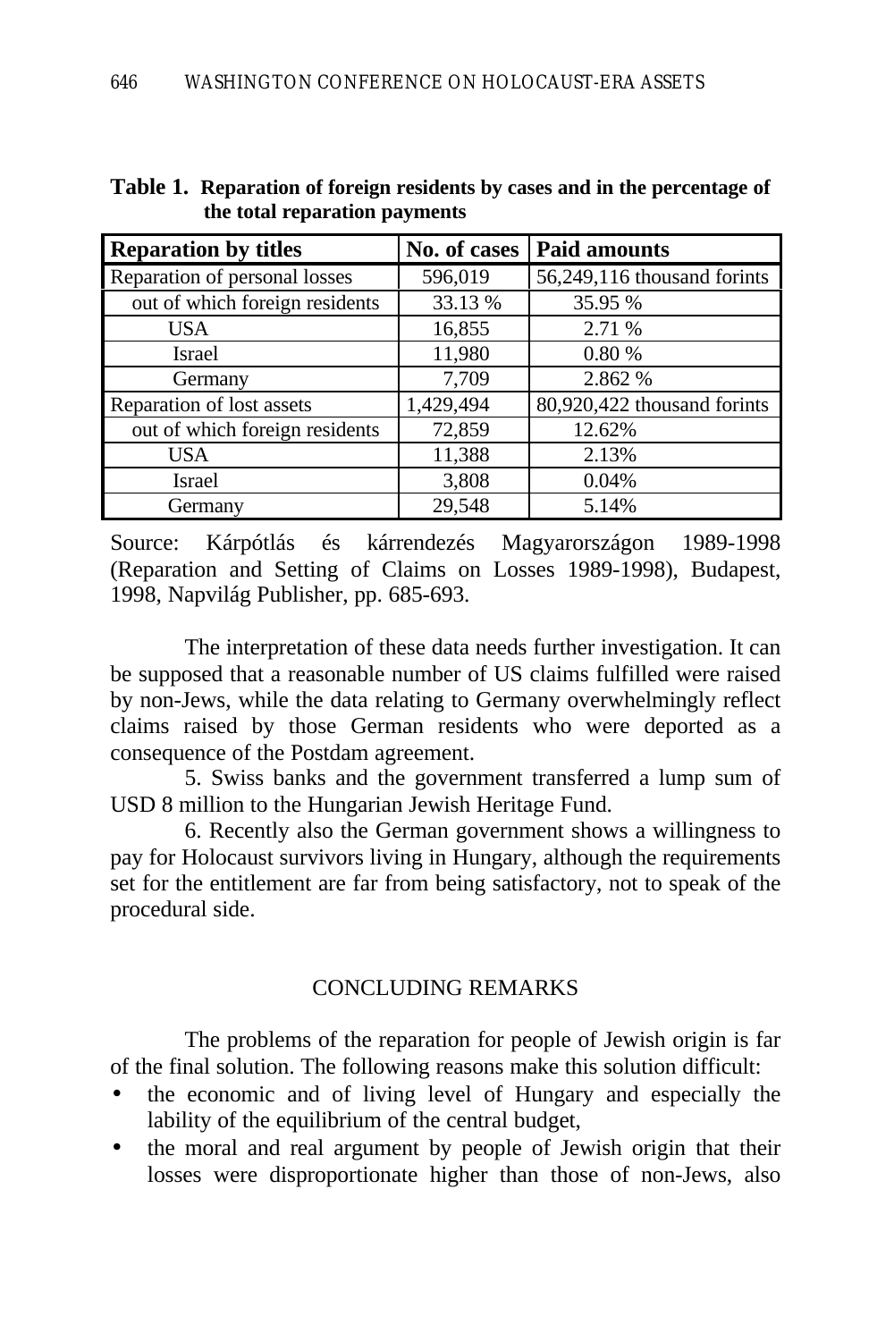**Table 1. Reparation of foreign residents by cases and in the percentage of the total reparation payments**

| Reparation by titles | No. of cases | Paid amounts |
|---|---|---|
| Reparation of personal losses | 596,019 | 56,249,116 thousand forints |
| out of which foreign residents | 33.13 % | 35.95 % |
| USA | 16,855 | 2.71 % |
| Israel | 11,980 | 0.80 % |
| Germany | 7,709 | 2.862 % |
| Reparation of lost assets | 1,429,494 | 80,920,422 thousand forints |
| out of which foreign residents | 72,859 | 12.62% |
| USA | 11,388 | 2.13% |
| Israel | 3,808 | 0.04% |
| Germany | 29,548 | 5.14% |

Source: Kárpótlás és kárrendezés Magyarországon 1989-1998 (Reparation and Setting of Claims on Losses 1989-1998), Budapest, 1998, Napvilág Publisher, pp. 685-693.

The interpretation of these data needs further investigation. It can be supposed that a reasonable number of US claims fulfilled were raised by non-Jews, while the data relating to Germany overwhelmingly reflect claims raised by those German residents who were deported as a consequence of the Postdam agreement.

5. Swiss banks and the government transferred a lump sum of USD 8 million to the Hungarian Jewish Heritage Fund.

6. Recently also the German government shows a willingness to pay for Holocaust survivors living in Hungary, although the requirements set for the entitlement are far from being satisfactory, not to speak of the procedural side.

## CONCLUDING REMARKS

The problems of the reparation for people of Jewish origin is far of the final solution. The following reasons make this solution difficult:

- the economic and of living level of Hungary and especially the lability of the equilibrium of the central budget,
- the moral and real argument by people of Jewish origin that their losses were disproportionate higher than those of non-Jews, also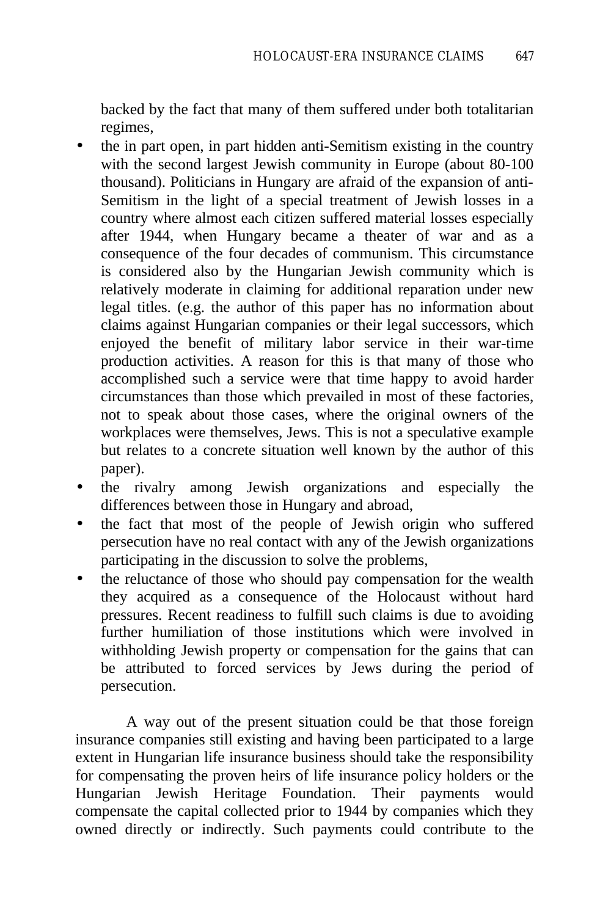backed by the fact that many of them suffered under both totalitarian regimes,

- the in part open, in part hidden anti-Semitism existing in the country with the second largest Jewish community in Europe (about 80-100 thousand). Politicians in Hungary are afraid of the expansion of anti-Semitism in the light of a special treatment of Jewish losses in a country where almost each citizen suffered material losses especially after 1944, when Hungary became a theater of war and as a consequence of the four decades of communism. This circumstance is considered also by the Hungarian Jewish community which is relatively moderate in claiming for additional reparation under new legal titles. (e.g. the author of this paper has no information about claims against Hungarian companies or their legal successors, which enjoyed the benefit of military labor service in their war-time production activities. A reason for this is that many of those who accomplished such a service were that time happy to avoid harder circumstances than those which prevailed in most of these factories, not to speak about those cases, where the original owners of the workplaces were themselves, Jews. This is not a speculative example but relates to a concrete situation well known by the author of this paper).
- the rivalry among Jewish organizations and especially the differences between those in Hungary and abroad,
- the fact that most of the people of Jewish origin who suffered persecution have no real contact with any of the Jewish organizations participating in the discussion to solve the problems,
- the reluctance of those who should pay compensation for the wealth they acquired as a consequence of the Holocaust without hard pressures. Recent readiness to fulfill such claims is due to avoiding further humiliation of those institutions which were involved in withholding Jewish property or compensation for the gains that can be attributed to forced services by Jews during the period of persecution.

A way out of the present situation could be that those foreign insurance companies still existing and having been participated to a large extent in Hungarian life insurance business should take the responsibility for compensating the proven heirs of life insurance policy holders or the Hungarian Jewish Heritage Foundation. Their payments would compensate the capital collected prior to 1944 by companies which they owned directly or indirectly. Such payments could contribute to the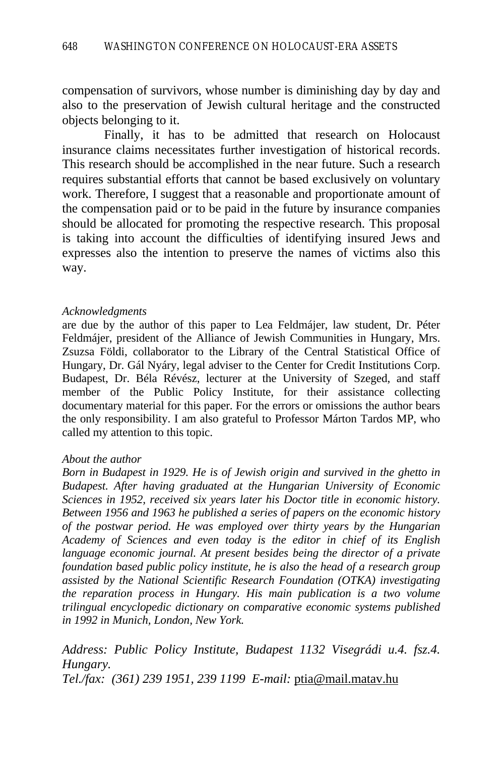compensation of survivors, whose number is diminishing day by day and also to the preservation of Jewish cultural heritage and the constructed objects belonging to it.

Finally, it has to be admitted that research on Holocaust insurance claims necessitates further investigation of historical records. This research should be accomplished in the near future. Such a research requires substantial efforts that cannot be based exclusively on voluntary work. Therefore, I suggest that a reasonable and proportionate amount of the compensation paid or to be paid in the future by insurance companies should be allocated for promoting the respective research. This proposal is taking into account the difficulties of identifying insured Jews and expresses also the intention to preserve the names of victims also this way.

*Acknowledgments*

are due by the author of this paper to Lea Feldmájer, law student, Dr. Péter Feldmájer, president of the Alliance of Jewish Communities in Hungary, Mrs. Zsuzsa Földi, collaborator to the Library of the Central Statistical Office of Hungary, Dr. Gál Nyáry, legal adviser to the Center for Credit Institutions Corp. Budapest, Dr. Béla Révész, lecturer at the University of Szeged, and staff member of the Public Policy Institute, for their assistance collecting documentary material for this paper. For the errors or omissions the author bears the only responsibility. I am also grateful to Professor Márton Tardos MP, who called my attention to this topic.

*About the author*

***Born in Budapest in 1929. He is of Jewish origin and survived in the ghetto in Budapest. After having graduated at the Hungarian University of Economic Sciences in 1952, received six years later his Doctor title in economic history. Between 1956 and 1963 he published a series of papers on the economic history of the postwar period. He was employed over thirty years by the Hungarian Academy of Sciences and even today is the editor in chief of its English language economic journal. At present besides being the director of a private foundation based public policy institute, he is also the head of a research group assisted by the National Scientific Research Foundation (OTKA) investigating the reparation process in Hungary. His main publication is a two volume trilingual encyclopedic dictionary on comparative economic systems published in 1992 in Munich, London, New York.***

*Address: Public Policy Institute, Budapest 1132 Visegrádi u.4. fsz.4. Hungary.*
*Tel./fax: (361) 239 1951, 239 1199 E-mail:* ptia@mail.matav.hu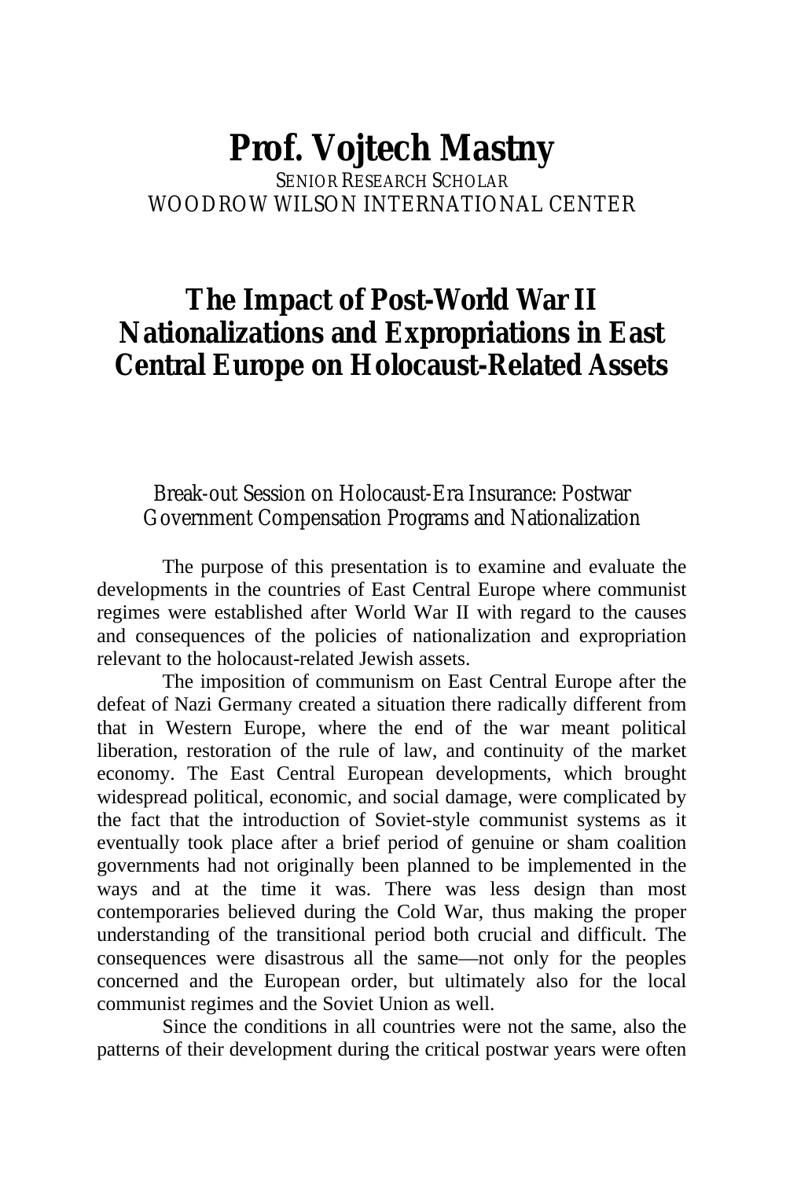# Prof. Vojtech Mastny

SENIOR RESEARCH SCHOLAR
WOODROW WILSON INTERNATIONAL CENTER

## The Impact of Post-World War II Nationalizations and Expropriations in East Central Europe on Holocaust-Related Assets

Break-out Session on Holocaust-Era Insurance: Postwar Government Compensation Programs and Nationalization

The purpose of this presentation is to examine and evaluate the developments in the countries of East Central Europe where communist regimes were established after World War II with regard to the causes and consequences of the policies of nationalization and expropriation relevant to the holocaust-related Jewish assets.

The imposition of communism on East Central Europe after the defeat of Nazi Germany created a situation there radically different from that in Western Europe, where the end of the war meant political liberation, restoration of the rule of law, and continuity of the market economy. The East Central European developments, which brought widespread political, economic, and social damage, were complicated by the fact that the introduction of Soviet-style communist systems as it eventually took place after a brief period of genuine or sham coalition governments had not originally been planned to be implemented in the ways and at the time it was. There was less design than most contemporaries believed during the Cold War, thus making the proper understanding of the transitional period both crucial and difficult. The consequences were disastrous all the same—not only for the peoples concerned and the European order, but ultimately also for the local communist regimes and the Soviet Union as well.

Since the conditions in all countries were not the same, also the patterns of their development during the critical postwar years were often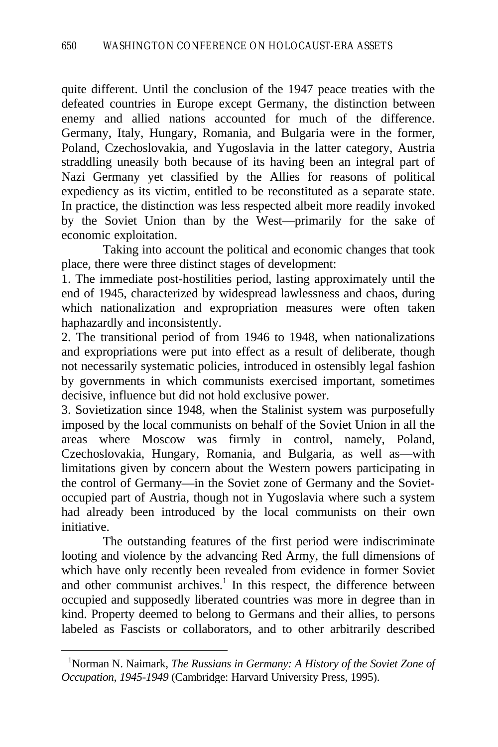quite different. Until the conclusion of the 1947 peace treaties with the defeated countries in Europe except Germany, the distinction between enemy and allied nations accounted for much of the difference. Germany, Italy, Hungary, Romania, and Bulgaria were in the former, Poland, Czechoslovakia, and Yugoslavia in the latter category, Austria straddling uneasily both because of its having been an integral part of Nazi Germany yet classified by the Allies for reasons of political expediency as its victim, entitled to be reconstituted as a separate state. In practice, the distinction was less respected albeit more readily invoked by the Soviet Union than by the West—primarily for the sake of economic exploitation.

Taking into account the political and economic changes that took place, there were three distinct stages of development:

1. The immediate post-hostilities period, lasting approximately until the end of 1945, characterized by widespread lawlessness and chaos, during which nationalization and expropriation measures were often taken haphazardly and inconsistently.
2. The transitional period of from 1946 to 1948, when nationalizations and expropriations were put into effect as a result of deliberate, though not necessarily systematic policies, introduced in ostensibly legal fashion by governments in which communists exercised important, sometimes decisive, influence but did not hold exclusive power.
3. Sovietization since 1948, when the Stalinist system was purposefully imposed by the local communists on behalf of the Soviet Union in all the areas where Moscow was firmly in control, namely, Poland, Czechoslovakia, Hungary, Romania, and Bulgaria, as well as—with limitations given by concern about the Western powers participating in the control of Germany—in the Soviet zone of Germany and the Soviet-occupied part of Austria, though not in Yugoslavia where such a system had already been introduced by the local communists on their own initiative.

The outstanding features of the first period were indiscriminate looting and violence by the advancing Red Army, the full dimensions of which have only recently been revealed from evidence in former Soviet and other communist archives.[1] In this respect, the difference between occupied and supposedly liberated countries was more in degree than in kind. Property deemed to belong to Germans and their allies, to persons labeled as Fascists or collaborators, and to other arbitrarily described

[1] Norman N. Naimark, *The Russians in Germany: A History of the Soviet Zone of Occupation, 1945-1949* (Cambridge: Harvard University Press, 1995).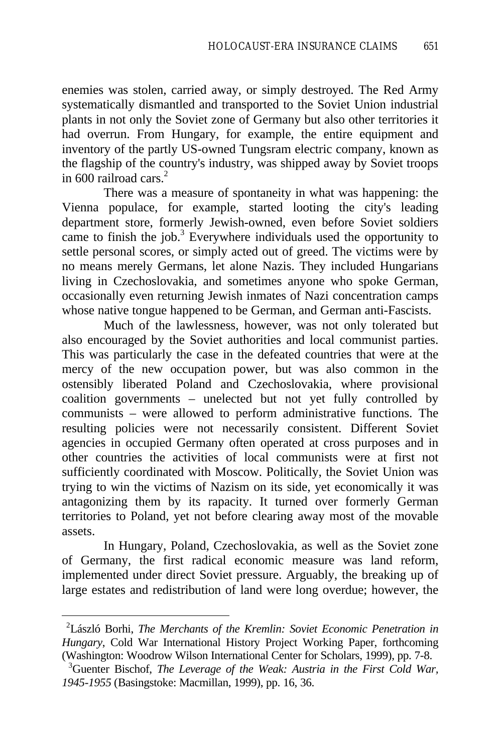enemies was stolen, carried away, or simply destroyed. The Red Army systematically dismantled and transported to the Soviet Union industrial plants in not only the Soviet zone of Germany but also other territories it had overrun. From Hungary, for example, the entire equipment and inventory of the partly US-owned Tungsram electric company, known as the flagship of the country's industry, was shipped away by Soviet troops in 600 railroad cars.[2]

There was a measure of spontaneity in what was happening: the Vienna populace, for example, started looting the city's leading department store, formerly Jewish-owned, even before Soviet soldiers came to finish the job.[3] Everywhere individuals used the opportunity to settle personal scores, or simply acted out of greed. The victims were by no means merely Germans, let alone Nazis. They included Hungarians living in Czechoslovakia, and sometimes anyone who spoke German, occasionally even returning Jewish inmates of Nazi concentration camps whose native tongue happened to be German, and German anti-Fascists.

Much of the lawlessness, however, was not only tolerated but also encouraged by the Soviet authorities and local communist parties. This was particularly the case in the defeated countries that were at the mercy of the new occupation power, but was also common in the ostensibly liberated Poland and Czechoslovakia, where provisional coalition governments – unelected but not yet fully controlled by communists – were allowed to perform administrative functions. The resulting policies were not necessarily consistent. Different Soviet agencies in occupied Germany often operated at cross purposes and in other countries the activities of local communists were at first not sufficiently coordinated with Moscow. Politically, the Soviet Union was trying to win the victims of Nazism on its side, yet economically it was antagonizing them by its rapacity. It turned over formerly German territories to Poland, yet not before clearing away most of the movable assets.

In Hungary, Poland, Czechoslovakia, as well as the Soviet zone of Germany, the first radical economic measure was land reform, implemented under direct Soviet pressure. Arguably, the breaking up of large estates and redistribution of land were long overdue; however, the

---

[2] László Borhi, *The Merchants of the Kremlin: Soviet Economic Penetration in Hungary*, Cold War International History Project Working Paper, forthcoming (Washington: Woodrow Wilson International Center for Scholars, 1999), pp. 7-8.

[3] Guenter Bischof, *The Leverage of the Weak: Austria in the First Cold War, 1945-1955* (Basingstoke: Macmillan, 1999), pp. 16, 36.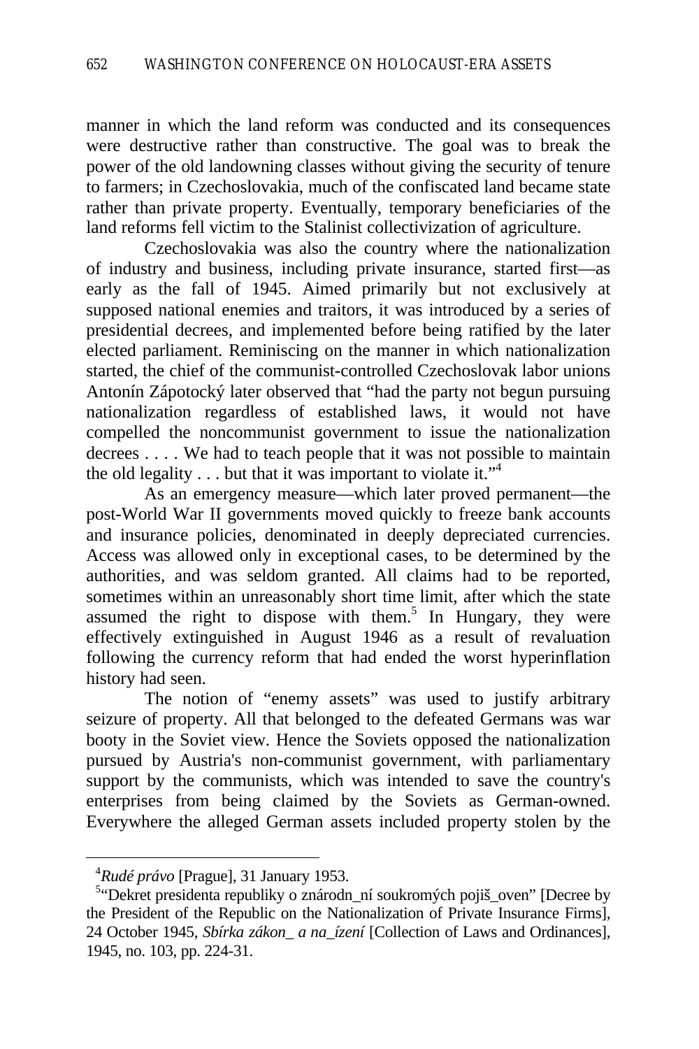manner in which the land reform was conducted and its consequences were destructive rather than constructive. The goal was to break the power of the old landowning classes without giving the security of tenure to farmers; in Czechoslovakia, much of the confiscated land became state rather than private property. Eventually, temporary beneficiaries of the land reforms fell victim to the Stalinist collectivization of agriculture.

Czechoslovakia was also the country where the nationalization of industry and business, including private insurance, started first—as early as the fall of 1945. Aimed primarily but not exclusively at supposed national enemies and traitors, it was introduced by a series of presidential decrees, and implemented before being ratified by the later elected parliament. Reminiscing on the manner in which nationalization started, the chief of the communist-controlled Czechoslovak labor unions Antonín Zápotocký later observed that "had the party not begun pursuing nationalization regardless of established laws, it would not have compelled the noncommunist government to issue the nationalization decrees . . . . We had to teach people that it was not possible to maintain the old legality . . . but that it was important to violate it."[4]

As an emergency measure—which later proved permanent—the post-World War II governments moved quickly to freeze bank accounts and insurance policies, denominated in deeply depreciated currencies. Access was allowed only in exceptional cases, to be determined by the authorities, and was seldom granted. All claims had to be reported, sometimes within an unreasonably short time limit, after which the state assumed the right to dispose with them.[5] In Hungary, they were effectively extinguished in August 1946 as a result of revaluation following the currency reform that had ended the worst hyperinflation history had seen.

The notion of "enemy assets" was used to justify arbitrary seizure of property. All that belonged to the defeated Germans was war booty in the Soviet view. Hence the Soviets opposed the nationalization pursued by Austria's non-communist government, with parliamentary support by the communists, which was intended to save the country's enterprises from being claimed by the Soviets as German-owned. Everywhere the alleged German assets included property stolen by the

---

[4] *Rudé právo* [Prague], 31 January 1953.

[5] "Dekret presidenta republiky o znárodn_ní soukromých pojiš_oven" [Decree by the President of the Republic on the Nationalization of Private Insurance Firms], 24 October 1945, *Sbírka zákon_ a na_ízení* [Collection of Laws and Ordinances], 1945, no. 103, pp. 224-31.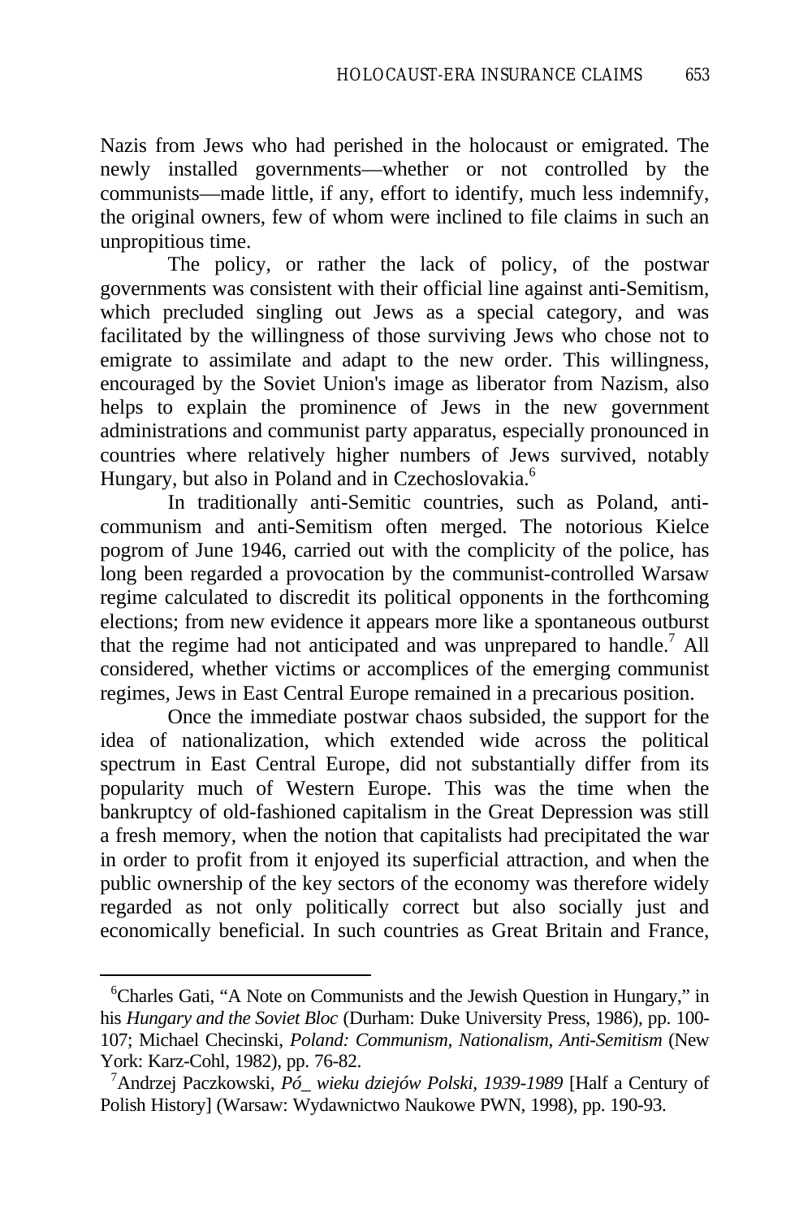Nazis from Jews who had perished in the holocaust or emigrated. The newly installed governments—whether or not controlled by the communists—made little, if any, effort to identify, much less indemnify, the original owners, few of whom were inclined to file claims in such an unpropitious time.

The policy, or rather the lack of policy, of the postwar governments was consistent with their official line against anti-Semitism, which precluded singling out Jews as a special category, and was facilitated by the willingness of those surviving Jews who chose not to emigrate to assimilate and adapt to the new order. This willingness, encouraged by the Soviet Union's image as liberator from Nazism, also helps to explain the prominence of Jews in the new government administrations and communist party apparatus, especially pronounced in countries where relatively higher numbers of Jews survived, notably Hungary, but also in Poland and in Czechoslovakia.[6]

In traditionally anti-Semitic countries, such as Poland, anti-communism and anti-Semitism often merged. The notorious Kielce pogrom of June 1946, carried out with the complicity of the police, has long been regarded a provocation by the communist-controlled Warsaw regime calculated to discredit its political opponents in the forthcoming elections; from new evidence it appears more like a spontaneous outburst that the regime had not anticipated and was unprepared to handle.[7] All considered, whether victims or accomplices of the emerging communist regimes, Jews in East Central Europe remained in a precarious position.

Once the immediate postwar chaos subsided, the support for the idea of nationalization, which extended wide across the political spectrum in East Central Europe, did not substantially differ from its popularity much of Western Europe. This was the time when the bankruptcy of old-fashioned capitalism in the Great Depression was still a fresh memory, when the notion that capitalists had precipitated the war in order to profit from it enjoyed its superficial attraction, and when the public ownership of the key sectors of the economy was therefore widely regarded as not only politically correct but also socially just and economically beneficial. In such countries as Great Britain and France,

---

[6]Charles Gati, "A Note on Communists and the Jewish Question in Hungary," in his *Hungary and the Soviet Bloc* (Durham: Duke University Press, 1986), pp. 100-107; Michael Checinski, *Poland: Communism, Nationalism, Anti-Semitism* (New York: Karz-Cohl, 1982), pp. 76-82.

[7]Andrzej Paczkowski, *Pó_ wieku dziejów Polski, 1939-1989* [Half a Century of Polish History] (Warsaw: Wydawnictwo Naukowe PWN, 1998), pp. 190-93.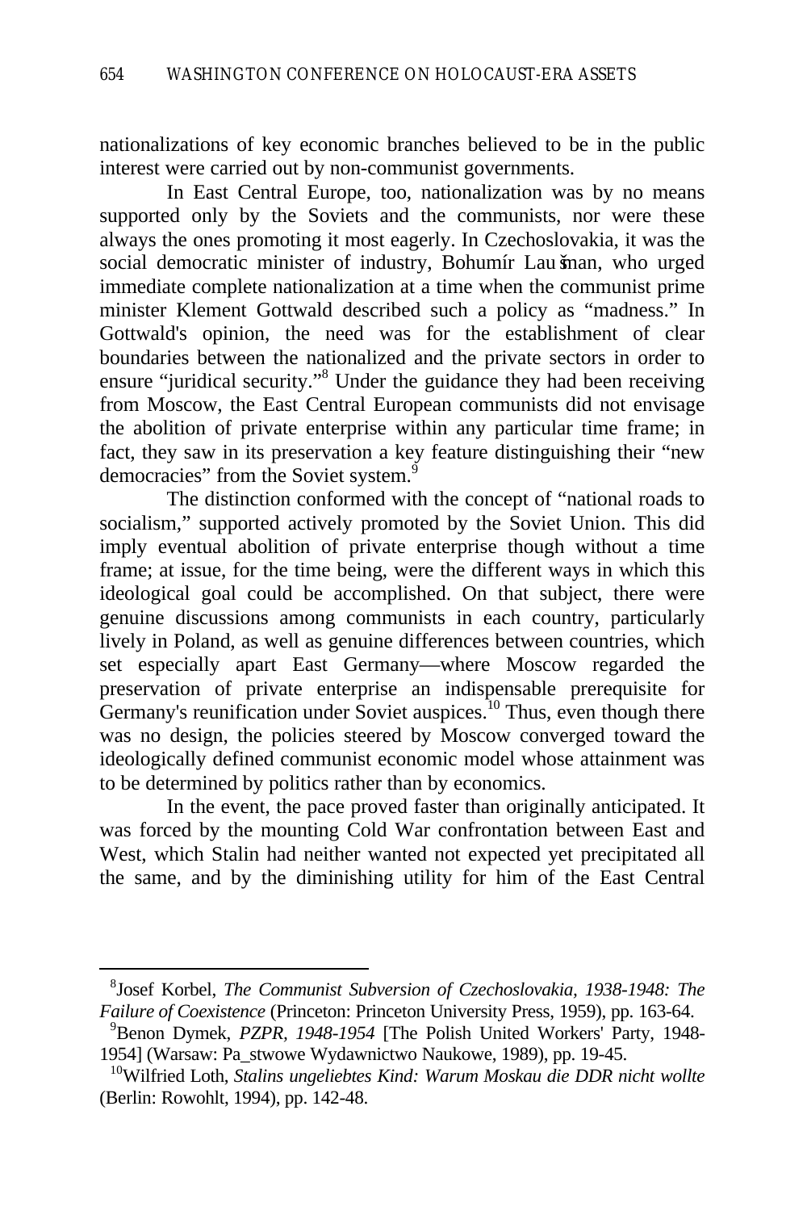nationalizations of key economic branches believed to be in the public interest were carried out by non-communist governments.

In East Central Europe, too, nationalization was by no means supported only by the Soviets and the communists, nor were these always the ones promoting it most eagerly. In Czechoslovakia, it was the social democratic minister of industry, Bohumír Laušman, who urged immediate complete nationalization at a time when the communist prime minister Klement Gottwald described such a policy as "madness." In Gottwald's opinion, the need was for the establishment of clear boundaries between the nationalized and the private sectors in order to ensure "juridical security."[8] Under the guidance they had been receiving from Moscow, the East Central European communists did not envisage the abolition of private enterprise within any particular time frame; in fact, they saw in its preservation a key feature distinguishing their "new democracies" from the Soviet system.[9]

The distinction conformed with the concept of "national roads to socialism," supported actively promoted by the Soviet Union. This did imply eventual abolition of private enterprise though without a time frame; at issue, for the time being, were the different ways in which this ideological goal could be accomplished. On that subject, there were genuine discussions among communists in each country, particularly lively in Poland, as well as genuine differences between countries, which set especially apart East Germany—where Moscow regarded the preservation of private enterprise an indispensable prerequisite for Germany's reunification under Soviet auspices.[10] Thus, even though there was no design, the policies steered by Moscow converged toward the ideologically defined communist economic model whose attainment was to be determined by politics rather than by economics.

In the event, the pace proved faster than originally anticipated. It was forced by the mounting Cold War confrontation between East and West, which Stalin had neither wanted not expected yet precipitated all the same, and by the diminishing utility for him of the East Central

---

[8] Josef Korbel, *The Communist Subversion of Czechoslovakia, 1938-1948: The Failure of Coexistence* (Princeton: Princeton University Press, 1959), pp. 163-64.

[9] Benon Dymek, *PZPR, 1948-1954* [The Polish United Workers' Party, 1948-1954] (Warsaw: Pa_stwowe Wydawnictwo Naukowe, 1989), pp. 19-45.

[10] Wilfried Loth, *Stalins ungeliebtes Kind: Warum Moskau die DDR nicht wollte* (Berlin: Rowohlt, 1994), pp. 142-48.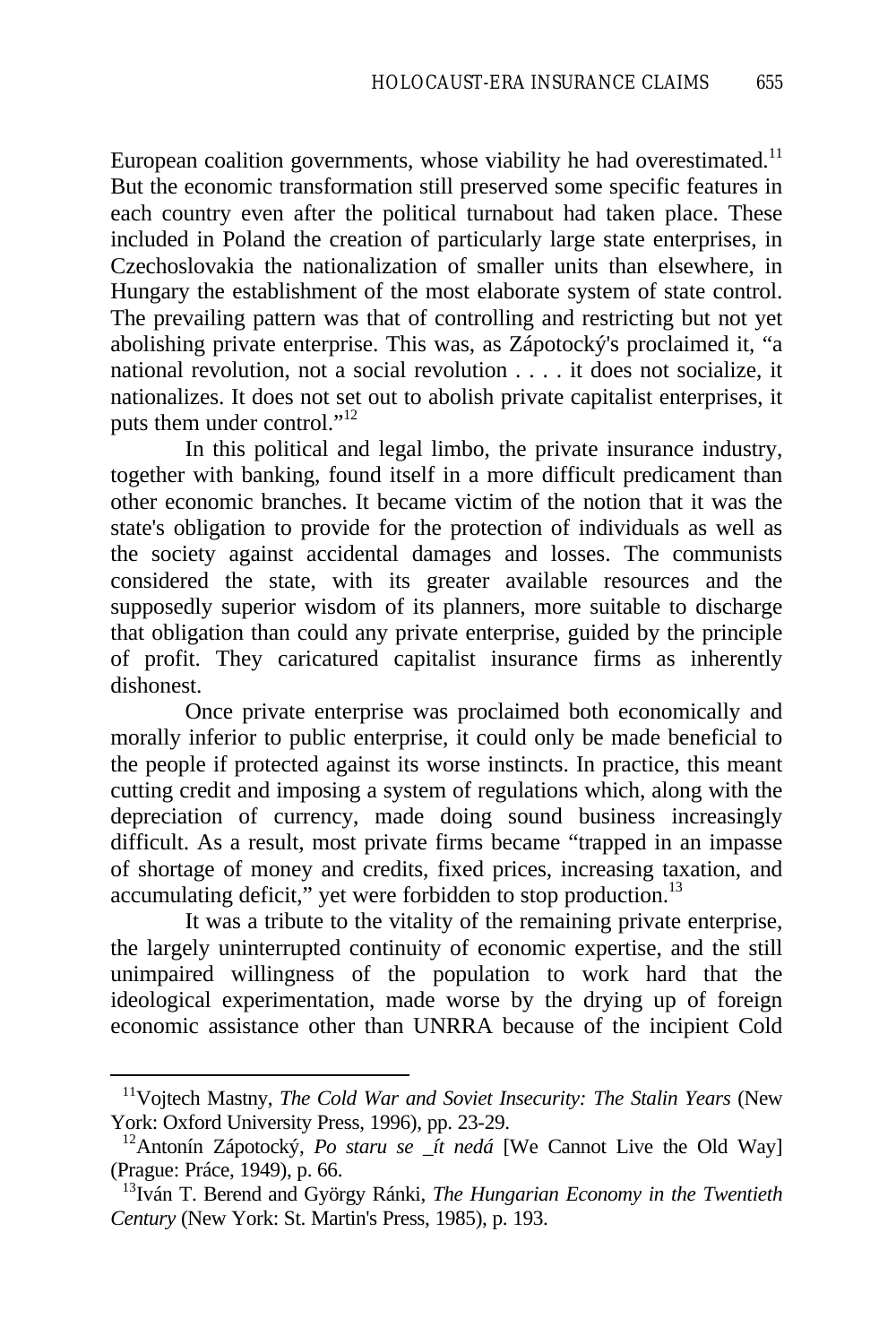European coalition governments, whose viability he had overestimated.[11] But the economic transformation still preserved some specific features in each country even after the political turnabout had taken place. These included in Poland the creation of particularly large state enterprises, in Czechoslovakia the nationalization of smaller units than elsewhere, in Hungary the establishment of the most elaborate system of state control. The prevailing pattern was that of controlling and restricting but not yet abolishing private enterprise. This was, as Zápotocký's proclaimed it, "a national revolution, not a social revolution . . . . it does not socialize, it nationalizes. It does not set out to abolish private capitalist enterprises, it puts them under control."[12]

In this political and legal limbo, the private insurance industry, together with banking, found itself in a more difficult predicament than other economic branches. It became victim of the notion that it was the state's obligation to provide for the protection of individuals as well as the society against accidental damages and losses. The communists considered the state, with its greater available resources and the supposedly superior wisdom of its planners, more suitable to discharge that obligation than could any private enterprise, guided by the principle of profit. They caricatured capitalist insurance firms as inherently dishonest.

Once private enterprise was proclaimed both economically and morally inferior to public enterprise, it could only be made beneficial to the people if protected against its worse instincts. In practice, this meant cutting credit and imposing a system of regulations which, along with the depreciation of currency, made doing sound business increasingly difficult. As a result, most private firms became "trapped in an impasse of shortage of money and credits, fixed prices, increasing taxation, and accumulating deficit," yet were forbidden to stop production.[13]

It was a tribute to the vitality of the remaining private enterprise, the largely uninterrupted continuity of economic expertise, and the still unimpaired willingness of the population to work hard that the ideological experimentation, made worse by the drying up of foreign economic assistance other than UNRRA because of the incipient Cold

---

[11] Vojtech Mastny, *The Cold War and Soviet Insecurity: The Stalin Years* (New York: Oxford University Press, 1996), pp. 23-29.

[12] Antonín Zápotocký, *Po staru se _ít nedá* [We Cannot Live the Old Way] (Prague: Práce, 1949), p. 66.

[13] Iván T. Berend and György Ránki, *The Hungarian Economy in the Twentieth Century* (New York: St. Martin's Press, 1985), p. 193.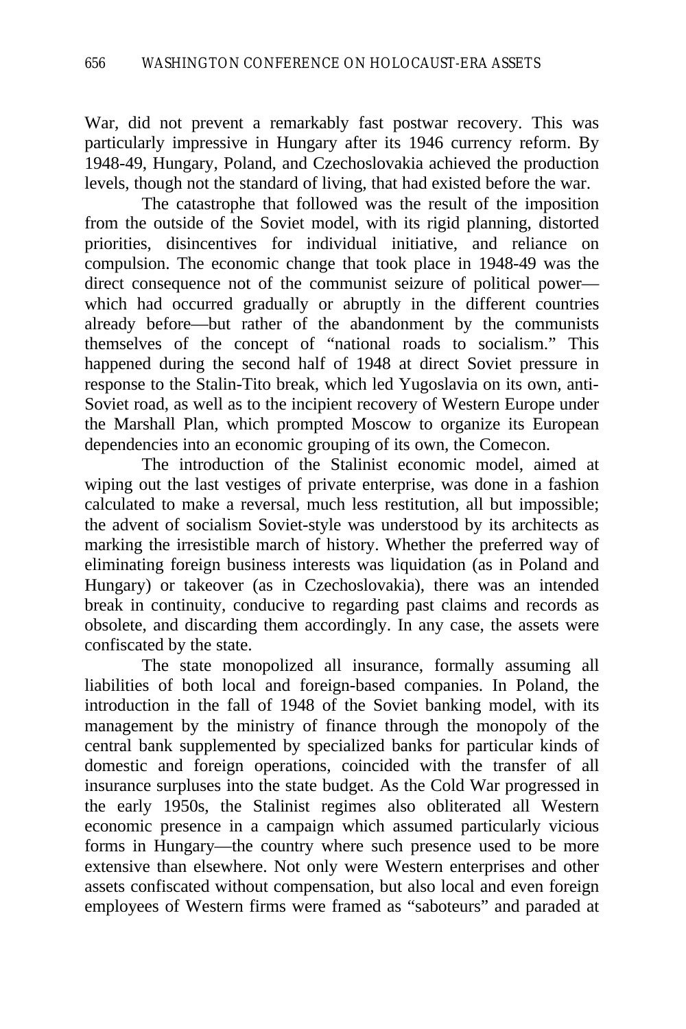War, did not prevent a remarkably fast postwar recovery. This was particularly impressive in Hungary after its 1946 currency reform. By 1948-49, Hungary, Poland, and Czechoslovakia achieved the production levels, though not the standard of living, that had existed before the war.

The catastrophe that followed was the result of the imposition from the outside of the Soviet model, with its rigid planning, distorted priorities, disincentives for individual initiative, and reliance on compulsion. The economic change that took place in 1948-49 was the direct consequence not of the communist seizure of political power—which had occurred gradually or abruptly in the different countries already before—but rather of the abandonment by the communists themselves of the concept of "national roads to socialism." This happened during the second half of 1948 at direct Soviet pressure in response to the Stalin-Tito break, which led Yugoslavia on its own, anti-Soviet road, as well as to the incipient recovery of Western Europe under the Marshall Plan, which prompted Moscow to organize its European dependencies into an economic grouping of its own, the Comecon.

The introduction of the Stalinist economic model, aimed at wiping out the last vestiges of private enterprise, was done in a fashion calculated to make a reversal, much less restitution, all but impossible; the advent of socialism Soviet-style was understood by its architects as marking the irresistible march of history. Whether the preferred way of eliminating foreign business interests was liquidation (as in Poland and Hungary) or takeover (as in Czechoslovakia), there was an intended break in continuity, conducive to regarding past claims and records as obsolete, and discarding them accordingly. In any case, the assets were confiscated by the state.

The state monopolized all insurance, formally assuming all liabilities of both local and foreign-based companies. In Poland, the introduction in the fall of 1948 of the Soviet banking model, with its management by the ministry of finance through the monopoly of the central bank supplemented by specialized banks for particular kinds of domestic and foreign operations, coincided with the transfer of all insurance surpluses into the state budget. As the Cold War progressed in the early 1950s, the Stalinist regimes also obliterated all Western economic presence in a campaign which assumed particularly vicious forms in Hungary—the country where such presence used to be more extensive than elsewhere. Not only were Western enterprises and other assets confiscated without compensation, but also local and even foreign employees of Western firms were framed as "saboteurs" and paraded at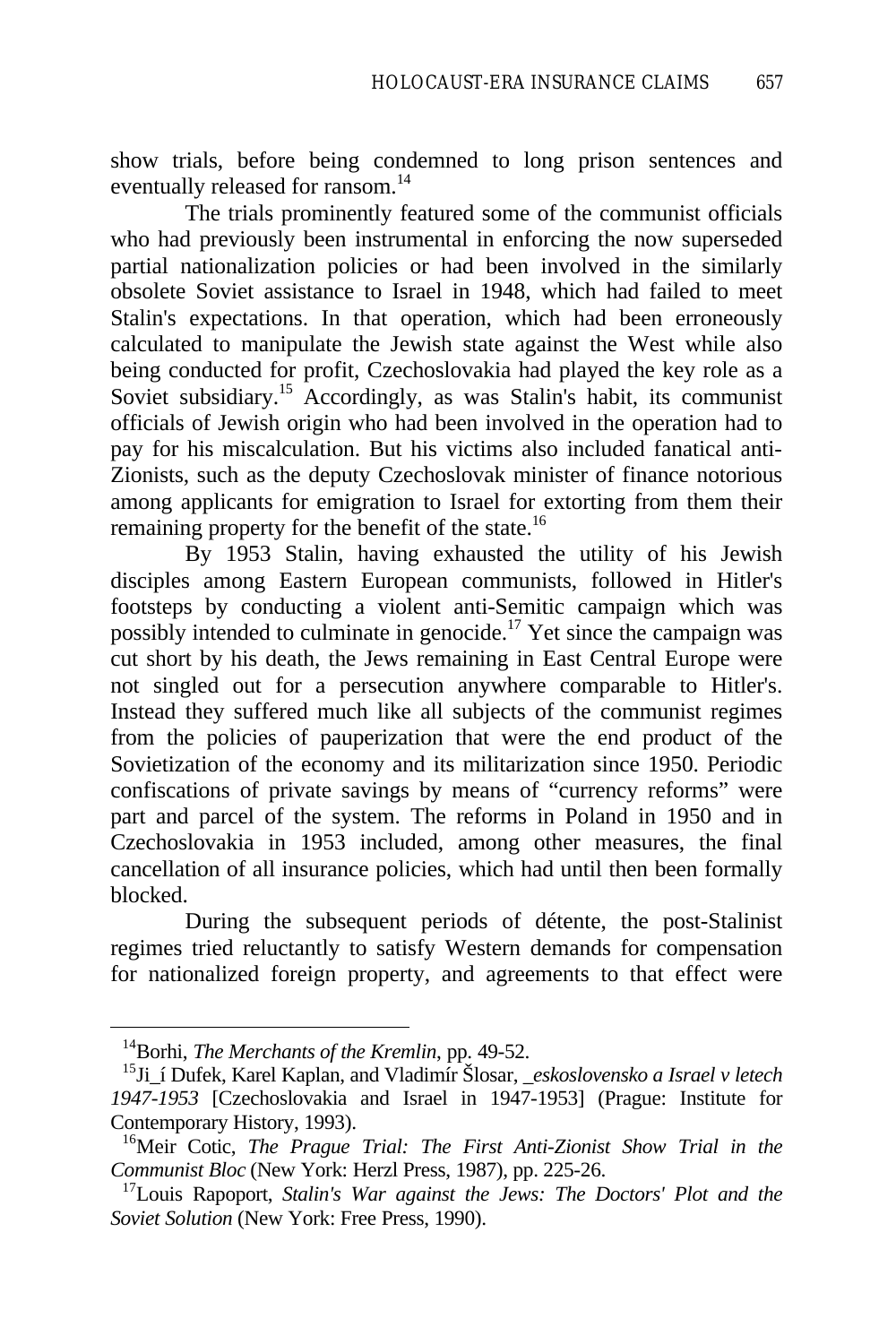show trials, before being condemned to long prison sentences and eventually released for ransom.[14]

The trials prominently featured some of the communist officials who had previously been instrumental in enforcing the now superseded partial nationalization policies or had been involved in the similarly obsolete Soviet assistance to Israel in 1948, which had failed to meet Stalin's expectations. In that operation, which had been erroneously calculated to manipulate the Jewish state against the West while also being conducted for profit, Czechoslovakia had played the key role as a Soviet subsidiary.[15] Accordingly, as was Stalin's habit, its communist officials of Jewish origin who had been involved in the operation had to pay for his miscalculation. But his victims also included fanatical anti-Zionists, such as the deputy Czechoslovak minister of finance notorious among applicants for emigration to Israel for extorting from them their remaining property for the benefit of the state.[16]

By 1953 Stalin, having exhausted the utility of his Jewish disciples among Eastern European communists, followed in Hitler's footsteps by conducting a violent anti-Semitic campaign which was possibly intended to culminate in genocide.[17] Yet since the campaign was cut short by his death, the Jews remaining in East Central Europe were not singled out for a persecution anywhere comparable to Hitler's. Instead they suffered much like all subjects of the communist regimes from the policies of pauperization that were the end product of the Sovietization of the economy and its militarization since 1950. Periodic confiscations of private savings by means of "currency reforms" were part and parcel of the system. The reforms in Poland in 1950 and in Czechoslovakia in 1953 included, among other measures, the final cancellation of all insurance policies, which had until then been formally blocked.

During the subsequent periods of détente, the post-Stalinist regimes tried reluctantly to satisfy Western demands for compensation for nationalized foreign property, and agreements to that effect were

---

[14] Borhi, *The Merchants of the Kremlin*, pp. 49-52.

[15] Ji_í Dufek, Karel Kaplan, and Vladimír Šlosar, *_eskoslovensko a Israel v letech 1947-1953* [Czechoslovakia and Israel in 1947-1953] (Prague: Institute for Contemporary History, 1993).

[16] Meir Cotic, *The Prague Trial: The First Anti-Zionist Show Trial in the Communist Bloc* (New York: Herzl Press, 1987), pp. 225-26.

[17] Louis Rapoport, *Stalin's War against the Jews: The Doctors' Plot and the Soviet Solution* (New York: Free Press, 1990).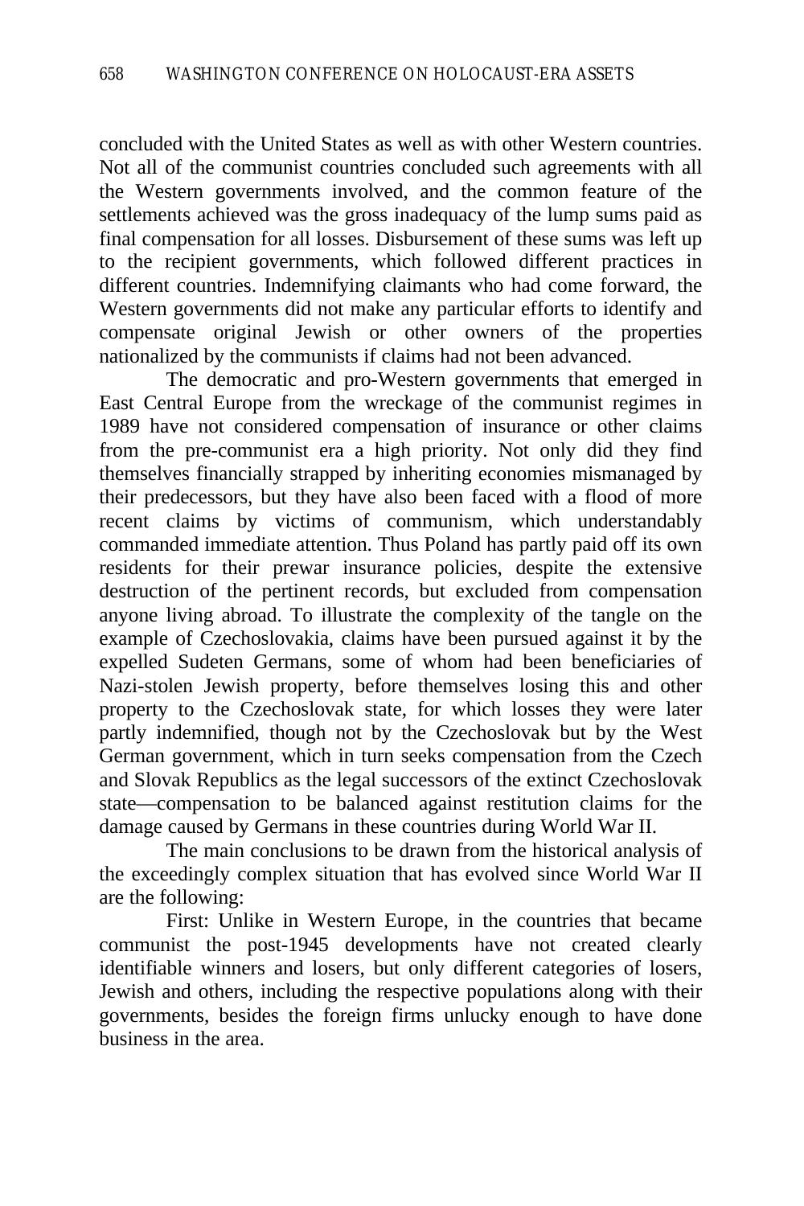concluded with the United States as well as with other Western countries. Not all of the communist countries concluded such agreements with all the Western governments involved, and the common feature of the settlements achieved was the gross inadequacy of the lump sums paid as final compensation for all losses. Disbursement of these sums was left up to the recipient governments, which followed different practices in different countries. Indemnifying claimants who had come forward, the Western governments did not make any particular efforts to identify and compensate original Jewish or other owners of the properties nationalized by the communists if claims had not been advanced.

The democratic and pro-Western governments that emerged in East Central Europe from the wreckage of the communist regimes in 1989 have not considered compensation of insurance or other claims from the pre-communist era a high priority. Not only did they find themselves financially strapped by inheriting economies mismanaged by their predecessors, but they have also been faced with a flood of more recent claims by victims of communism, which understandably commanded immediate attention. Thus Poland has partly paid off its own residents for their prewar insurance policies, despite the extensive destruction of the pertinent records, but excluded from compensation anyone living abroad. To illustrate the complexity of the tangle on the example of Czechoslovakia, claims have been pursued against it by the expelled Sudeten Germans, some of whom had been beneficiaries of Nazi-stolen Jewish property, before themselves losing this and other property to the Czechoslovak state, for which losses they were later partly indemnified, though not by the Czechoslovak but by the West German government, which in turn seeks compensation from the Czech and Slovak Republics as the legal successors of the extinct Czechoslovak state—compensation to be balanced against restitution claims for the damage caused by Germans in these countries during World War II.

The main conclusions to be drawn from the historical analysis of the exceedingly complex situation that has evolved since World War II are the following:

First: Unlike in Western Europe, in the countries that became communist the post-1945 developments have not created clearly identifiable winners and losers, but only different categories of losers, Jewish and others, including the respective populations along with their governments, besides the foreign firms unlucky enough to have done business in the area.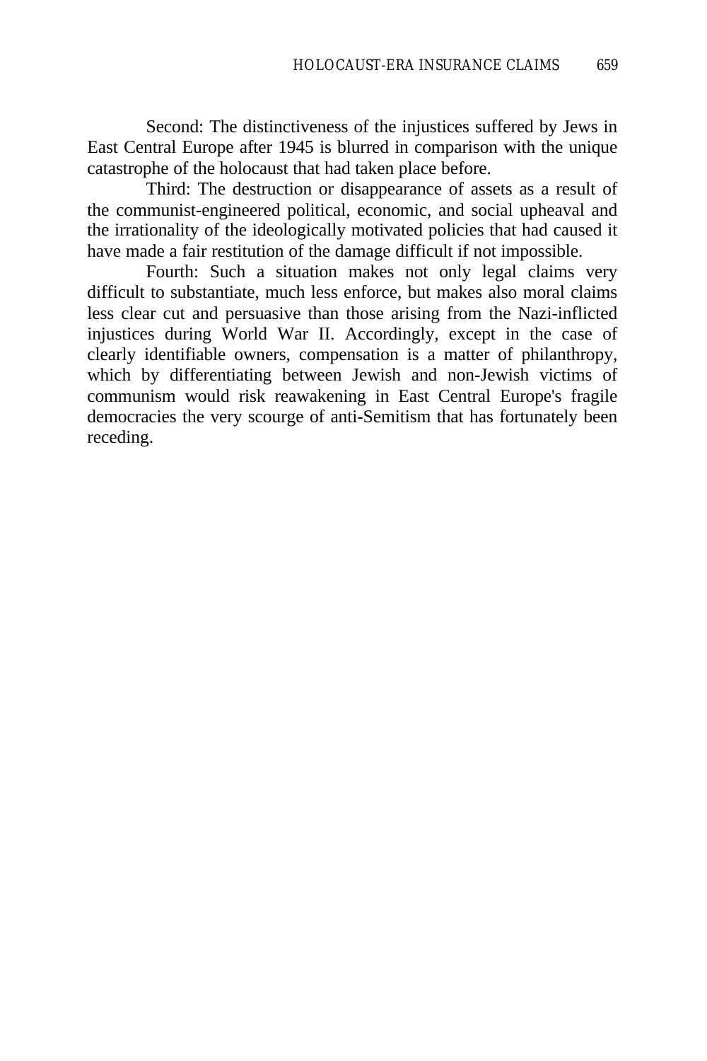Second: The distinctiveness of the injustices suffered by Jews in East Central Europe after 1945 is blurred in comparison with the unique catastrophe of the holocaust that had taken place before.

Third: The destruction or disappearance of assets as a result of the communist-engineered political, economic, and social upheaval and the irrationality of the ideologically motivated policies that had caused it have made a fair restitution of the damage difficult if not impossible.

Fourth: Such a situation makes not only legal claims very difficult to substantiate, much less enforce, but makes also moral claims less clear cut and persuasive than those arising from the Nazi-inflicted injustices during World War II. Accordingly, except in the case of clearly identifiable owners, compensation is a matter of philanthropy, which by differentiating between Jewish and non-Jewish victims of communism would risk reawakening in East Central Europe's fragile democracies the very scourge of anti-Semitism that has fortunately been receding.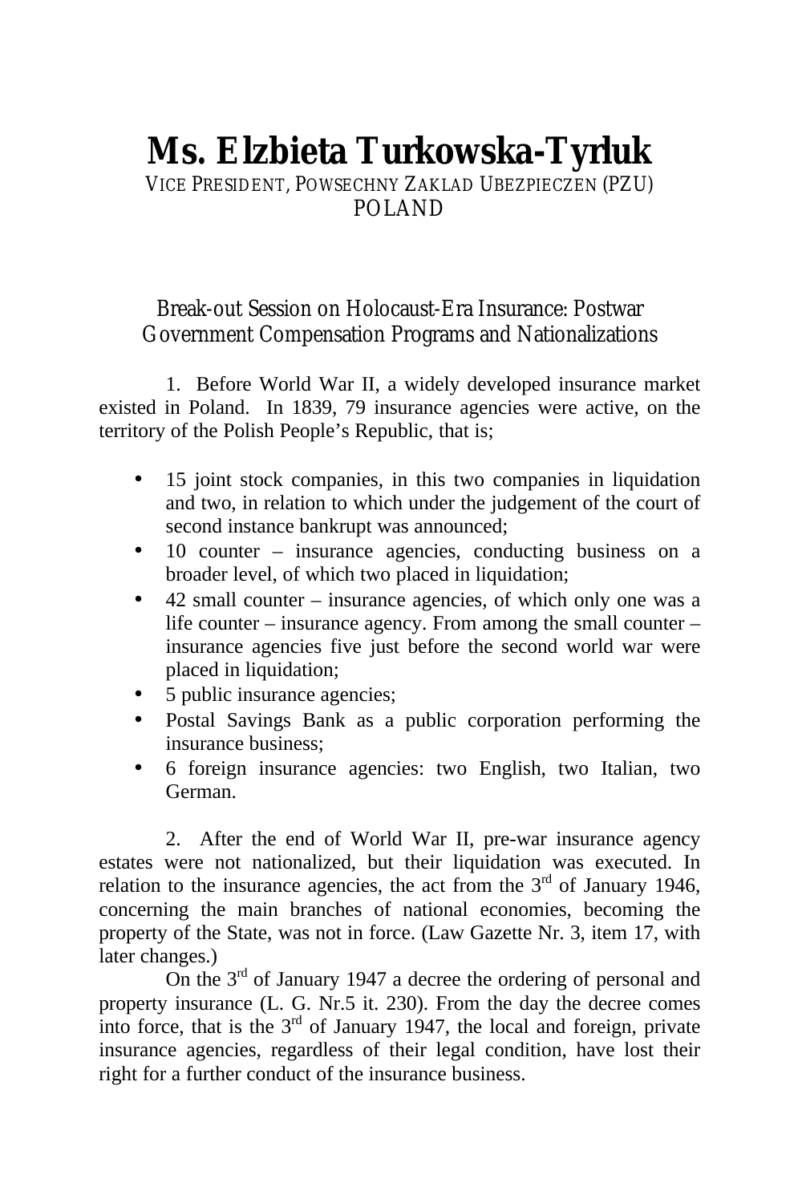# Ms. Elzbieta Turkowska-Tyrluk

VICE PRESIDENT, POWSECHNY ZAKLAD UBEZPIECZEN (PZU)
POLAND

## Break-out Session on Holocaust-Era Insurance: Postwar Government Compensation Programs and Nationalizations

1. Before World War II, a widely developed insurance market existed in Poland. In 1839, 79 insurance agencies were active, on the territory of the Polish People's Republic, that is;

- 15 joint stock companies, in this two companies in liquidation and two, in relation to which under the judgement of the court of second instance bankrupt was announced;
- 10 counter – insurance agencies, conducting business on a broader level, of which two placed in liquidation;
- 42 small counter – insurance agencies, of which only one was a life counter – insurance agency. From among the small counter – insurance agencies five just before the second world war were placed in liquidation;
- 5 public insurance agencies;
- Postal Savings Bank as a public corporation performing the insurance business;
- 6 foreign insurance agencies: two English, two Italian, two German.

2. After the end of World War II, pre-war insurance agency estates were not nationalized, but their liquidation was executed. In relation to the insurance agencies, the act from the 3rd of January 1946, concerning the main branches of national economies, becoming the property of the State, was not in force. (Law Gazette Nr. 3, item 17, with later changes.)

On the 3rd of January 1947 a decree the ordering of personal and property insurance (L. G. Nr.5 it. 230). From the day the decree comes into force, that is the 3rd of January 1947, the local and foreign, private insurance agencies, regardless of their legal condition, have lost their right for a further conduct of the insurance business.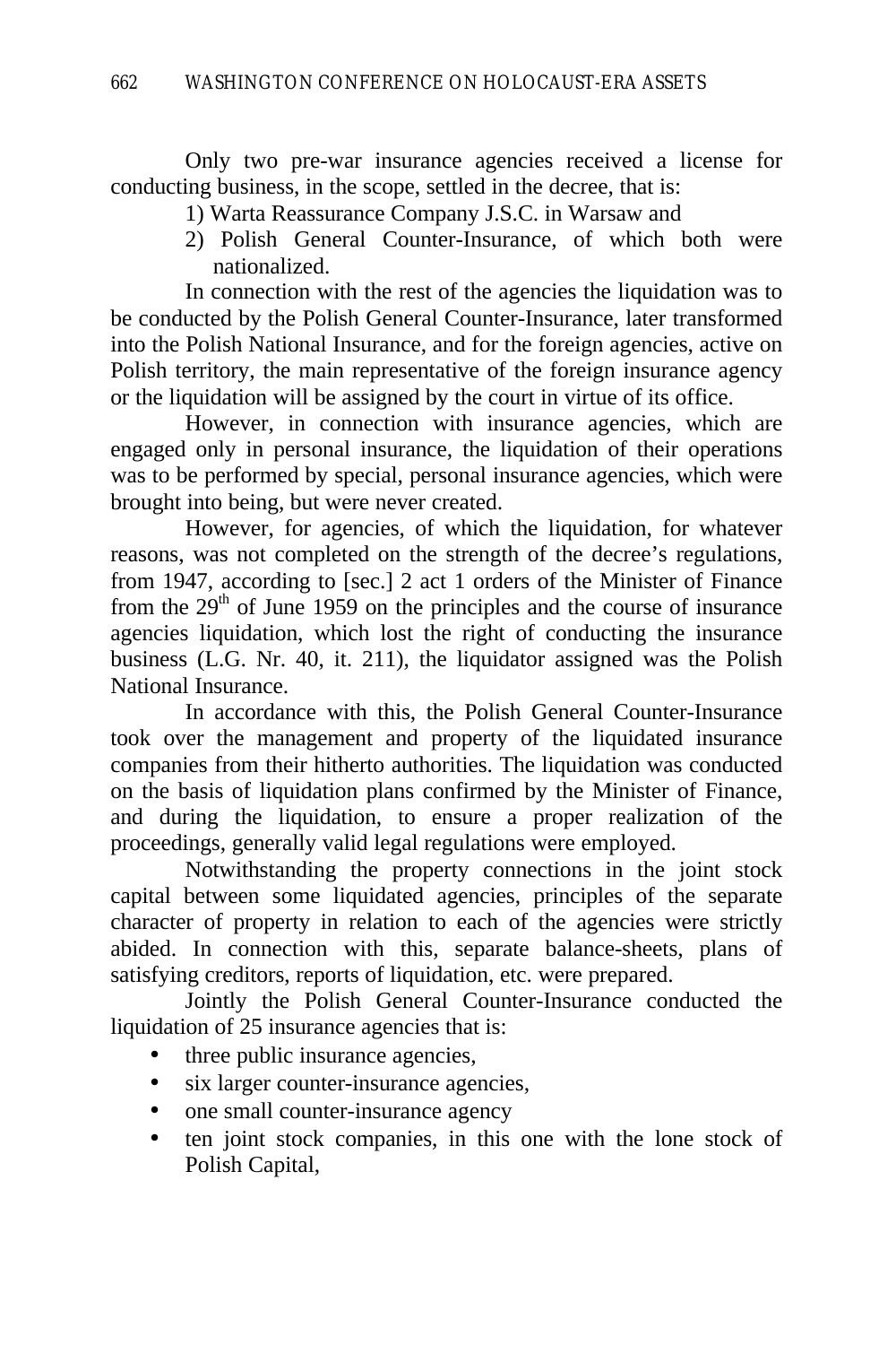Only two pre-war insurance agencies received a license for conducting business, in the scope, settled in the decree, that is:

1) Warta Reassurance Company J.S.C. in Warsaw and
2) Polish General Counter-Insurance, of which both were nationalized.

In connection with the rest of the agencies the liquidation was to be conducted by the Polish General Counter-Insurance, later transformed into the Polish National Insurance, and for the foreign agencies, active on Polish territory, the main representative of the foreign insurance agency or the liquidation will be assigned by the court in virtue of its office.

However, in connection with insurance agencies, which are engaged only in personal insurance, the liquidation of their operations was to be performed by special, personal insurance agencies, which were brought into being, but were never created.

However, for agencies, of which the liquidation, for whatever reasons, was not completed on the strength of the decree's regulations, from 1947, according to [sec.] 2 act 1 orders of the Minister of Finance from the 29th of June 1959 on the principles and the course of insurance agencies liquidation, which lost the right of conducting the insurance business (L.G. Nr. 40, it. 211), the liquidator assigned was the Polish National Insurance.

In accordance with this, the Polish General Counter-Insurance took over the management and property of the liquidated insurance companies from their hitherto authorities. The liquidation was conducted on the basis of liquidation plans confirmed by the Minister of Finance, and during the liquidation, to ensure a proper realization of the proceedings, generally valid legal regulations were employed.

Notwithstanding the property connections in the joint stock capital between some liquidated agencies, principles of the separate character of property in relation to each of the agencies were strictly abided. In connection with this, separate balance-sheets, plans of satisfying creditors, reports of liquidation, etc. were prepared.

Jointly the Polish General Counter-Insurance conducted the liquidation of 25 insurance agencies that is:

- three public insurance agencies,
- six larger counter-insurance agencies,
- one small counter-insurance agency
- ten joint stock companies, in this one with the lone stock of Polish Capital,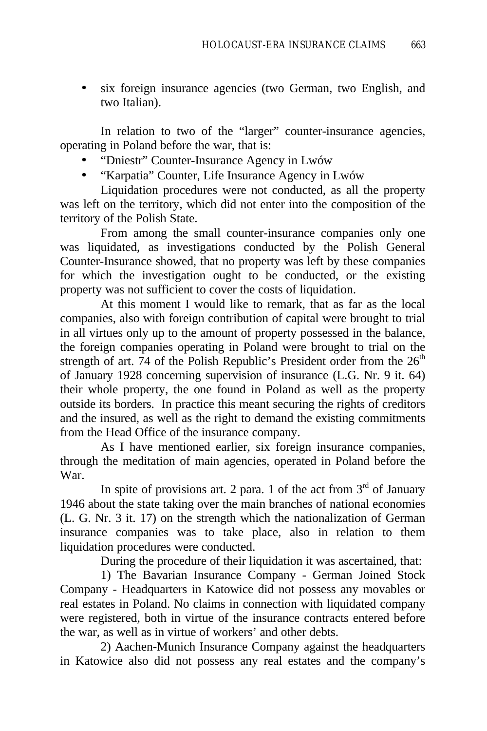- six foreign insurance agencies (two German, two English, and two Italian).

In relation to two of the "larger" counter-insurance agencies, operating in Poland before the war, that is:

- "Dniestr" Counter-Insurance Agency in Lwów
- "Karpatia" Counter, Life Insurance Agency in Lwów

Liquidation procedures were not conducted, as all the property was left on the territory, which did not enter into the composition of the territory of the Polish State.

From among the small counter-insurance companies only one was liquidated, as investigations conducted by the Polish General Counter-Insurance showed, that no property was left by these companies for which the investigation ought to be conducted, or the existing property was not sufficient to cover the costs of liquidation.

At this moment I would like to remark, that as far as the local companies, also with foreign contribution of capital were brought to trial in all virtues only up to the amount of property possessed in the balance, the foreign companies operating in Poland were brought to trial on the strength of art. 74 of the Polish Republic's President order from the 26th of January 1928 concerning supervision of insurance (L.G. Nr. 9 it. 64) their whole property, the one found in Poland as well as the property outside its borders. In practice this meant securing the rights of creditors and the insured, as well as the right to demand the existing commitments from the Head Office of the insurance company.

As I have mentioned earlier, six foreign insurance companies, through the meditation of main agencies, operated in Poland before the War.

In spite of provisions art. 2 para. 1 of the act from 3rd of January 1946 about the state taking over the main branches of national economies (L. G. Nr. 3 it. 17) on the strength which the nationalization of German insurance companies was to take place, also in relation to them liquidation procedures were conducted.

During the procedure of their liquidation it was ascertained, that:

1) The Bavarian Insurance Company - German Joined Stock Company - Headquarters in Katowice did not possess any movables or real estates in Poland. No claims in connection with liquidated company were registered, both in virtue of the insurance contracts entered before the war, as well as in virtue of workers' and other debts.

2) Aachen-Munich Insurance Company against the headquarters in Katowice also did not possess any real estates and the company's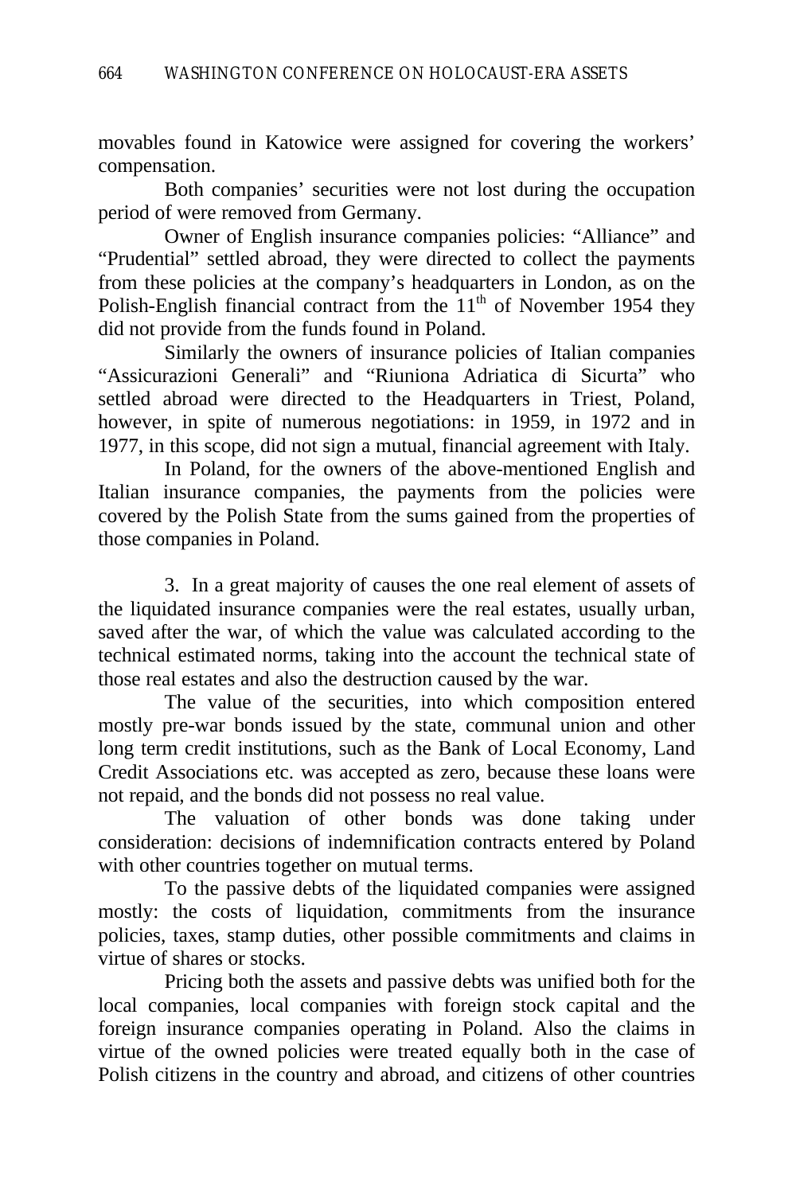movables found in Katowice were assigned for covering the workers' compensation.

Both companies' securities were not lost during the occupation period of were removed from Germany.

Owner of English insurance companies policies: "Alliance" and "Prudential" settled abroad, they were directed to collect the payments from these policies at the company's headquarters in London, as on the Polish-English financial contract from the 11th of November 1954 they did not provide from the funds found in Poland.

Similarly the owners of insurance policies of Italian companies "Assicurazioni Generali" and "Riuniona Adriatica di Sicurta" who settled abroad were directed to the Headquarters in Triest, Poland, however, in spite of numerous negotiations: in 1959, in 1972 and in 1977, in this scope, did not sign a mutual, financial agreement with Italy.

In Poland, for the owners of the above-mentioned English and Italian insurance companies, the payments from the policies were covered by the Polish State from the sums gained from the properties of those companies in Poland.

3. In a great majority of causes the one real element of assets of the liquidated insurance companies were the real estates, usually urban, saved after the war, of which the value was calculated according to the technical estimated norms, taking into the account the technical state of those real estates and also the destruction caused by the war.

The value of the securities, into which composition entered mostly pre-war bonds issued by the state, communal union and other long term credit institutions, such as the Bank of Local Economy, Land Credit Associations etc. was accepted as zero, because these loans were not repaid, and the bonds did not possess no real value.

The valuation of other bonds was done taking under consideration: decisions of indemnification contracts entered by Poland with other countries together on mutual terms.

To the passive debts of the liquidated companies were assigned mostly: the costs of liquidation, commitments from the insurance policies, taxes, stamp duties, other possible commitments and claims in virtue of shares or stocks.

Pricing both the assets and passive debts was unified both for the local companies, local companies with foreign stock capital and the foreign insurance companies operating in Poland. Also the claims in virtue of the owned policies were treated equally both in the case of Polish citizens in the country and abroad, and citizens of other countries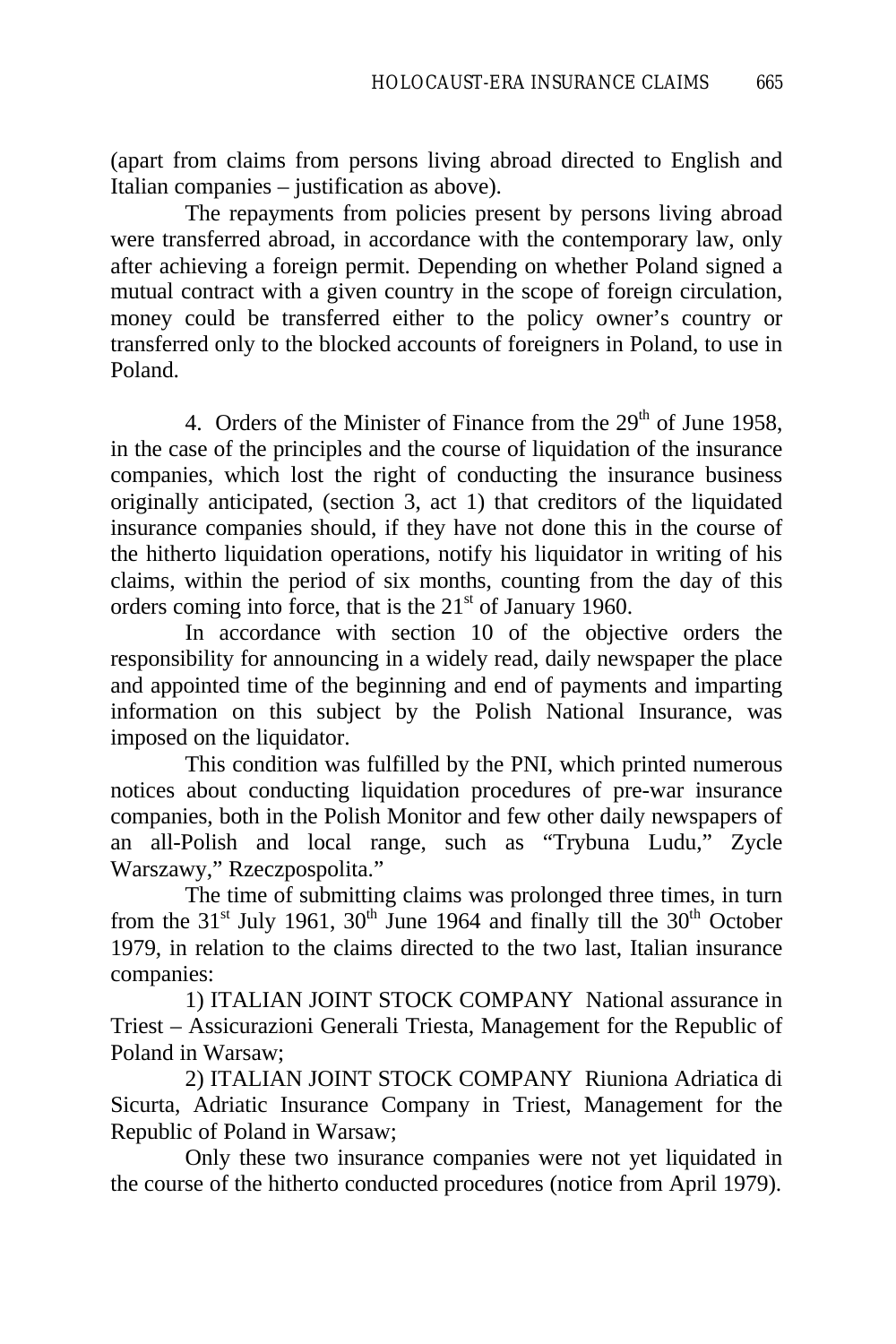(apart from claims from persons living abroad directed to English and Italian companies – justification as above).

The repayments from policies present by persons living abroad were transferred abroad, in accordance with the contemporary law, only after achieving a foreign permit. Depending on whether Poland signed a mutual contract with a given country in the scope of foreign circulation, money could be transferred either to the policy owner's country or transferred only to the blocked accounts of foreigners in Poland, to use in Poland.

4. Orders of the Minister of Finance from the 29th of June 1958, in the case of the principles and the course of liquidation of the insurance companies, which lost the right of conducting the insurance business originally anticipated, (section 3, act 1) that creditors of the liquidated insurance companies should, if they have not done this in the course of the hitherto liquidation operations, notify his liquidator in writing of his claims, within the period of six months, counting from the day of this orders coming into force, that is the 21st of January 1960.

In accordance with section 10 of the objective orders the responsibility for announcing in a widely read, daily newspaper the place and appointed time of the beginning and end of payments and imparting information on this subject by the Polish National Insurance, was imposed on the liquidator.

This condition was fulfilled by the PNI, which printed numerous notices about conducting liquidation procedures of pre-war insurance companies, both in the Polish Monitor and few other daily newspapers of an all-Polish and local range, such as "Trybuna Ludu," Zycle Warszawy," Rzeczpospolita."

The time of submitting claims was prolonged three times, in turn from the 31st July 1961, 30th June 1964 and finally till the 30th October 1979, in relation to the claims directed to the two last, Italian insurance companies:

1) ITALIAN JOINT STOCK COMPANY National assurance in Triest – Assicurazioni Generali Triesta, Management for the Republic of Poland in Warsaw;

2) ITALIAN JOINT STOCK COMPANY Riuniona Adriatica di Sicurta, Adriatic Insurance Company in Triest, Management for the Republic of Poland in Warsaw;

Only these two insurance companies were not yet liquidated in the course of the hitherto conducted procedures (notice from April 1979).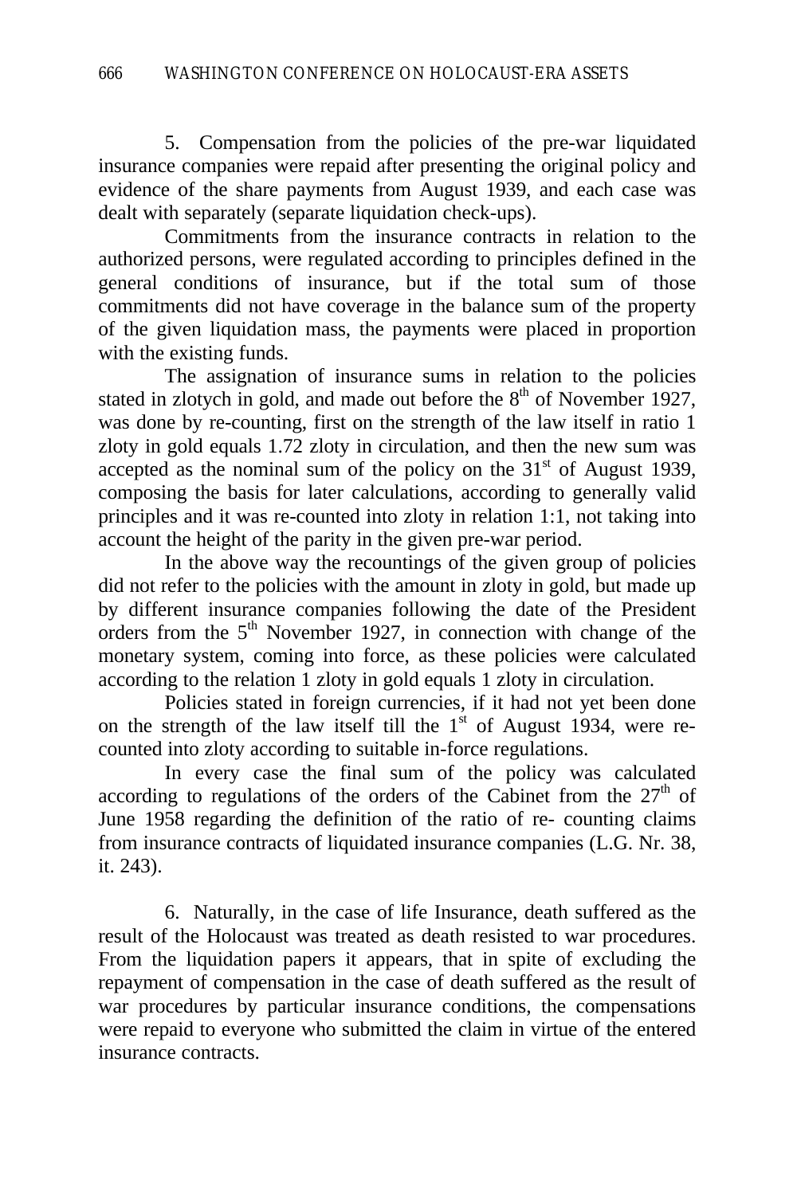5. Compensation from the policies of the pre-war liquidated insurance companies were repaid after presenting the original policy and evidence of the share payments from August 1939, and each case was dealt with separately (separate liquidation check-ups).

Commitments from the insurance contracts in relation to the authorized persons, were regulated according to principles defined in the general conditions of insurance, but if the total sum of those commitments did not have coverage in the balance sum of the property of the given liquidation mass, the payments were placed in proportion with the existing funds.

The assignation of insurance sums in relation to the policies stated in zlotych in gold, and made out before the 8th of November 1927, was done by re-counting, first on the strength of the law itself in ratio 1 zloty in gold equals 1.72 zloty in circulation, and then the new sum was accepted as the nominal sum of the policy on the 31st of August 1939, composing the basis for later calculations, according to generally valid principles and it was re-counted into zloty in relation 1:1, not taking into account the height of the parity in the given pre-war period.

In the above way the recountings of the given group of policies did not refer to the policies with the amount in zloty in gold, but made up by different insurance companies following the date of the President orders from the 5th November 1927, in connection with change of the monetary system, coming into force, as these policies were calculated according to the relation 1 zloty in gold equals 1 zloty in circulation.

Policies stated in foreign currencies, if it had not yet been done on the strength of the law itself till the 1st of August 1934, were re-counted into zloty according to suitable in-force regulations.

In every case the final sum of the policy was calculated according to regulations of the orders of the Cabinet from the 27th of June 1958 regarding the definition of the ratio of re- counting claims from insurance contracts of liquidated insurance companies (L.G. Nr. 38, it. 243).

6. Naturally, in the case of life Insurance, death suffered as the result of the Holocaust was treated as death resisted to war procedures. From the liquidation papers it appears, that in spite of excluding the repayment of compensation in the case of death suffered as the result of war procedures by particular insurance conditions, the compensations were repaid to everyone who submitted the claim in virtue of the entered insurance contracts.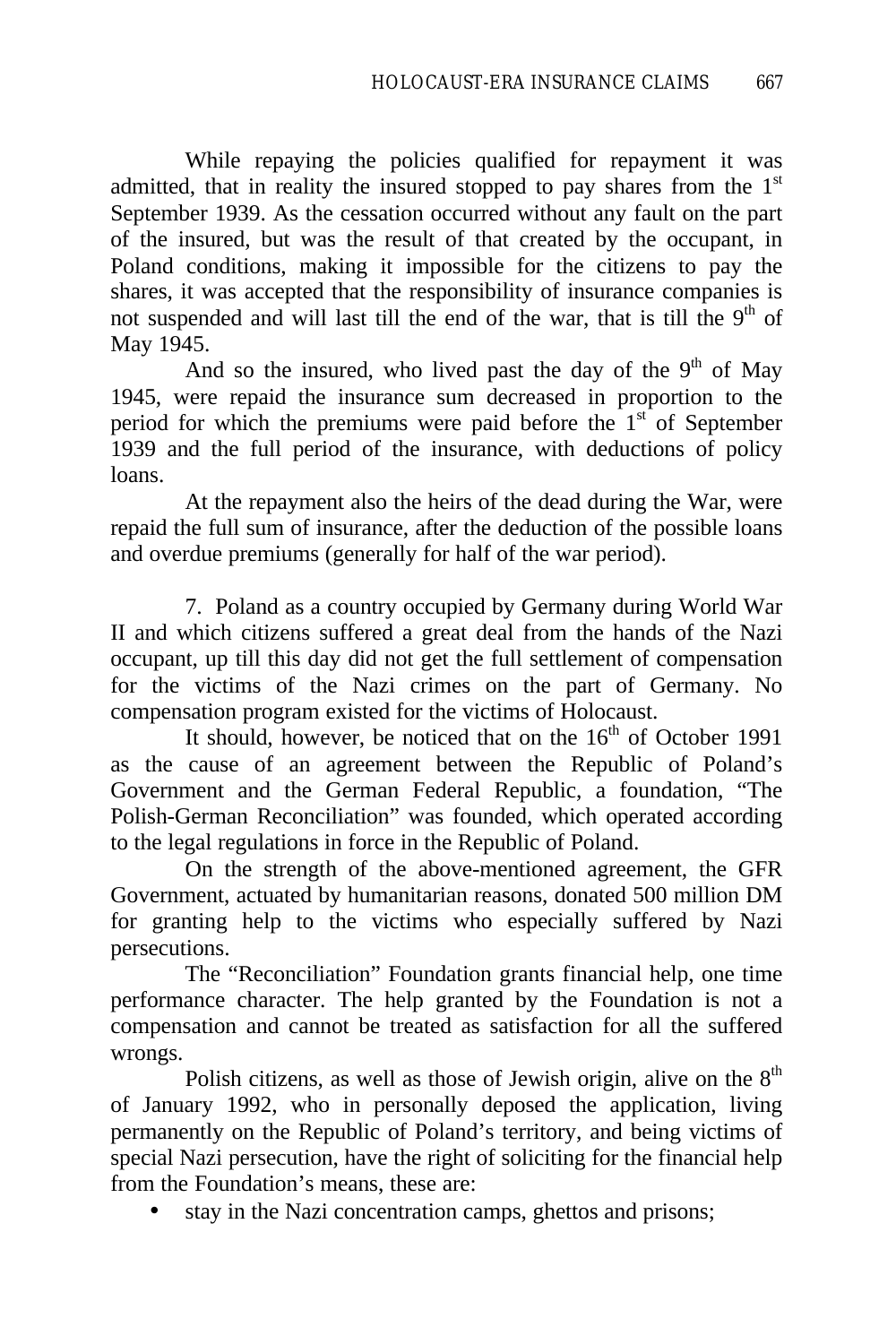While repaying the policies qualified for repayment it was admitted, that in reality the insured stopped to pay shares from the 1st September 1939. As the cessation occurred without any fault on the part of the insured, but was the result of that created by the occupant, in Poland conditions, making it impossible for the citizens to pay the shares, it was accepted that the responsibility of insurance companies is not suspended and will last till the end of the war, that is till the 9th of May 1945.

And so the insured, who lived past the day of the 9th of May 1945, were repaid the insurance sum decreased in proportion to the period for which the premiums were paid before the 1st of September 1939 and the full period of the insurance, with deductions of policy loans.

At the repayment also the heirs of the dead during the War, were repaid the full sum of insurance, after the deduction of the possible loans and overdue premiums (generally for half of the war period).

7. Poland as a country occupied by Germany during World War II and which citizens suffered a great deal from the hands of the Nazi occupant, up till this day did not get the full settlement of compensation for the victims of the Nazi crimes on the part of Germany. No compensation program existed for the victims of Holocaust.

It should, however, be noticed that on the 16th of October 1991 as the cause of an agreement between the Republic of Poland's Government and the German Federal Republic, a foundation, "The Polish-German Reconciliation" was founded, which operated according to the legal regulations in force in the Republic of Poland.

On the strength of the above-mentioned agreement, the GFR Government, actuated by humanitarian reasons, donated 500 million DM for granting help to the victims who especially suffered by Nazi persecutions.

The "Reconciliation" Foundation grants financial help, one time performance character. The help granted by the Foundation is not a compensation and cannot be treated as satisfaction for all the suffered wrongs.

Polish citizens, as well as those of Jewish origin, alive on the 8th of January 1992, who in personally deposed the application, living permanently on the Republic of Poland's territory, and being victims of special Nazi persecution, have the right of soliciting for the financial help from the Foundation's means, these are:

- stay in the Nazi concentration camps, ghettos and prisons;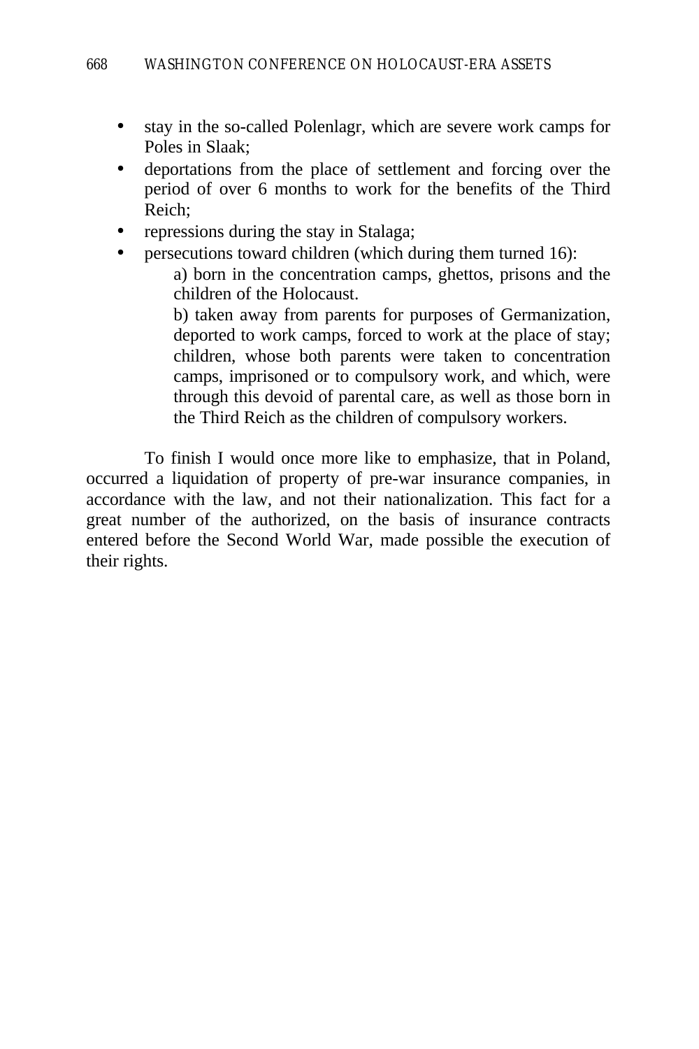- stay in the so-called Polenlagr, which are severe work camps for Poles in Slaak;
- deportations from the place of settlement and forcing over the period of over 6 months to work for the benefits of the Third Reich;
- repressions during the stay in Stalaga;
- persecutions toward children (which during them turned 16):

  a) born in the concentration camps, ghettos, prisons and the children of the Holocaust.

  b) taken away from parents for purposes of Germanization, deported to work camps, forced to work at the place of stay; children, whose both parents were taken to concentration camps, imprisoned or to compulsory work, and which, were through this devoid of parental care, as well as those born in the Third Reich as the children of compulsory workers.

To finish I would once more like to emphasize, that in Poland, occurred a liquidation of property of pre-war insurance companies, in accordance with the law, and not their nationalization. This fact for a great number of the authorized, on the basis of insurance contracts entered before the Second World War, made possible the execution of their rights.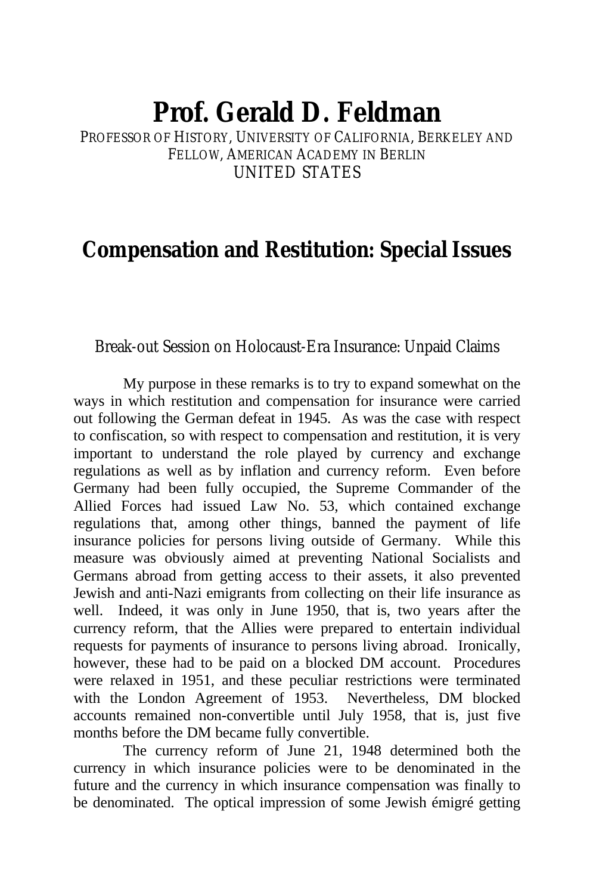# Prof. Gerald D. Feldman

PROFESSOR OF HISTORY, UNIVERSITY OF CALIFORNIA, BERKELEY AND FELLOW, AMERICAN ACADEMY IN BERLIN
UNITED STATES

## Compensation and Restitution: Special Issues

### Break-out Session on Holocaust-Era Insurance: Unpaid Claims

My purpose in these remarks is to try to expand somewhat on the ways in which restitution and compensation for insurance were carried out following the German defeat in 1945. As was the case with respect to confiscation, so with respect to compensation and restitution, it is very important to understand the role played by currency and exchange regulations as well as by inflation and currency reform. Even before Germany had been fully occupied, the Supreme Commander of the Allied Forces had issued Law No. 53, which contained exchange regulations that, among other things, banned the payment of life insurance policies for persons living outside of Germany. While this measure was obviously aimed at preventing National Socialists and Germans abroad from getting access to their assets, it also prevented Jewish and anti-Nazi emigrants from collecting on their life insurance as well. Indeed, it was only in June 1950, that is, two years after the currency reform, that the Allies were prepared to entertain individual requests for payments of insurance to persons living abroad. Ironically, however, these had to be paid on a blocked DM account. Procedures were relaxed in 1951, and these peculiar restrictions were terminated with the London Agreement of 1953. Nevertheless, DM blocked accounts remained non-convertible until July 1958, that is, just five months before the DM became fully convertible.

The currency reform of June 21, 1948 determined both the currency in which insurance policies were to be denominated in the future and the currency in which insurance compensation was finally to be denominated. The optical impression of some Jewish émigré getting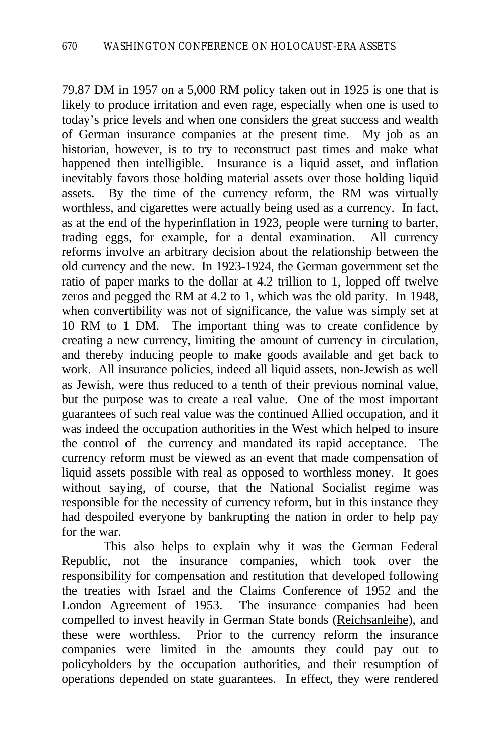79.87 DM in 1957 on a 5,000 RM policy taken out in 1925 is one that is likely to produce irritation and even rage, especially when one is used to today's price levels and when one considers the great success and wealth of German insurance companies at the present time. My job as an historian, however, is to try to reconstruct past times and make what happened then intelligible. Insurance is a liquid asset, and inflation inevitably favors those holding material assets over those holding liquid assets. By the time of the currency reform, the RM was virtually worthless, and cigarettes were actually being used as a currency. In fact, as at the end of the hyperinflation in 1923, people were turning to barter, trading eggs, for example, for a dental examination. All currency reforms involve an arbitrary decision about the relationship between the old currency and the new. In 1923-1924, the German government set the ratio of paper marks to the dollar at 4.2 trillion to 1, lopped off twelve zeros and pegged the RM at 4.2 to 1, which was the old parity. In 1948, when convertibility was not of significance, the value was simply set at 10 RM to 1 DM. The important thing was to create confidence by creating a new currency, limiting the amount of currency in circulation, and thereby inducing people to make goods available and get back to work. All insurance policies, indeed all liquid assets, non-Jewish as well as Jewish, were thus reduced to a tenth of their previous nominal value, but the purpose was to create a real value. One of the most important guarantees of such real value was the continued Allied occupation, and it was indeed the occupation authorities in the West which helped to insure the control of the currency and mandated its rapid acceptance. The currency reform must be viewed as an event that made compensation of liquid assets possible with real as opposed to worthless money. It goes without saying, of course, that the National Socialist regime was responsible for the necessity of currency reform, but in this instance they had despoiled everyone by bankrupting the nation in order to help pay for the war.

This also helps to explain why it was the German Federal Republic, not the insurance companies, which took over the responsibility for compensation and restitution that developed following the treaties with Israel and the Claims Conference of 1952 and the London Agreement of 1953. The insurance companies had been compelled to invest heavily in German State bonds (Reichsanleihe), and these were worthless. Prior to the currency reform the insurance companies were limited in the amounts they could pay out to policyholders by the occupation authorities, and their resumption of operations depended on state guarantees. In effect, they were rendered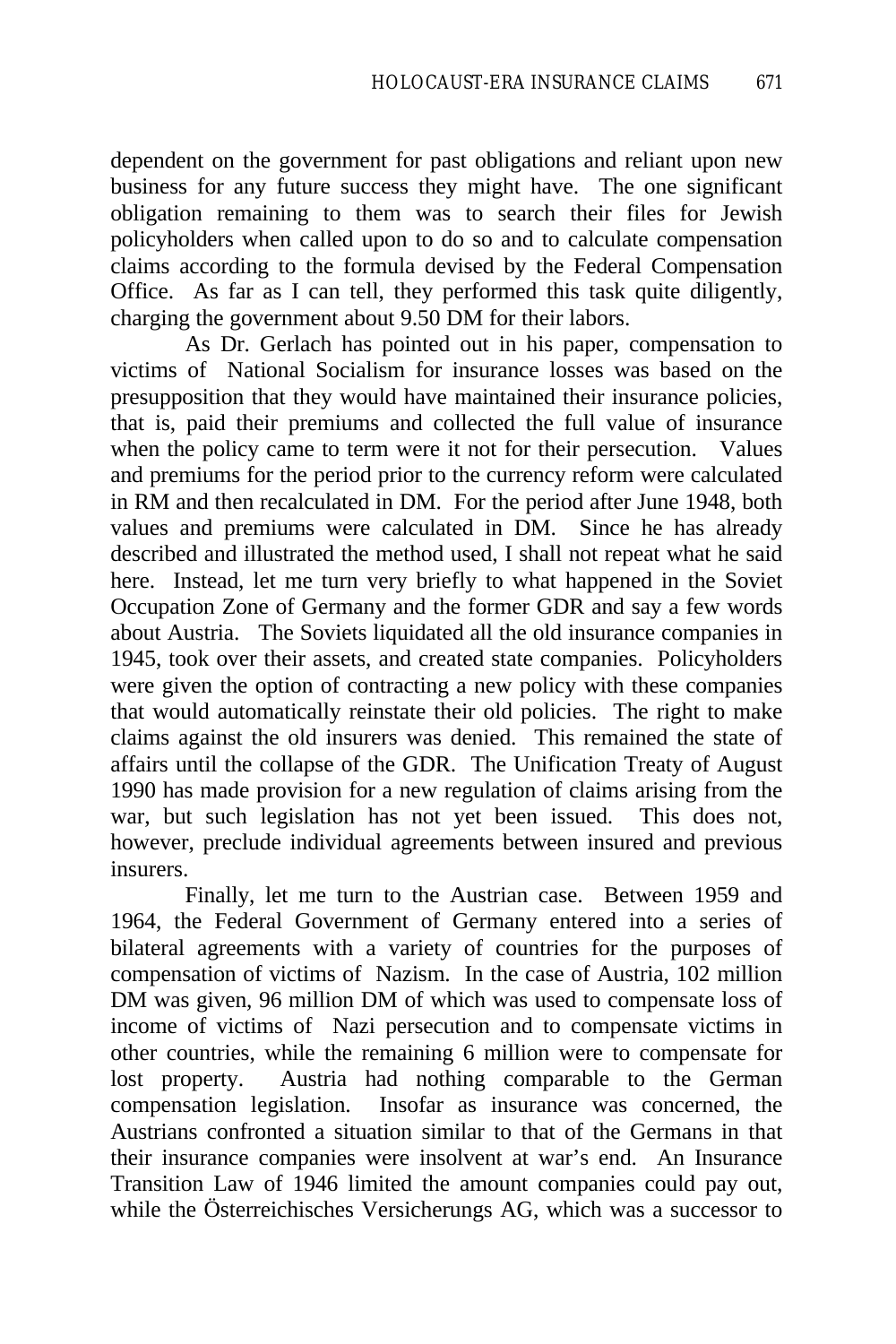dependent on the government for past obligations and reliant upon new business for any future success they might have. The one significant obligation remaining to them was to search their files for Jewish policyholders when called upon to do so and to calculate compensation claims according to the formula devised by the Federal Compensation Office. As far as I can tell, they performed this task quite diligently, charging the government about 9.50 DM for their labors.

As Dr. Gerlach has pointed out in his paper, compensation to victims of National Socialism for insurance losses was based on the presupposition that they would have maintained their insurance policies, that is, paid their premiums and collected the full value of insurance when the policy came to term were it not for their persecution. Values and premiums for the period prior to the currency reform were calculated in RM and then recalculated in DM. For the period after June 1948, both values and premiums were calculated in DM. Since he has already described and illustrated the method used, I shall not repeat what he said here. Instead, let me turn very briefly to what happened in the Soviet Occupation Zone of Germany and the former GDR and say a few words about Austria. The Soviets liquidated all the old insurance companies in 1945, took over their assets, and created state companies. Policyholders were given the option of contracting a new policy with these companies that would automatically reinstate their old policies. The right to make claims against the old insurers was denied. This remained the state of affairs until the collapse of the GDR. The Unification Treaty of August 1990 has made provision for a new regulation of claims arising from the war, but such legislation has not yet been issued. This does not, however, preclude individual agreements between insured and previous insurers.

Finally, let me turn to the Austrian case. Between 1959 and 1964, the Federal Government of Germany entered into a series of bilateral agreements with a variety of countries for the purposes of compensation of victims of Nazism. In the case of Austria, 102 million DM was given, 96 million DM of which was used to compensate loss of income of victims of Nazi persecution and to compensate victims in other countries, while the remaining 6 million were to compensate for lost property. Austria had nothing comparable to the German compensation legislation. Insofar as insurance was concerned, the Austrians confronted a situation similar to that of the Germans in that their insurance companies were insolvent at war's end. An Insurance Transition Law of 1946 limited the amount companies could pay out, while the Österreichisches Versicherungs AG, which was a successor to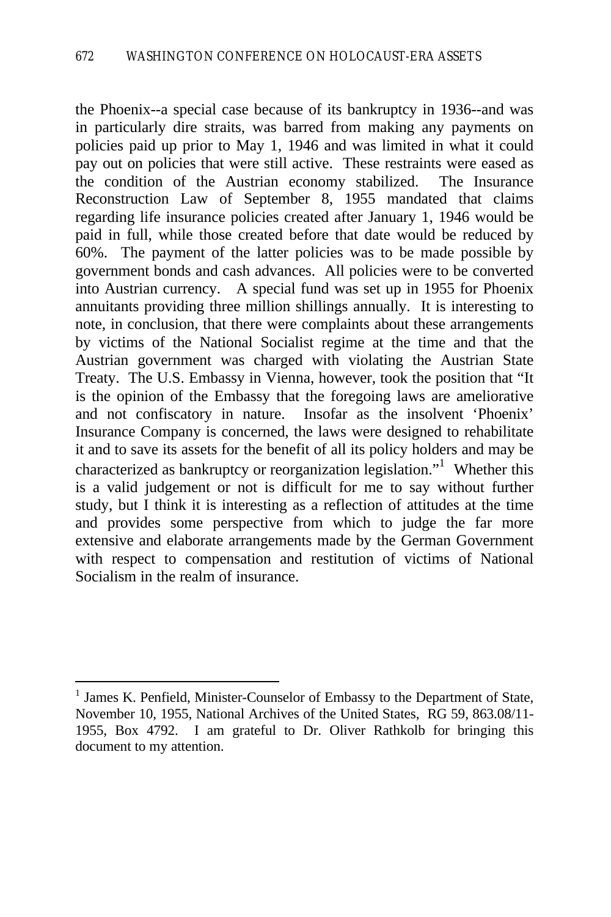the Phoenix--a special case because of its bankruptcy in 1936--and was in particularly dire straits, was barred from making any payments on policies paid up prior to May 1, 1946 and was limited in what it could pay out on policies that were still active. These restraints were eased as the condition of the Austrian economy stabilized. The Insurance Reconstruction Law of September 8, 1955 mandated that claims regarding life insurance policies created after January 1, 1946 would be paid in full, while those created before that date would be reduced by 60%. The payment of the latter policies was to be made possible by government bonds and cash advances. All policies were to be converted into Austrian currency. A special fund was set up in 1955 for Phoenix annuitants providing three million shillings annually. It is interesting to note, in conclusion, that there were complaints about these arrangements by victims of the National Socialist regime at the time and that the Austrian government was charged with violating the Austrian State Treaty. The U.S. Embassy in Vienna, however, took the position that "It is the opinion of the Embassy that the foregoing laws are ameliorative and not confiscatory in nature. Insofar as the insolvent 'Phoenix' Insurance Company is concerned, the laws were designed to rehabilitate it and to save its assets for the benefit of all its policy holders and may be characterized as bankruptcy or reorganization legislation."[1] Whether this is a valid judgement or not is difficult for me to say without further study, but I think it is interesting as a reflection of attitudes at the time and provides some perspective from which to judge the far more extensive and elaborate arrangements made by the German Government with respect to compensation and restitution of victims of National Socialism in the realm of insurance.

---

[1] James K. Penfield, Minister-Counselor of Embassy to the Department of State, November 10, 1955, National Archives of the United States, RG 59, 863.08/11-1955, Box 4792. I am grateful to Dr. Oliver Rathkolb for bringing this document to my attention.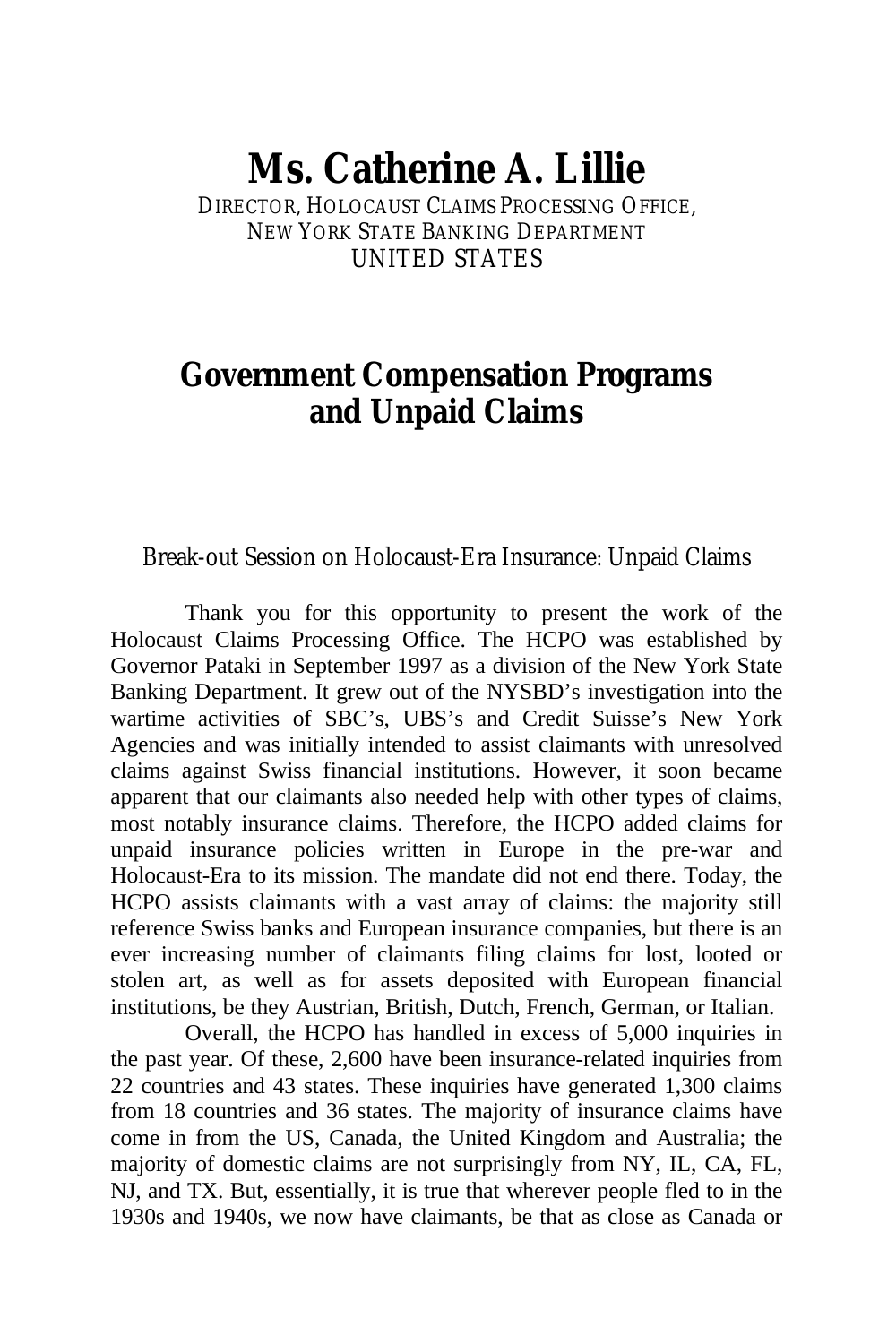# Ms. Catherine A. Lillie

DIRECTOR, HOLOCAUST CLAIMS PROCESSING OFFICE,
NEW YORK STATE BANKING DEPARTMENT
UNITED STATES

## Government Compensation Programs and Unpaid Claims

Break-out Session on Holocaust-Era Insurance: Unpaid Claims

Thank you for this opportunity to present the work of the Holocaust Claims Processing Office. The HCPO was established by Governor Pataki in September 1997 as a division of the New York State Banking Department. It grew out of the NYSBD's investigation into the wartime activities of SBC's, UBS's and Credit Suisse's New York Agencies and was initially intended to assist claimants with unresolved claims against Swiss financial institutions. However, it soon became apparent that our claimants also needed help with other types of claims, most notably insurance claims. Therefore, the HCPO added claims for unpaid insurance policies written in Europe in the pre-war and Holocaust-Era to its mission. The mandate did not end there. Today, the HCPO assists claimants with a vast array of claims: the majority still reference Swiss banks and European insurance companies, but there is an ever increasing number of claimants filing claims for lost, looted or stolen art, as well as for assets deposited with European financial institutions, be they Austrian, British, Dutch, French, German, or Italian.

Overall, the HCPO has handled in excess of 5,000 inquiries in the past year. Of these, 2,600 have been insurance-related inquiries from 22 countries and 43 states. These inquiries have generated 1,300 claims from 18 countries and 36 states. The majority of insurance claims have come in from the US, Canada, the United Kingdom and Australia; the majority of domestic claims are not surprisingly from NY, IL, CA, FL, NJ, and TX. But, essentially, it is true that wherever people fled to in the 1930s and 1940s, we now have claimants, be that as close as Canada or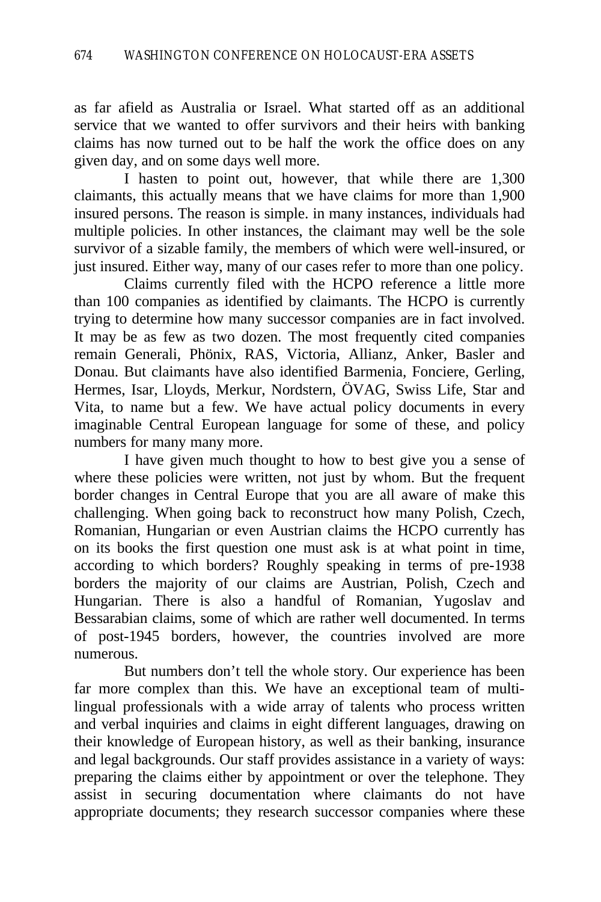as far afield as Australia or Israel. What started off as an additional service that we wanted to offer survivors and their heirs with banking claims has now turned out to be half the work the office does on any given day, and on some days well more.

I hasten to point out, however, that while there are 1,300 claimants, this actually means that we have claims for more than 1,900 insured persons. The reason is simple. in many instances, individuals had multiple policies. In other instances, the claimant may well be the sole survivor of a sizable family, the members of which were well-insured, or just insured. Either way, many of our cases refer to more than one policy.

Claims currently filed with the HCPO reference a little more than 100 companies as identified by claimants. The HCPO is currently trying to determine how many successor companies are in fact involved. It may be as few as two dozen. The most frequently cited companies remain Generali, Phönix, RAS, Victoria, Allianz, Anker, Basler and Donau. But claimants have also identified Barmenia, Fonciere, Gerling, Hermes, Isar, Lloyds, Merkur, Nordstern, ÖVAG, Swiss Life, Star and Vita, to name but a few. We have actual policy documents in every imaginable Central European language for some of these, and policy numbers for many many more.

I have given much thought to how to best give you a sense of where these policies were written, not just by whom. But the frequent border changes in Central Europe that you are all aware of make this challenging. When going back to reconstruct how many Polish, Czech, Romanian, Hungarian or even Austrian claims the HCPO currently has on its books the first question one must ask is at what point in time, according to which borders? Roughly speaking in terms of pre-1938 borders the majority of our claims are Austrian, Polish, Czech and Hungarian. There is also a handful of Romanian, Yugoslav and Bessarabian claims, some of which are rather well documented. In terms of post-1945 borders, however, the countries involved are more numerous.

But numbers don't tell the whole story. Our experience has been far more complex than this. We have an exceptional team of multi-lingual professionals with a wide array of talents who process written and verbal inquiries and claims in eight different languages, drawing on their knowledge of European history, as well as their banking, insurance and legal backgrounds. Our staff provides assistance in a variety of ways: preparing the claims either by appointment or over the telephone. They assist in securing documentation where claimants do not have appropriate documents; they research successor companies where these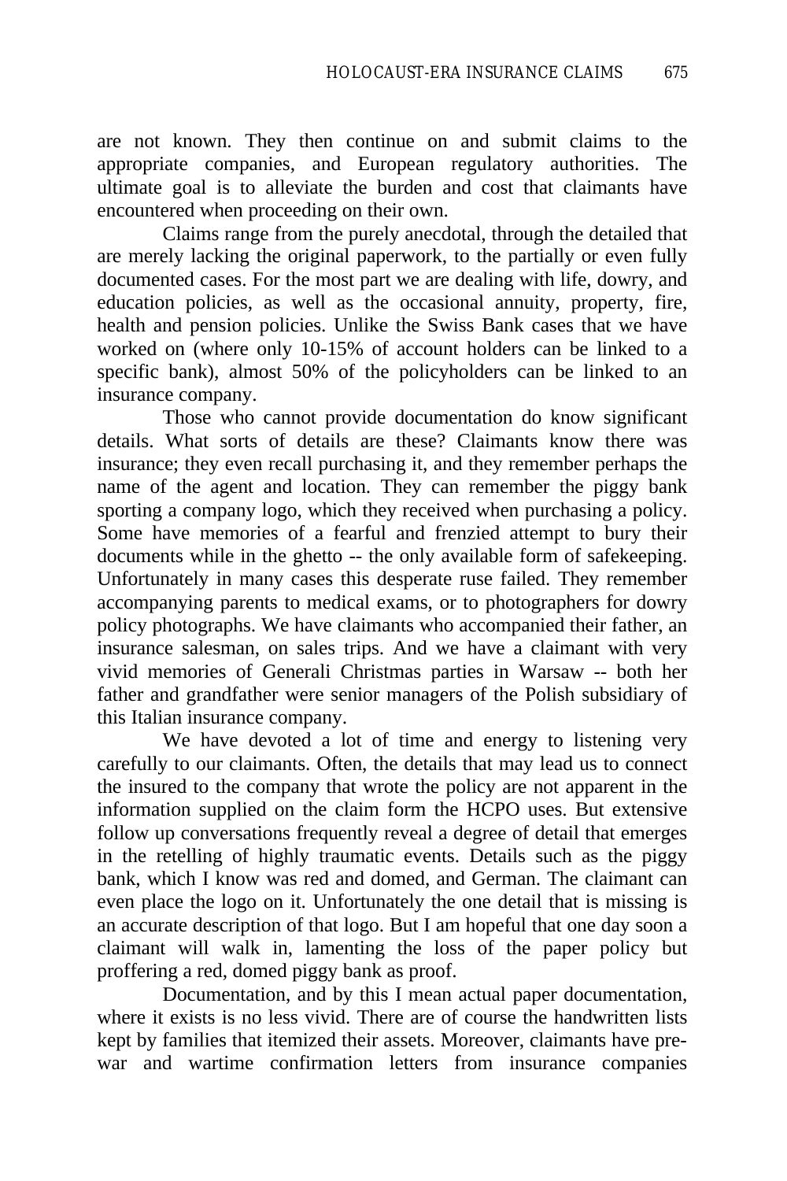are not known. They then continue on and submit claims to the appropriate companies, and European regulatory authorities. The ultimate goal is to alleviate the burden and cost that claimants have encountered when proceeding on their own.

Claims range from the purely anecdotal, through the detailed that are merely lacking the original paperwork, to the partially or even fully documented cases. For the most part we are dealing with life, dowry, and education policies, as well as the occasional annuity, property, fire, health and pension policies. Unlike the Swiss Bank cases that we have worked on (where only 10-15% of account holders can be linked to a specific bank), almost 50% of the policyholders can be linked to an insurance company.

Those who cannot provide documentation do know significant details. What sorts of details are these? Claimants know there was insurance; they even recall purchasing it, and they remember perhaps the name of the agent and location. They can remember the piggy bank sporting a company logo, which they received when purchasing a policy. Some have memories of a fearful and frenzied attempt to bury their documents while in the ghetto -- the only available form of safekeeping. Unfortunately in many cases this desperate ruse failed. They remember accompanying parents to medical exams, or to photographers for dowry policy photographs. We have claimants who accompanied their father, an insurance salesman, on sales trips. And we have a claimant with very vivid memories of Generali Christmas parties in Warsaw -- both her father and grandfather were senior managers of the Polish subsidiary of this Italian insurance company.

We have devoted a lot of time and energy to listening very carefully to our claimants. Often, the details that may lead us to connect the insured to the company that wrote the policy are not apparent in the information supplied on the claim form the HCPO uses. But extensive follow up conversations frequently reveal a degree of detail that emerges in the retelling of highly traumatic events. Details such as the piggy bank, which I know was red and domed, and German. The claimant can even place the logo on it. Unfortunately the one detail that is missing is an accurate description of that logo. But I am hopeful that one day soon a claimant will walk in, lamenting the loss of the paper policy but proffering a red, domed piggy bank as proof.

Documentation, and by this I mean actual paper documentation, where it exists is no less vivid. There are of course the handwritten lists kept by families that itemized their assets. Moreover, claimants have pre-war and wartime confirmation letters from insurance companies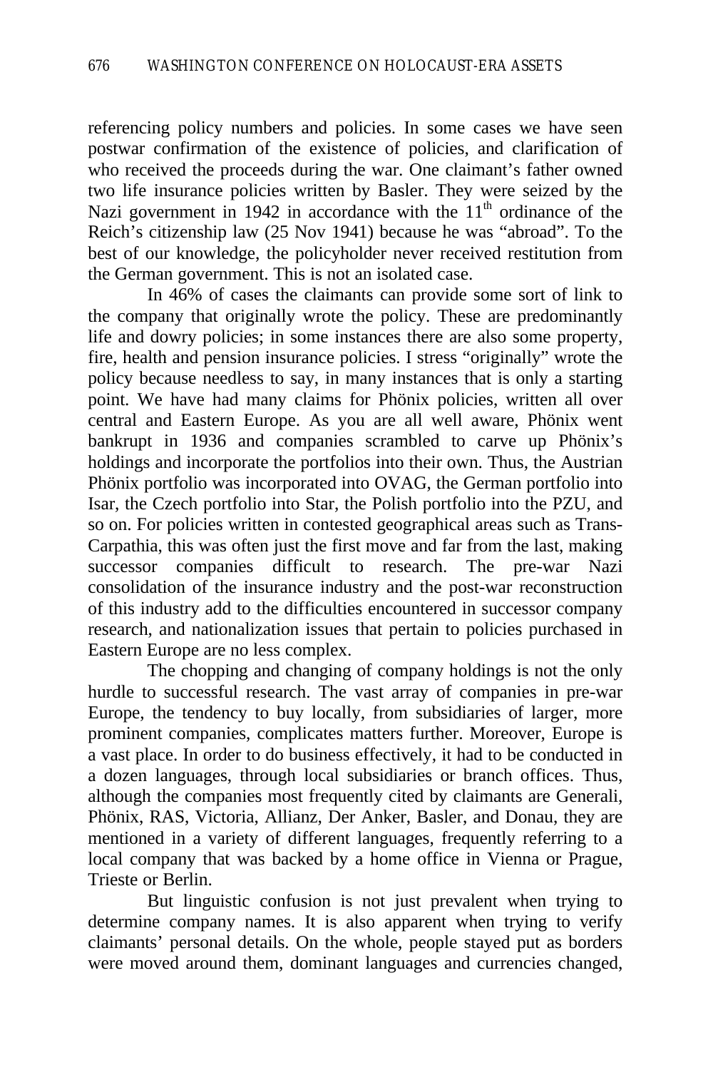referencing policy numbers and policies. In some cases we have seen postwar confirmation of the existence of policies, and clarification of who received the proceeds during the war. One claimant's father owned two life insurance policies written by Basler. They were seized by the Nazi government in 1942 in accordance with the 11th ordinance of the Reich's citizenship law (25 Nov 1941) because he was "abroad". To the best of our knowledge, the policyholder never received restitution from the German government. This is not an isolated case.

In 46% of cases the claimants can provide some sort of link to the company that originally wrote the policy. These are predominantly life and dowry policies; in some instances there are also some property, fire, health and pension insurance policies. I stress "originally" wrote the policy because needless to say, in many instances that is only a starting point. We have had many claims for Phönix policies, written all over central and Eastern Europe. As you are all well aware, Phönix went bankrupt in 1936 and companies scrambled to carve up Phönix's holdings and incorporate the portfolios into their own. Thus, the Austrian Phönix portfolio was incorporated into OVAG, the German portfolio into Isar, the Czech portfolio into Star, the Polish portfolio into the PZU, and so on. For policies written in contested geographical areas such as Trans-Carpathia, this was often just the first move and far from the last, making successor companies difficult to research. The pre-war Nazi consolidation of the insurance industry and the post-war reconstruction of this industry add to the difficulties encountered in successor company research, and nationalization issues that pertain to policies purchased in Eastern Europe are no less complex.

The chopping and changing of company holdings is not the only hurdle to successful research. The vast array of companies in pre-war Europe, the tendency to buy locally, from subsidiaries of larger, more prominent companies, complicates matters further. Moreover, Europe is a vast place. In order to do business effectively, it had to be conducted in a dozen languages, through local subsidiaries or branch offices. Thus, although the companies most frequently cited by claimants are Generali, Phönix, RAS, Victoria, Allianz, Der Anker, Basler, and Donau, they are mentioned in a variety of different languages, frequently referring to a local company that was backed by a home office in Vienna or Prague, Trieste or Berlin.

But linguistic confusion is not just prevalent when trying to determine company names. It is also apparent when trying to verify claimants' personal details. On the whole, people stayed put as borders were moved around them, dominant languages and currencies changed,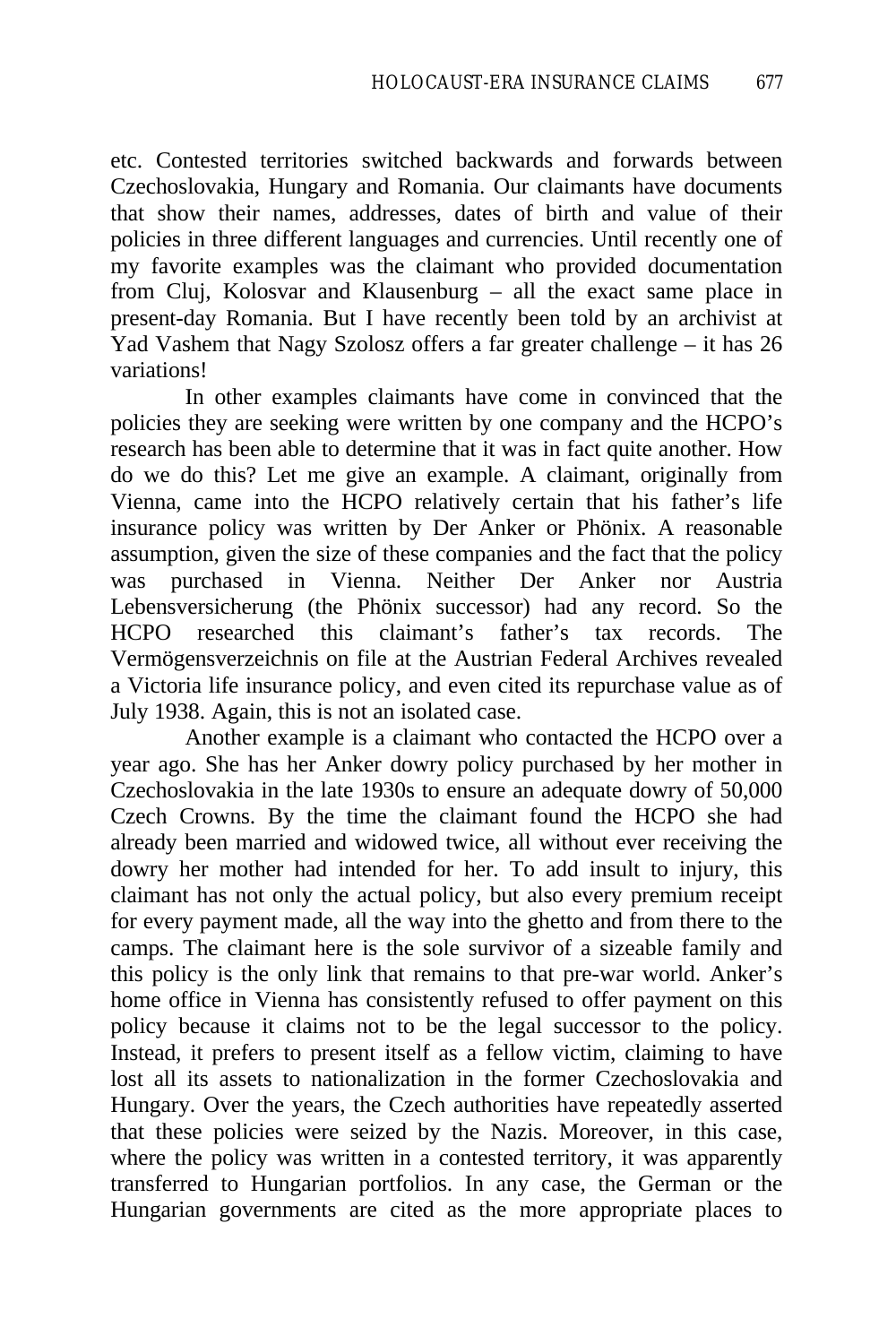etc. Contested territories switched backwards and forwards between Czechoslovakia, Hungary and Romania. Our claimants have documents that show their names, addresses, dates of birth and value of their policies in three different languages and currencies. Until recently one of my favorite examples was the claimant who provided documentation from Cluj, Kolosvar and Klausenburg – all the exact same place in present-day Romania. But I have recently been told by an archivist at Yad Vashem that Nagy Szolosz offers a far greater challenge – it has 26 variations!

In other examples claimants have come in convinced that the policies they are seeking were written by one company and the HCPO's research has been able to determine that it was in fact quite another. How do we do this? Let me give an example. A claimant, originally from Vienna, came into the HCPO relatively certain that his father's life insurance policy was written by Der Anker or Phönix. A reasonable assumption, given the size of these companies and the fact that the policy was purchased in Vienna. Neither Der Anker nor Austria Lebensversicherung (the Phönix successor) had any record. So the HCPO researched this claimant's father's tax records. The Vermögensverzeichnis on file at the Austrian Federal Archives revealed a Victoria life insurance policy, and even cited its repurchase value as of July 1938. Again, this is not an isolated case.

Another example is a claimant who contacted the HCPO over a year ago. She has her Anker dowry policy purchased by her mother in Czechoslovakia in the late 1930s to ensure an adequate dowry of 50,000 Czech Crowns. By the time the claimant found the HCPO she had already been married and widowed twice, all without ever receiving the dowry her mother had intended for her. To add insult to injury, this claimant has not only the actual policy, but also every premium receipt for every payment made, all the way into the ghetto and from there to the camps. The claimant here is the sole survivor of a sizeable family and this policy is the only link that remains to that pre-war world. Anker's home office in Vienna has consistently refused to offer payment on this policy because it claims not to be the legal successor to the policy. Instead, it prefers to present itself as a fellow victim, claiming to have lost all its assets to nationalization in the former Czechoslovakia and Hungary. Over the years, the Czech authorities have repeatedly asserted that these policies were seized by the Nazis. Moreover, in this case, where the policy was written in a contested territory, it was apparently transferred to Hungarian portfolios. In any case, the German or the Hungarian governments are cited as the more appropriate places to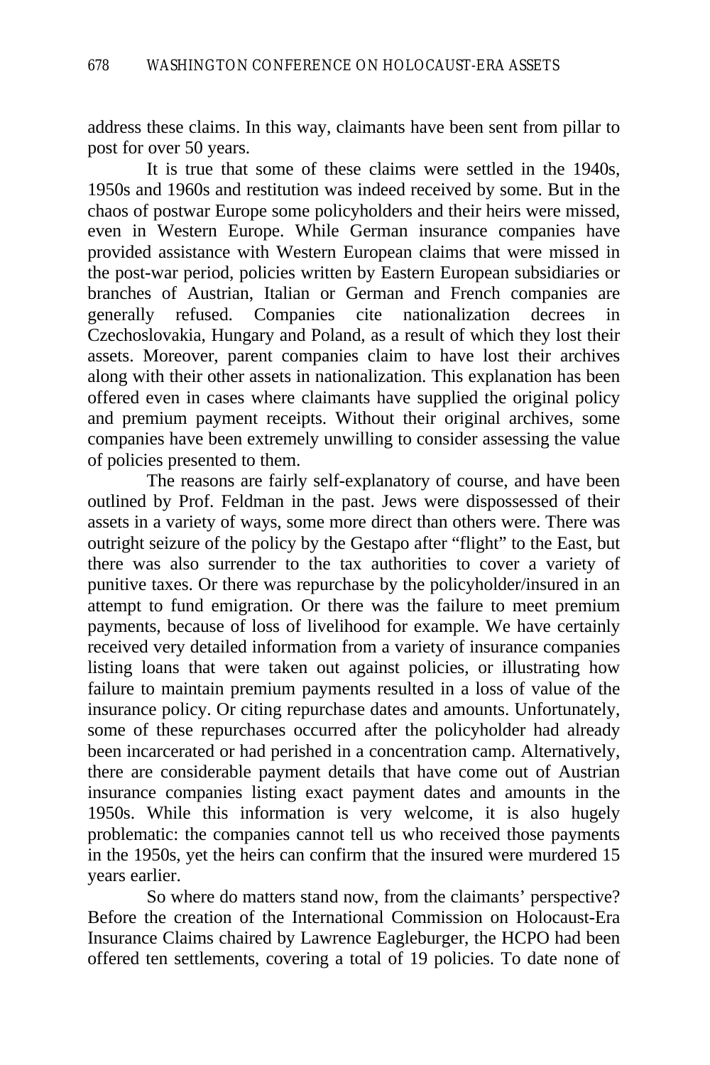address these claims. In this way, claimants have been sent from pillar to post for over 50 years.

It is true that some of these claims were settled in the 1940s, 1950s and 1960s and restitution was indeed received by some. But in the chaos of postwar Europe some policyholders and their heirs were missed, even in Western Europe. While German insurance companies have provided assistance with Western European claims that were missed in the post-war period, policies written by Eastern European subsidiaries or branches of Austrian, Italian or German and French companies are generally refused. Companies cite nationalization decrees in Czechoslovakia, Hungary and Poland, as a result of which they lost their assets. Moreover, parent companies claim to have lost their archives along with their other assets in nationalization. This explanation has been offered even in cases where claimants have supplied the original policy and premium payment receipts. Without their original archives, some companies have been extremely unwilling to consider assessing the value of policies presented to them.

The reasons are fairly self-explanatory of course, and have been outlined by Prof. Feldman in the past. Jews were dispossessed of their assets in a variety of ways, some more direct than others were. There was outright seizure of the policy by the Gestapo after "flight" to the East, but there was also surrender to the tax authorities to cover a variety of punitive taxes. Or there was repurchase by the policyholder/insured in an attempt to fund emigration. Or there was the failure to meet premium payments, because of loss of livelihood for example. We have certainly received very detailed information from a variety of insurance companies listing loans that were taken out against policies, or illustrating how failure to maintain premium payments resulted in a loss of value of the insurance policy. Or citing repurchase dates and amounts. Unfortunately, some of these repurchases occurred after the policyholder had already been incarcerated or had perished in a concentration camp. Alternatively, there are considerable payment details that have come out of Austrian insurance companies listing exact payment dates and amounts in the 1950s. While this information is very welcome, it is also hugely problematic: the companies cannot tell us who received those payments in the 1950s, yet the heirs can confirm that the insured were murdered 15 years earlier.

So where do matters stand now, from the claimants' perspective? Before the creation of the International Commission on Holocaust-Era Insurance Claims chaired by Lawrence Eagleburger, the HCPO had been offered ten settlements, covering a total of 19 policies. To date none of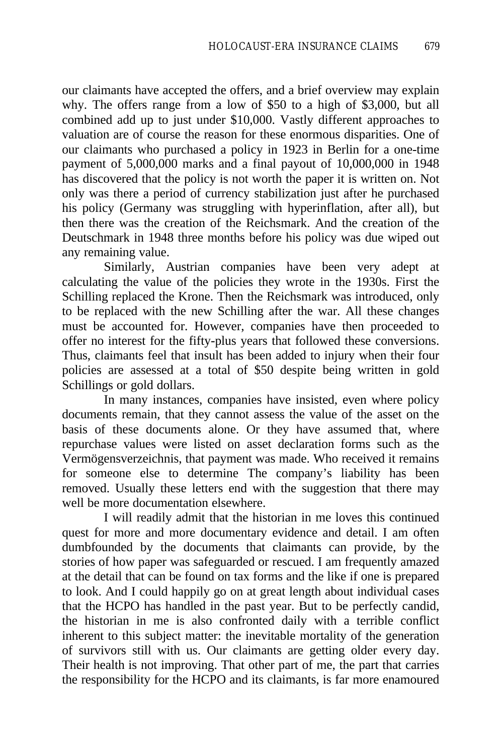our claimants have accepted the offers, and a brief overview may explain why. The offers range from a low of $50 to a high of $3,000, but all combined add up to just under $10,000. Vastly different approaches to valuation are of course the reason for these enormous disparities. One of our claimants who purchased a policy in 1923 in Berlin for a one-time payment of 5,000,000 marks and a final payout of 10,000,000 in 1948 has discovered that the policy is not worth the paper it is written on. Not only was there a period of currency stabilization just after he purchased his policy (Germany was struggling with hyperinflation, after all), but then there was the creation of the Reichsmark. And the creation of the Deutschmark in 1948 three months before his policy was due wiped out any remaining value.

Similarly, Austrian companies have been very adept at calculating the value of the policies they wrote in the 1930s. First the Schilling replaced the Krone. Then the Reichsmark was introduced, only to be replaced with the new Schilling after the war. All these changes must be accounted for. However, companies have then proceeded to offer no interest for the fifty-plus years that followed these conversions. Thus, claimants feel that insult has been added to injury when their four policies are assessed at a total of $50 despite being written in gold Schillings or gold dollars.

In many instances, companies have insisted, even where policy documents remain, that they cannot assess the value of the asset on the basis of these documents alone. Or they have assumed that, where repurchase values were listed on asset declaration forms such as the Vermögensverzeichnis, that payment was made. Who received it remains for someone else to determine The company's liability has been removed. Usually these letters end with the suggestion that there may well be more documentation elsewhere.

I will readily admit that the historian in me loves this continued quest for more and more documentary evidence and detail. I am often dumbfounded by the documents that claimants can provide, by the stories of how paper was safeguarded or rescued. I am frequently amazed at the detail that can be found on tax forms and the like if one is prepared to look. And I could happily go on at great length about individual cases that the HCPO has handled in the past year. But to be perfectly candid, the historian in me is also confronted daily with a terrible conflict inherent to this subject matter: the inevitable mortality of the generation of survivors still with us. Our claimants are getting older every day. Their health is not improving. That other part of me, the part that carries the responsibility for the HCPO and its claimants, is far more enamoured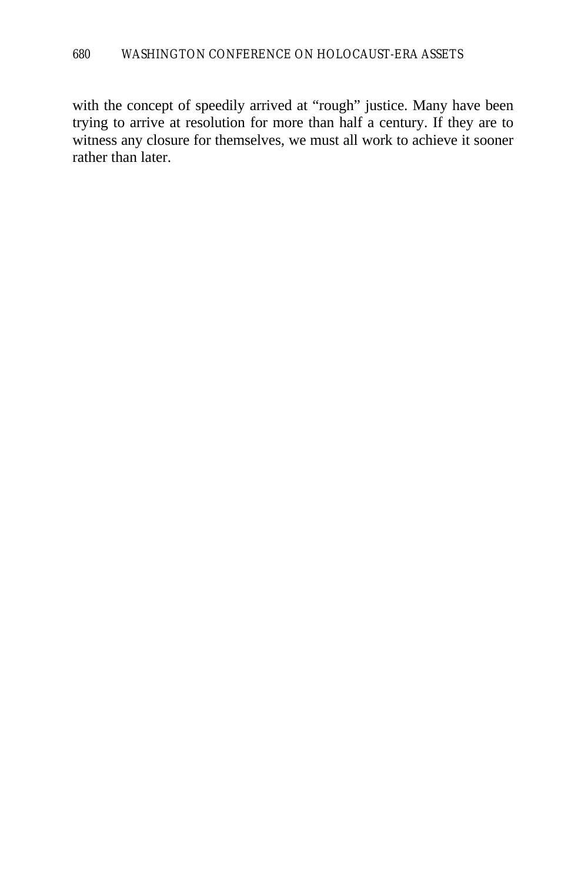with the concept of speedily arrived at “rough” justice. Many have been trying to arrive at resolution for more than half a century. If they are to witness any closure for themselves, we must all work to achieve it sooner rather than later.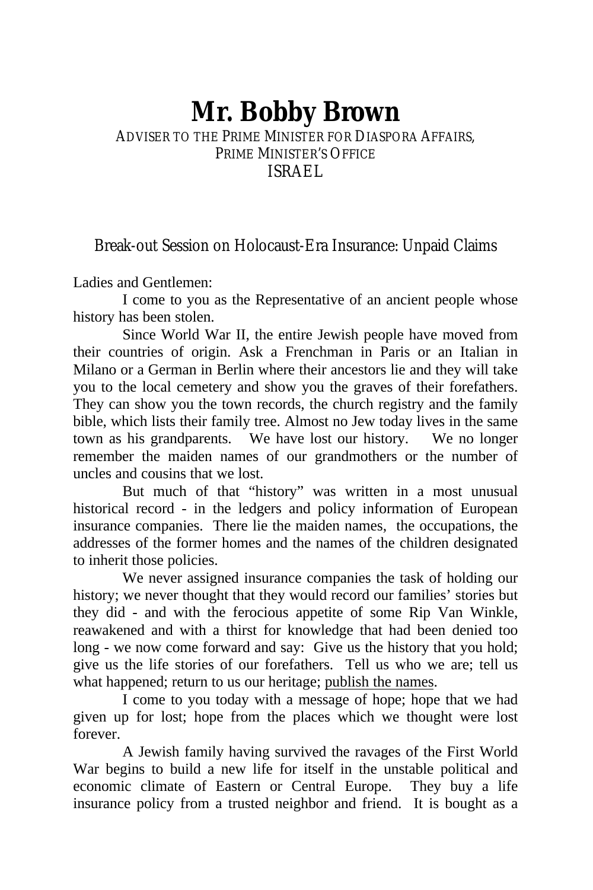# Mr. Bobby Brown

ADVISER TO THE PRIME MINISTER FOR DIASPORA AFFAIRS,
PRIME MINISTER'S OFFICE
ISRAEL

## Break-out Session on Holocaust-Era Insurance: Unpaid Claims

Ladies and Gentlemen:

I come to you as the Representative of an ancient people whose history has been stolen.

Since World War II, the entire Jewish people have moved from their countries of origin. Ask a Frenchman in Paris or an Italian in Milano or a German in Berlin where their ancestors lie and they will take you to the local cemetery and show you the graves of their forefathers. They can show you the town records, the church registry and the family bible, which lists their family tree. Almost no Jew today lives in the same town as his grandparents. We have lost our history. We no longer remember the maiden names of our grandmothers or the number of uncles and cousins that we lost.

But much of that "history" was written in a most unusual historical record - in the ledgers and policy information of European insurance companies. There lie the maiden names, the occupations, the addresses of the former homes and the names of the children designated to inherit those policies.

We never assigned insurance companies the task of holding our history; we never thought that they would record our families' stories but they did - and with the ferocious appetite of some Rip Van Winkle, reawakened and with a thirst for knowledge that had been denied too long - we now come forward and say: Give us the history that you hold; give us the life stories of our forefathers. Tell us who we are; tell us what happened; return to us our heritage; <u>publish the names</u>.

I come to you today with a message of hope; hope that we had given up for lost; hope from the places which we thought were lost forever.

A Jewish family having survived the ravages of the First World War begins to build a new life for itself in the unstable political and economic climate of Eastern or Central Europe. They buy a life insurance policy from a trusted neighbor and friend. It is bought as a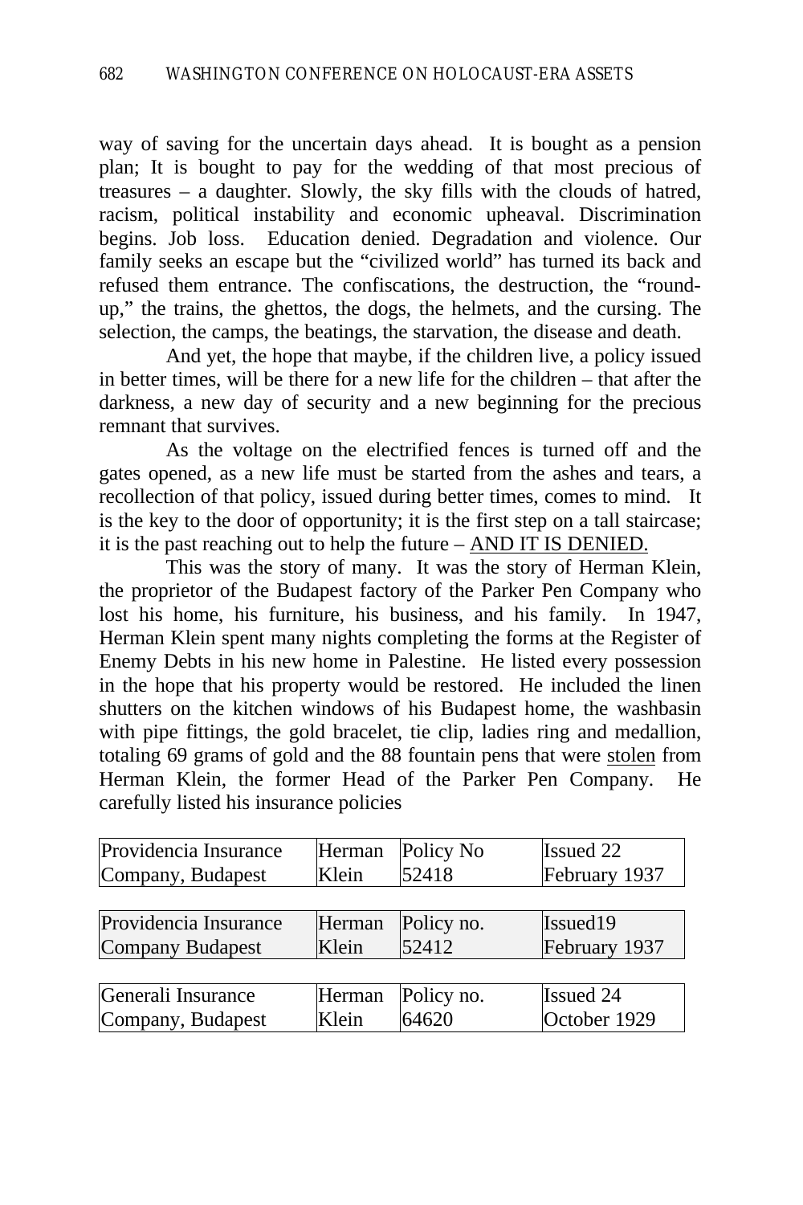way of saving for the uncertain days ahead. It is bought as a pension plan; It is bought to pay for the wedding of that most precious of treasures – a daughter. Slowly, the sky fills with the clouds of hatred, racism, political instability and economic upheaval. Discrimination begins. Job loss. Education denied. Degradation and violence. Our family seeks an escape but the “civilized world” has turned its back and refused them entrance. The confiscations, the destruction, the “round-up,” the trains, the ghettos, the dogs, the helmets, and the cursing. The selection, the camps, the beatings, the starvation, the disease and death.

And yet, the hope that maybe, if the children live, a policy issued in better times, will be there for a new life for the children – that after the darkness, a new day of security and a new beginning for the precious remnant that survives.

As the voltage on the electrified fences is turned off and the gates opened, as a new life must be started from the ashes and tears, a recollection of that policy, issued during better times, comes to mind. It is the key to the door of opportunity; it is the first step on a tall staircase; it is the past reaching out to help the future – <u>AND IT IS DENIED.</u>

This was the story of many. It was the story of Herman Klein, the proprietor of the Budapest factory of the Parker Pen Company who lost his home, his furniture, his business, and his family. In 1947, Herman Klein spent many nights completing the forms at the Register of Enemy Debts in his new home in Palestine. He listed every possession in the hope that his property would be restored. He included the linen shutters on the kitchen windows of his Budapest home, the washbasin with pipe fittings, the gold bracelet, tie clip, ladies ring and medallion, totaling 69 grams of gold and the 88 fountain pens that were <u>stolen</u> from Herman Klein, the former Head of the Parker Pen Company. He carefully listed his insurance policies

| | | | |
|---|---|---|---|
| Providencia Insurance Company, Budapest | Herman Klein | Policy No 52418 | Issued 22 February 1937 |
| Providencia Insurance Company Budapest | Herman Klein | Policy no. 52412 | Issued19 February 1937 |
| Generali Insurance Company, Budapest | Herman Klein | Policy no. 64620 | Issued 24 October 1929 |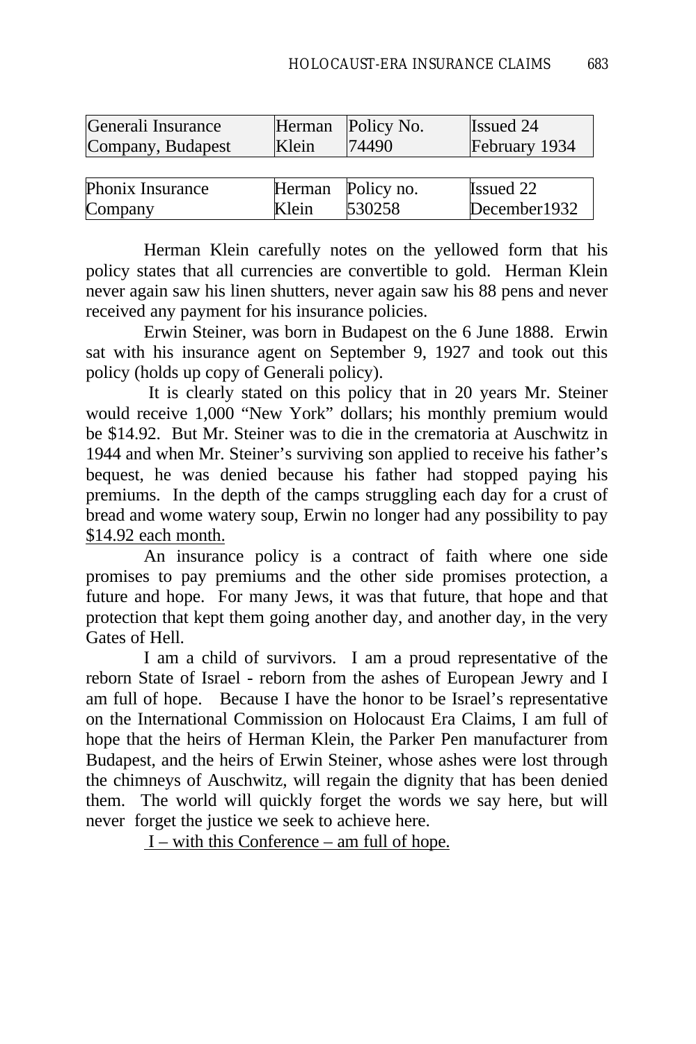| | | | |
|---|---|---|---|
| Generali Insurance Company, Budapest | Herman Klein | Policy No. 74490 | Issued 24 February 1934 |
| Phonix Insurance Company | Herman Klein | Policy no. 530258 | Issued 22 December1932 |

Herman Klein carefully notes on the yellowed form that his policy states that all currencies are convertible to gold. Herman Klein never again saw his linen shutters, never again saw his 88 pens and never received any payment for his insurance policies.

Erwin Steiner, was born in Budapest on the 6 June 1888. Erwin sat with his insurance agent on September 9, 1927 and took out this policy (holds up copy of Generali policy).

It is clearly stated on this policy that in 20 years Mr. Steiner would receive 1,000 “New York” dollars; his monthly premium would be $14.92. But Mr. Steiner was to die in the crematoria at Auschwitz in 1944 and when Mr. Steiner’s surviving son applied to receive his father’s bequest, he was denied because his father had stopped paying his premiums. In the depth of the camps struggling each day for a crust of bread and wome watery soup, Erwin no longer had any possibility to pay $14.92 each month.

An insurance policy is a contract of faith where one side promises to pay premiums and the other side promises protection, a future and hope. For many Jews, it was that future, that hope and that protection that kept them going another day, and another day, in the very Gates of Hell.

I am a child of survivors. I am a proud representative of the reborn State of Israel - reborn from the ashes of European Jewry and I am full of hope. Because I have the honor to be Israel’s representative on the International Commission on Holocaust Era Claims, I am full of hope that the heirs of Herman Klein, the Parker Pen manufacturer from Budapest, and the heirs of Erwin Steiner, whose ashes were lost through the chimneys of Auschwitz, will regain the dignity that has been denied them. The world will quickly forget the words we say here, but will never forget the justice we seek to achieve here.

I – with this Conference – am full of hope.